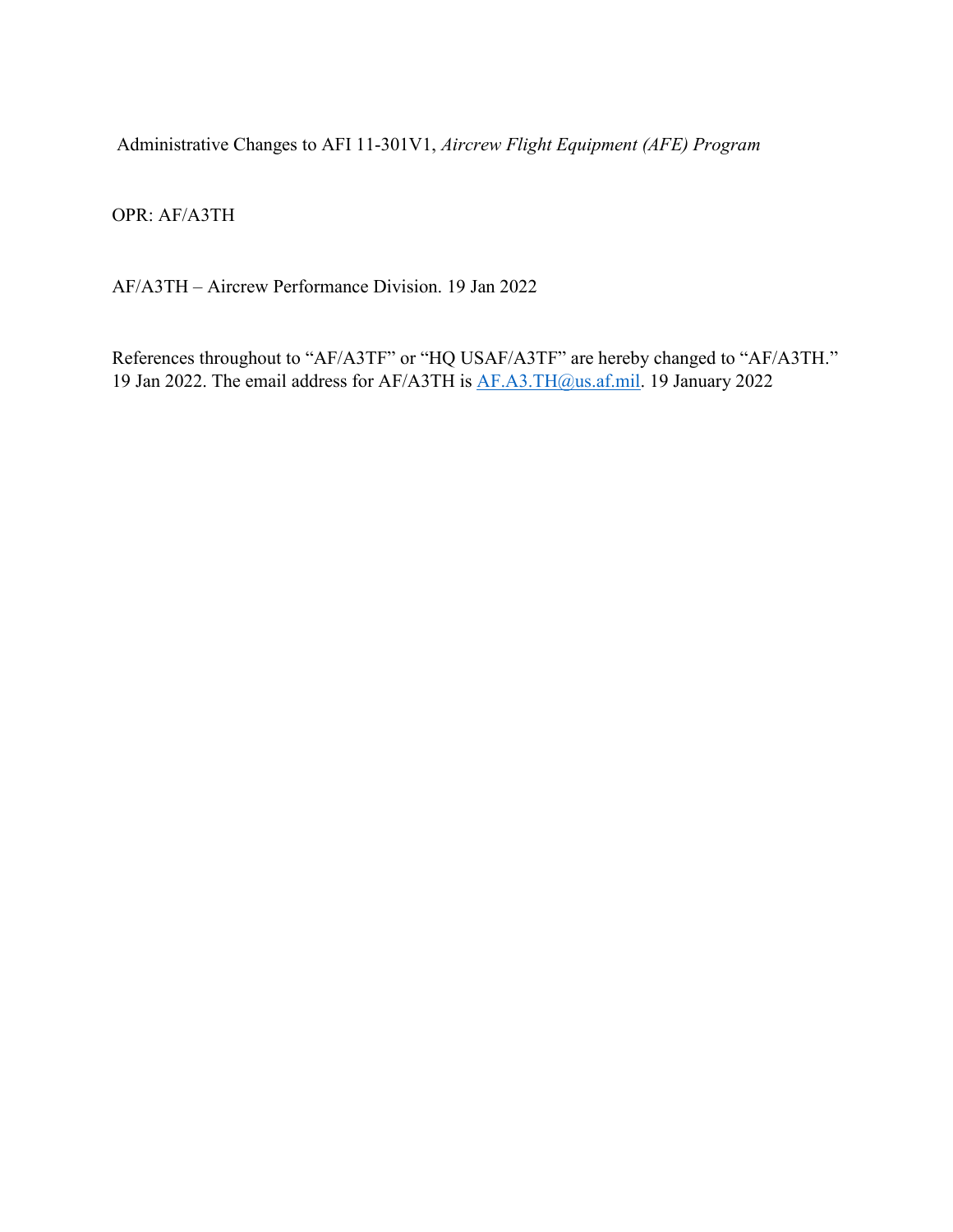Administrative Changes to AFI 11-301V1, *Aircrew Flight Equipment (AFE) Program*

OPR: AF/A3TH

AF/A3TH – Aircrew Performance Division. 19 Jan 2022

References throughout to "AF/A3TF" or "HQ USAF/A3TF" are hereby changed to "AF/A3TH." 19 Jan 2022. The email address for AF/A3TH is AF.A3.TH@us.af.mil. 19 January 2022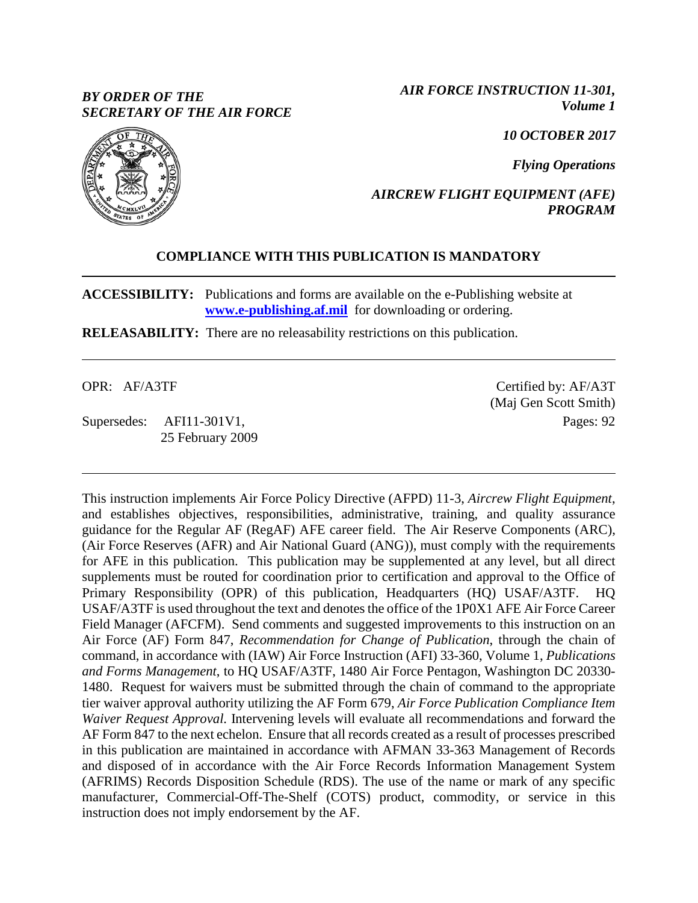*BY ORDER OF THE SECRETARY OF THE AIR FORCE*

*AIR FORCE INSTRUCTION 11-301, Volume 1*

*10 OCTOBER 2017*

*Flying Operations*

*AIRCREW FLIGHT EQUIPMENT (AFE) PROGRAM*

**COMPLIANCE WITH THIS PUBLICATION IS MANDATORY**

---

**ACCESSIBILITY:** Publications and forms are available on the e-Publishing website at **www.e-publishing.af.mil** for downloading or ordering.

**RELEASABILITY:** There are no releasability restrictions on this publication.

---

OPR: AF/A3TF

Certified by: AF/A3T (Maj Gen Scott Smith)

Supersedes: AFI11-301V1, 25 February 2009

Pages: 92

---

This instruction implements Air Force Policy Directive (AFPD) 11-3, *Aircrew Flight Equipment*, and establishes objectives, responsibilities, administrative, training, and quality assurance guidance for the Regular AF (RegAF) AFE career field. The Air Reserve Components (ARC), (Air Force Reserves (AFR) and Air National Guard (ANG)), must comply with the requirements for AFE in this publication. This publication may be supplemented at any level, but all direct supplements must be routed for coordination prior to certification and approval to the Office of Primary Responsibility (OPR) of this publication, Headquarters (HQ) USAF/A3TF. HQ USAF/A3TF is used throughout the text and denotes the office of the 1P0X1 AFE Air Force Career Field Manager (AFCFM). Send comments and suggested improvements to this instruction on an Air Force (AF) Form 847, *Recommendation for Change of Publication*, through the chain of command, in accordance with (IAW) Air Force Instruction (AFI) 33-360, Volume 1, *Publications and Forms Management*, to HQ USAF/A3TF, 1480 Air Force Pentagon, Washington DC 20330-1480. Request for waivers must be submitted through the chain of command to the appropriate tier waiver approval authority utilizing the AF Form 679, *Air Force Publication Compliance Item Waiver Request Approval.* Intervening levels will evaluate all recommendations and forward the AF Form 847 to the next echelon. Ensure that all records created as a result of processes prescribed in this publication are maintained in accordance with AFMAN 33-363 Management of Records and disposed of in accordance with the Air Force Records Information Management System (AFRIMS) Records Disposition Schedule (RDS). The use of the name or mark of any specific manufacturer, Commercial-Off-The-Shelf (COTS) product, commodity, or service in this instruction does not imply endorsement by the AF.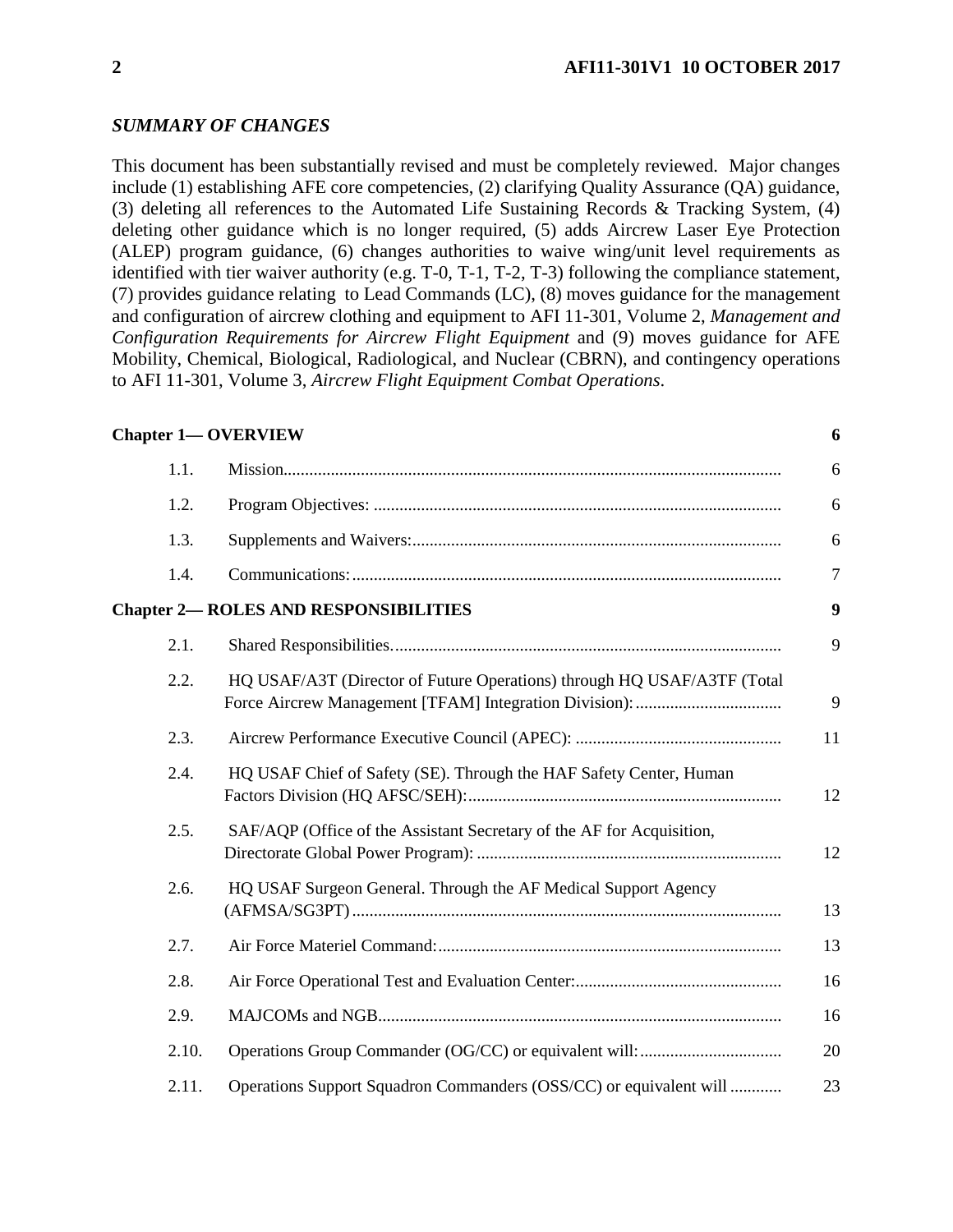*SUMMARY OF CHANGES*

This document has been substantially revised and must be completely reviewed. Major changes include (1) establishing AFE core competencies, (2) clarifying Quality Assurance (QA) guidance, (3) deleting all references to the Automated Life Sustaining Records & Tracking System, (4) deleting other guidance which is no longer required, (5) adds Aircrew Laser Eye Protection (ALEP) program guidance, (6) changes authorities to waive wing/unit level requirements as identified with tier waiver authority (e.g. T-0, T-1, T-2, T-3) following the compliance statement, (7) provides guidance relating to Lead Commands (LC), (8) moves guidance for the management and configuration of aircrew clothing and equipment to AFI 11-301, Volume 2, *Management and Configuration Requirements for Aircrew Flight Equipment* and (9) moves guidance for AFE Mobility, Chemical, Biological, Radiological, and Nuclear (CBRN), and contingency operations to AFI 11-301, Volume 3, *Aircrew Flight Equipment Combat Operations*.

| | | |
|---|---|---|
| **Chapter 1— OVERVIEW** | | **6** |
| 1.1. | Mission | 6 |
| 1.2. | Program Objectives: | 6 |
| 1.3. | Supplements and Waivers: | 6 |
| 1.4. | Communications: | 7 |
| **Chapter 2— ROLES AND RESPONSIBILITIES** | | **9** |
| 2.1. | Shared Responsibilities. | 9 |
| 2.2. | HQ USAF/A3T (Director of Future Operations) through HQ USAF/A3TF (Total Force Aircrew Management [TFAM] Integration Division): | 9 |
| 2.3. | Aircrew Performance Executive Council (APEC): | 11 |
| 2.4. | HQ USAF Chief of Safety (SE). Through the HAF Safety Center, Human Factors Division (HQ AFSC/SEH): | 12 |
| 2.5. | SAF/AQP (Office of the Assistant Secretary of the AF for Acquisition, Directorate Global Power Program): | 12 |
| 2.6. | HQ USAF Surgeon General. Through the AF Medical Support Agency (AFMSA/SG3PT) | 13 |
| 2.7. | Air Force Materiel Command: | 13 |
| 2.8. | Air Force Operational Test and Evaluation Center: | 16 |
| 2.9. | MAJCOMs and NGB | 16 |
| 2.10. | Operations Group Commander (OG/CC) or equivalent will: | 20 |
| 2.11. | Operations Support Squadron Commanders (OSS/CC) or equivalent will | 23 |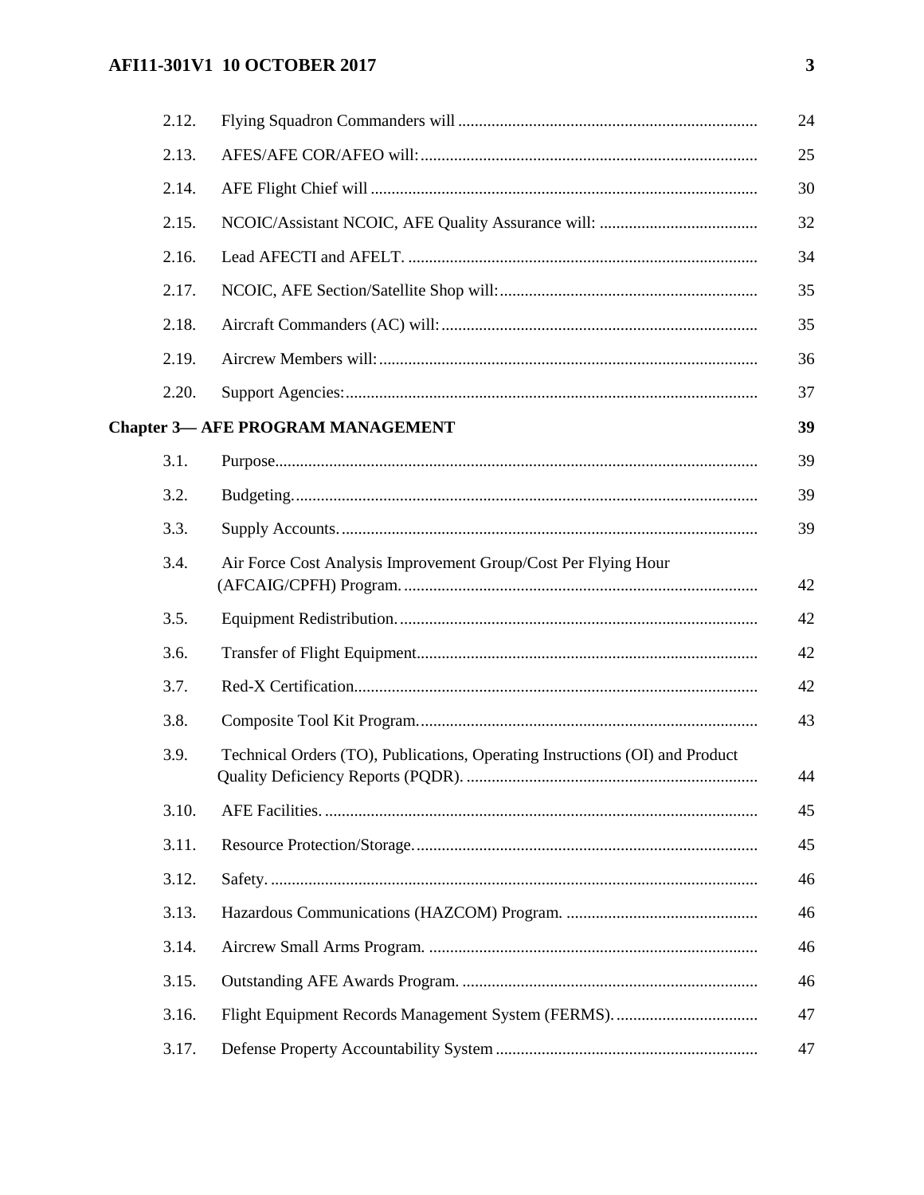| | | |
|---|---|---|
| 2.12. | Flying Squadron Commanders will | 24 |
| 2.13. | AFES/AFE COR/AFEO will: | 25 |
| 2.14. | AFE Flight Chief will | 30 |
| 2.15. | NCOIC/Assistant NCOIC, AFE Quality Assurance will: | 32 |
| 2.16. | Lead AFECTI and AFELT. | 34 |
| 2.17. | NCOIC, AFE Section/Satellite Shop will: | 35 |
| 2.18. | Aircraft Commanders (AC) will: | 35 |
| 2.19. | Aircrew Members will: | 36 |
| 2.20. | Support Agencies: | 37 |
| **Chapter 3— AFE PROGRAM MANAGEMENT** | | **39** |
| 3.1. | Purpose | 39 |
| 3.2. | Budgeting. | 39 |
| 3.3. | Supply Accounts. | 39 |
| 3.4. | Air Force Cost Analysis Improvement Group/Cost Per Flying Hour (AFCAIG/CPFH) Program. | 42 |
| 3.5. | Equipment Redistribution. | 42 |
| 3.6. | Transfer of Flight Equipment | 42 |
| 3.7. | Red-X Certification | 42 |
| 3.8. | Composite Tool Kit Program. | 43 |
| 3.9. | Technical Orders (TO), Publications, Operating Instructions (OI) and Product Quality Deficiency Reports (PQDR). | 44 |
| 3.10. | AFE Facilities. | 45 |
| 3.11. | Resource Protection/Storage. | 45 |
| 3.12. | Safety. | 46 |
| 3.13. | Hazardous Communications (HAZCOM) Program. | 46 |
| 3.14. | Aircrew Small Arms Program. | 46 |
| 3.15. | Outstanding AFE Awards Program. | 46 |
| 3.16. | Flight Equipment Records Management System (FERMS). | 47 |
| 3.17. | Defense Property Accountability System | 47 |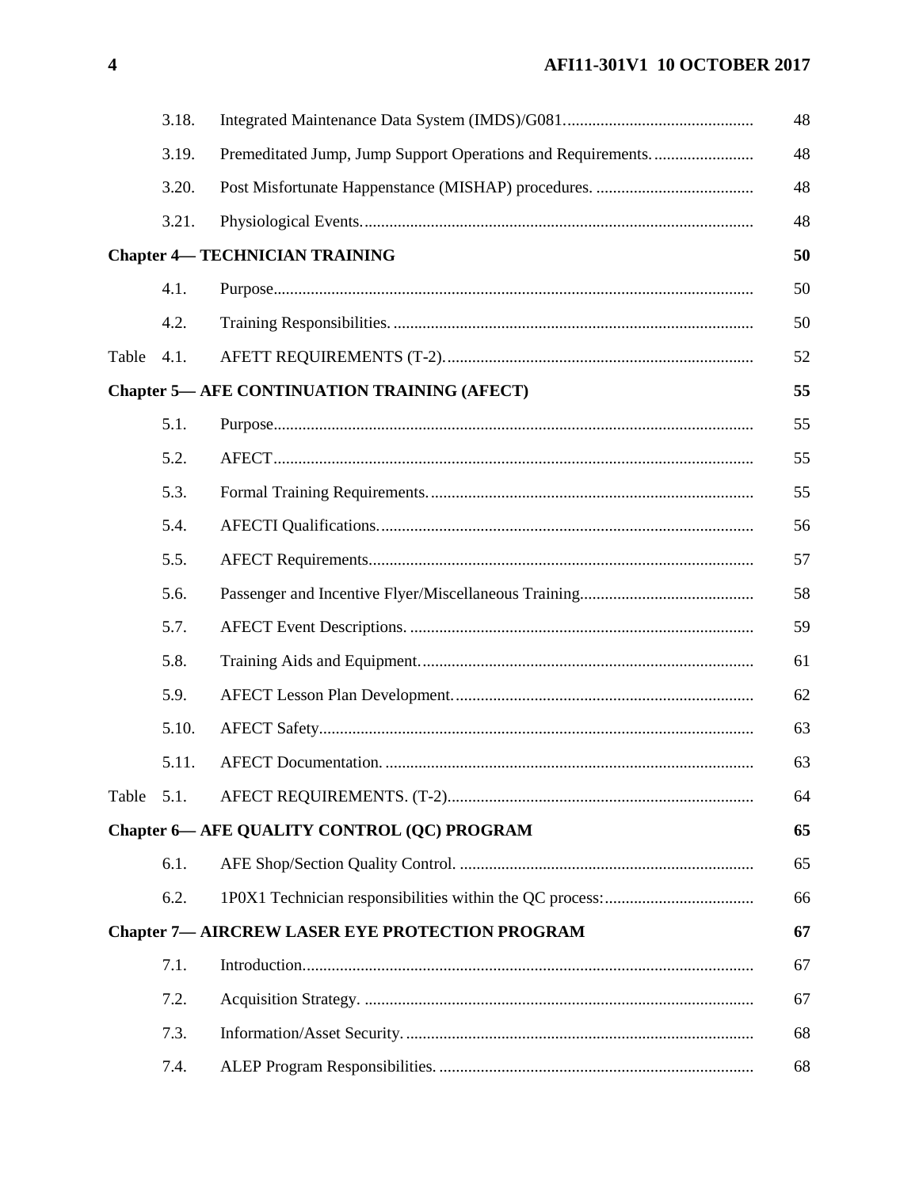| | | | |
|---|---|---|---|
| | 3.18. | Integrated Maintenance Data System (IMDS)/G081 | 48 |
| | 3.19. | Premeditated Jump, Jump Support Operations and Requirements. | 48 |
| | 3.20. | Post Misfortunate Happenstance (MISHAP) procedures. | 48 |
| | 3.21. | Physiological Events. | 48 |
| **Chapter 4— TECHNICIAN TRAINING** | | | **50** |
| | 4.1. | Purpose | 50 |
| | 4.2. | Training Responsibilities. | 50 |
| Table | 4.1. | AFETT REQUIREMENTS (T-2). | 52 |
| **Chapter 5— AFE CONTINUATION TRAINING (AFECT)** | | | **55** |
| | 5.1. | Purpose | 55 |
| | 5.2. | AFECT | 55 |
| | 5.3. | Formal Training Requirements. | 55 |
| | 5.4. | AFECTI Qualifications. | 56 |
| | 5.5. | AFECT Requirements | 57 |
| | 5.6. | Passenger and Incentive Flyer/Miscellaneous Training | 58 |
| | 5.7. | AFECT Event Descriptions. | 59 |
| | 5.8. | Training Aids and Equipment. | 61 |
| | 5.9. | AFECT Lesson Plan Development. | 62 |
| | 5.10. | AFECT Safety | 63 |
| | 5.11. | AFECT Documentation. | 63 |
| Table | 5.1. | AFECT REQUIREMENTS. (T-2) | 64 |
| **Chapter 6— AFE QUALITY CONTROL (QC) PROGRAM** | | | **65** |
| | 6.1. | AFE Shop/Section Quality Control. | 65 |
| | 6.2. | 1P0X1 Technician responsibilities within the QC process: | 66 |
| **Chapter 7— AIRCREW LASER EYE PROTECTION PROGRAM** | | | **67** |
| | 7.1. | Introduction. | 67 |
| | 7.2. | Acquisition Strategy. | 67 |
| | 7.3. | Information/Asset Security. | 68 |
| | 7.4. | ALEP Program Responsibilities. | 68 |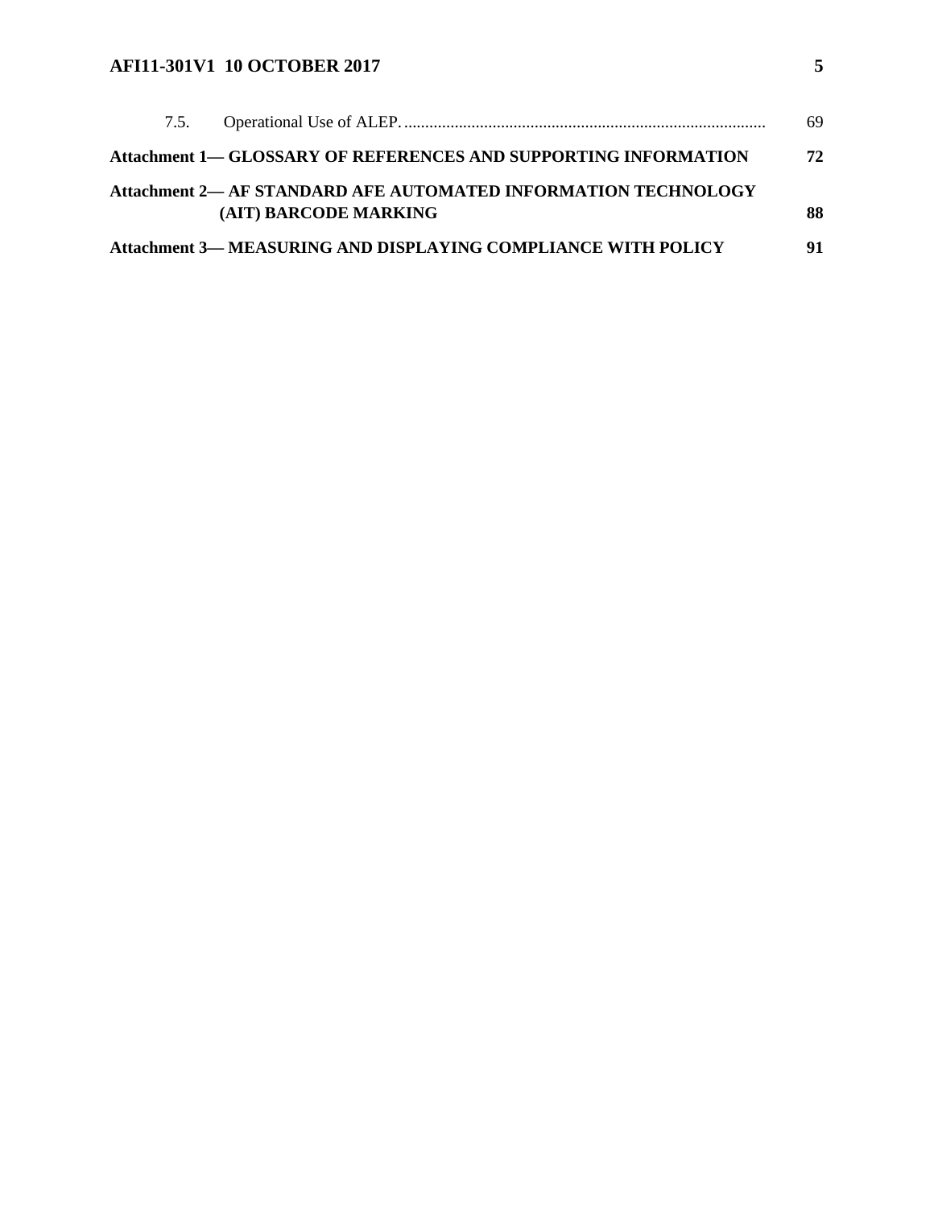| | | |
|---|---|---|
| 7.5. | Operational Use of ALEP. | 69 |
| **Attachment 1— GLOSSARY OF REFERENCES AND SUPPORTING INFORMATION** | | **72** |
| **Attachment 2— AF STANDARD AFE AUTOMATED INFORMATION TECHNOLOGY (AIT) BARCODE MARKING** | | **88** |
| **Attachment 3— MEASURING AND DISPLAYING COMPLIANCE WITH POLICY** | | **91** |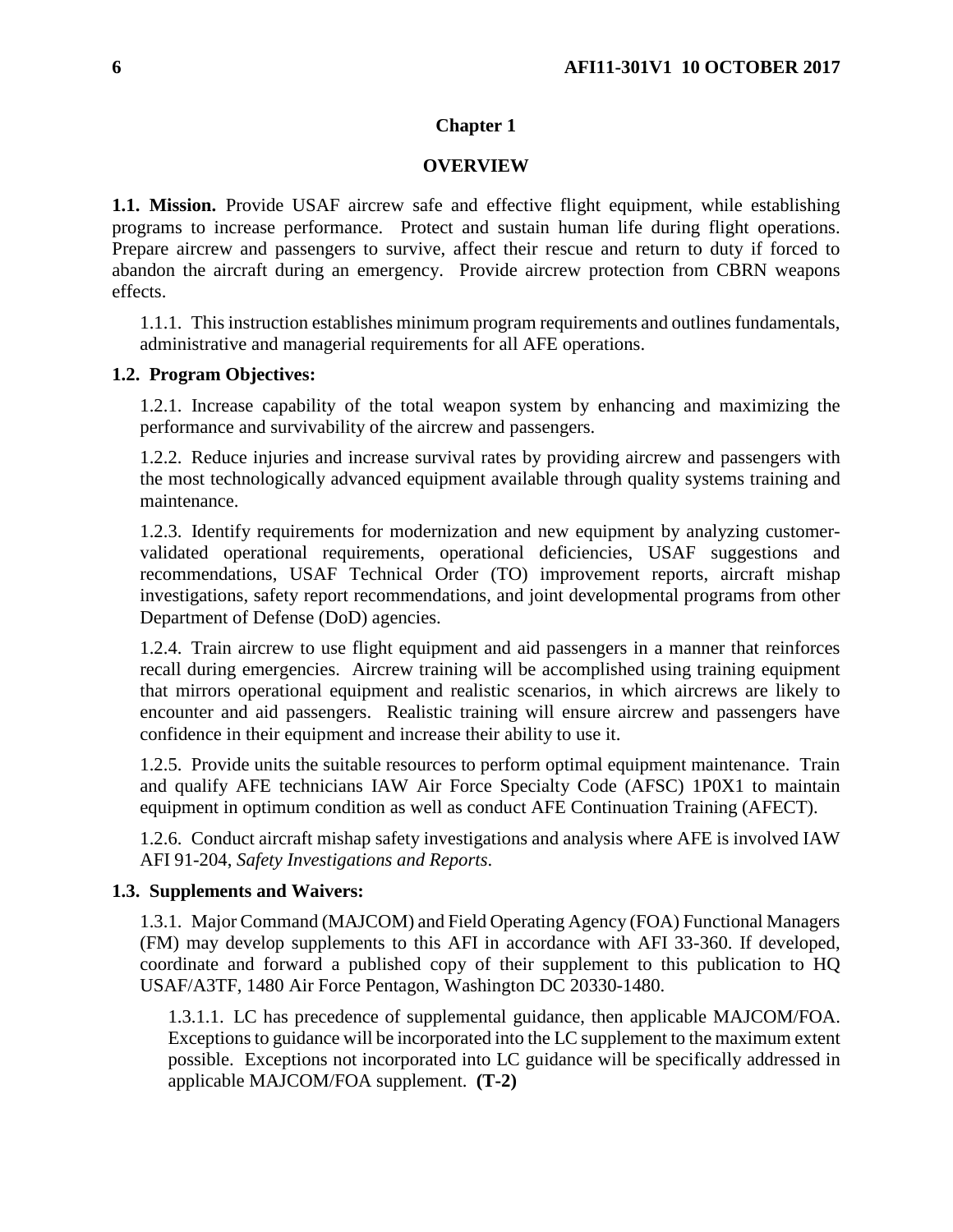# Chapter 1

## OVERVIEW

**1.1. Mission.** Provide USAF aircrew safe and effective flight equipment, while establishing programs to increase performance. Protect and sustain human life during flight operations. Prepare aircrew and passengers to survive, affect their rescue and return to duty if forced to abandon the aircraft during an emergency. Provide aircrew protection from CBRN weapons effects.

1.1.1. This instruction establishes minimum program requirements and outlines fundamentals, administrative and managerial requirements for all AFE operations.

**1.2. Program Objectives:**

1.2.1. Increase capability of the total weapon system by enhancing and maximizing the performance and survivability of the aircrew and passengers.

1.2.2. Reduce injuries and increase survival rates by providing aircrew and passengers with the most technologically advanced equipment available through quality systems training and maintenance.

1.2.3. Identify requirements for modernization and new equipment by analyzing customer-validated operational requirements, operational deficiencies, USAF suggestions and recommendations, USAF Technical Order (TO) improvement reports, aircraft mishap investigations, safety report recommendations, and joint developmental programs from other Department of Defense (DoD) agencies.

1.2.4. Train aircrew to use flight equipment and aid passengers in a manner that reinforces recall during emergencies. Aircrew training will be accomplished using training equipment that mirrors operational equipment and realistic scenarios, in which aircrews are likely to encounter and aid passengers. Realistic training will ensure aircrew and passengers have confidence in their equipment and increase their ability to use it.

1.2.5. Provide units the suitable resources to perform optimal equipment maintenance. Train and qualify AFE technicians IAW Air Force Specialty Code (AFSC) 1P0X1 to maintain equipment in optimum condition as well as conduct AFE Continuation Training (AFECT).

1.2.6. Conduct aircraft mishap safety investigations and analysis where AFE is involved IAW AFI 91-204, *Safety Investigations and Reports*.

**1.3. Supplements and Waivers:**

1.3.1. Major Command (MAJCOM) and Field Operating Agency (FOA) Functional Managers (FM) may develop supplements to this AFI in accordance with AFI 33-360. If developed, coordinate and forward a published copy of their supplement to this publication to HQ USAF/A3TF, 1480 Air Force Pentagon, Washington DC 20330-1480.

1.3.1.1. LC has precedence of supplemental guidance, then applicable MAJCOM/FOA. Exceptions to guidance will be incorporated into the LC supplement to the maximum extent possible. Exceptions not incorporated into LC guidance will be specifically addressed in applicable MAJCOM/FOA supplement. **(T-2)**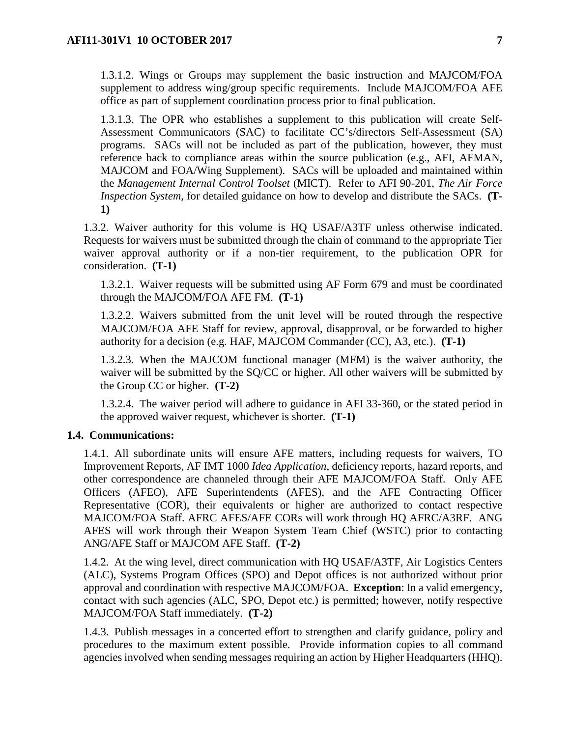1.3.1.2. Wings or Groups may supplement the basic instruction and MAJCOM/FOA supplement to address wing/group specific requirements. Include MAJCOM/FOA AFE office as part of supplement coordination process prior to final publication.

1.3.1.3. The OPR who establishes a supplement to this publication will create Self-Assessment Communicators (SAC) to facilitate CC's/directors Self-Assessment (SA) programs. SACs will not be included as part of the publication, however, they must reference back to compliance areas within the source publication (e.g., AFI, AFMAN, MAJCOM and FOA/Wing Supplement). SACs will be uploaded and maintained within the *Management Internal Control Toolset* (MICT). Refer to AFI 90-201, *The Air Force Inspection System*, for detailed guidance on how to develop and distribute the SACs. **(T-1)**

1.3.2. Waiver authority for this volume is HQ USAF/A3TF unless otherwise indicated. Requests for waivers must be submitted through the chain of command to the appropriate Tier waiver approval authority or if a non-tier requirement, to the publication OPR for consideration. **(T-1)**

1.3.2.1. Waiver requests will be submitted using AF Form 679 and must be coordinated through the MAJCOM/FOA AFE FM. **(T-1)**

1.3.2.2. Waivers submitted from the unit level will be routed through the respective MAJCOM/FOA AFE Staff for review, approval, disapproval, or be forwarded to higher authority for a decision (e.g. HAF, MAJCOM Commander (CC), A3, etc.). **(T-1)**

1.3.2.3. When the MAJCOM functional manager (MFM) is the waiver authority, the waiver will be submitted by the SQ/CC or higher. All other waivers will be submitted by the Group CC or higher. **(T-2)**

1.3.2.4. The waiver period will adhere to guidance in AFI 33-360, or the stated period in the approved waiver request, whichever is shorter. **(T-1)**

**1.4. Communications:**

1.4.1. All subordinate units will ensure AFE matters, including requests for waivers, TO Improvement Reports, AF IMT 1000 *Idea Application*, deficiency reports, hazard reports, and other correspondence are channeled through their AFE MAJCOM/FOA Staff. Only AFE Officers (AFEO), AFE Superintendents (AFES), and the AFE Contracting Officer Representative (COR), their equivalents or higher are authorized to contact respective MAJCOM/FOA Staff. AFRC AFES/AFE CORs will work through HQ AFRC/A3RF. ANG AFES will work through their Weapon System Team Chief (WSTC) prior to contacting ANG/AFE Staff or MAJCOM AFE Staff. **(T-2)**

1.4.2. At the wing level, direct communication with HQ USAF/A3TF, Air Logistics Centers (ALC), Systems Program Offices (SPO) and Depot offices is not authorized without prior approval and coordination with respective MAJCOM/FOA. **Exception**: In a valid emergency, contact with such agencies (ALC, SPO, Depot etc.) is permitted; however, notify respective MAJCOM/FOA Staff immediately. **(T-2)**

1.4.3. Publish messages in a concerted effort to strengthen and clarify guidance, policy and procedures to the maximum extent possible. Provide information copies to all command agencies involved when sending messages requiring an action by Higher Headquarters (HHQ).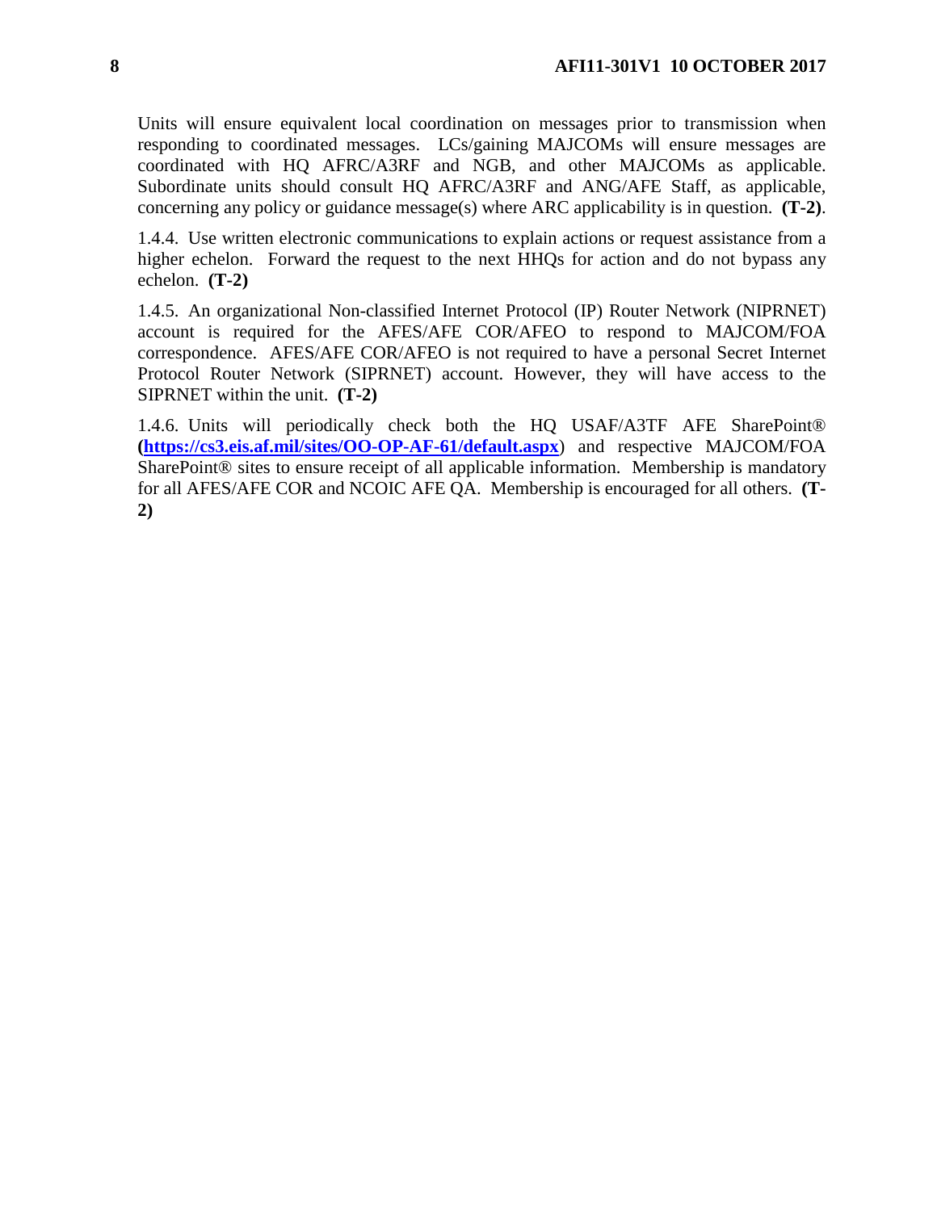Units will ensure equivalent local coordination on messages prior to transmission when responding to coordinated messages. LCs/gaining MAJCOMs will ensure messages are coordinated with HQ AFRC/A3RF and NGB, and other MAJCOMs as applicable. Subordinate units should consult HQ AFRC/A3RF and ANG/AFE Staff, as applicable, concerning any policy or guidance message(s) where ARC applicability is in question. **(T-2)**.

1.4.4. Use written electronic communications to explain actions or request assistance from a higher echelon. Forward the request to the next HHQs for action and do not bypass any echelon. **(T-2)**

1.4.5. An organizational Non-classified Internet Protocol (IP) Router Network (NIPRNET) account is required for the AFES/AFE COR/AFEO to respond to MAJCOM/FOA correspondence. AFES/AFE COR/AFEO is not required to have a personal Secret Internet Protocol Router Network (SIPRNET) account. However, they will have access to the SIPRNET within the unit. **(T-2)**

1.4.6. Units will periodically check both the HQ USAF/A3TF AFE SharePoint® **(https://cs3.eis.af.mil/sites/OO-OP-AF-61/default.aspx**) and respective MAJCOM/FOA SharePoint® sites to ensure receipt of all applicable information. Membership is mandatory for all AFES/AFE COR and NCOIC AFE QA. Membership is encouraged for all others. **(T-2)**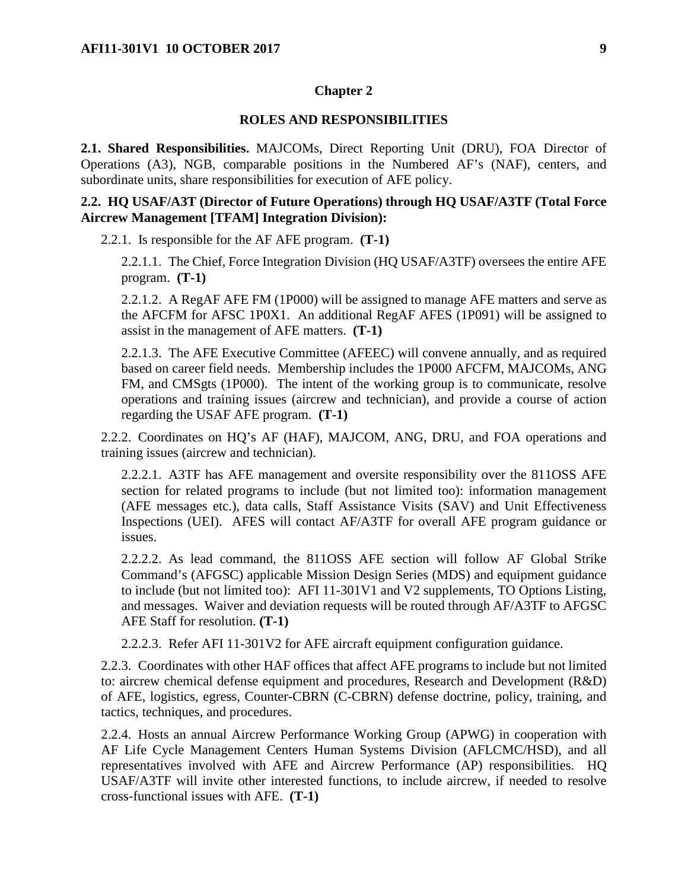## Chapter 2

## ROLES AND RESPONSIBILITIES

**2.1. Shared Responsibilities.** MAJCOMs, Direct Reporting Unit (DRU), FOA Director of Operations (A3), NGB, comparable positions in the Numbered AF's (NAF), centers, and subordinate units, share responsibilities for execution of AFE policy.

**2.2. HQ USAF/A3T (Director of Future Operations) through HQ USAF/A3TF (Total Force Aircrew Management [TFAM] Integration Division):**

2.2.1. Is responsible for the AF AFE program. **(T-1)**

2.2.1.1. The Chief, Force Integration Division (HQ USAF/A3TF) oversees the entire AFE program. **(T-1)**

2.2.1.2. A RegAF AFE FM (1P000) will be assigned to manage AFE matters and serve as the AFCFM for AFSC 1P0X1. An additional RegAF AFES (1P091) will be assigned to assist in the management of AFE matters. **(T-1)**

2.2.1.3. The AFE Executive Committee (AFEEC) will convene annually, and as required based on career field needs. Membership includes the 1P000 AFCFM, MAJCOMs, ANG FM, and CMSgts (1P000). The intent of the working group is to communicate, resolve operations and training issues (aircrew and technician), and provide a course of action regarding the USAF AFE program. **(T-1)**

2.2.2. Coordinates on HQ's AF (HAF), MAJCOM, ANG, DRU, and FOA operations and training issues (aircrew and technician).

2.2.2.1. A3TF has AFE management and oversite responsibility over the 811OSS AFE section for related programs to include (but not limited too): information management (AFE messages etc.), data calls, Staff Assistance Visits (SAV) and Unit Effectiveness Inspections (UEI). AFES will contact AF/A3TF for overall AFE program guidance or issues.

2.2.2.2. As lead command, the 811OSS AFE section will follow AF Global Strike Command's (AFGSC) applicable Mission Design Series (MDS) and equipment guidance to include (but not limited too): AFI 11-301V1 and V2 supplements, TO Options Listing, and messages. Waiver and deviation requests will be routed through AF/A3TF to AFGSC AFE Staff for resolution. **(T-1)**

2.2.2.3. Refer AFI 11-301V2 for AFE aircraft equipment configuration guidance.

2.2.3. Coordinates with other HAF offices that affect AFE programs to include but not limited to: aircrew chemical defense equipment and procedures, Research and Development (R&D) of AFE, logistics, egress, Counter-CBRN (C-CBRN) defense doctrine, policy, training, and tactics, techniques, and procedures.

2.2.4. Hosts an annual Aircrew Performance Working Group (APWG) in cooperation with AF Life Cycle Management Centers Human Systems Division (AFLCMC/HSD), and all representatives involved with AFE and Aircrew Performance (AP) responsibilities. HQ USAF/A3TF will invite other interested functions, to include aircrew, if needed to resolve cross-functional issues with AFE. **(T-1)**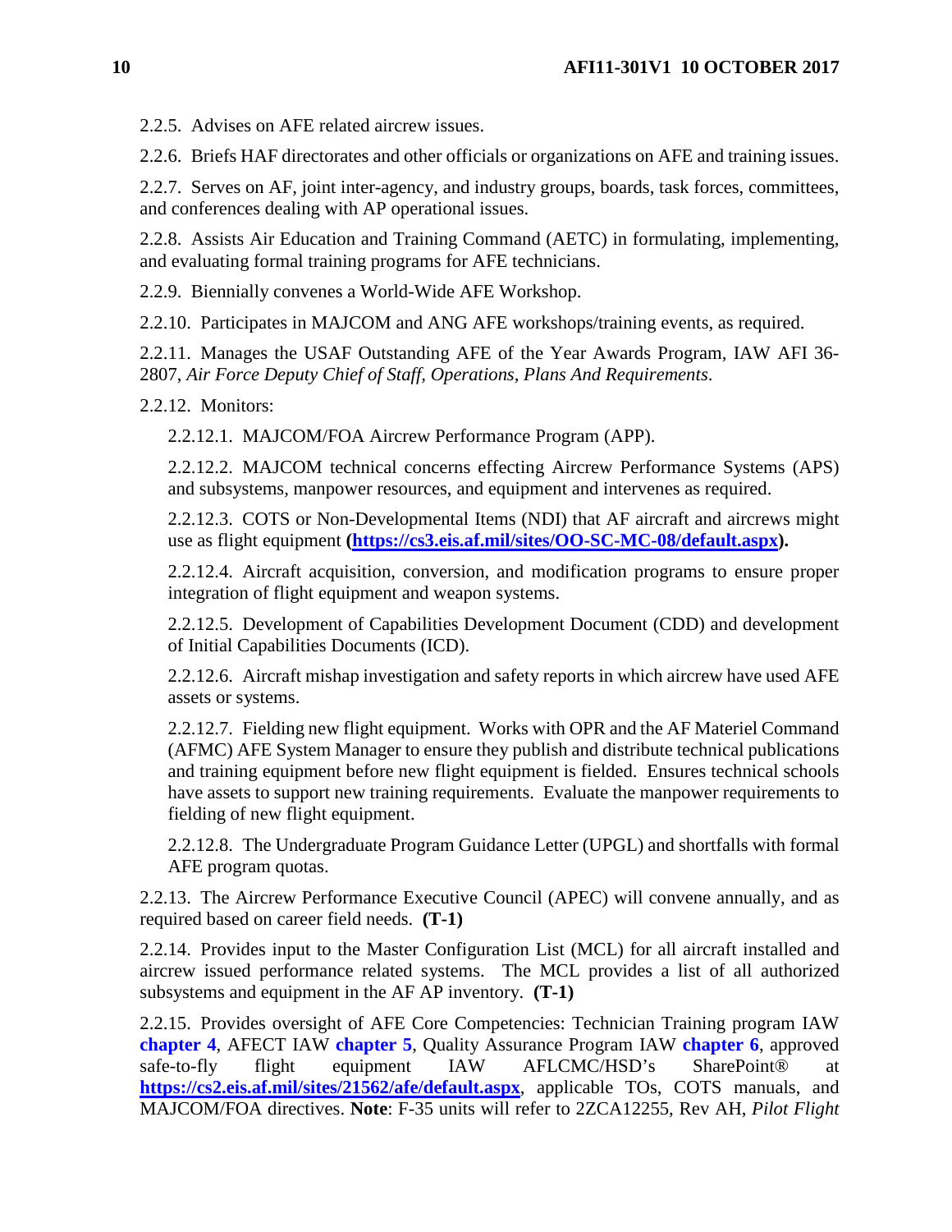2.2.5. Advises on AFE related aircrew issues.

2.2.6. Briefs HAF directorates and other officials or organizations on AFE and training issues.

2.2.7. Serves on AF, joint inter-agency, and industry groups, boards, task forces, committees, and conferences dealing with AP operational issues.

2.2.8. Assists Air Education and Training Command (AETC) in formulating, implementing, and evaluating formal training programs for AFE technicians.

2.2.9. Biennially convenes a World-Wide AFE Workshop.

2.2.10. Participates in MAJCOM and ANG AFE workshops/training events, as required.

2.2.11. Manages the USAF Outstanding AFE of the Year Awards Program, IAW AFI 36-2807, *Air Force Deputy Chief of Staff, Operations, Plans And Requirements*.

2.2.12. Monitors:

2.2.12.1. MAJCOM/FOA Aircrew Performance Program (APP).

2.2.12.2. MAJCOM technical concerns effecting Aircrew Performance Systems (APS) and subsystems, manpower resources, and equipment and intervenes as required.

2.2.12.3. COTS or Non-Developmental Items (NDI) that AF aircraft and aircrews might use as flight equipment **(https://cs3.eis.af.mil/sites/OO-SC-MC-08/default.aspx).**

2.2.12.4. Aircraft acquisition, conversion, and modification programs to ensure proper integration of flight equipment and weapon systems.

2.2.12.5. Development of Capabilities Development Document (CDD) and development of Initial Capabilities Documents (ICD).

2.2.12.6. Aircraft mishap investigation and safety reports in which aircrew have used AFE assets or systems.

2.2.12.7. Fielding new flight equipment. Works with OPR and the AF Materiel Command (AFMC) AFE System Manager to ensure they publish and distribute technical publications and training equipment before new flight equipment is fielded. Ensures technical schools have assets to support new training requirements. Evaluate the manpower requirements to fielding of new flight equipment.

2.2.12.8. The Undergraduate Program Guidance Letter (UPGL) and shortfalls with formal AFE program quotas.

2.2.13. The Aircrew Performance Executive Council (APEC) will convene annually, and as required based on career field needs. **(T-1)**

2.2.14. Provides input to the Master Configuration List (MCL) for all aircraft installed and aircrew issued performance related systems. The MCL provides a list of all authorized subsystems and equipment in the AF AP inventory. **(T-1)**

2.2.15. Provides oversight of AFE Core Competencies: Technician Training program IAW **chapter 4**, AFECT IAW **chapter 5**, Quality Assurance Program IAW **chapter 6**, approved safe-to-fly flight equipment IAW AFLCMC/HSD's SharePoint® at **https://cs2.eis.af.mil/sites/21562/afe/default.aspx**, applicable TOs, COTS manuals, and MAJCOM/FOA directives. **Note**: F-35 units will refer to 2ZCA12255, Rev AH, *Pilot Flight*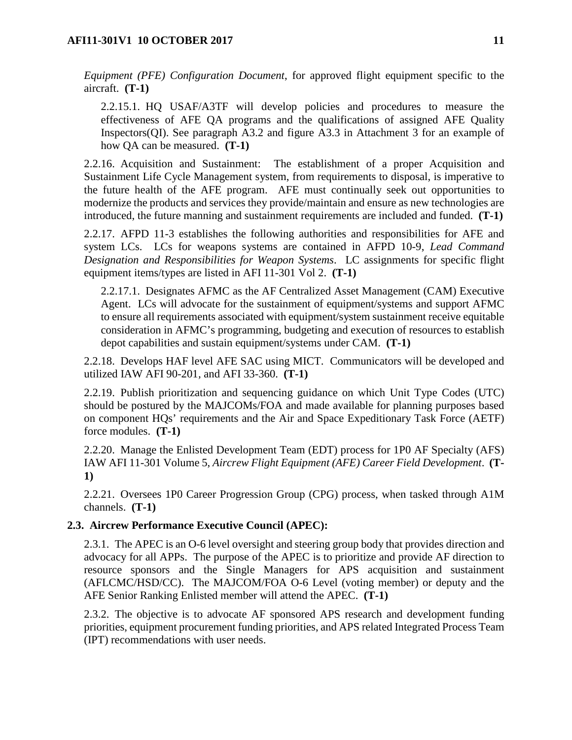*Equipment (PFE) Configuration Document*, for approved flight equipment specific to the aircraft. **(T-1)**

2.2.15.1. HQ USAF/A3TF will develop policies and procedures to measure the effectiveness of AFE QA programs and the qualifications of assigned AFE Quality Inspectors(QI). See paragraph A3.2 and figure A3.3 in Attachment 3 for an example of how QA can be measured. **(T-1)**

2.2.16. Acquisition and Sustainment: The establishment of a proper Acquisition and Sustainment Life Cycle Management system, from requirements to disposal, is imperative to the future health of the AFE program. AFE must continually seek out opportunities to modernize the products and services they provide/maintain and ensure as new technologies are introduced, the future manning and sustainment requirements are included and funded. **(T-1)**

2.2.17. AFPD 11-3 establishes the following authorities and responsibilities for AFE and system LCs. LCs for weapons systems are contained in AFPD 10-9, *Lead Command Designation and Responsibilities for Weapon Systems*. LC assignments for specific flight equipment items/types are listed in AFI 11-301 Vol 2. **(T-1)**

2.2.17.1. Designates AFMC as the AF Centralized Asset Management (CAM) Executive Agent. LCs will advocate for the sustainment of equipment/systems and support AFMC to ensure all requirements associated with equipment/system sustainment receive equitable consideration in AFMC's programming, budgeting and execution of resources to establish depot capabilities and sustain equipment/systems under CAM. **(T-1)**

2.2.18. Develops HAF level AFE SAC using MICT. Communicators will be developed and utilized IAW AFI 90-201, and AFI 33-360. **(T-1)**

2.2.19. Publish prioritization and sequencing guidance on which Unit Type Codes (UTC) should be postured by the MAJCOMs/FOA and made available for planning purposes based on component HQs' requirements and the Air and Space Expeditionary Task Force (AETF) force modules. **(T-1)**

2.2.20. Manage the Enlisted Development Team (EDT) process for 1P0 AF Specialty (AFS) IAW AFI 11-301 Volume 5, *Aircrew Flight Equipment (AFE) Career Field Development*. **(T-1)**

2.2.21. Oversees 1P0 Career Progression Group (CPG) process, when tasked through A1M channels. **(T-1)**

**2.3. Aircrew Performance Executive Council (APEC):**

2.3.1. The APEC is an O-6 level oversight and steering group body that provides direction and advocacy for all APPs. The purpose of the APEC is to prioritize and provide AF direction to resource sponsors and the Single Managers for APS acquisition and sustainment (AFLCMC/HSD/CC). The MAJCOM/FOA O-6 Level (voting member) or deputy and the AFE Senior Ranking Enlisted member will attend the APEC. **(T-1)**

2.3.2. The objective is to advocate AF sponsored APS research and development funding priorities, equipment procurement funding priorities, and APS related Integrated Process Team (IPT) recommendations with user needs.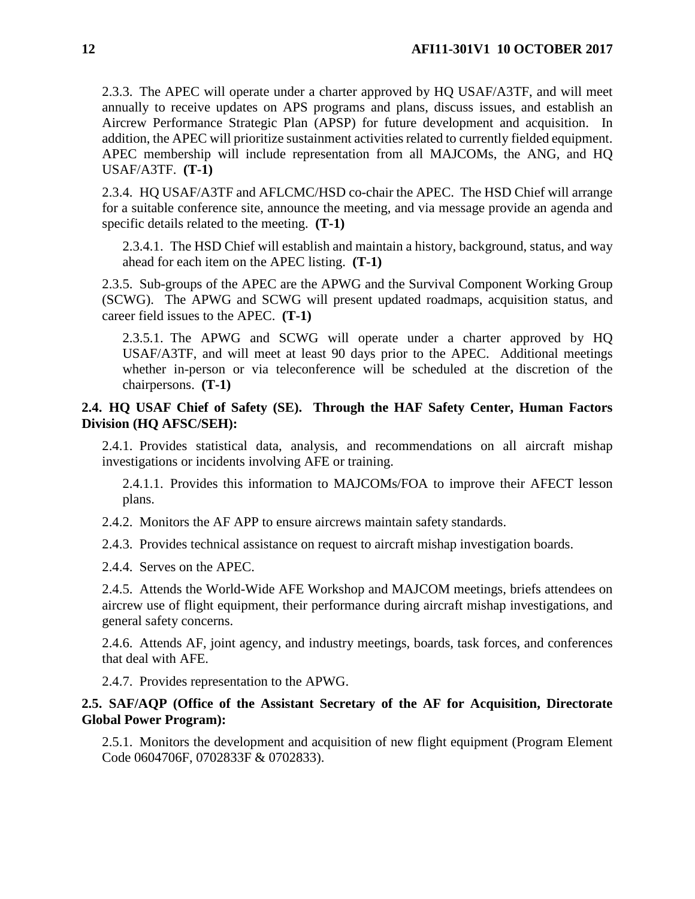2.3.3. The APEC will operate under a charter approved by HQ USAF/A3TF, and will meet annually to receive updates on APS programs and plans, discuss issues, and establish an Aircrew Performance Strategic Plan (APSP) for future development and acquisition. In addition, the APEC will prioritize sustainment activities related to currently fielded equipment. APEC membership will include representation from all MAJCOMs, the ANG, and HQ USAF/A3TF. **(T-1)**

2.3.4. HQ USAF/A3TF and AFLCMC/HSD co-chair the APEC. The HSD Chief will arrange for a suitable conference site, announce the meeting, and via message provide an agenda and specific details related to the meeting. **(T-1)**

2.3.4.1. The HSD Chief will establish and maintain a history, background, status, and way ahead for each item on the APEC listing. **(T-1)**

2.3.5. Sub-groups of the APEC are the APWG and the Survival Component Working Group (SCWG). The APWG and SCWG will present updated roadmaps, acquisition status, and career field issues to the APEC. **(T-1)**

2.3.5.1. The APWG and SCWG will operate under a charter approved by HQ USAF/A3TF, and will meet at least 90 days prior to the APEC. Additional meetings whether in-person or via teleconference will be scheduled at the discretion of the chairpersons. **(T-1)**

**2.4. HQ USAF Chief of Safety (SE). Through the HAF Safety Center, Human Factors Division (HQ AFSC/SEH):**

2.4.1. Provides statistical data, analysis, and recommendations on all aircraft mishap investigations or incidents involving AFE or training.

2.4.1.1. Provides this information to MAJCOMs/FOA to improve their AFECT lesson plans.

2.4.2. Monitors the AF APP to ensure aircrews maintain safety standards.

2.4.3. Provides technical assistance on request to aircraft mishap investigation boards.

2.4.4. Serves on the APEC.

2.4.5. Attends the World-Wide AFE Workshop and MAJCOM meetings, briefs attendees on aircrew use of flight equipment, their performance during aircraft mishap investigations, and general safety concerns.

2.4.6. Attends AF, joint agency, and industry meetings, boards, task forces, and conferences that deal with AFE.

2.4.7. Provides representation to the APWG.

**2.5. SAF/AQP (Office of the Assistant Secretary of the AF for Acquisition, Directorate Global Power Program):**

2.5.1. Monitors the development and acquisition of new flight equipment (Program Element Code 0604706F, 0702833F & 0702833).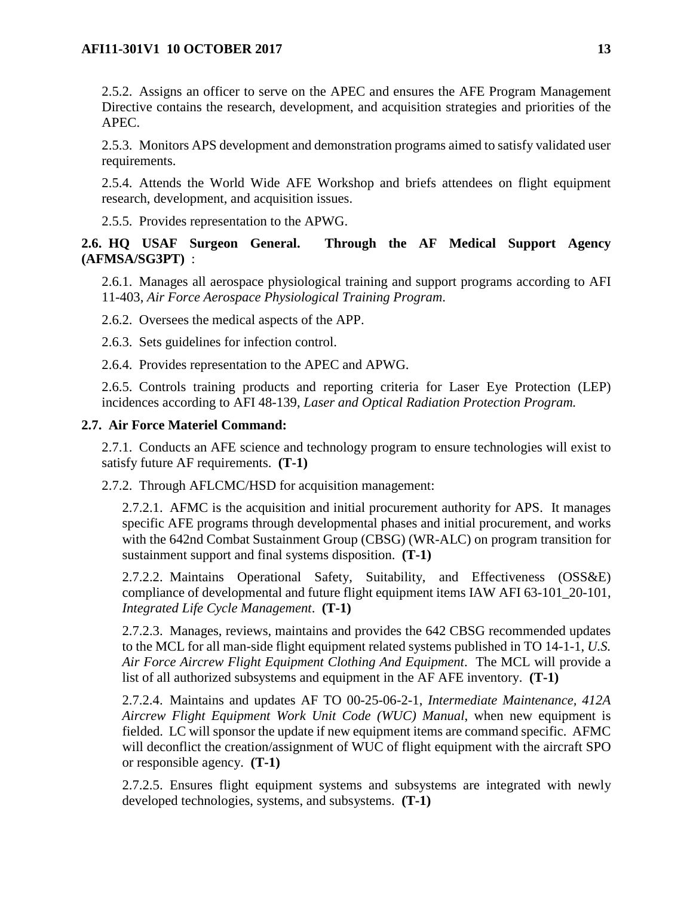2.5.2. Assigns an officer to serve on the APEC and ensures the AFE Program Management Directive contains the research, development, and acquisition strategies and priorities of the APEC.

2.5.3. Monitors APS development and demonstration programs aimed to satisfy validated user requirements.

2.5.4. Attends the World Wide AFE Workshop and briefs attendees on flight equipment research, development, and acquisition issues.

2.5.5. Provides representation to the APWG.

**2.6. HQ USAF Surgeon General. Through the AF Medical Support Agency (AFMSA/SG3PT)** :

2.6.1. Manages all aerospace physiological training and support programs according to AFI 11-403, *Air Force Aerospace Physiological Training Program*.

2.6.2. Oversees the medical aspects of the APP.

2.6.3. Sets guidelines for infection control.

2.6.4. Provides representation to the APEC and APWG.

2.6.5. Controls training products and reporting criteria for Laser Eye Protection (LEP) incidences according to AFI 48-139, *Laser and Optical Radiation Protection Program.*

**2.7. Air Force Materiel Command:**

2.7.1. Conducts an AFE science and technology program to ensure technologies will exist to satisfy future AF requirements. **(T-1)**

2.7.2. Through AFLCMC/HSD for acquisition management:

2.7.2.1. AFMC is the acquisition and initial procurement authority for APS. It manages specific AFE programs through developmental phases and initial procurement, and works with the 642nd Combat Sustainment Group (CBSG) (WR-ALC) on program transition for sustainment support and final systems disposition. **(T-1)**

2.7.2.2. Maintains Operational Safety, Suitability, and Effectiveness (OSS&E) compliance of developmental and future flight equipment items IAW AFI 63-101_20-101, *Integrated Life Cycle Management*. **(T-1)**

2.7.2.3. Manages, reviews, maintains and provides the 642 CBSG recommended updates to the MCL for all man-side flight equipment related systems published in TO 14-1-1, *U.S. Air Force Aircrew Flight Equipment Clothing And Equipment*. The MCL will provide a list of all authorized subsystems and equipment in the AF AFE inventory. **(T-1)**

2.7.2.4. Maintains and updates AF TO 00-25-06-2-1, *Intermediate Maintenance, 412A Aircrew Flight Equipment Work Unit Code (WUC) Manual*, when new equipment is fielded. LC will sponsor the update if new equipment items are command specific. AFMC will deconflict the creation/assignment of WUC of flight equipment with the aircraft SPO or responsible agency. **(T-1)**

2.7.2.5. Ensures flight equipment systems and subsystems are integrated with newly developed technologies, systems, and subsystems. **(T-1)**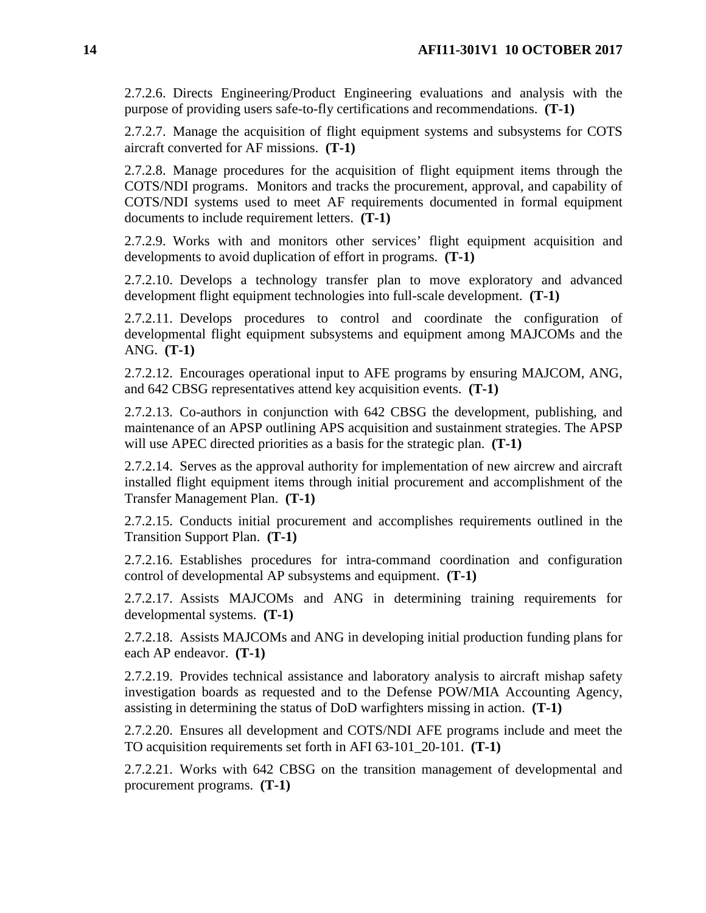2.7.2.6. Directs Engineering/Product Engineering evaluations and analysis with the purpose of providing users safe-to-fly certifications and recommendations. **(T-1)**

2.7.2.7. Manage the acquisition of flight equipment systems and subsystems for COTS aircraft converted for AF missions. **(T-1)**

2.7.2.8. Manage procedures for the acquisition of flight equipment items through the COTS/NDI programs. Monitors and tracks the procurement, approval, and capability of COTS/NDI systems used to meet AF requirements documented in formal equipment documents to include requirement letters. **(T-1)**

2.7.2.9. Works with and monitors other services' flight equipment acquisition and developments to avoid duplication of effort in programs. **(T-1)**

2.7.2.10. Develops a technology transfer plan to move exploratory and advanced development flight equipment technologies into full-scale development. **(T-1)**

2.7.2.11. Develops procedures to control and coordinate the configuration of developmental flight equipment subsystems and equipment among MAJCOMs and the ANG. **(T-1)**

2.7.2.12. Encourages operational input to AFE programs by ensuring MAJCOM, ANG, and 642 CBSG representatives attend key acquisition events. **(T-1)**

2.7.2.13. Co-authors in conjunction with 642 CBSG the development, publishing, and maintenance of an APSP outlining APS acquisition and sustainment strategies. The APSP will use APEC directed priorities as a basis for the strategic plan. **(T-1)**

2.7.2.14. Serves as the approval authority for implementation of new aircrew and aircraft installed flight equipment items through initial procurement and accomplishment of the Transfer Management Plan. **(T-1)**

2.7.2.15. Conducts initial procurement and accomplishes requirements outlined in the Transition Support Plan. **(T-1)**

2.7.2.16. Establishes procedures for intra-command coordination and configuration control of developmental AP subsystems and equipment. **(T-1)**

2.7.2.17. Assists MAJCOMs and ANG in determining training requirements for developmental systems. **(T-1)**

2.7.2.18. Assists MAJCOMs and ANG in developing initial production funding plans for each AP endeavor. **(T-1)**

2.7.2.19. Provides technical assistance and laboratory analysis to aircraft mishap safety investigation boards as requested and to the Defense POW/MIA Accounting Agency, assisting in determining the status of DoD warfighters missing in action. **(T-1)**

2.7.2.20. Ensures all development and COTS/NDI AFE programs include and meet the TO acquisition requirements set forth in AFI 63-101_20-101. **(T-1)**

2.7.2.21. Works with 642 CBSG on the transition management of developmental and procurement programs. **(T-1)**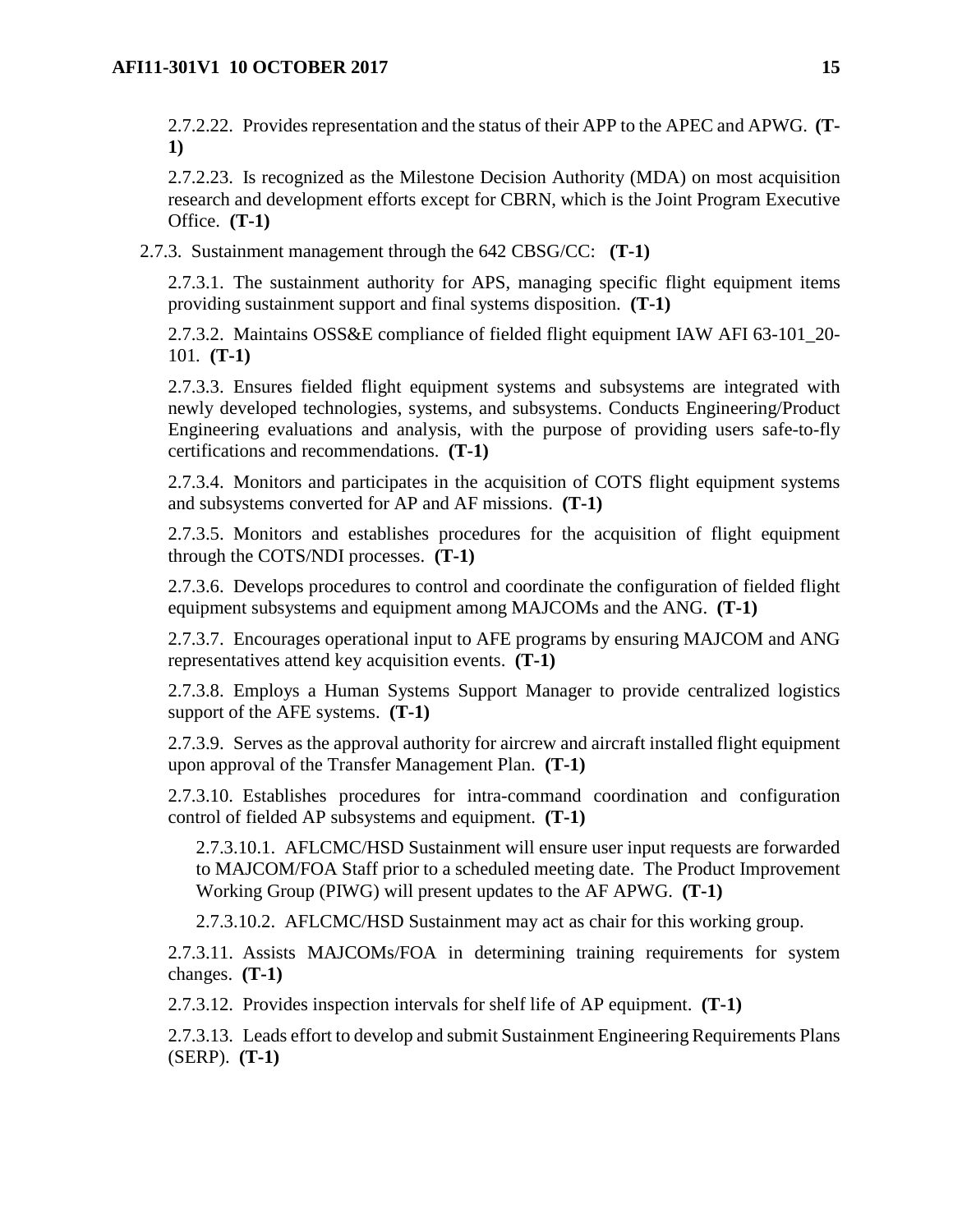2.7.2.22. Provides representation and the status of their APP to the APEC and APWG. **(T-1)**

2.7.2.23. Is recognized as the Milestone Decision Authority (MDA) on most acquisition research and development efforts except for CBRN, which is the Joint Program Executive Office. **(T-1)**

2.7.3. Sustainment management through the 642 CBSG/CC: **(T-1)**

2.7.3.1. The sustainment authority for APS, managing specific flight equipment items providing sustainment support and final systems disposition. **(T-1)**

2.7.3.2. Maintains OSS&E compliance of fielded flight equipment IAW AFI 63-101_20-101. **(T-1)**

2.7.3.3. Ensures fielded flight equipment systems and subsystems are integrated with newly developed technologies, systems, and subsystems. Conducts Engineering/Product Engineering evaluations and analysis, with the purpose of providing users safe-to-fly certifications and recommendations. **(T-1)**

2.7.3.4. Monitors and participates in the acquisition of COTS flight equipment systems and subsystems converted for AP and AF missions. **(T-1)**

2.7.3.5. Monitors and establishes procedures for the acquisition of flight equipment through the COTS/NDI processes. **(T-1)**

2.7.3.6. Develops procedures to control and coordinate the configuration of fielded flight equipment subsystems and equipment among MAJCOMs and the ANG. **(T-1)**

2.7.3.7. Encourages operational input to AFE programs by ensuring MAJCOM and ANG representatives attend key acquisition events. **(T-1)**

2.7.3.8. Employs a Human Systems Support Manager to provide centralized logistics support of the AFE systems. **(T-1)**

2.7.3.9. Serves as the approval authority for aircrew and aircraft installed flight equipment upon approval of the Transfer Management Plan. **(T-1)**

2.7.3.10. Establishes procedures for intra-command coordination and configuration control of fielded AP subsystems and equipment. **(T-1)**

2.7.3.10.1. AFLCMC/HSD Sustainment will ensure user input requests are forwarded to MAJCOM/FOA Staff prior to a scheduled meeting date. The Product Improvement Working Group (PIWG) will present updates to the AF APWG. **(T-1)**

2.7.3.10.2. AFLCMC/HSD Sustainment may act as chair for this working group.

2.7.3.11. Assists MAJCOMs/FOA in determining training requirements for system changes. **(T-1)**

2.7.3.12. Provides inspection intervals for shelf life of AP equipment. **(T-1)**

2.7.3.13. Leads effort to develop and submit Sustainment Engineering Requirements Plans (SERP). **(T-1)**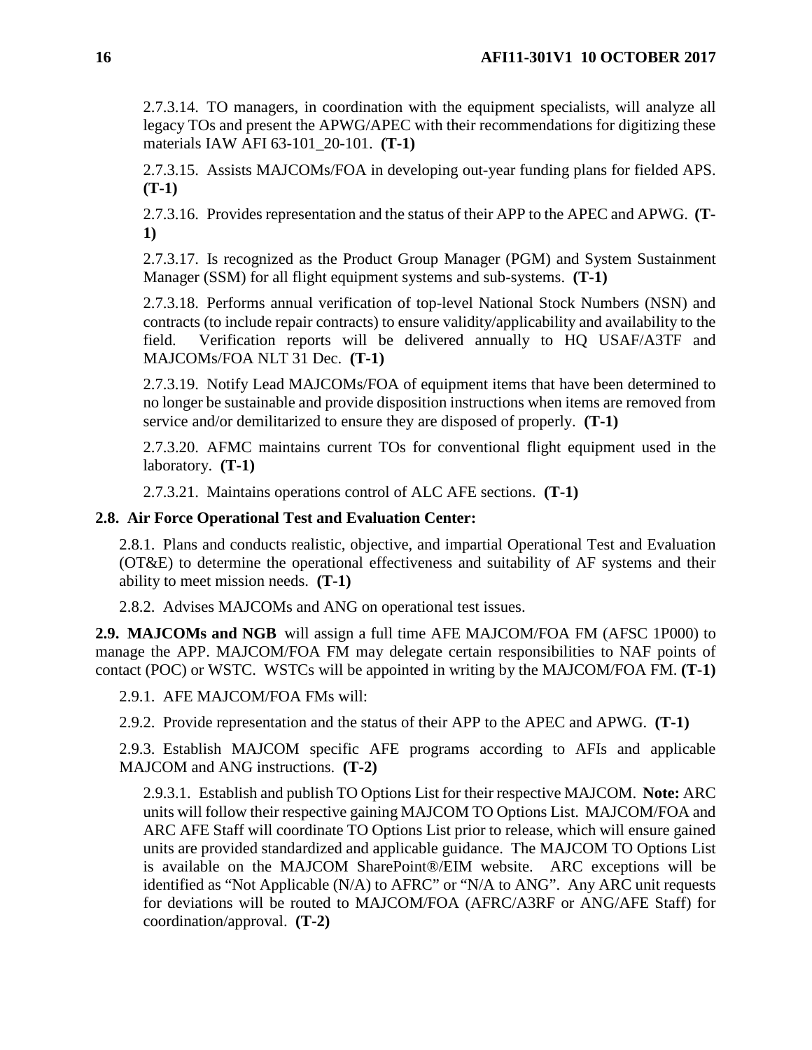2.7.3.14. TO managers, in coordination with the equipment specialists, will analyze all legacy TOs and present the APWG/APEC with their recommendations for digitizing these materials IAW AFI 63-101_20-101. **(T-1)**

2.7.3.15. Assists MAJCOMs/FOA in developing out-year funding plans for fielded APS. **(T-1)**

2.7.3.16. Provides representation and the status of their APP to the APEC and APWG. **(T-1)**

2.7.3.17. Is recognized as the Product Group Manager (PGM) and System Sustainment Manager (SSM) for all flight equipment systems and sub-systems. **(T-1)**

2.7.3.18. Performs annual verification of top-level National Stock Numbers (NSN) and contracts (to include repair contracts) to ensure validity/applicability and availability to the field. Verification reports will be delivered annually to HQ USAF/A3TF and MAJCOMs/FOA NLT 31 Dec. **(T-1)**

2.7.3.19. Notify Lead MAJCOMs/FOA of equipment items that have been determined to no longer be sustainable and provide disposition instructions when items are removed from service and/or demilitarized to ensure they are disposed of properly. **(T-1)**

2.7.3.20. AFMC maintains current TOs for conventional flight equipment used in the laboratory. **(T-1)**

2.7.3.21. Maintains operations control of ALC AFE sections. **(T-1)**

**2.8. Air Force Operational Test and Evaluation Center:**

2.8.1. Plans and conducts realistic, objective, and impartial Operational Test and Evaluation (OT&E) to determine the operational effectiveness and suitability of AF systems and their ability to meet mission needs. **(T-1)**

2.8.2. Advises MAJCOMs and ANG on operational test issues.

**2.9. MAJCOMs and NGB** will assign a full time AFE MAJCOM/FOA FM (AFSC 1P000) to manage the APP. MAJCOM/FOA FM may delegate certain responsibilities to NAF points of contact (POC) or WSTC. WSTCs will be appointed in writing by the MAJCOM/FOA FM. **(T-1)**

2.9.1. AFE MAJCOM/FOA FMs will:

2.9.2. Provide representation and the status of their APP to the APEC and APWG. **(T-1)**

2.9.3. Establish MAJCOM specific AFE programs according to AFIs and applicable MAJCOM and ANG instructions. **(T-2)**

2.9.3.1. Establish and publish TO Options List for their respective MAJCOM. **Note:** ARC units will follow their respective gaining MAJCOM TO Options List. MAJCOM/FOA and ARC AFE Staff will coordinate TO Options List prior to release, which will ensure gained units are provided standardized and applicable guidance. The MAJCOM TO Options List is available on the MAJCOM SharePoint®/EIM website. ARC exceptions will be identified as "Not Applicable (N/A) to AFRC" or "N/A to ANG". Any ARC unit requests for deviations will be routed to MAJCOM/FOA (AFRC/A3RF or ANG/AFE Staff) for coordination/approval. **(T-2)**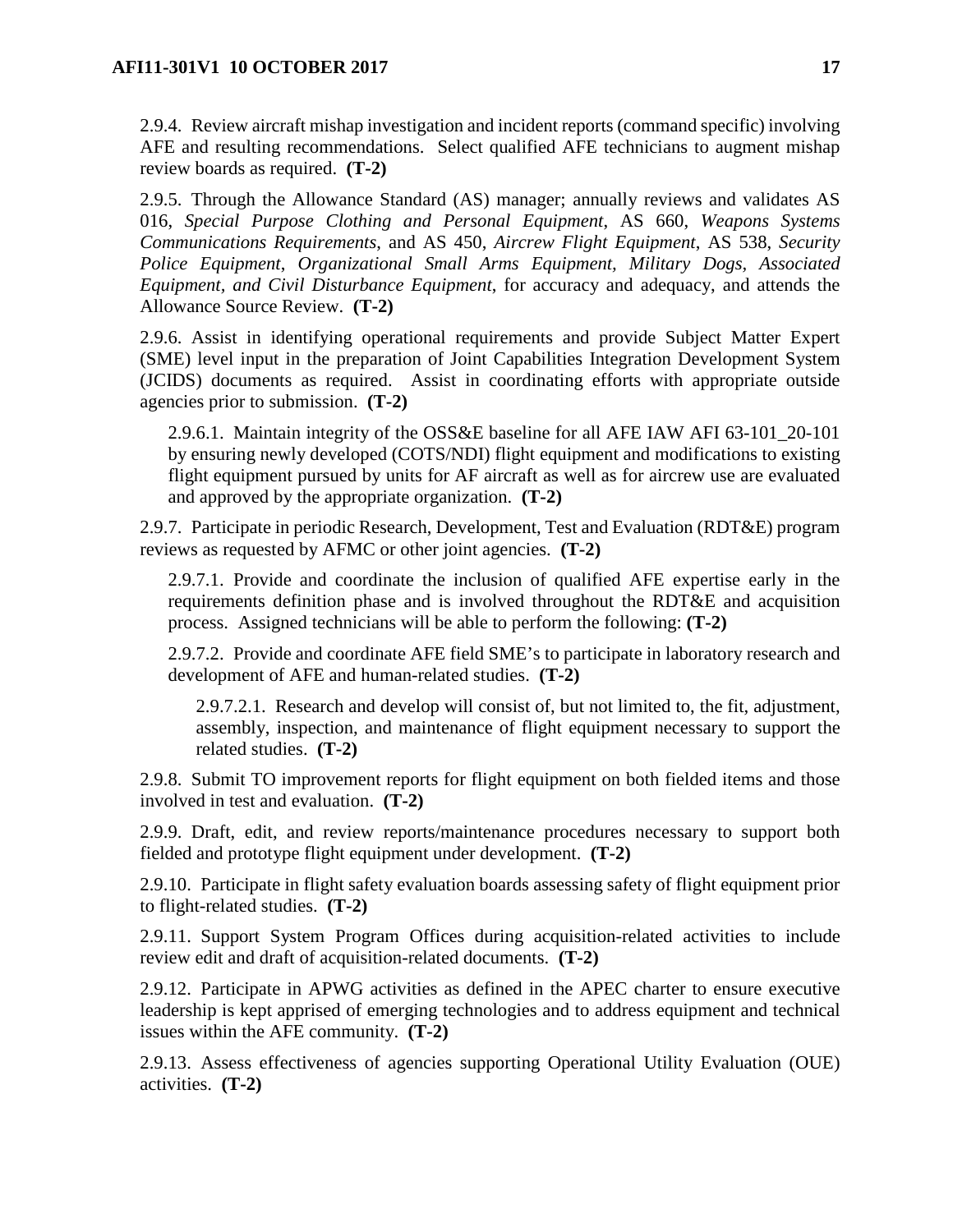2.9.4. Review aircraft mishap investigation and incident reports (command specific) involving AFE and resulting recommendations. Select qualified AFE technicians to augment mishap review boards as required. **(T-2)**

2.9.5. Through the Allowance Standard (AS) manager; annually reviews and validates AS 016, *Special Purpose Clothing and Personal Equipment*, AS 660, *Weapons Systems Communications Requirements*, and AS 450, *Aircrew Flight Equipment*, AS 538, *Security Police Equipment*, *Organizational Small Arms Equipment, Military Dogs, Associated Equipment, and Civil Disturbance Equipment*, for accuracy and adequacy, and attends the Allowance Source Review. **(T-2)**

2.9.6. Assist in identifying operational requirements and provide Subject Matter Expert (SME) level input in the preparation of Joint Capabilities Integration Development System (JCIDS) documents as required. Assist in coordinating efforts with appropriate outside agencies prior to submission. **(T-2)**

2.9.6.1. Maintain integrity of the OSS&E baseline for all AFE IAW AFI 63-101_20-101 by ensuring newly developed (COTS/NDI) flight equipment and modifications to existing flight equipment pursued by units for AF aircraft as well as for aircrew use are evaluated and approved by the appropriate organization. **(T-2)**

2.9.7. Participate in periodic Research, Development, Test and Evaluation (RDT&E) program reviews as requested by AFMC or other joint agencies. **(T-2)**

2.9.7.1. Provide and coordinate the inclusion of qualified AFE expertise early in the requirements definition phase and is involved throughout the RDT&E and acquisition process. Assigned technicians will be able to perform the following: **(T-2)**

2.9.7.2. Provide and coordinate AFE field SME's to participate in laboratory research and development of AFE and human-related studies. **(T-2)**

2.9.7.2.1. Research and develop will consist of, but not limited to, the fit, adjustment, assembly, inspection, and maintenance of flight equipment necessary to support the related studies. **(T-2)**

2.9.8. Submit TO improvement reports for flight equipment on both fielded items and those involved in test and evaluation. **(T-2)**

2.9.9. Draft, edit, and review reports/maintenance procedures necessary to support both fielded and prototype flight equipment under development. **(T-2)**

2.9.10. Participate in flight safety evaluation boards assessing safety of flight equipment prior to flight-related studies. **(T-2)**

2.9.11. Support System Program Offices during acquisition-related activities to include review edit and draft of acquisition-related documents. **(T-2)**

2.9.12. Participate in APWG activities as defined in the APEC charter to ensure executive leadership is kept apprised of emerging technologies and to address equipment and technical issues within the AFE community. **(T-2)**

2.9.13. Assess effectiveness of agencies supporting Operational Utility Evaluation (OUE) activities. **(T-2)**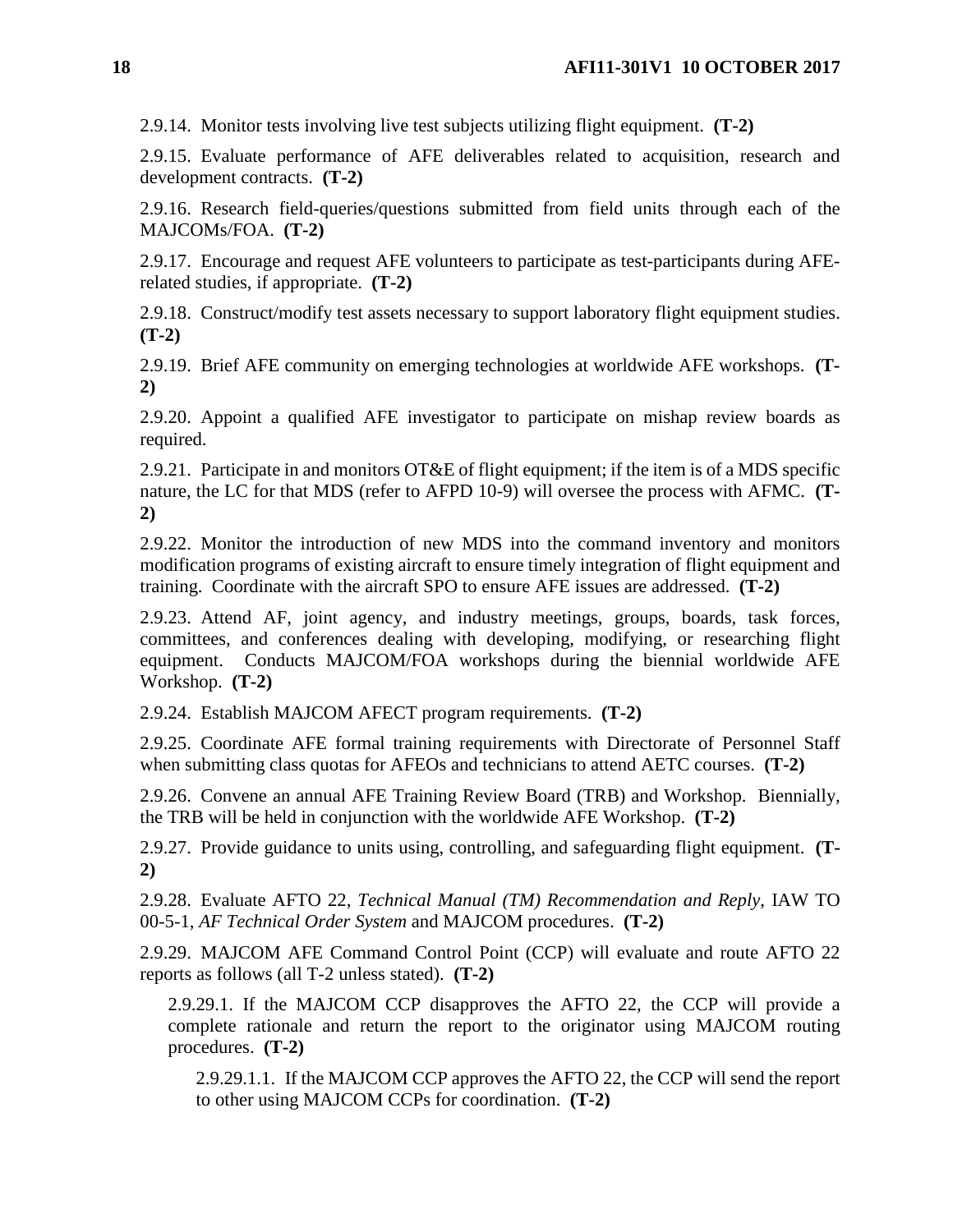2.9.14. Monitor tests involving live test subjects utilizing flight equipment. **(T-2)**

2.9.15. Evaluate performance of AFE deliverables related to acquisition, research and development contracts. **(T-2)**

2.9.16. Research field-queries/questions submitted from field units through each of the MAJCOMs/FOA. **(T-2)**

2.9.17. Encourage and request AFE volunteers to participate as test-participants during AFE-related studies, if appropriate. **(T-2)**

2.9.18. Construct/modify test assets necessary to support laboratory flight equipment studies. **(T-2)**

2.9.19. Brief AFE community on emerging technologies at worldwide AFE workshops. **(T-2)**

2.9.20. Appoint a qualified AFE investigator to participate on mishap review boards as required.

2.9.21. Participate in and monitors OT&E of flight equipment; if the item is of a MDS specific nature, the LC for that MDS (refer to AFPD 10-9) will oversee the process with AFMC. **(T-2)**

2.9.22. Monitor the introduction of new MDS into the command inventory and monitors modification programs of existing aircraft to ensure timely integration of flight equipment and training. Coordinate with the aircraft SPO to ensure AFE issues are addressed. **(T-2)**

2.9.23. Attend AF, joint agency, and industry meetings, groups, boards, task forces, committees, and conferences dealing with developing, modifying, or researching flight equipment. Conducts MAJCOM/FOA workshops during the biennial worldwide AFE Workshop. **(T-2)**

2.9.24. Establish MAJCOM AFECT program requirements. **(T-2)**

2.9.25. Coordinate AFE formal training requirements with Directorate of Personnel Staff when submitting class quotas for AFEOs and technicians to attend AETC courses. **(T-2)**

2.9.26. Convene an annual AFE Training Review Board (TRB) and Workshop. Biennially, the TRB will be held in conjunction with the worldwide AFE Workshop. **(T-2)**

2.9.27. Provide guidance to units using, controlling, and safeguarding flight equipment. **(T-2)**

2.9.28. Evaluate AFTO 22, *Technical Manual (TM) Recommendation and Reply*, IAW TO 00-5-1, *AF Technical Order System* and MAJCOM procedures. **(T-2)**

2.9.29. MAJCOM AFE Command Control Point (CCP) will evaluate and route AFTO 22 reports as follows (all T-2 unless stated). **(T-2)**

2.9.29.1. If the MAJCOM CCP disapproves the AFTO 22, the CCP will provide a complete rationale and return the report to the originator using MAJCOM routing procedures. **(T-2)**

2.9.29.1.1. If the MAJCOM CCP approves the AFTO 22, the CCP will send the report to other using MAJCOM CCPs for coordination. **(T-2)**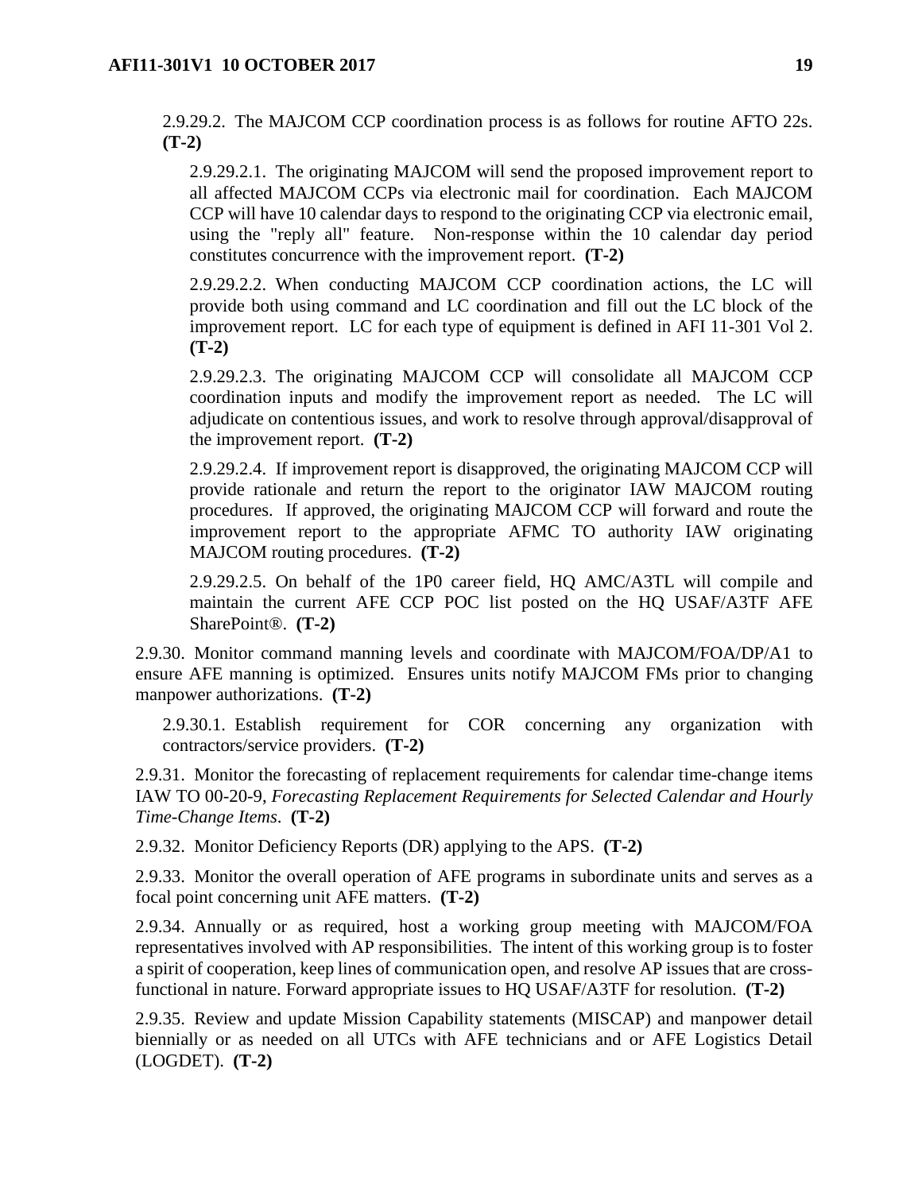2.9.29.2. The MAJCOM CCP coordination process is as follows for routine AFTO 22s. **(T-2)**

2.9.29.2.1. The originating MAJCOM will send the proposed improvement report to all affected MAJCOM CCPs via electronic mail for coordination. Each MAJCOM CCP will have 10 calendar days to respond to the originating CCP via electronic email, using the "reply all" feature. Non-response within the 10 calendar day period constitutes concurrence with the improvement report. **(T-2)**

2.9.29.2.2. When conducting MAJCOM CCP coordination actions, the LC will provide both using command and LC coordination and fill out the LC block of the improvement report. LC for each type of equipment is defined in AFI 11-301 Vol 2. **(T-2)**

2.9.29.2.3. The originating MAJCOM CCP will consolidate all MAJCOM CCP coordination inputs and modify the improvement report as needed. The LC will adjudicate on contentious issues, and work to resolve through approval/disapproval of the improvement report. **(T-2)**

2.9.29.2.4. If improvement report is disapproved, the originating MAJCOM CCP will provide rationale and return the report to the originator IAW MAJCOM routing procedures. If approved, the originating MAJCOM CCP will forward and route the improvement report to the appropriate AFMC TO authority IAW originating MAJCOM routing procedures. **(T-2)**

2.9.29.2.5. On behalf of the 1P0 career field, HQ AMC/A3TL will compile and maintain the current AFE CCP POC list posted on the HQ USAF/A3TF AFE SharePoint®. **(T-2)**

2.9.30. Monitor command manning levels and coordinate with MAJCOM/FOA/DP/A1 to ensure AFE manning is optimized. Ensures units notify MAJCOM FMs prior to changing manpower authorizations. **(T-2)**

2.9.30.1. Establish requirement for COR concerning any organization with contractors/service providers. **(T-2)**

2.9.31. Monitor the forecasting of replacement requirements for calendar time-change items IAW TO 00-20-9, *Forecasting Replacement Requirements for Selected Calendar and Hourly Time-Change Items*. **(T-2)**

2.9.32. Monitor Deficiency Reports (DR) applying to the APS. **(T-2)**

2.9.33. Monitor the overall operation of AFE programs in subordinate units and serves as a focal point concerning unit AFE matters. **(T-2)**

2.9.34. Annually or as required, host a working group meeting with MAJCOM/FOA representatives involved with AP responsibilities. The intent of this working group is to foster a spirit of cooperation, keep lines of communication open, and resolve AP issues that are cross-functional in nature. Forward appropriate issues to HQ USAF/A3TF for resolution. **(T-2)**

2.9.35. Review and update Mission Capability statements (MISCAP) and manpower detail biennially or as needed on all UTCs with AFE technicians and or AFE Logistics Detail (LOGDET). **(T-2)**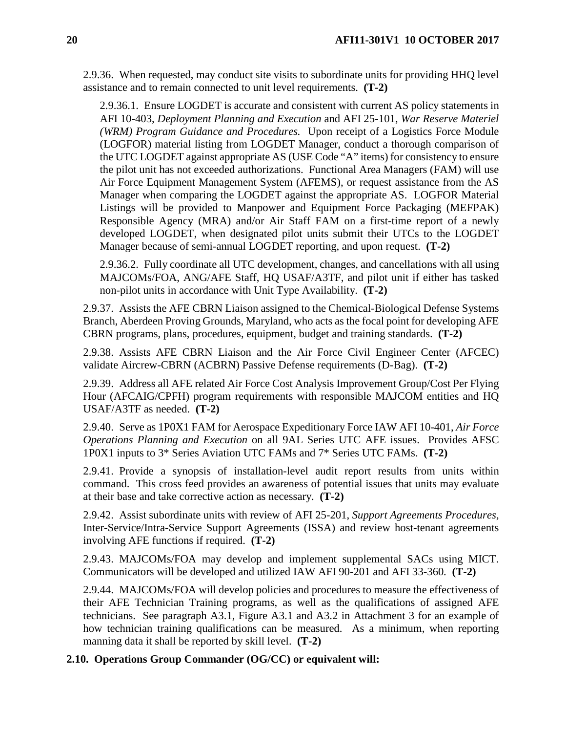2.9.36. When requested, may conduct site visits to subordinate units for providing HHQ level assistance and to remain connected to unit level requirements. **(T-2)**

2.9.36.1. Ensure LOGDET is accurate and consistent with current AS policy statements in AFI 10-403, *Deployment Planning and Execution* and AFI 25-101, *War Reserve Materiel (WRM) Program Guidance and Procedures.* Upon receipt of a Logistics Force Module (LOGFOR) material listing from LOGDET Manager, conduct a thorough comparison of the UTC LOGDET against appropriate AS (USE Code "A" items) for consistency to ensure the pilot unit has not exceeded authorizations. Functional Area Managers (FAM) will use Air Force Equipment Management System (AFEMS), or request assistance from the AS Manager when comparing the LOGDET against the appropriate AS. LOGFOR Material Listings will be provided to Manpower and Equipment Force Packaging (MEFPAK) Responsible Agency (MRA) and/or Air Staff FAM on a first-time report of a newly developed LOGDET, when designated pilot units submit their UTCs to the LOGDET Manager because of semi-annual LOGDET reporting, and upon request. **(T-2)**

2.9.36.2. Fully coordinate all UTC development, changes, and cancellations with all using MAJCOMs/FOA, ANG/AFE Staff, HQ USAF/A3TF, and pilot unit if either has tasked non-pilot units in accordance with Unit Type Availability. **(T-2)**

2.9.37. Assists the AFE CBRN Liaison assigned to the Chemical-Biological Defense Systems Branch, Aberdeen Proving Grounds, Maryland, who acts as the focal point for developing AFE CBRN programs, plans, procedures, equipment, budget and training standards. **(T-2)**

2.9.38. Assists AFE CBRN Liaison and the Air Force Civil Engineer Center (AFCEC) validate Aircrew-CBRN (ACBRN) Passive Defense requirements (D-Bag). **(T-2)**

2.9.39. Address all AFE related Air Force Cost Analysis Improvement Group/Cost Per Flying Hour (AFCAIG/CPFH) program requirements with responsible MAJCOM entities and HQ USAF/A3TF as needed. **(T-2)**

2.9.40. Serve as 1P0X1 FAM for Aerospace Expeditionary Force IAW AFI 10-401, *Air Force Operations Planning and Execution* on all 9AL Series UTC AFE issues. Provides AFSC 1P0X1 inputs to 3* Series Aviation UTC FAMs and 7* Series UTC FAMs. **(T-2)**

2.9.41. Provide a synopsis of installation-level audit report results from units within command. This cross feed provides an awareness of potential issues that units may evaluate at their base and take corrective action as necessary. **(T-2)**

2.9.42. Assist subordinate units with review of AFI 25-201, *Support Agreements Procedures,* Inter-Service/Intra-Service Support Agreements (ISSA) and review host-tenant agreements involving AFE functions if required. **(T-2)**

2.9.43. MAJCOMs/FOA may develop and implement supplemental SACs using MICT. Communicators will be developed and utilized IAW AFI 90-201 and AFI 33-360. **(T-2)**

2.9.44. MAJCOMs/FOA will develop policies and procedures to measure the effectiveness of their AFE Technician Training programs, as well as the qualifications of assigned AFE technicians. See paragraph A3.1, Figure A3.1 and A3.2 in Attachment 3 for an example of how technician training qualifications can be measured. As a minimum, when reporting manning data it shall be reported by skill level. **(T-2)**

**2.10. Operations Group Commander (OG/CC) or equivalent will:**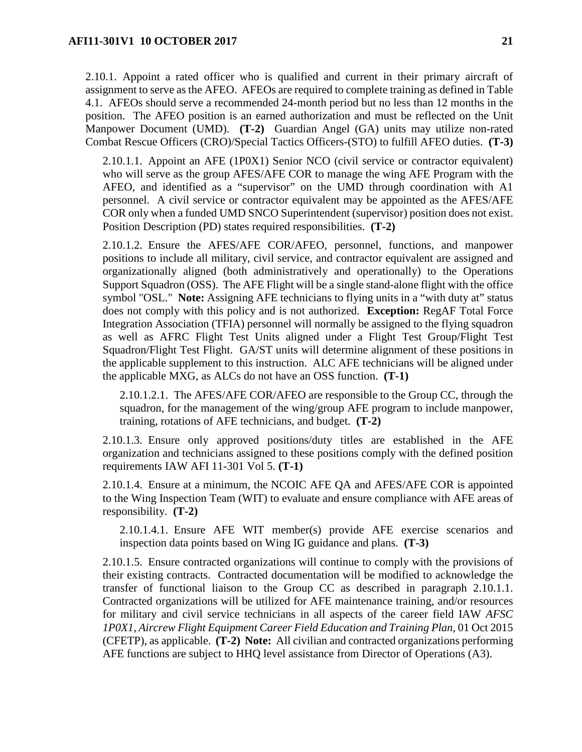2.10.1. Appoint a rated officer who is qualified and current in their primary aircraft of assignment to serve as the AFEO. AFEOs are required to complete training as defined in Table 4.1. AFEOs should serve a recommended 24-month period but no less than 12 months in the position. The AFEO position is an earned authorization and must be reflected on the Unit Manpower Document (UMD). **(T-2)** Guardian Angel (GA) units may utilize non-rated Combat Rescue Officers (CRO)/Special Tactics Officers-(STO) to fulfill AFEO duties. **(T-3)**

2.10.1.1. Appoint an AFE (1P0X1) Senior NCO (civil service or contractor equivalent) who will serve as the group AFES/AFE COR to manage the wing AFE Program with the AFEO, and identified as a "supervisor" on the UMD through coordination with A1 personnel. A civil service or contractor equivalent may be appointed as the AFES/AFE COR only when a funded UMD SNCO Superintendent (supervisor) position does not exist. Position Description (PD) states required responsibilities. **(T-2)**

2.10.1.2. Ensure the AFES/AFE COR/AFEO, personnel, functions, and manpower positions to include all military, civil service, and contractor equivalent are assigned and organizationally aligned (both administratively and operationally) to the Operations Support Squadron (OSS). The AFE Flight will be a single stand-alone flight with the office symbol "OSL." **Note:** Assigning AFE technicians to flying units in a "with duty at" status does not comply with this policy and is not authorized. **Exception:** RegAF Total Force Integration Association (TFIA) personnel will normally be assigned to the flying squadron as well as AFRC Flight Test Units aligned under a Flight Test Group/Flight Test Squadron/Flight Test Flight. GA/ST units will determine alignment of these positions in the applicable supplement to this instruction. ALC AFE technicians will be aligned under the applicable MXG, as ALCs do not have an OSS function. **(T-1)**

2.10.1.2.1. The AFES/AFE COR/AFEO are responsible to the Group CC, through the squadron, for the management of the wing/group AFE program to include manpower, training, rotations of AFE technicians, and budget. **(T-2)**

2.10.1.3. Ensure only approved positions/duty titles are established in the AFE organization and technicians assigned to these positions comply with the defined position requirements IAW AFI 11-301 Vol 5. **(T-1)**

2.10.1.4. Ensure at a minimum, the NCOIC AFE QA and AFES/AFE COR is appointed to the Wing Inspection Team (WIT) to evaluate and ensure compliance with AFE areas of responsibility. **(T-2)**

2.10.1.4.1. Ensure AFE WIT member(s) provide AFE exercise scenarios and inspection data points based on Wing IG guidance and plans. **(T-3)**

2.10.1.5. Ensure contracted organizations will continue to comply with the provisions of their existing contracts. Contracted documentation will be modified to acknowledge the transfer of functional liaison to the Group CC as described in paragraph 2.10.1.1. Contracted organizations will be utilized for AFE maintenance training, and/or resources for military and civil service technicians in all aspects of the career field IAW *AFSC 1P0X1, Aircrew Flight Equipment Career Field Education and Training Plan*, 01 Oct 2015 (CFETP), as applicable. **(T-2)** **Note:** All civilian and contracted organizations performing AFE functions are subject to HHQ level assistance from Director of Operations (A3).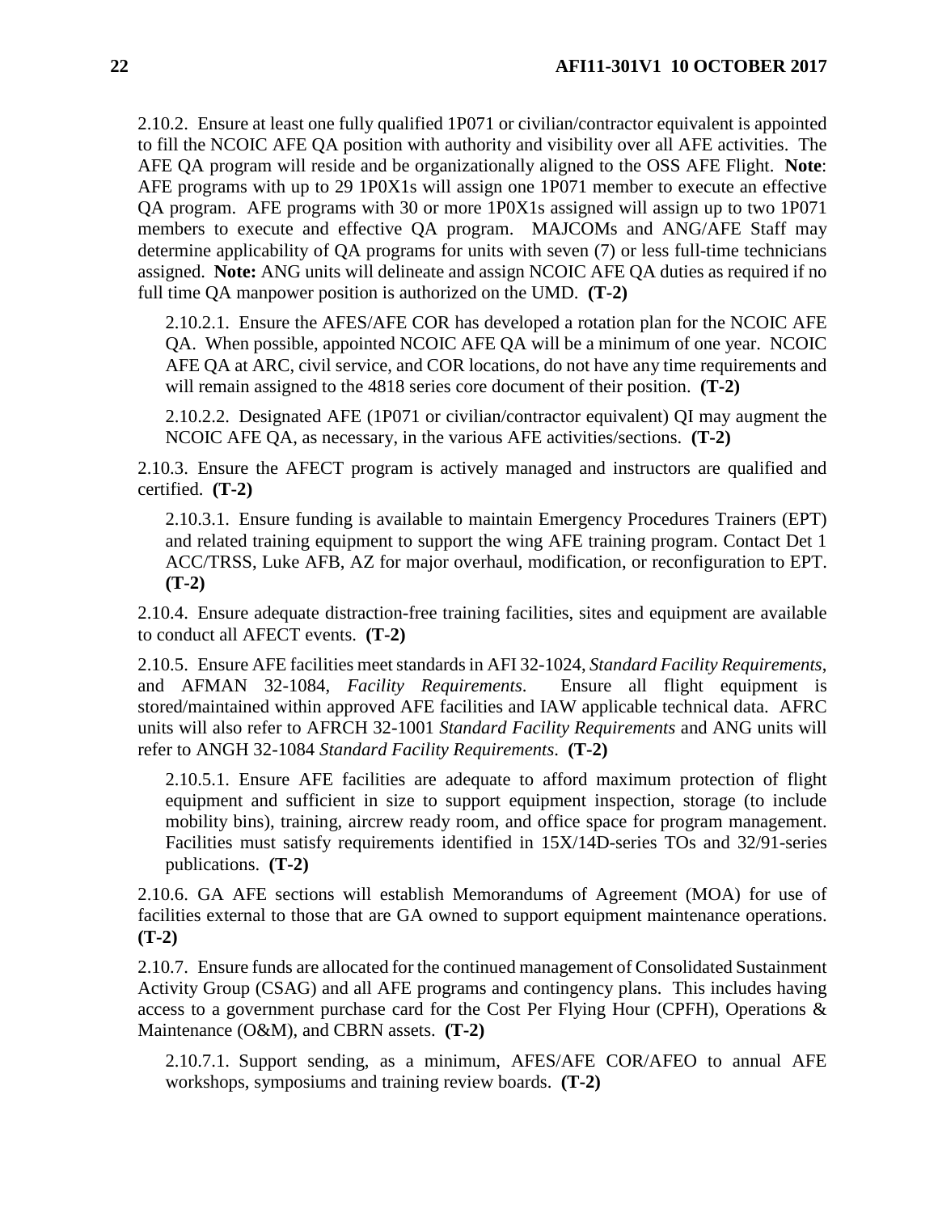2.10.2. Ensure at least one fully qualified 1P071 or civilian/contractor equivalent is appointed to fill the NCOIC AFE QA position with authority and visibility over all AFE activities. The AFE QA program will reside and be organizationally aligned to the OSS AFE Flight. **Note**: AFE programs with up to 29 1P0X1s will assign one 1P071 member to execute an effective QA program. AFE programs with 30 or more 1P0X1s assigned will assign up to two 1P071 members to execute and effective QA program. MAJCOMs and ANG/AFE Staff may determine applicability of QA programs for units with seven (7) or less full-time technicians assigned. **Note:** ANG units will delineate and assign NCOIC AFE QA duties as required if no full time QA manpower position is authorized on the UMD. **(T-2)**

2.10.2.1. Ensure the AFES/AFE COR has developed a rotation plan for the NCOIC AFE QA. When possible, appointed NCOIC AFE QA will be a minimum of one year. NCOIC AFE QA at ARC, civil service, and COR locations, do not have any time requirements and will remain assigned to the 4818 series core document of their position. **(T-2)**

2.10.2.2. Designated AFE (1P071 or civilian/contractor equivalent) QI may augment the NCOIC AFE QA, as necessary, in the various AFE activities/sections. **(T-2)**

2.10.3. Ensure the AFECT program is actively managed and instructors are qualified and certified. **(T-2)**

2.10.3.1. Ensure funding is available to maintain Emergency Procedures Trainers (EPT) and related training equipment to support the wing AFE training program. Contact Det 1 ACC/TRSS, Luke AFB, AZ for major overhaul, modification, or reconfiguration to EPT. **(T-2)**

2.10.4. Ensure adequate distraction-free training facilities, sites and equipment are available to conduct all AFECT events. **(T-2)**

2.10.5. Ensure AFE facilities meet standards in AFI 32-1024, *Standard Facility Requirements*, and AFMAN 32-1084, *Facility Requirements*. Ensure all flight equipment is stored/maintained within approved AFE facilities and IAW applicable technical data. AFRC units will also refer to AFRCH 32-1001 *Standard Facility Requirements* and ANG units will refer to ANGH 32-1084 *Standard Facility Requirements*. **(T-2)**

2.10.5.1. Ensure AFE facilities are adequate to afford maximum protection of flight equipment and sufficient in size to support equipment inspection, storage (to include mobility bins), training, aircrew ready room, and office space for program management. Facilities must satisfy requirements identified in 15X/14D-series TOs and 32/91-series publications. **(T-2)**

2.10.6. GA AFE sections will establish Memorandums of Agreement (MOA) for use of facilities external to those that are GA owned to support equipment maintenance operations. **(T-2)**

2.10.7. Ensure funds are allocated for the continued management of Consolidated Sustainment Activity Group (CSAG) and all AFE programs and contingency plans. This includes having access to a government purchase card for the Cost Per Flying Hour (CPFH), Operations & Maintenance (O&M), and CBRN assets. **(T-2)**

2.10.7.1. Support sending, as a minimum, AFES/AFE COR/AFEO to annual AFE workshops, symposiums and training review boards. **(T-2)**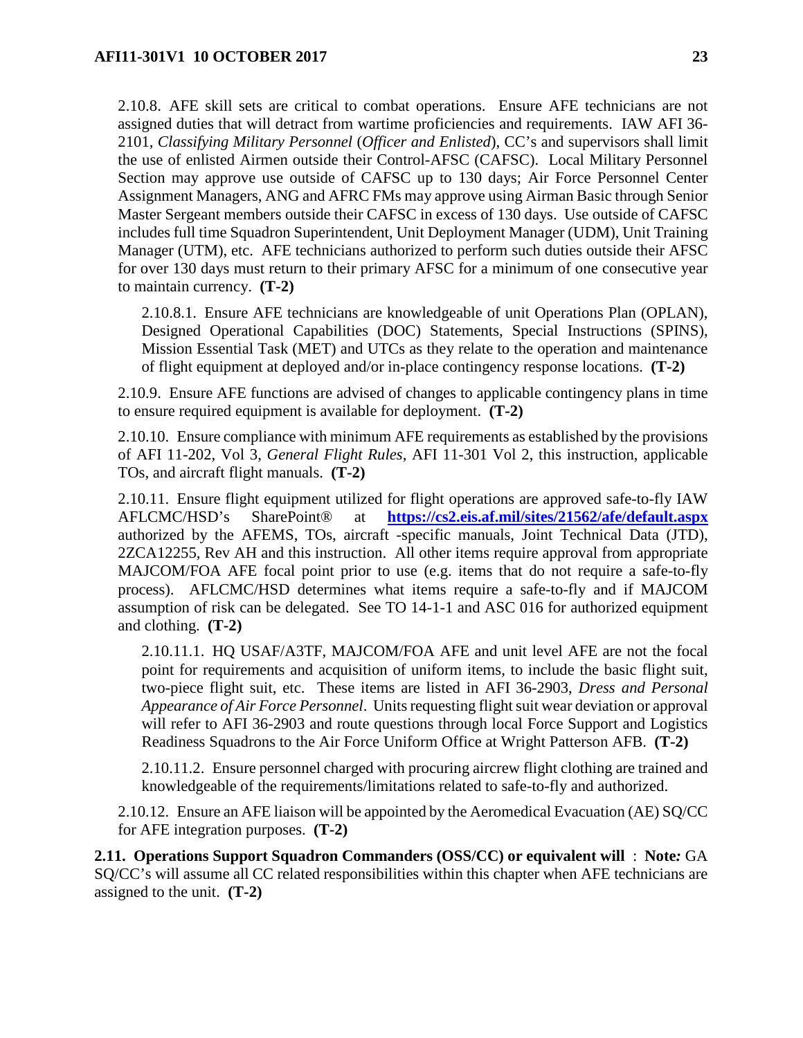2.10.8. AFE skill sets are critical to combat operations. Ensure AFE technicians are not assigned duties that will detract from wartime proficiencies and requirements. IAW AFI 36-2101, *Classifying Military Personnel* (*Officer and Enlisted*), CC's and supervisors shall limit the use of enlisted Airmen outside their Control-AFSC (CAFSC). Local Military Personnel Section may approve use outside of CAFSC up to 130 days; Air Force Personnel Center Assignment Managers, ANG and AFRC FMs may approve using Airman Basic through Senior Master Sergeant members outside their CAFSC in excess of 130 days. Use outside of CAFSC includes full time Squadron Superintendent, Unit Deployment Manager (UDM), Unit Training Manager (UTM), etc. AFE technicians authorized to perform such duties outside their AFSC for over 130 days must return to their primary AFSC for a minimum of one consecutive year to maintain currency. **(T-2)**

2.10.8.1. Ensure AFE technicians are knowledgeable of unit Operations Plan (OPLAN), Designed Operational Capabilities (DOC) Statements, Special Instructions (SPINS), Mission Essential Task (MET) and UTCs as they relate to the operation and maintenance of flight equipment at deployed and/or in-place contingency response locations. **(T-2)**

2.10.9. Ensure AFE functions are advised of changes to applicable contingency plans in time to ensure required equipment is available for deployment. **(T-2)**

2.10.10. Ensure compliance with minimum AFE requirements as established by the provisions of AFI 11-202, Vol 3, *General Flight Rules*, AFI 11-301 Vol 2, this instruction, applicable TOs, and aircraft flight manuals. **(T-2)**

2.10.11. Ensure flight equipment utilized for flight operations are approved safe-to-fly IAW AFLCMC/HSD's SharePoint® at **https://cs2.eis.af.mil/sites/21562/afe/default.aspx** authorized by the AFEMS, TOs, aircraft -specific manuals, Joint Technical Data (JTD), 2ZCA12255, Rev AH and this instruction. All other items require approval from appropriate MAJCOM/FOA AFE focal point prior to use (e.g. items that do not require a safe-to-fly process). AFLCMC/HSD determines what items require a safe-to-fly and if MAJCOM assumption of risk can be delegated. See TO 14-1-1 and ASC 016 for authorized equipment and clothing. **(T-2)**

2.10.11.1. HQ USAF/A3TF, MAJCOM/FOA AFE and unit level AFE are not the focal point for requirements and acquisition of uniform items, to include the basic flight suit, two-piece flight suit, etc. These items are listed in AFI 36-2903, *Dress and Personal Appearance of Air Force Personnel*. Units requesting flight suit wear deviation or approval will refer to AFI 36-2903 and route questions through local Force Support and Logistics Readiness Squadrons to the Air Force Uniform Office at Wright Patterson AFB. **(T-2)**

2.10.11.2. Ensure personnel charged with procuring aircrew flight clothing are trained and knowledgeable of the requirements/limitations related to safe-to-fly and authorized.

2.10.12. Ensure an AFE liaison will be appointed by the Aeromedical Evacuation (AE) SQ/CC for AFE integration purposes. **(T-2)**

**2.11. Operations Support Squadron Commanders (OSS/CC) or equivalent will** : **Note*:*** GA SQ/CC's will assume all CC related responsibilities within this chapter when AFE technicians are assigned to the unit. **(T-2)**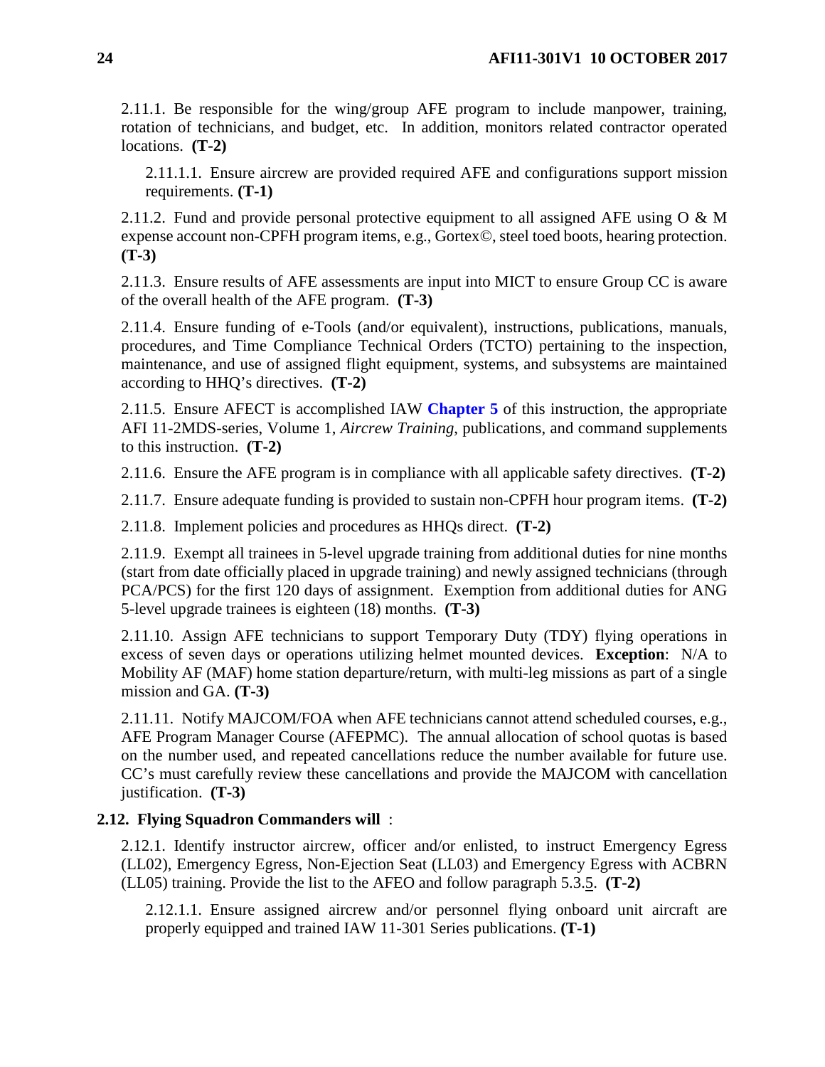2.11.1. Be responsible for the wing/group AFE program to include manpower, training, rotation of technicians, and budget, etc. In addition, monitors related contractor operated locations. **(T-2)**

2.11.1.1. Ensure aircrew are provided required AFE and configurations support mission requirements. **(T-1)**

2.11.2. Fund and provide personal protective equipment to all assigned AFE using O & M expense account non-CPFH program items, e.g., Gortex©, steel toed boots, hearing protection. **(T-3)**

2.11.3. Ensure results of AFE assessments are input into MICT to ensure Group CC is aware of the overall health of the AFE program. **(T-3)**

2.11.4. Ensure funding of e-Tools (and/or equivalent), instructions, publications, manuals, procedures, and Time Compliance Technical Orders (TCTO) pertaining to the inspection, maintenance, and use of assigned flight equipment, systems, and subsystems are maintained according to HHQ's directives. **(T-2)**

2.11.5. Ensure AFECT is accomplished IAW **Chapter 5** of this instruction, the appropriate AFI 11-2MDS-series, Volume 1, *Aircrew Training*, publications, and command supplements to this instruction. **(T-2)**

2.11.6. Ensure the AFE program is in compliance with all applicable safety directives. **(T-2)**

2.11.7. Ensure adequate funding is provided to sustain non-CPFH hour program items. **(T-2)**

2.11.8. Implement policies and procedures as HHQs direct. **(T-2)**

2.11.9. Exempt all trainees in 5-level upgrade training from additional duties for nine months (start from date officially placed in upgrade training) and newly assigned technicians (through PCA/PCS) for the first 120 days of assignment. Exemption from additional duties for ANG 5-level upgrade trainees is eighteen (18) months. **(T-3)**

2.11.10. Assign AFE technicians to support Temporary Duty (TDY) flying operations in excess of seven days or operations utilizing helmet mounted devices. **Exception**: N/A to Mobility AF (MAF) home station departure/return, with multi-leg missions as part of a single mission and GA. **(T-3)**

2.11.11. Notify MAJCOM/FOA when AFE technicians cannot attend scheduled courses, e.g., AFE Program Manager Course (AFEPMC). The annual allocation of school quotas is based on the number used, and repeated cancellations reduce the number available for future use. CC's must carefully review these cancellations and provide the MAJCOM with cancellation justification. **(T-3)**

**2.12. Flying Squadron Commanders will**:

2.12.1. Identify instructor aircrew, officer and/or enlisted, to instruct Emergency Egress (LL02), Emergency Egress, Non-Ejection Seat (LL03) and Emergency Egress with ACBRN (LL05) training. Provide the list to the AFEO and follow paragraph 5.3.5. **(T-2)**

2.12.1.1. Ensure assigned aircrew and/or personnel flying onboard unit aircraft are properly equipped and trained IAW 11-301 Series publications. **(T-1)**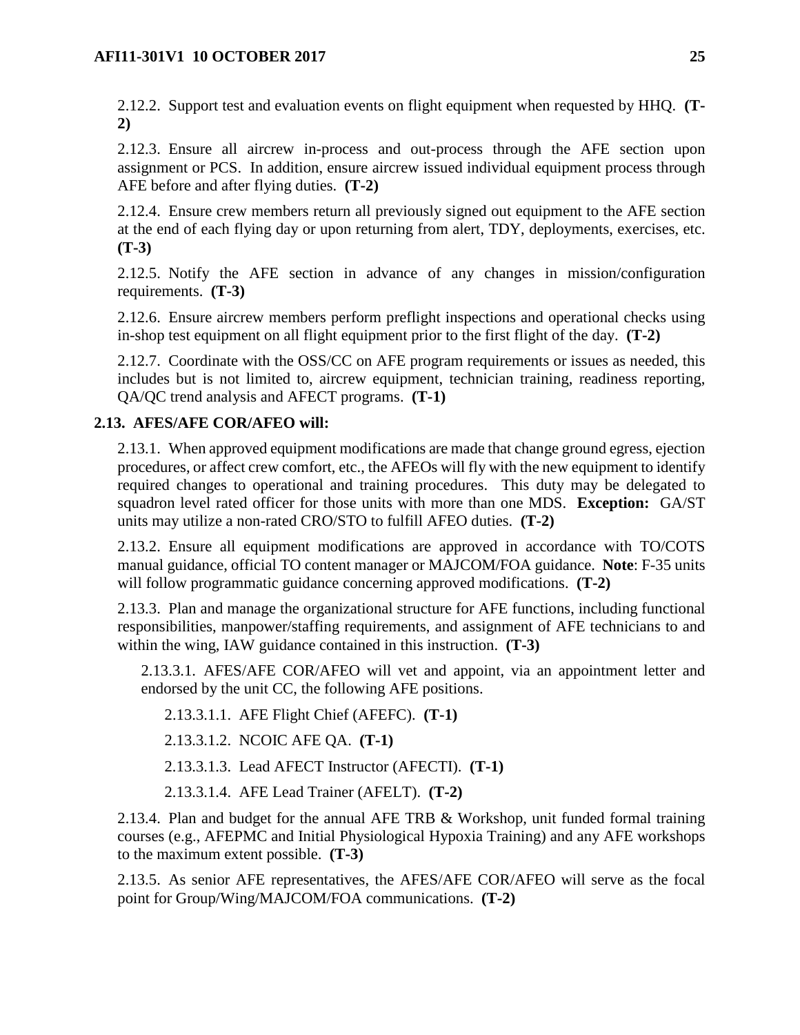2.12.2. Support test and evaluation events on flight equipment when requested by HHQ. **(T-2)**

2.12.3. Ensure all aircrew in-process and out-process through the AFE section upon assignment or PCS. In addition, ensure aircrew issued individual equipment process through AFE before and after flying duties. **(T-2)**

2.12.4. Ensure crew members return all previously signed out equipment to the AFE section at the end of each flying day or upon returning from alert, TDY, deployments, exercises, etc. **(T-3)**

2.12.5. Notify the AFE section in advance of any changes in mission/configuration requirements. **(T-3)**

2.12.6. Ensure aircrew members perform preflight inspections and operational checks using in-shop test equipment on all flight equipment prior to the first flight of the day. **(T-2)**

2.12.7. Coordinate with the OSS/CC on AFE program requirements or issues as needed, this includes but is not limited to, aircrew equipment, technician training, readiness reporting, QA/QC trend analysis and AFECT programs. **(T-1)**

**2.13. AFES/AFE COR/AFEO will:**

2.13.1. When approved equipment modifications are made that change ground egress, ejection procedures, or affect crew comfort, etc., the AFEOs will fly with the new equipment to identify required changes to operational and training procedures. This duty may be delegated to squadron level rated officer for those units with more than one MDS. **Exception:** GA/ST units may utilize a non-rated CRO/STO to fulfill AFEO duties. **(T-2)**

2.13.2. Ensure all equipment modifications are approved in accordance with TO/COTS manual guidance, official TO content manager or MAJCOM/FOA guidance. **Note**: F-35 units will follow programmatic guidance concerning approved modifications. **(T-2)**

2.13.3. Plan and manage the organizational structure for AFE functions, including functional responsibilities, manpower/staffing requirements, and assignment of AFE technicians to and within the wing, IAW guidance contained in this instruction. **(T-3)**

2.13.3.1. AFES/AFE COR/AFEO will vet and appoint, via an appointment letter and endorsed by the unit CC, the following AFE positions.

2.13.3.1.1. AFE Flight Chief (AFEFC). **(T-1)**

2.13.3.1.2. NCOIC AFE QA. **(T-1)**

2.13.3.1.3. Lead AFECT Instructor (AFECTI). **(T-1)**

2.13.3.1.4. AFE Lead Trainer (AFELT). **(T-2)**

2.13.4. Plan and budget for the annual AFE TRB & Workshop, unit funded formal training courses (e.g., AFEPMC and Initial Physiological Hypoxia Training) and any AFE workshops to the maximum extent possible. **(T-3)**

2.13.5. As senior AFE representatives, the AFES/AFE COR/AFEO will serve as the focal point for Group/Wing/MAJCOM/FOA communications. **(T-2)**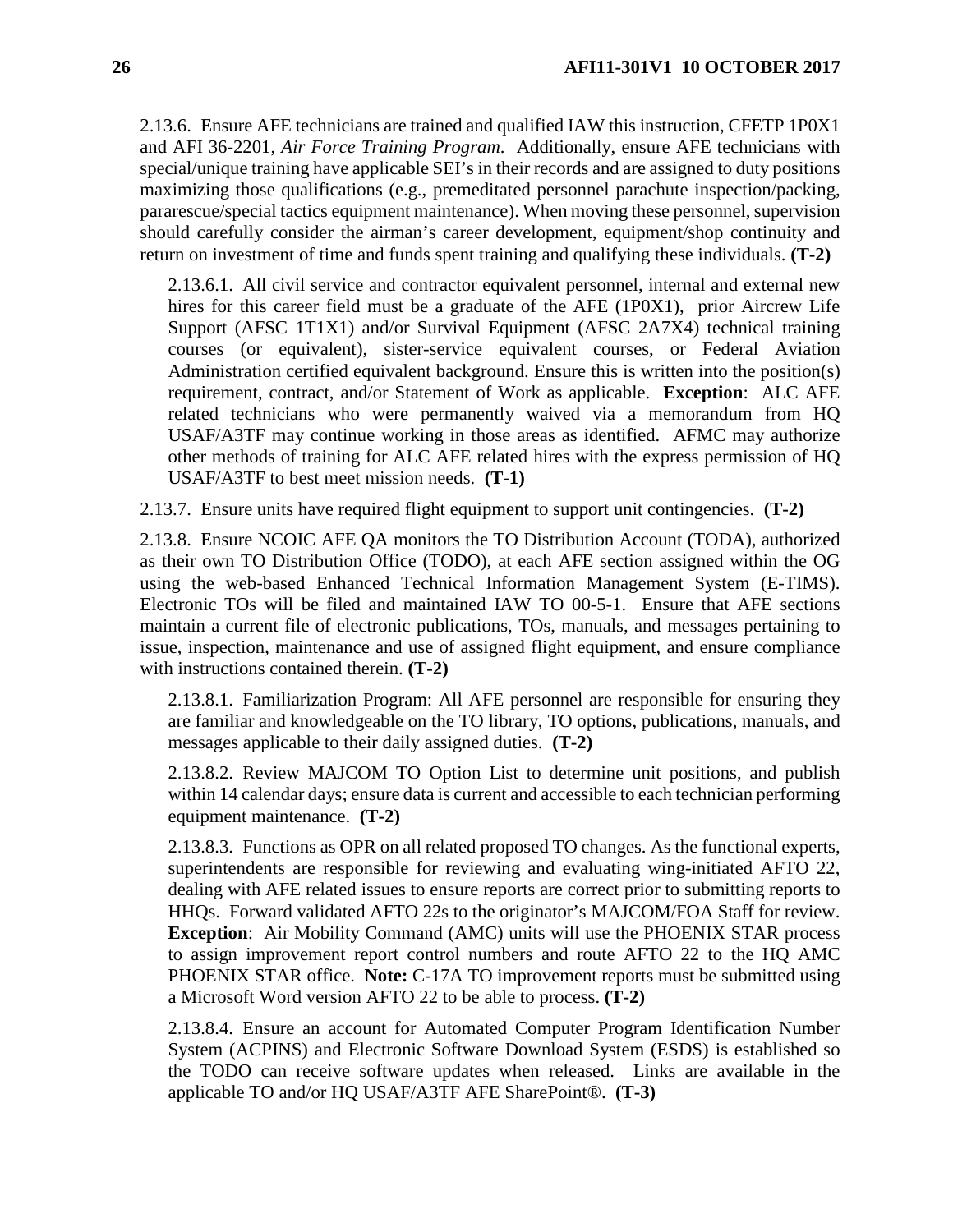2.13.6. Ensure AFE technicians are trained and qualified IAW this instruction, CFETP 1P0X1 and AFI 36-2201, *Air Force Training Program*. Additionally, ensure AFE technicians with special/unique training have applicable SEI's in their records and are assigned to duty positions maximizing those qualifications (e.g., premeditated personnel parachute inspection/packing, pararescue/special tactics equipment maintenance). When moving these personnel, supervision should carefully consider the airman's career development, equipment/shop continuity and return on investment of time and funds spent training and qualifying these individuals. **(T-2)**

2.13.6.1. All civil service and contractor equivalent personnel, internal and external new hires for this career field must be a graduate of the AFE (1P0X1), prior Aircrew Life Support (AFSC 1T1X1) and/or Survival Equipment (AFSC 2A7X4) technical training courses (or equivalent), sister-service equivalent courses, or Federal Aviation Administration certified equivalent background. Ensure this is written into the position(s) requirement, contract, and/or Statement of Work as applicable. **Exception**: ALC AFE related technicians who were permanently waived via a memorandum from HQ USAF/A3TF may continue working in those areas as identified. AFMC may authorize other methods of training for ALC AFE related hires with the express permission of HQ USAF/A3TF to best meet mission needs. **(T-1)**

2.13.7. Ensure units have required flight equipment to support unit contingencies. **(T-2)**

2.13.8. Ensure NCOIC AFE QA monitors the TO Distribution Account (TODA), authorized as their own TO Distribution Office (TODO), at each AFE section assigned within the OG using the web-based Enhanced Technical Information Management System (E-TIMS). Electronic TOs will be filed and maintained IAW TO 00-5-1. Ensure that AFE sections maintain a current file of electronic publications, TOs, manuals, and messages pertaining to issue, inspection, maintenance and use of assigned flight equipment, and ensure compliance with instructions contained therein. **(T-2)**

2.13.8.1. Familiarization Program: All AFE personnel are responsible for ensuring they are familiar and knowledgeable on the TO library, TO options, publications, manuals, and messages applicable to their daily assigned duties. **(T-2)**

2.13.8.2. Review MAJCOM TO Option List to determine unit positions, and publish within 14 calendar days; ensure data is current and accessible to each technician performing equipment maintenance. **(T-2)**

2.13.8.3. Functions as OPR on all related proposed TO changes. As the functional experts, superintendents are responsible for reviewing and evaluating wing-initiated AFTO 22, dealing with AFE related issues to ensure reports are correct prior to submitting reports to HHQs. Forward validated AFTO 22s to the originator's MAJCOM/FOA Staff for review. **Exception**: Air Mobility Command (AMC) units will use the PHOENIX STAR process to assign improvement report control numbers and route AFTO 22 to the HQ AMC PHOENIX STAR office. **Note:** C-17A TO improvement reports must be submitted using a Microsoft Word version AFTO 22 to be able to process. **(T-2)**

2.13.8.4. Ensure an account for Automated Computer Program Identification Number System (ACPINS) and Electronic Software Download System (ESDS) is established so the TODO can receive software updates when released. Links are available in the applicable TO and/or HQ USAF/A3TF AFE SharePoint®. **(T-3)**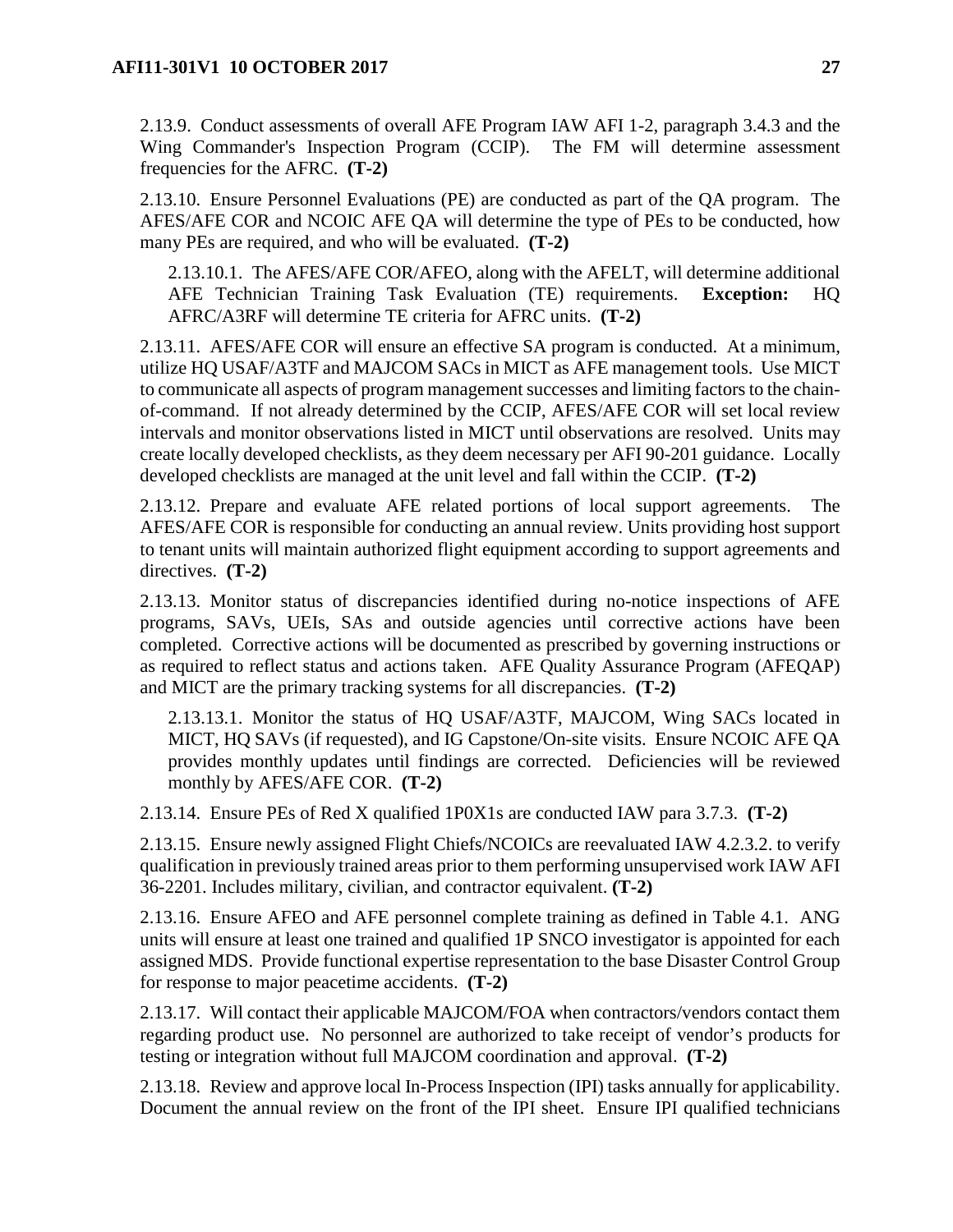2.13.9. Conduct assessments of overall AFE Program IAW AFI 1-2, paragraph 3.4.3 and the Wing Commander's Inspection Program (CCIP). The FM will determine assessment frequencies for the AFRC. **(T-2)**

2.13.10. Ensure Personnel Evaluations (PE) are conducted as part of the QA program. The AFES/AFE COR and NCOIC AFE QA will determine the type of PEs to be conducted, how many PEs are required, and who will be evaluated. **(T-2)**

2.13.10.1. The AFES/AFE COR/AFEO, along with the AFELT, will determine additional AFE Technician Training Task Evaluation (TE) requirements. **Exception:** HQ AFRC/A3RF will determine TE criteria for AFRC units. **(T-2)**

2.13.11. AFES/AFE COR will ensure an effective SA program is conducted. At a minimum, utilize HQ USAF/A3TF and MAJCOM SACs in MICT as AFE management tools. Use MICT to communicate all aspects of program management successes and limiting factors to the chain-of-command. If not already determined by the CCIP, AFES/AFE COR will set local review intervals and monitor observations listed in MICT until observations are resolved. Units may create locally developed checklists, as they deem necessary per AFI 90-201 guidance. Locally developed checklists are managed at the unit level and fall within the CCIP. **(T-2)**

2.13.12. Prepare and evaluate AFE related portions of local support agreements. The AFES/AFE COR is responsible for conducting an annual review. Units providing host support to tenant units will maintain authorized flight equipment according to support agreements and directives. **(T-2)**

2.13.13. Monitor status of discrepancies identified during no-notice inspections of AFE programs, SAVs, UEIs, SAs and outside agencies until corrective actions have been completed. Corrective actions will be documented as prescribed by governing instructions or as required to reflect status and actions taken. AFE Quality Assurance Program (AFEQAP) and MICT are the primary tracking systems for all discrepancies. **(T-2)**

2.13.13.1. Monitor the status of HQ USAF/A3TF, MAJCOM, Wing SACs located in MICT, HQ SAVs (if requested), and IG Capstone/On-site visits. Ensure NCOIC AFE QA provides monthly updates until findings are corrected. Deficiencies will be reviewed monthly by AFES/AFE COR. **(T-2)**

2.13.14. Ensure PEs of Red X qualified 1P0X1s are conducted IAW para 3.7.3. **(T-2)**

2.13.15. Ensure newly assigned Flight Chiefs/NCOICs are reevaluated IAW 4.2.3.2. to verify qualification in previously trained areas prior to them performing unsupervised work IAW AFI 36-2201. Includes military, civilian, and contractor equivalent. **(T-2)**

2.13.16. Ensure AFEO and AFE personnel complete training as defined in Table 4.1. ANG units will ensure at least one trained and qualified 1P SNCO investigator is appointed for each assigned MDS. Provide functional expertise representation to the base Disaster Control Group for response to major peacetime accidents. **(T-2)**

2.13.17. Will contact their applicable MAJCOM/FOA when contractors/vendors contact them regarding product use. No personnel are authorized to take receipt of vendor's products for testing or integration without full MAJCOM coordination and approval. **(T-2)**

2.13.18. Review and approve local In-Process Inspection (IPI) tasks annually for applicability. Document the annual review on the front of the IPI sheet. Ensure IPI qualified technicians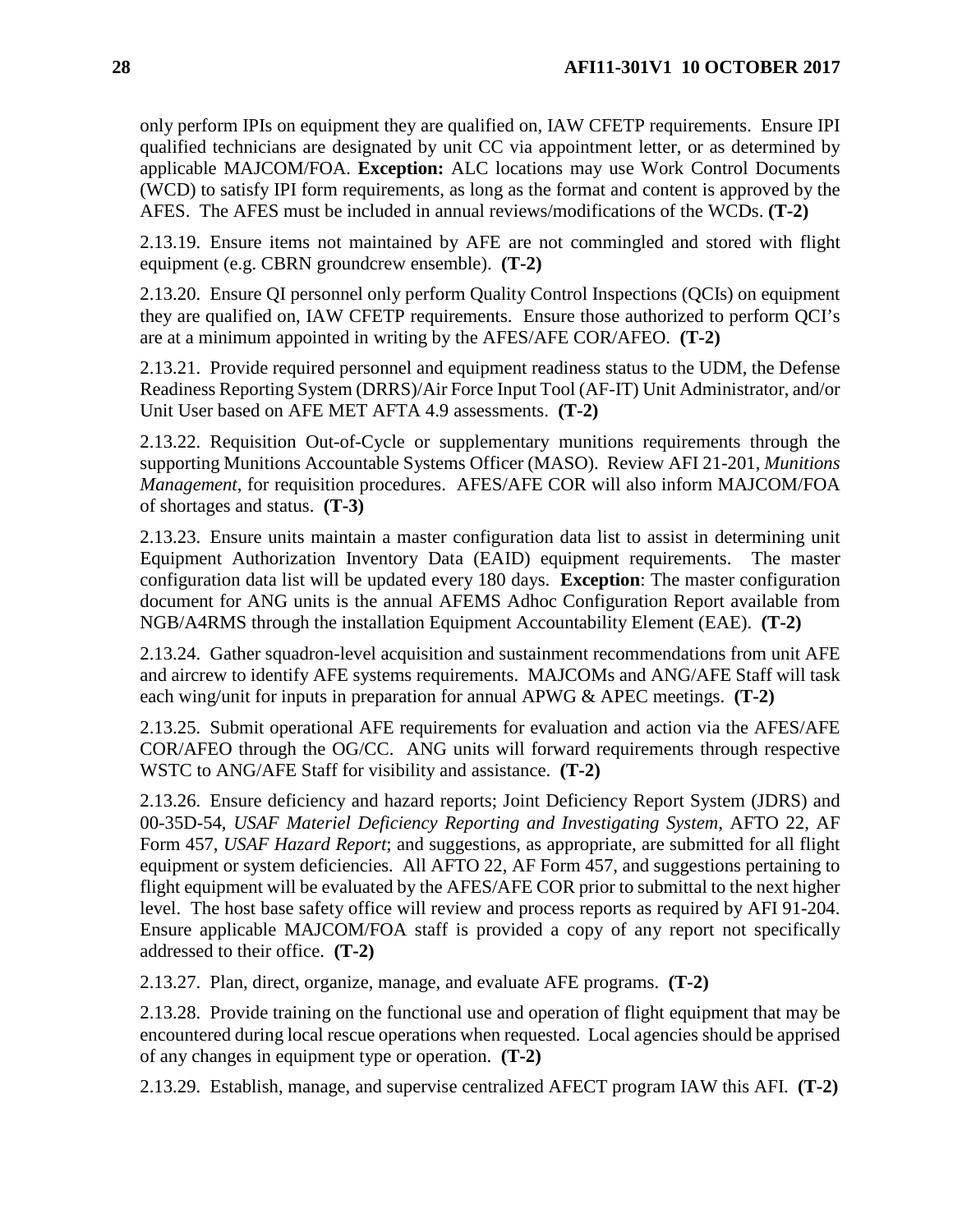only perform IPIs on equipment they are qualified on, IAW CFETP requirements. Ensure IPI qualified technicians are designated by unit CC via appointment letter, or as determined by applicable MAJCOM/FOA. **Exception:** ALC locations may use Work Control Documents (WCD) to satisfy IPI form requirements, as long as the format and content is approved by the AFES. The AFES must be included in annual reviews/modifications of the WCDs. **(T-2)**

2.13.19. Ensure items not maintained by AFE are not commingled and stored with flight equipment (e.g. CBRN groundcrew ensemble). **(T-2)**

2.13.20. Ensure QI personnel only perform Quality Control Inspections (QCIs) on equipment they are qualified on, IAW CFETP requirements. Ensure those authorized to perform QCI's are at a minimum appointed in writing by the AFES/AFE COR/AFEO. **(T-2)**

2.13.21. Provide required personnel and equipment readiness status to the UDM, the Defense Readiness Reporting System (DRRS)/Air Force Input Tool (AF-IT) Unit Administrator, and/or Unit User based on AFE MET AFTA 4.9 assessments. **(T-2)**

2.13.22. Requisition Out-of-Cycle or supplementary munitions requirements through the supporting Munitions Accountable Systems Officer (MASO). Review AFI 21-201, *Munitions Management*, for requisition procedures. AFES/AFE COR will also inform MAJCOM/FOA of shortages and status. **(T-3)**

2.13.23. Ensure units maintain a master configuration data list to assist in determining unit Equipment Authorization Inventory Data (EAID) equipment requirements. The master configuration data list will be updated every 180 days. **Exception**: The master configuration document for ANG units is the annual AFEMS Adhoc Configuration Report available from NGB/A4RMS through the installation Equipment Accountability Element (EAE). **(T-2)**

2.13.24. Gather squadron-level acquisition and sustainment recommendations from unit AFE and aircrew to identify AFE systems requirements. MAJCOMs and ANG/AFE Staff will task each wing/unit for inputs in preparation for annual APWG & APEC meetings. **(T-2)**

2.13.25. Submit operational AFE requirements for evaluation and action via the AFES/AFE COR/AFEO through the OG/CC. ANG units will forward requirements through respective WSTC to ANG/AFE Staff for visibility and assistance. **(T-2)**

2.13.26. Ensure deficiency and hazard reports; Joint Deficiency Report System (JDRS) and 00-35D-54, *USAF Materiel Deficiency Reporting and Investigating System*, AFTO 22, AF Form 457, *USAF Hazard Report*; and suggestions, as appropriate, are submitted for all flight equipment or system deficiencies. All AFTO 22, AF Form 457, and suggestions pertaining to flight equipment will be evaluated by the AFES/AFE COR prior to submittal to the next higher level. The host base safety office will review and process reports as required by AFI 91-204. Ensure applicable MAJCOM/FOA staff is provided a copy of any report not specifically addressed to their office. **(T-2)**

2.13.27. Plan, direct, organize, manage, and evaluate AFE programs. **(T-2)**

2.13.28. Provide training on the functional use and operation of flight equipment that may be encountered during local rescue operations when requested. Local agencies should be apprised of any changes in equipment type or operation. **(T-2)**

2.13.29. Establish, manage, and supervise centralized AFECT program IAW this AFI. **(T-2)**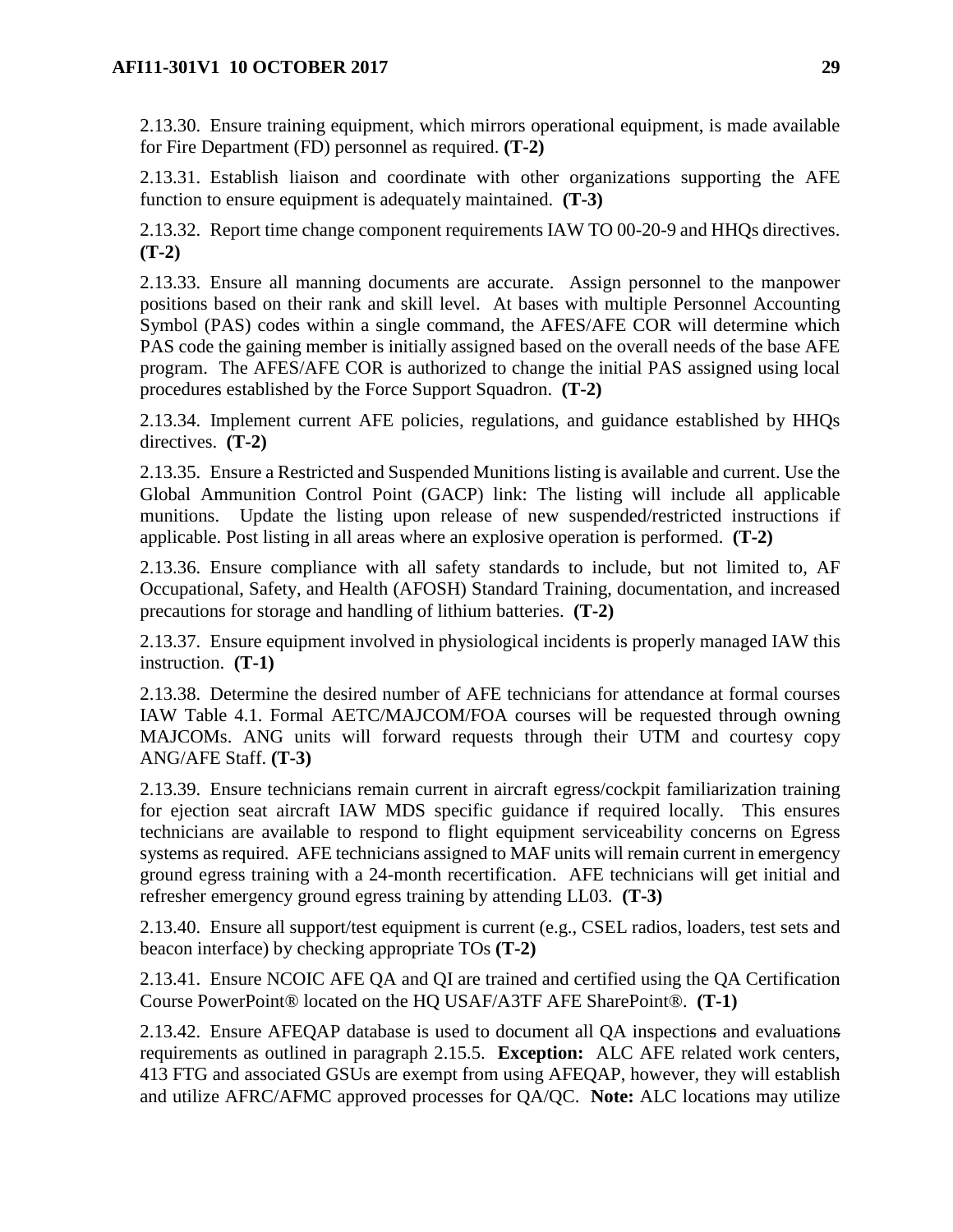2.13.30. Ensure training equipment, which mirrors operational equipment, is made available for Fire Department (FD) personnel as required. **(T-2)**

2.13.31. Establish liaison and coordinate with other organizations supporting the AFE function to ensure equipment is adequately maintained. **(T-3)**

2.13.32. Report time change component requirements IAW TO 00-20-9 and HHQs directives. **(T-2)**

2.13.33. Ensure all manning documents are accurate. Assign personnel to the manpower positions based on their rank and skill level. At bases with multiple Personnel Accounting Symbol (PAS) codes within a single command, the AFES/AFE COR will determine which PAS code the gaining member is initially assigned based on the overall needs of the base AFE program. The AFES/AFE COR is authorized to change the initial PAS assigned using local procedures established by the Force Support Squadron. **(T-2)**

2.13.34. Implement current AFE policies, regulations, and guidance established by HHQs directives. **(T-2)**

2.13.35. Ensure a Restricted and Suspended Munitions listing is available and current. Use the Global Ammunition Control Point (GACP) link: The listing will include all applicable munitions. Update the listing upon release of new suspended/restricted instructions if applicable. Post listing in all areas where an explosive operation is performed. **(T-2)**

2.13.36. Ensure compliance with all safety standards to include, but not limited to, AF Occupational, Safety, and Health (AFOSH) Standard Training, documentation, and increased precautions for storage and handling of lithium batteries. **(T-2)**

2.13.37. Ensure equipment involved in physiological incidents is properly managed IAW this instruction. **(T-1)**

2.13.38. Determine the desired number of AFE technicians for attendance at formal courses IAW Table 4.1. Formal AETC/MAJCOM/FOA courses will be requested through owning MAJCOMs. ANG units will forward requests through their UTM and courtesy copy ANG/AFE Staff. **(T-3)**

2.13.39. Ensure technicians remain current in aircraft egress/cockpit familiarization training for ejection seat aircraft IAW MDS specific guidance if required locally. This ensures technicians are available to respond to flight equipment serviceability concerns on Egress systems as required. AFE technicians assigned to MAF units will remain current in emergency ground egress training with a 24-month recertification. AFE technicians will get initial and refresher emergency ground egress training by attending LL03. **(T-3)**

2.13.40. Ensure all support/test equipment is current (e.g., CSEL radios, loaders, test sets and beacon interface) by checking appropriate TOs **(T-2)**

2.13.41. Ensure NCOIC AFE QA and QI are trained and certified using the QA Certification Course PowerPoint® located on the HQ USAF/A3TF AFE SharePoint®. **(T-1)**

2.13.42. Ensure AFEQAP database is used to document all QA inspections and evaluations requirements as outlined in paragraph 2.15.5. **Exception:** ALC AFE related work centers, 413 FTG and associated GSUs are exempt from using AFEQAP, however, they will establish and utilize AFRC/AFMC approved processes for QA/QC. **Note:** ALC locations may utilize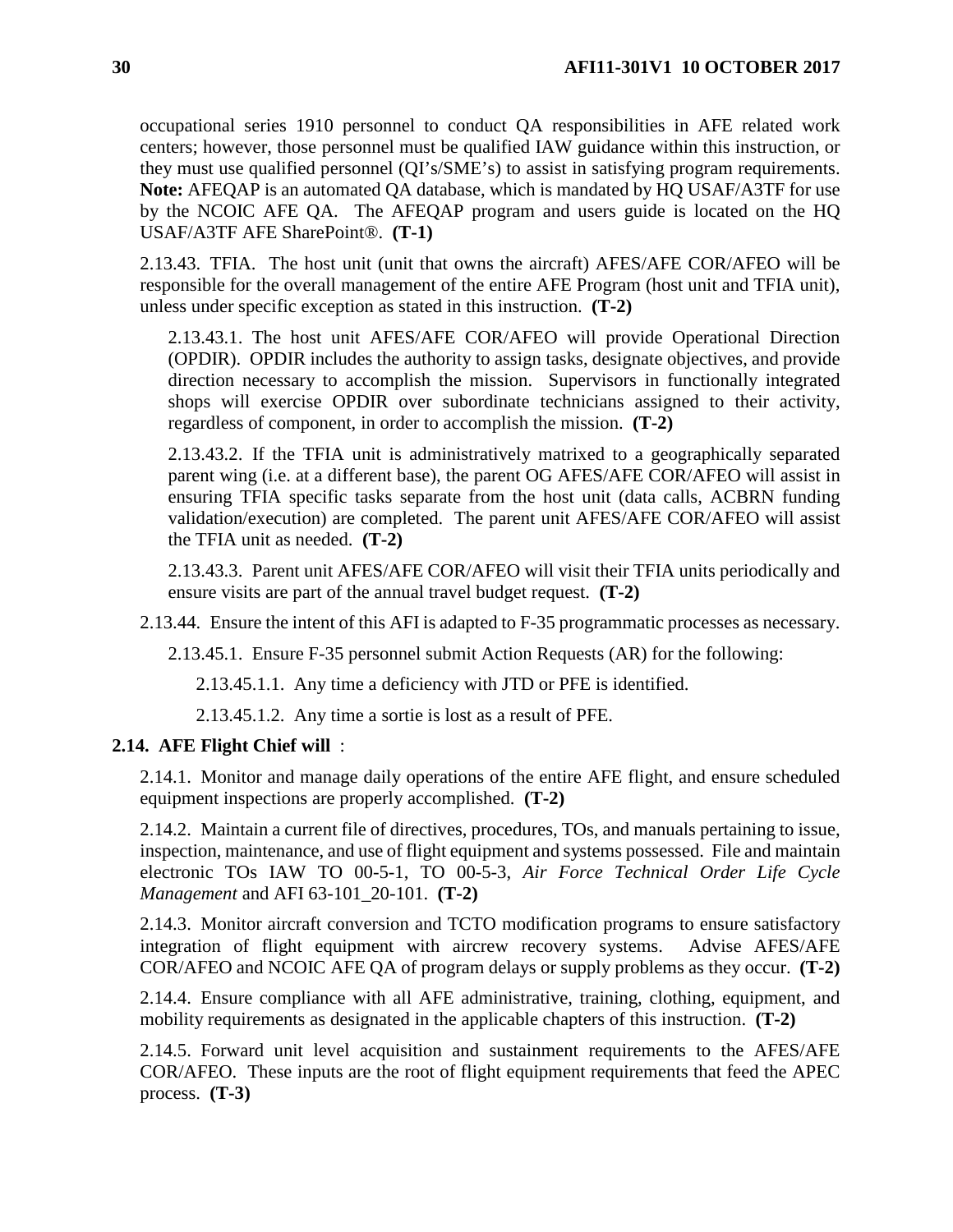occupational series 1910 personnel to conduct QA responsibilities in AFE related work centers; however, those personnel must be qualified IAW guidance within this instruction, or they must use qualified personnel (QI's/SME's) to assist in satisfying program requirements. **Note:** AFEQAP is an automated QA database, which is mandated by HQ USAF/A3TF for use by the NCOIC AFE QA. The AFEQAP program and users guide is located on the HQ USAF/A3TF AFE SharePoint®. **(T-1)**

2.13.43. TFIA. The host unit (unit that owns the aircraft) AFES/AFE COR/AFEO will be responsible for the overall management of the entire AFE Program (host unit and TFIA unit), unless under specific exception as stated in this instruction. **(T-2)**

2.13.43.1. The host unit AFES/AFE COR/AFEO will provide Operational Direction (OPDIR). OPDIR includes the authority to assign tasks, designate objectives, and provide direction necessary to accomplish the mission. Supervisors in functionally integrated shops will exercise OPDIR over subordinate technicians assigned to their activity, regardless of component, in order to accomplish the mission. **(T-2)**

2.13.43.2. If the TFIA unit is administratively matrixed to a geographically separated parent wing (i.e. at a different base), the parent OG AFES/AFE COR/AFEO will assist in ensuring TFIA specific tasks separate from the host unit (data calls, ACBRN funding validation/execution) are completed. The parent unit AFES/AFE COR/AFEO will assist the TFIA unit as needed. **(T-2)**

2.13.43.3. Parent unit AFES/AFE COR/AFEO will visit their TFIA units periodically and ensure visits are part of the annual travel budget request. **(T-2)**

2.13.44. Ensure the intent of this AFI is adapted to F-35 programmatic processes as necessary.

2.13.45.1. Ensure F-35 personnel submit Action Requests (AR) for the following:

2.13.45.1.1. Any time a deficiency with JTD or PFE is identified.

2.13.45.1.2. Any time a sortie is lost as a result of PFE.

**2.14. AFE Flight Chief will** :

2.14.1. Monitor and manage daily operations of the entire AFE flight, and ensure scheduled equipment inspections are properly accomplished. **(T-2)**

2.14.2. Maintain a current file of directives, procedures, TOs, and manuals pertaining to issue, inspection, maintenance, and use of flight equipment and systems possessed. File and maintain electronic TOs IAW TO 00-5-1, TO 00-5-3, *Air Force Technical Order Life Cycle Management* and AFI 63-101_20-101. **(T-2)**

2.14.3. Monitor aircraft conversion and TCTO modification programs to ensure satisfactory integration of flight equipment with aircrew recovery systems. Advise AFES/AFE COR/AFEO and NCOIC AFE QA of program delays or supply problems as they occur. **(T-2)**

2.14.4. Ensure compliance with all AFE administrative, training, clothing, equipment, and mobility requirements as designated in the applicable chapters of this instruction. **(T-2)**

2.14.5. Forward unit level acquisition and sustainment requirements to the AFES/AFE COR/AFEO. These inputs are the root of flight equipment requirements that feed the APEC process. **(T-3)**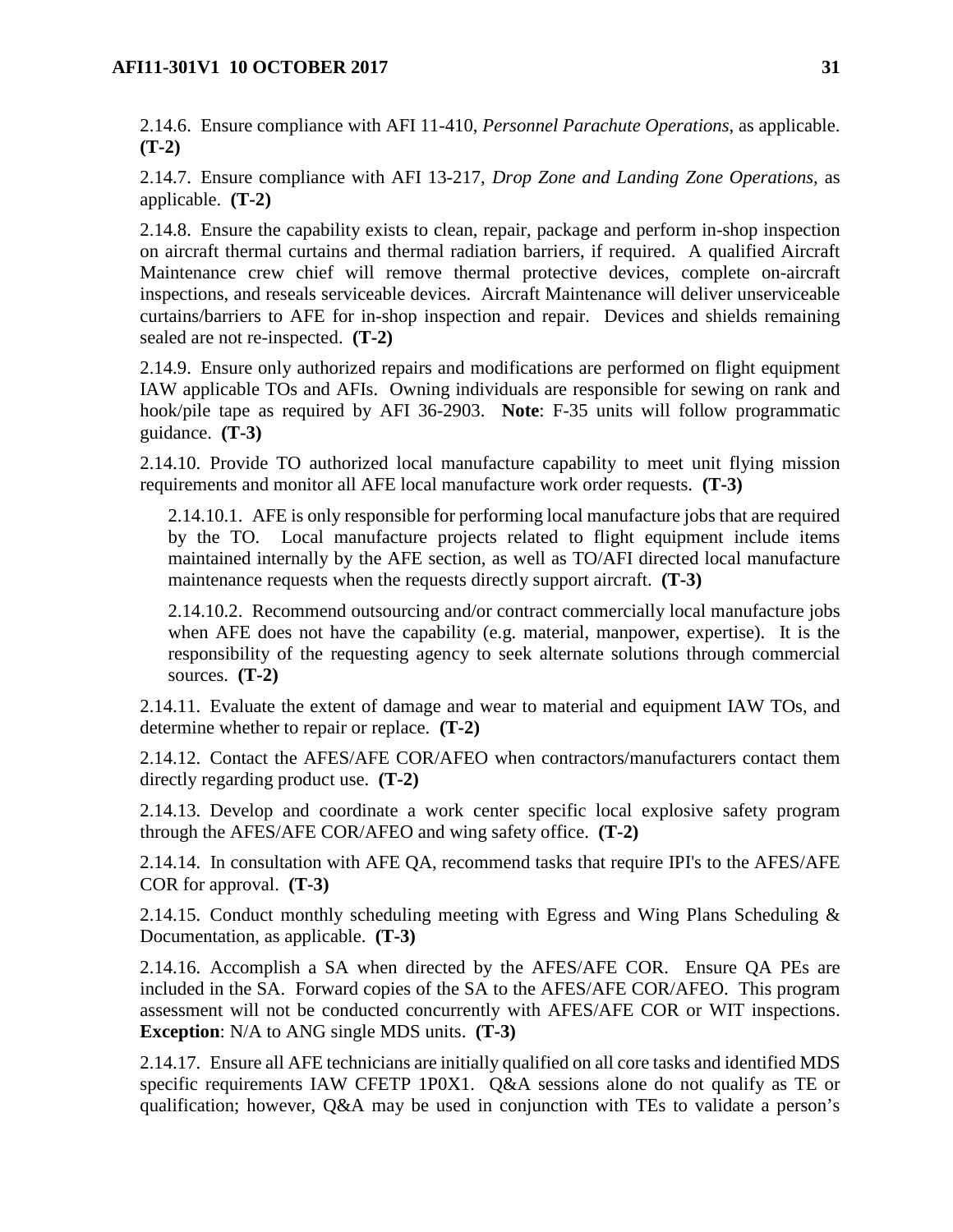2.14.6. Ensure compliance with AFI 11-410, *Personnel Parachute Operations*, as applicable. **(T-2)**

2.14.7. Ensure compliance with AFI 13-217, *Drop Zone and Landing Zone Operations*, as applicable. **(T-2)**

2.14.8. Ensure the capability exists to clean, repair, package and perform in-shop inspection on aircraft thermal curtains and thermal radiation barriers, if required. A qualified Aircraft Maintenance crew chief will remove thermal protective devices, complete on-aircraft inspections, and reseals serviceable devices. Aircraft Maintenance will deliver unserviceable curtains/barriers to AFE for in-shop inspection and repair. Devices and shields remaining sealed are not re-inspected. **(T-2)**

2.14.9. Ensure only authorized repairs and modifications are performed on flight equipment IAW applicable TOs and AFIs. Owning individuals are responsible for sewing on rank and hook/pile tape as required by AFI 36-2903. **Note**: F-35 units will follow programmatic guidance. **(T-3)**

2.14.10. Provide TO authorized local manufacture capability to meet unit flying mission requirements and monitor all AFE local manufacture work order requests. **(T-3)**

2.14.10.1. AFE is only responsible for performing local manufacture jobs that are required by the TO. Local manufacture projects related to flight equipment include items maintained internally by the AFE section, as well as TO/AFI directed local manufacture maintenance requests when the requests directly support aircraft. **(T-3)**

2.14.10.2. Recommend outsourcing and/or contract commercially local manufacture jobs when AFE does not have the capability (e.g. material, manpower, expertise). It is the responsibility of the requesting agency to seek alternate solutions through commercial sources. **(T-2)**

2.14.11. Evaluate the extent of damage and wear to material and equipment IAW TOs, and determine whether to repair or replace. **(T-2)**

2.14.12. Contact the AFES/AFE COR/AFEO when contractors/manufacturers contact them directly regarding product use. **(T-2)**

2.14.13. Develop and coordinate a work center specific local explosive safety program through the AFES/AFE COR/AFEO and wing safety office. **(T-2)**

2.14.14. In consultation with AFE QA, recommend tasks that require IPI's to the AFES/AFE COR for approval. **(T-3)**

2.14.15. Conduct monthly scheduling meeting with Egress and Wing Plans Scheduling & Documentation, as applicable. **(T-3)**

2.14.16. Accomplish a SA when directed by the AFES/AFE COR. Ensure QA PEs are included in the SA. Forward copies of the SA to the AFES/AFE COR/AFEO. This program assessment will not be conducted concurrently with AFES/AFE COR or WIT inspections. **Exception**: N/A to ANG single MDS units. **(T-3)**

2.14.17. Ensure all AFE technicians are initially qualified on all core tasks and identified MDS specific requirements IAW CFETP 1P0X1. Q&A sessions alone do not qualify as TE or qualification; however, Q&A may be used in conjunction with TEs to validate a person's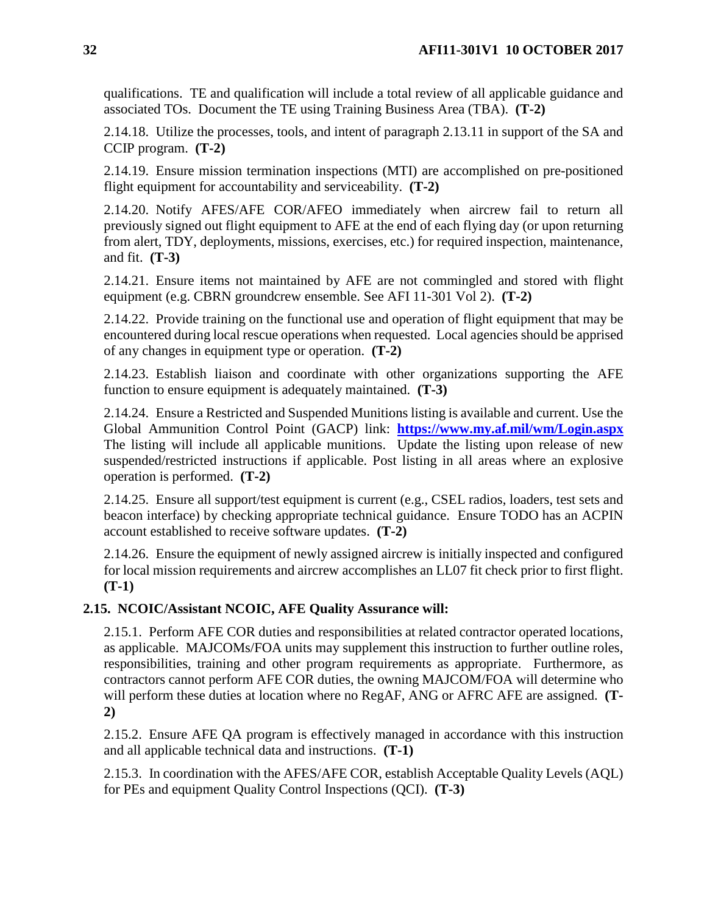qualifications. TE and qualification will include a total review of all applicable guidance and associated TOs. Document the TE using Training Business Area (TBA). **(T-2)**

2.14.18. Utilize the processes, tools, and intent of paragraph 2.13.11 in support of the SA and CCIP program. **(T-2)**

2.14.19. Ensure mission termination inspections (MTI) are accomplished on pre-positioned flight equipment for accountability and serviceability. **(T-2)**

2.14.20. Notify AFES/AFE COR/AFEO immediately when aircrew fail to return all previously signed out flight equipment to AFE at the end of each flying day (or upon returning from alert, TDY, deployments, missions, exercises, etc.) for required inspection, maintenance, and fit. **(T-3)**

2.14.21. Ensure items not maintained by AFE are not commingled and stored with flight equipment (e.g. CBRN groundcrew ensemble. See AFI 11-301 Vol 2). **(T-2)**

2.14.22. Provide training on the functional use and operation of flight equipment that may be encountered during local rescue operations when requested. Local agencies should be apprised of any changes in equipment type or operation. **(T-2)**

2.14.23. Establish liaison and coordinate with other organizations supporting the AFE function to ensure equipment is adequately maintained. **(T-3)**

2.14.24. Ensure a Restricted and Suspended Munitions listing is available and current. Use the Global Ammunition Control Point (GACP) link: **https://www.my.af.mil/wm/Login.aspx** The listing will include all applicable munitions. Update the listing upon release of new suspended/restricted instructions if applicable. Post listing in all areas where an explosive operation is performed. **(T-2)**

2.14.25. Ensure all support/test equipment is current (e.g., CSEL radios, loaders, test sets and beacon interface) by checking appropriate technical guidance. Ensure TODO has an ACPIN account established to receive software updates. **(T-2)**

2.14.26. Ensure the equipment of newly assigned aircrew is initially inspected and configured for local mission requirements and aircrew accomplishes an LL07 fit check prior to first flight. **(T-1)**

**2.15. NCOIC/Assistant NCOIC, AFE Quality Assurance will:**

2.15.1. Perform AFE COR duties and responsibilities at related contractor operated locations, as applicable. MAJCOMs/FOA units may supplement this instruction to further outline roles, responsibilities, training and other program requirements as appropriate. Furthermore, as contractors cannot perform AFE COR duties, the owning MAJCOM/FOA will determine who will perform these duties at location where no RegAF, ANG or AFRC AFE are assigned. **(T-2)**

2.15.2. Ensure AFE QA program is effectively managed in accordance with this instruction and all applicable technical data and instructions. **(T-1)**

2.15.3. In coordination with the AFES/AFE COR, establish Acceptable Quality Levels (AQL) for PEs and equipment Quality Control Inspections (QCI). **(T-3)**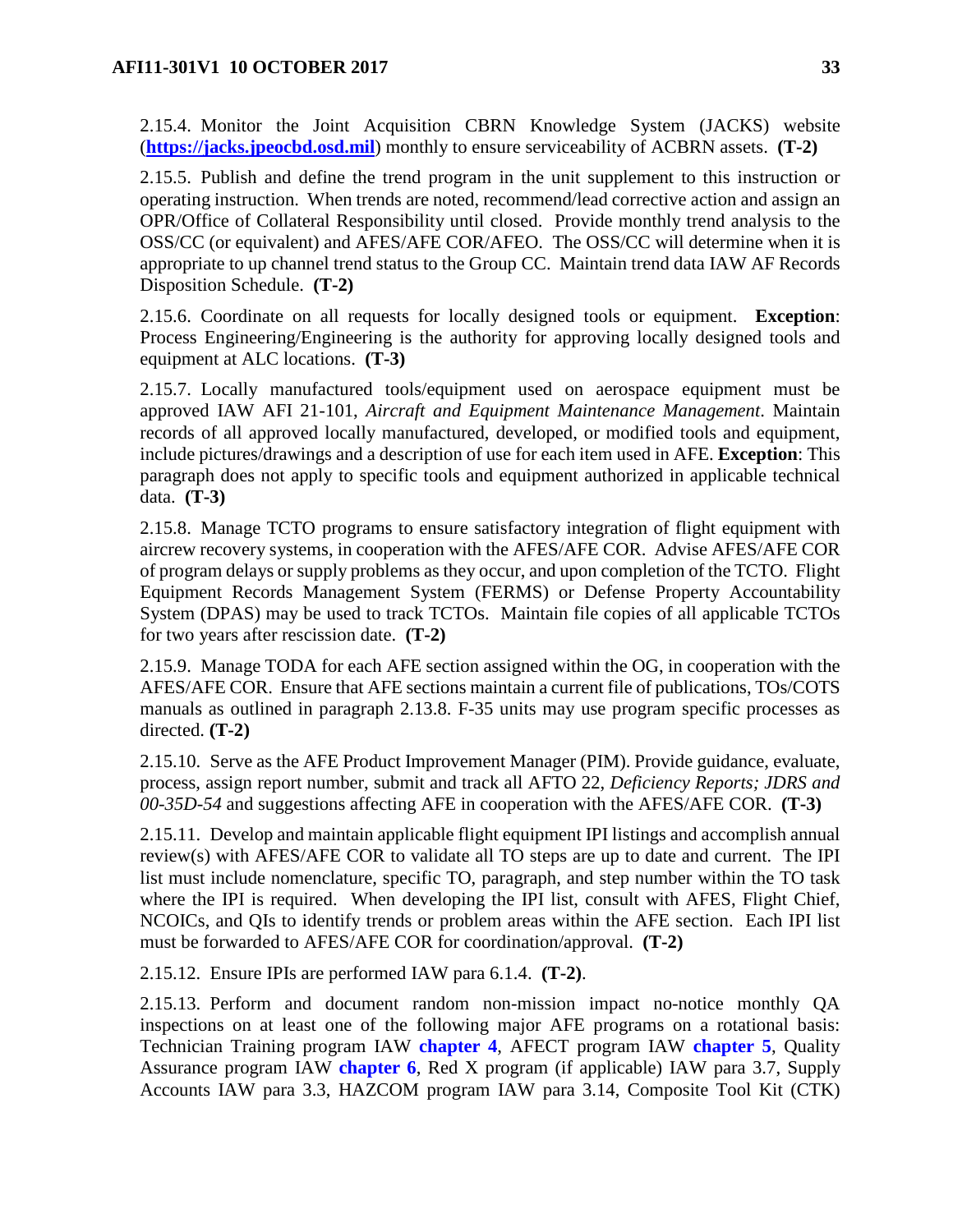2.15.4. Monitor the Joint Acquisition CBRN Knowledge System (JACKS) website (**https://jacks.jpeocbd.osd.mil**) monthly to ensure serviceability of ACBRN assets. **(T-2)**

2.15.5. Publish and define the trend program in the unit supplement to this instruction or operating instruction. When trends are noted, recommend/lead corrective action and assign an OPR/Office of Collateral Responsibility until closed. Provide monthly trend analysis to the OSS/CC (or equivalent) and AFES/AFE COR/AFEO. The OSS/CC will determine when it is appropriate to up channel trend status to the Group CC. Maintain trend data IAW AF Records Disposition Schedule. **(T-2)**

2.15.6. Coordinate on all requests for locally designed tools or equipment. **Exception**: Process Engineering/Engineering is the authority for approving locally designed tools and equipment at ALC locations. **(T-3)**

2.15.7. Locally manufactured tools/equipment used on aerospace equipment must be approved IAW AFI 21-101, *Aircraft and Equipment Maintenance Management*. Maintain records of all approved locally manufactured, developed, or modified tools and equipment, include pictures/drawings and a description of use for each item used in AFE. **Exception**: This paragraph does not apply to specific tools and equipment authorized in applicable technical data. **(T-3)**

2.15.8. Manage TCTO programs to ensure satisfactory integration of flight equipment with aircrew recovery systems, in cooperation with the AFES/AFE COR. Advise AFES/AFE COR of program delays or supply problems as they occur, and upon completion of the TCTO. Flight Equipment Records Management System (FERMS) or Defense Property Accountability System (DPAS) may be used to track TCTOs. Maintain file copies of all applicable TCTOs for two years after rescission date. **(T-2)**

2.15.9. Manage TODA for each AFE section assigned within the OG, in cooperation with the AFES/AFE COR. Ensure that AFE sections maintain a current file of publications, TOs/COTS manuals as outlined in paragraph 2.13.8. F-35 units may use program specific processes as directed. **(T-2)**

2.15.10. Serve as the AFE Product Improvement Manager (PIM). Provide guidance, evaluate, process, assign report number, submit and track all AFTO 22, *Deficiency Reports; JDRS and 00-35D-54* and suggestions affecting AFE in cooperation with the AFES/AFE COR. **(T-3)**

2.15.11. Develop and maintain applicable flight equipment IPI listings and accomplish annual review(s) with AFES/AFE COR to validate all TO steps are up to date and current. The IPI list must include nomenclature, specific TO, paragraph, and step number within the TO task where the IPI is required. When developing the IPI list, consult with AFES, Flight Chief, NCOICs, and QIs to identify trends or problem areas within the AFE section. Each IPI list must be forwarded to AFES/AFE COR for coordination/approval. **(T-2)**

2.15.12. Ensure IPIs are performed IAW para 6.1.4. **(T-2)**.

2.15.13. Perform and document random non-mission impact no-notice monthly QA inspections on at least one of the following major AFE programs on a rotational basis: Technician Training program IAW **chapter 4**, AFECT program IAW **chapter 5**, Quality Assurance program IAW **chapter 6**, Red X program (if applicable) IAW para 3.7, Supply Accounts IAW para 3.3, HAZCOM program IAW para 3.14, Composite Tool Kit (CTK)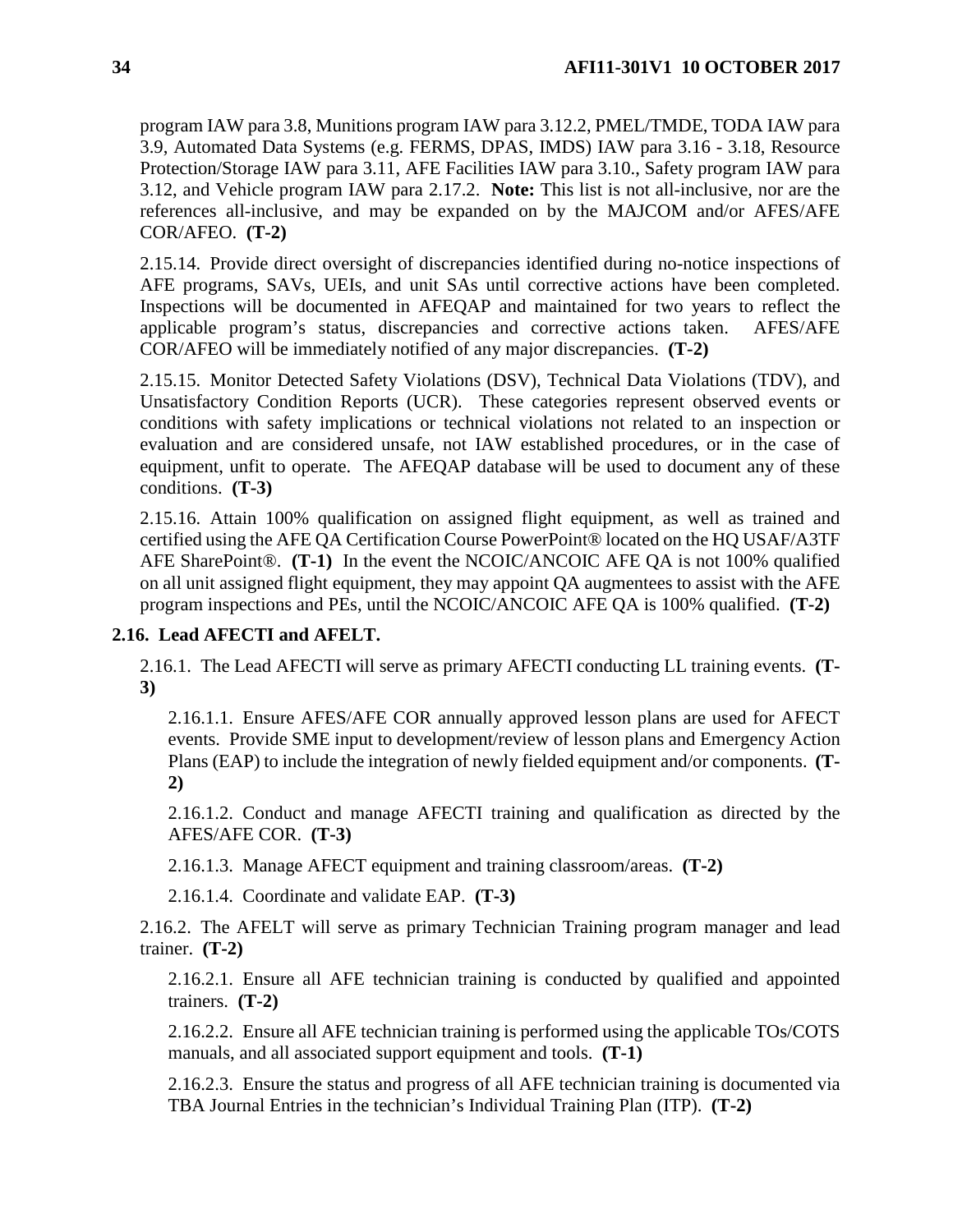program IAW para 3.8, Munitions program IAW para 3.12.2, PMEL/TMDE, TODA IAW para 3.9, Automated Data Systems (e.g. FERMS, DPAS, IMDS) IAW para 3.16 - 3.18, Resource Protection/Storage IAW para 3.11, AFE Facilities IAW para 3.10., Safety program IAW para 3.12, and Vehicle program IAW para 2.17.2. **Note:** This list is not all-inclusive, nor are the references all-inclusive, and may be expanded on by the MAJCOM and/or AFES/AFE COR/AFEO. **(T-2)**

2.15.14. Provide direct oversight of discrepancies identified during no-notice inspections of AFE programs, SAVs, UEIs, and unit SAs until corrective actions have been completed. Inspections will be documented in AFEQAP and maintained for two years to reflect the applicable program's status, discrepancies and corrective actions taken. AFES/AFE COR/AFEO will be immediately notified of any major discrepancies. **(T-2)**

2.15.15. Monitor Detected Safety Violations (DSV), Technical Data Violations (TDV), and Unsatisfactory Condition Reports (UCR). These categories represent observed events or conditions with safety implications or technical violations not related to an inspection or evaluation and are considered unsafe, not IAW established procedures, or in the case of equipment, unfit to operate. The AFEQAP database will be used to document any of these conditions. **(T-3)**

2.15.16. Attain 100% qualification on assigned flight equipment, as well as trained and certified using the AFE QA Certification Course PowerPoint® located on the HQ USAF/A3TF AFE SharePoint®. **(T-1)** In the event the NCOIC/ANCOIC AFE QA is not 100% qualified on all unit assigned flight equipment, they may appoint QA augmentees to assist with the AFE program inspections and PEs, until the NCOIC/ANCOIC AFE QA is 100% qualified. **(T-2)**

**2.16. Lead AFECTI and AFELT.**

2.16.1. The Lead AFECTI will serve as primary AFECTI conducting LL training events. **(T-3)**

2.16.1.1. Ensure AFES/AFE COR annually approved lesson plans are used for AFECT events. Provide SME input to development/review of lesson plans and Emergency Action Plans (EAP) to include the integration of newly fielded equipment and/or components. **(T-2)**

2.16.1.2. Conduct and manage AFECTI training and qualification as directed by the AFES/AFE COR. **(T-3)**

2.16.1.3. Manage AFECT equipment and training classroom/areas. **(T-2)**

2.16.1.4. Coordinate and validate EAP. **(T-3)**

2.16.2. The AFELT will serve as primary Technician Training program manager and lead trainer. **(T-2)**

2.16.2.1. Ensure all AFE technician training is conducted by qualified and appointed trainers. **(T-2)**

2.16.2.2. Ensure all AFE technician training is performed using the applicable TOs/COTS manuals, and all associated support equipment and tools. **(T-1)**

2.16.2.3. Ensure the status and progress of all AFE technician training is documented via TBA Journal Entries in the technician's Individual Training Plan (ITP). **(T-2)**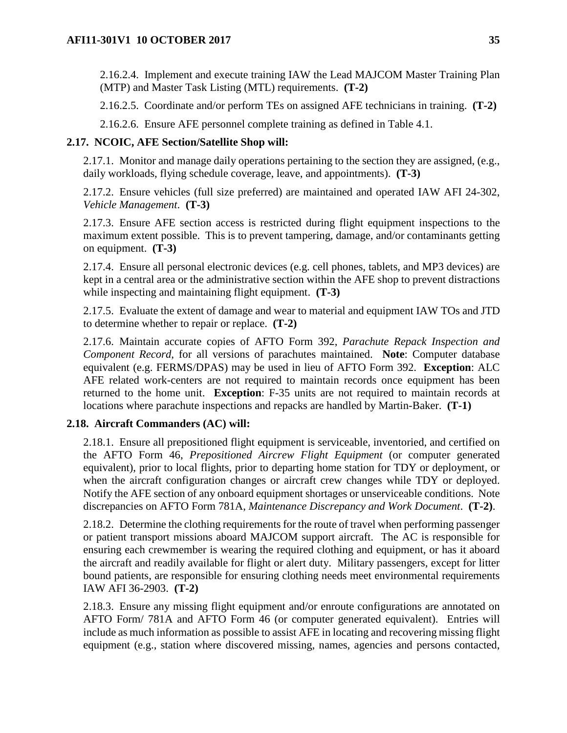2.16.2.4. Implement and execute training IAW the Lead MAJCOM Master Training Plan (MTP) and Master Task Listing (MTL) requirements. **(T-2)**

2.16.2.5. Coordinate and/or perform TEs on assigned AFE technicians in training. **(T-2)**

2.16.2.6. Ensure AFE personnel complete training as defined in Table 4.1.

**2.17. NCOIC, AFE Section/Satellite Shop will:**

2.17.1. Monitor and manage daily operations pertaining to the section they are assigned, (e.g., daily workloads, flying schedule coverage, leave, and appointments). **(T-3)**

2.17.2. Ensure vehicles (full size preferred) are maintained and operated IAW AFI 24-302, *Vehicle Management*. **(T-3)**

2.17.3. Ensure AFE section access is restricted during flight equipment inspections to the maximum extent possible. This is to prevent tampering, damage, and/or contaminants getting on equipment. **(T-3)**

2.17.4. Ensure all personal electronic devices (e.g. cell phones, tablets, and MP3 devices) are kept in a central area or the administrative section within the AFE shop to prevent distractions while inspecting and maintaining flight equipment. **(T-3)**

2.17.5. Evaluate the extent of damage and wear to material and equipment IAW TOs and JTD to determine whether to repair or replace. **(T-2)**

2.17.6. Maintain accurate copies of AFTO Form 392, *Parachute Repack Inspection and Component Record*, for all versions of parachutes maintained. **Note**: Computer database equivalent (e.g. FERMS/DPAS) may be used in lieu of AFTO Form 392. **Exception**: ALC AFE related work-centers are not required to maintain records once equipment has been returned to the home unit. **Exception**: F-35 units are not required to maintain records at locations where parachute inspections and repacks are handled by Martin-Baker. **(T-1)**

**2.18. Aircraft Commanders (AC) will:**

2.18.1. Ensure all prepositioned flight equipment is serviceable, inventoried, and certified on the AFTO Form 46, *Prepositioned Aircrew Flight Equipment* (or computer generated equivalent), prior to local flights, prior to departing home station for TDY or deployment, or when the aircraft configuration changes or aircraft crew changes while TDY or deployed. Notify the AFE section of any onboard equipment shortages or unserviceable conditions. Note discrepancies on AFTO Form 781A, *Maintenance Discrepancy and Work Document*. **(T-2)**.

2.18.2. Determine the clothing requirements for the route of travel when performing passenger or patient transport missions aboard MAJCOM support aircraft. The AC is responsible for ensuring each crewmember is wearing the required clothing and equipment, or has it aboard the aircraft and readily available for flight or alert duty. Military passengers, except for litter bound patients, are responsible for ensuring clothing needs meet environmental requirements IAW AFI 36-2903. **(T-2)**

2.18.3. Ensure any missing flight equipment and/or enroute configurations are annotated on AFTO Form/ 781A and AFTO Form 46 (or computer generated equivalent). Entries will include as much information as possible to assist AFE in locating and recovering missing flight equipment (e.g., station where discovered missing, names, agencies and persons contacted,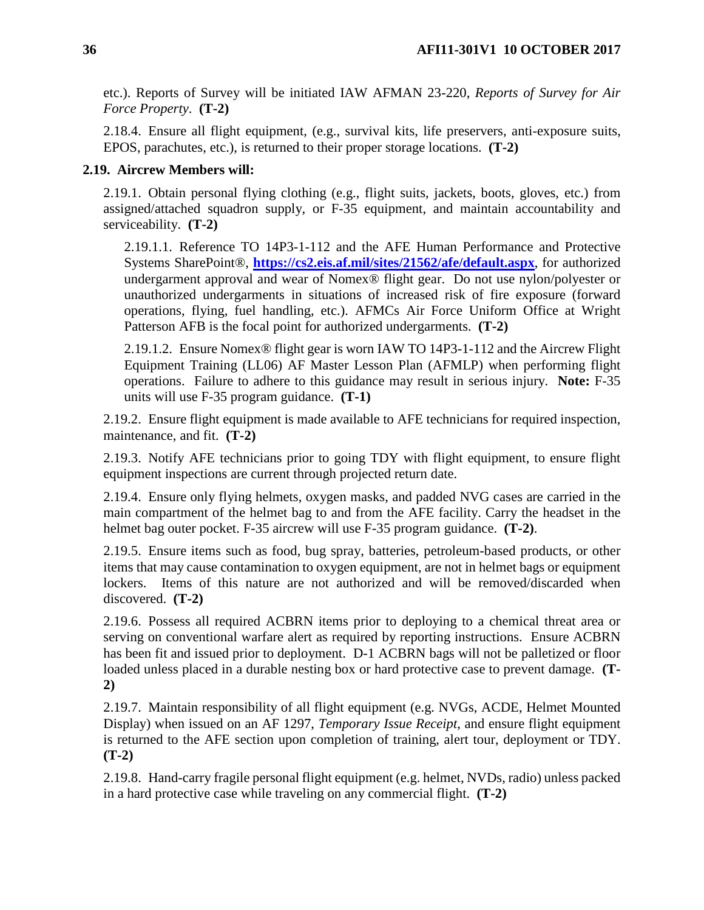etc.). Reports of Survey will be initiated IAW AFMAN 23-220, *Reports of Survey for Air Force Property*. **(T-2)**

2.18.4. Ensure all flight equipment, (e.g., survival kits, life preservers, anti-exposure suits, EPOS, parachutes, etc.), is returned to their proper storage locations. **(T-2)**

**2.19. Aircrew Members will:**

2.19.1. Obtain personal flying clothing (e.g., flight suits, jackets, boots, gloves, etc.) from assigned/attached squadron supply, or F-35 equipment, and maintain accountability and serviceability. **(T-2)**

2.19.1.1. Reference TO 14P3-1-112 and the AFE Human Performance and Protective Systems SharePoint®, **https://cs2.eis.af.mil/sites/21562/afe/default.aspx**, for authorized undergarment approval and wear of Nomex® flight gear. Do not use nylon/polyester or unauthorized undergarments in situations of increased risk of fire exposure (forward operations, flying, fuel handling, etc.). AFMCs Air Force Uniform Office at Wright Patterson AFB is the focal point for authorized undergarments. **(T-2)**

2.19.1.2. Ensure Nomex® flight gear is worn IAW TO 14P3-1-112 and the Aircrew Flight Equipment Training (LL06) AF Master Lesson Plan (AFMLP) when performing flight operations. Failure to adhere to this guidance may result in serious injury. **Note:** F-35 units will use F-35 program guidance. **(T-1)**

2.19.2. Ensure flight equipment is made available to AFE technicians for required inspection, maintenance, and fit. **(T-2)**

2.19.3. Notify AFE technicians prior to going TDY with flight equipment, to ensure flight equipment inspections are current through projected return date.

2.19.4. Ensure only flying helmets, oxygen masks, and padded NVG cases are carried in the main compartment of the helmet bag to and from the AFE facility. Carry the headset in the helmet bag outer pocket. F-35 aircrew will use F-35 program guidance. **(T-2)**.

2.19.5. Ensure items such as food, bug spray, batteries, petroleum-based products, or other items that may cause contamination to oxygen equipment, are not in helmet bags or equipment lockers. Items of this nature are not authorized and will be removed/discarded when discovered. **(T-2)**

2.19.6. Possess all required ACBRN items prior to deploying to a chemical threat area or serving on conventional warfare alert as required by reporting instructions. Ensure ACBRN has been fit and issued prior to deployment. D-1 ACBRN bags will not be palletized or floor loaded unless placed in a durable nesting box or hard protective case to prevent damage. **(T-2)**

2.19.7. Maintain responsibility of all flight equipment (e.g. NVGs, ACDE, Helmet Mounted Display) when issued on an AF 1297, *Temporary Issue Receipt,* and ensure flight equipment is returned to the AFE section upon completion of training, alert tour, deployment or TDY. **(T-2)**

2.19.8. Hand-carry fragile personal flight equipment (e.g. helmet, NVDs, radio) unless packed in a hard protective case while traveling on any commercial flight. **(T-2)**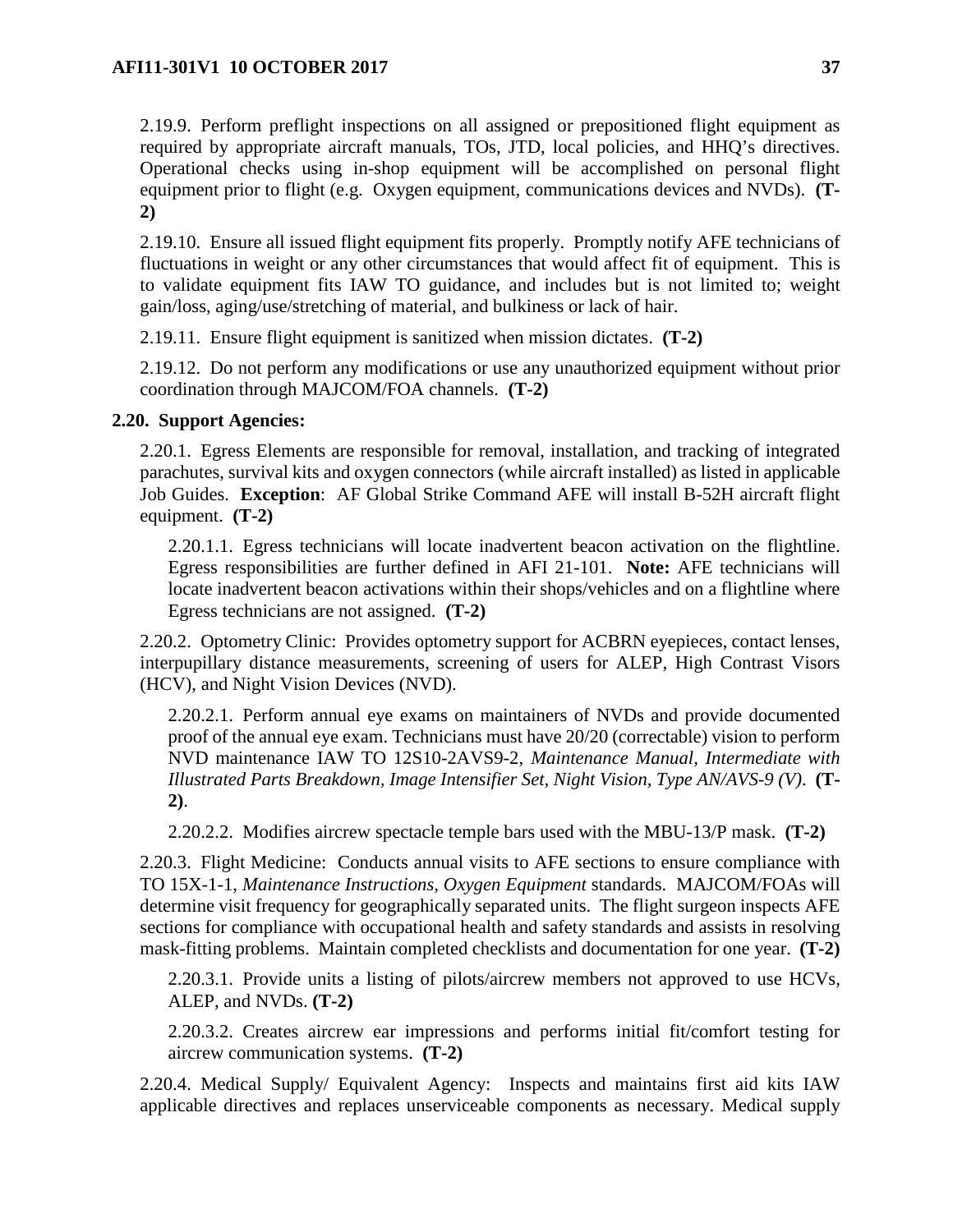2.19.9. Perform preflight inspections on all assigned or prepositioned flight equipment as required by appropriate aircraft manuals, TOs, JTD, local policies, and HHQ's directives. Operational checks using in-shop equipment will be accomplished on personal flight equipment prior to flight (e.g. Oxygen equipment, communications devices and NVDs). **(T-2)**

2.19.10. Ensure all issued flight equipment fits properly. Promptly notify AFE technicians of fluctuations in weight or any other circumstances that would affect fit of equipment. This is to validate equipment fits IAW TO guidance, and includes but is not limited to; weight gain/loss, aging/use/stretching of material, and bulkiness or lack of hair.

2.19.11. Ensure flight equipment is sanitized when mission dictates. **(T-2)**

2.19.12. Do not perform any modifications or use any unauthorized equipment without prior coordination through MAJCOM/FOA channels. **(T-2)**

**2.20. Support Agencies:**

2.20.1. Egress Elements are responsible for removal, installation, and tracking of integrated parachutes, survival kits and oxygen connectors (while aircraft installed) as listed in applicable Job Guides. **Exception**: AF Global Strike Command AFE will install B-52H aircraft flight equipment. **(T-2)**

2.20.1.1. Egress technicians will locate inadvertent beacon activation on the flightline. Egress responsibilities are further defined in AFI 21-101. **Note:** AFE technicians will locate inadvertent beacon activations within their shops/vehicles and on a flightline where Egress technicians are not assigned. **(T-2)**

2.20.2. Optometry Clinic: Provides optometry support for ACBRN eyepieces, contact lenses, interpupillary distance measurements, screening of users for ALEP, High Contrast Visors (HCV), and Night Vision Devices (NVD).

2.20.2.1. Perform annual eye exams on maintainers of NVDs and provide documented proof of the annual eye exam. Technicians must have 20/20 (correctable) vision to perform NVD maintenance IAW TO 12S10-2AVS9-2, *Maintenance Manual, Intermediate with Illustrated Parts Breakdown, Image Intensifier Set, Night Vision, Type AN/AVS-9 (V)*. **(T-2)**.

2.20.2.2. Modifies aircrew spectacle temple bars used with the MBU-13/P mask. **(T-2)**

2.20.3. Flight Medicine: Conducts annual visits to AFE sections to ensure compliance with TO 15X-1-1, *Maintenance Instructions, Oxygen Equipment* standards. MAJCOM/FOAs will determine visit frequency for geographically separated units. The flight surgeon inspects AFE sections for compliance with occupational health and safety standards and assists in resolving mask-fitting problems. Maintain completed checklists and documentation for one year. **(T-2)**

2.20.3.1. Provide units a listing of pilots/aircrew members not approved to use HCVs, ALEP, and NVDs. **(T-2)**

2.20.3.2. Creates aircrew ear impressions and performs initial fit/comfort testing for aircrew communication systems. **(T-2)**

2.20.4. Medical Supply/ Equivalent Agency: Inspects and maintains first aid kits IAW applicable directives and replaces unserviceable components as necessary. Medical supply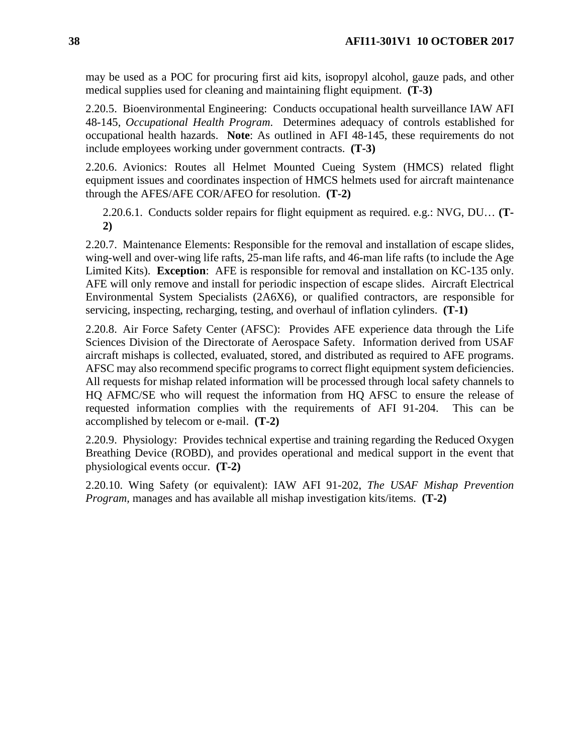may be used as a POC for procuring first aid kits, isopropyl alcohol, gauze pads, and other medical supplies used for cleaning and maintaining flight equipment. **(T-3)**

2.20.5. Bioenvironmental Engineering: Conducts occupational health surveillance IAW AFI 48-145, *Occupational Health Program.* Determines adequacy of controls established for occupational health hazards. **Note**: As outlined in AFI 48-145, these requirements do not include employees working under government contracts. **(T-3)**

2.20.6. Avionics: Routes all Helmet Mounted Cueing System (HMCS) related flight equipment issues and coordinates inspection of HMCS helmets used for aircraft maintenance through the AFES/AFE COR/AFEO for resolution. **(T-2)**

2.20.6.1. Conducts solder repairs for flight equipment as required. e.g.: NVG, DU… **(T-2)**

2.20.7. Maintenance Elements: Responsible for the removal and installation of escape slides, wing-well and over-wing life rafts, 25-man life rafts, and 46-man life rafts (to include the Age Limited Kits). **Exception**: AFE is responsible for removal and installation on KC-135 only. AFE will only remove and install for periodic inspection of escape slides. Aircraft Electrical Environmental System Specialists (2A6X6), or qualified contractors, are responsible for servicing, inspecting, recharging, testing, and overhaul of inflation cylinders. **(T-1)**

2.20.8. Air Force Safety Center (AFSC): Provides AFE experience data through the Life Sciences Division of the Directorate of Aerospace Safety. Information derived from USAF aircraft mishaps is collected, evaluated, stored, and distributed as required to AFE programs. AFSC may also recommend specific programs to correct flight equipment system deficiencies. All requests for mishap related information will be processed through local safety channels to HQ AFMC/SE who will request the information from HQ AFSC to ensure the release of requested information complies with the requirements of AFI 91-204. This can be accomplished by telecom or e-mail. **(T-2)**

2.20.9. Physiology: Provides technical expertise and training regarding the Reduced Oxygen Breathing Device (ROBD), and provides operational and medical support in the event that physiological events occur. **(T-2)**

2.20.10. Wing Safety (or equivalent): IAW AFI 91-202, *The USAF Mishap Prevention Program,* manages and has available all mishap investigation kits/items. **(T-2)**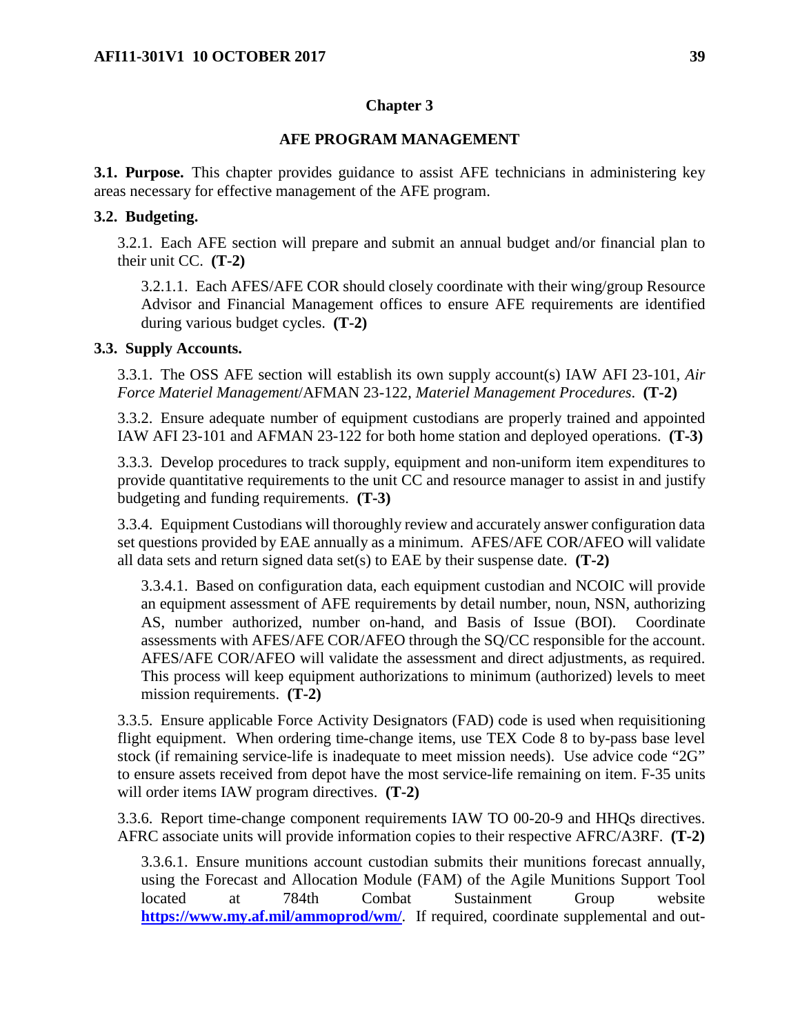## Chapter 3

## AFE PROGRAM MANAGEMENT

**3.1. Purpose.** This chapter provides guidance to assist AFE technicians in administering key areas necessary for effective management of the AFE program.

**3.2. Budgeting.**

3.2.1. Each AFE section will prepare and submit an annual budget and/or financial plan to their unit CC. **(T-2)**

3.2.1.1. Each AFES/AFE COR should closely coordinate with their wing/group Resource Advisor and Financial Management offices to ensure AFE requirements are identified during various budget cycles. **(T-2)**

**3.3. Supply Accounts.**

3.3.1. The OSS AFE section will establish its own supply account(s) IAW AFI 23-101, *Air Force Materiel Management*/AFMAN 23-122, *Materiel Management Procedures*. **(T-2)**

3.3.2. Ensure adequate number of equipment custodians are properly trained and appointed IAW AFI 23-101 and AFMAN 23-122 for both home station and deployed operations. **(T-3)**

3.3.3. Develop procedures to track supply, equipment and non-uniform item expenditures to provide quantitative requirements to the unit CC and resource manager to assist in and justify budgeting and funding requirements. **(T-3)**

3.3.4. Equipment Custodians will thoroughly review and accurately answer configuration data set questions provided by EAE annually as a minimum. AFES/AFE COR/AFEO will validate all data sets and return signed data set(s) to EAE by their suspense date. **(T-2)**

3.3.4.1. Based on configuration data, each equipment custodian and NCOIC will provide an equipment assessment of AFE requirements by detail number, noun, NSN, authorizing AS, number authorized, number on-hand, and Basis of Issue (BOI). Coordinate assessments with AFES/AFE COR/AFEO through the SQ/CC responsible for the account. AFES/AFE COR/AFEO will validate the assessment and direct adjustments, as required. This process will keep equipment authorizations to minimum (authorized) levels to meet mission requirements. **(T-2)**

3.3.5. Ensure applicable Force Activity Designators (FAD) code is used when requisitioning flight equipment. When ordering time-change items, use TEX Code 8 to by-pass base level stock (if remaining service-life is inadequate to meet mission needs). Use advice code "2G" to ensure assets received from depot have the most service-life remaining on item. F-35 units will order items IAW program directives. **(T-2)**

3.3.6. Report time-change component requirements IAW TO 00-20-9 and HHQs directives. AFRC associate units will provide information copies to their respective AFRC/A3RF. **(T-2)**

3.3.6.1. Ensure munitions account custodian submits their munitions forecast annually, using the Forecast and Allocation Module (FAM) of the Agile Munitions Support Tool located at 784th Combat Sustainment Group website **https://www.my.af.mil/ammoprod/wm/**. If required, coordinate supplemental and out-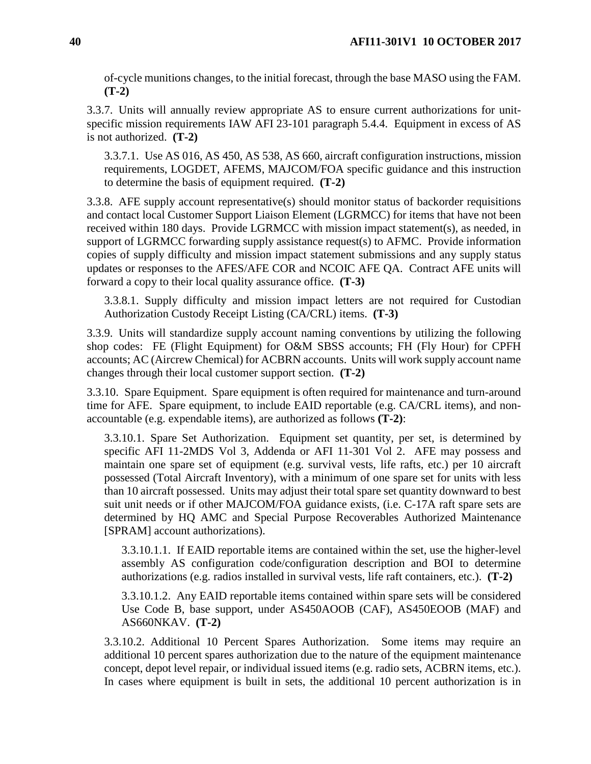of-cycle munitions changes, to the initial forecast, through the base MASO using the FAM. **(T-2)**

3.3.7. Units will annually review appropriate AS to ensure current authorizations for unit-specific mission requirements IAW AFI 23-101 paragraph 5.4.4. Equipment in excess of AS is not authorized. **(T-2)**

3.3.7.1. Use AS 016, AS 450, AS 538, AS 660, aircraft configuration instructions, mission requirements, LOGDET, AFEMS, MAJCOM/FOA specific guidance and this instruction to determine the basis of equipment required. **(T-2)**

3.3.8. AFE supply account representative(s) should monitor status of backorder requisitions and contact local Customer Support Liaison Element (LGRMCC) for items that have not been received within 180 days. Provide LGRMCC with mission impact statement(s), as needed, in support of LGRMCC forwarding supply assistance request(s) to AFMC. Provide information copies of supply difficulty and mission impact statement submissions and any supply status updates or responses to the AFES/AFE COR and NCOIC AFE QA. Contract AFE units will forward a copy to their local quality assurance office. **(T-3)**

3.3.8.1. Supply difficulty and mission impact letters are not required for Custodian Authorization Custody Receipt Listing (CA/CRL) items. **(T-3)**

3.3.9. Units will standardize supply account naming conventions by utilizing the following shop codes: FE (Flight Equipment) for O&M SBSS accounts; FH (Fly Hour) for CPFH accounts; AC (Aircrew Chemical) for ACBRN accounts. Units will work supply account name changes through their local customer support section. **(T-2)**

3.3.10. Spare Equipment. Spare equipment is often required for maintenance and turn-around time for AFE. Spare equipment, to include EAID reportable (e.g. CA/CRL items), and non-accountable (e.g. expendable items), are authorized as follows **(T-2)**:

3.3.10.1. Spare Set Authorization. Equipment set quantity, per set, is determined by specific AFI 11-2MDS Vol 3, Addenda or AFI 11-301 Vol 2. AFE may possess and maintain one spare set of equipment (e.g. survival vests, life rafts, etc.) per 10 aircraft possessed (Total Aircraft Inventory), with a minimum of one spare set for units with less than 10 aircraft possessed. Units may adjust their total spare set quantity downward to best suit unit needs or if other MAJCOM/FOA guidance exists, (i.e. C-17A raft spare sets are determined by HQ AMC and Special Purpose Recoverables Authorized Maintenance [SPRAM] account authorizations).

3.3.10.1.1. If EAID reportable items are contained within the set, use the higher-level assembly AS configuration code/configuration description and BOI to determine authorizations (e.g. radios installed in survival vests, life raft containers, etc.). **(T-2)**

3.3.10.1.2. Any EAID reportable items contained within spare sets will be considered Use Code B, base support, under AS450AOOB (CAF), AS450EOOB (MAF) and AS660NKAV. **(T-2)**

3.3.10.2. Additional 10 Percent Spares Authorization. Some items may require an additional 10 percent spares authorization due to the nature of the equipment maintenance concept, depot level repair, or individual issued items (e.g. radio sets, ACBRN items, etc.). In cases where equipment is built in sets, the additional 10 percent authorization is in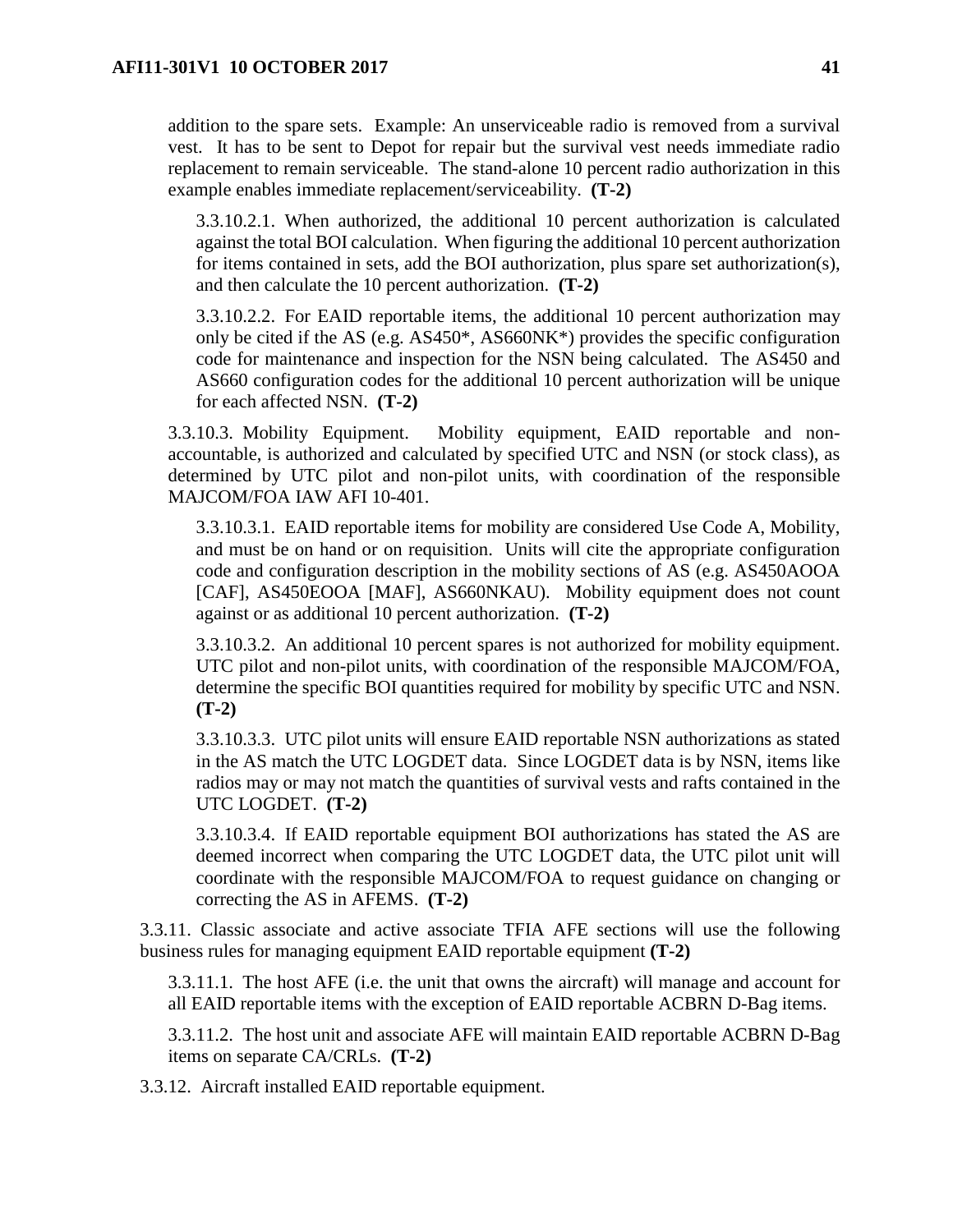addition to the spare sets. Example: An unserviceable radio is removed from a survival vest. It has to be sent to Depot for repair but the survival vest needs immediate radio replacement to remain serviceable. The stand-alone 10 percent radio authorization in this example enables immediate replacement/serviceability. **(T-2)**

3.3.10.2.1. When authorized, the additional 10 percent authorization is calculated against the total BOI calculation. When figuring the additional 10 percent authorization for items contained in sets, add the BOI authorization, plus spare set authorization(s), and then calculate the 10 percent authorization. **(T-2)**

3.3.10.2.2. For EAID reportable items, the additional 10 percent authorization may only be cited if the AS (e.g. AS450*, AS660NK*) provides the specific configuration code for maintenance and inspection for the NSN being calculated. The AS450 and AS660 configuration codes for the additional 10 percent authorization will be unique for each affected NSN. **(T-2)**

3.3.10.3. Mobility Equipment. Mobility equipment, EAID reportable and non-accountable, is authorized and calculated by specified UTC and NSN (or stock class), as determined by UTC pilot and non-pilot units, with coordination of the responsible MAJCOM/FOA IAW AFI 10-401.

3.3.10.3.1. EAID reportable items for mobility are considered Use Code A, Mobility, and must be on hand or on requisition. Units will cite the appropriate configuration code and configuration description in the mobility sections of AS (e.g. AS450AOOA [CAF], AS450EOOA [MAF], AS660NKAU). Mobility equipment does not count against or as additional 10 percent authorization. **(T-2)**

3.3.10.3.2. An additional 10 percent spares is not authorized for mobility equipment. UTC pilot and non-pilot units, with coordination of the responsible MAJCOM/FOA, determine the specific BOI quantities required for mobility by specific UTC and NSN. **(T-2)**

3.3.10.3.3. UTC pilot units will ensure EAID reportable NSN authorizations as stated in the AS match the UTC LOGDET data. Since LOGDET data is by NSN, items like radios may or may not match the quantities of survival vests and rafts contained in the UTC LOGDET. **(T-2)**

3.3.10.3.4. If EAID reportable equipment BOI authorizations has stated the AS are deemed incorrect when comparing the UTC LOGDET data, the UTC pilot unit will coordinate with the responsible MAJCOM/FOA to request guidance on changing or correcting the AS in AFEMS. **(T-2)**

3.3.11. Classic associate and active associate TFIA AFE sections will use the following business rules for managing equipment EAID reportable equipment **(T-2)**

3.3.11.1. The host AFE (i.e. the unit that owns the aircraft) will manage and account for all EAID reportable items with the exception of EAID reportable ACBRN D-Bag items.

3.3.11.2. The host unit and associate AFE will maintain EAID reportable ACBRN D-Bag items on separate CA/CRLs. **(T-2)**

3.3.12. Aircraft installed EAID reportable equipment.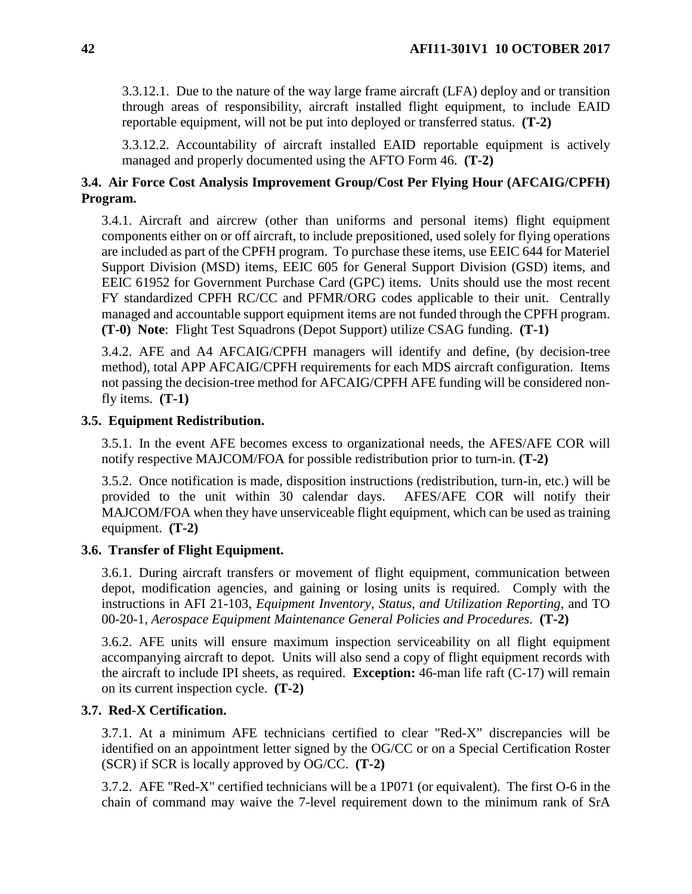3.3.12.1. Due to the nature of the way large frame aircraft (LFA) deploy and or transition through areas of responsibility, aircraft installed flight equipment, to include EAID reportable equipment, will not be put into deployed or transferred status. **(T-2)**

3.3.12.2. Accountability of aircraft installed EAID reportable equipment is actively managed and properly documented using the AFTO Form 46. **(T-2)**

## 3.4. Air Force Cost Analysis Improvement Group/Cost Per Flying Hour (AFCAIG/CPFH) Program.

3.4.1. Aircraft and aircrew (other than uniforms and personal items) flight equipment components either on or off aircraft, to include prepositioned, used solely for flying operations are included as part of the CPFH program. To purchase these items, use EEIC 644 for Materiel Support Division (MSD) items, EEIC 605 for General Support Division (GSD) items, and EEIC 61952 for Government Purchase Card (GPC) items. Units should use the most recent FY standardized CPFH RC/CC and PFMR/ORG codes applicable to their unit. Centrally managed and accountable support equipment items are not funded through the CPFH program. **(T-0) Note**: Flight Test Squadrons (Depot Support) utilize CSAG funding. **(T-1)**

3.4.2. AFE and A4 AFCAIG/CPFH managers will identify and define, (by decision-tree method), total APP AFCAIG/CPFH requirements for each MDS aircraft configuration. Items not passing the decision-tree method for AFCAIG/CPFH AFE funding will be considered non-fly items. **(T-1)**

## 3.5. Equipment Redistribution.

3.5.1. In the event AFE becomes excess to organizational needs, the AFES/AFE COR will notify respective MAJCOM/FOA for possible redistribution prior to turn-in. **(T-2)**

3.5.2. Once notification is made, disposition instructions (redistribution, turn-in, etc.) will be provided to the unit within 30 calendar days. AFES/AFE COR will notify their MAJCOM/FOA when they have unserviceable flight equipment, which can be used as training equipment. **(T-2)**

## 3.6. Transfer of Flight Equipment.

3.6.1. During aircraft transfers or movement of flight equipment, communication between depot, modification agencies, and gaining or losing units is required. Comply with the instructions in AFI 21-103, *Equipment Inventory, Status, and Utilization Reporting*, and TO 00-20-1, *Aerospace Equipment Maintenance General Policies and Procedures*. **(T-2)**

3.6.2. AFE units will ensure maximum inspection serviceability on all flight equipment accompanying aircraft to depot. Units will also send a copy of flight equipment records with the aircraft to include IPI sheets, as required. **Exception:** 46-man life raft (C-17) will remain on its current inspection cycle. **(T-2)**

## 3.7. Red-X Certification.

3.7.1. At a minimum AFE technicians certified to clear "Red-X" discrepancies will be identified on an appointment letter signed by the OG/CC or on a Special Certification Roster (SCR) if SCR is locally approved by OG/CC. **(T-2)**

3.7.2. AFE "Red-X" certified technicians will be a 1P071 (or equivalent). The first O-6 in the chain of command may waive the 7-level requirement down to the minimum rank of SrA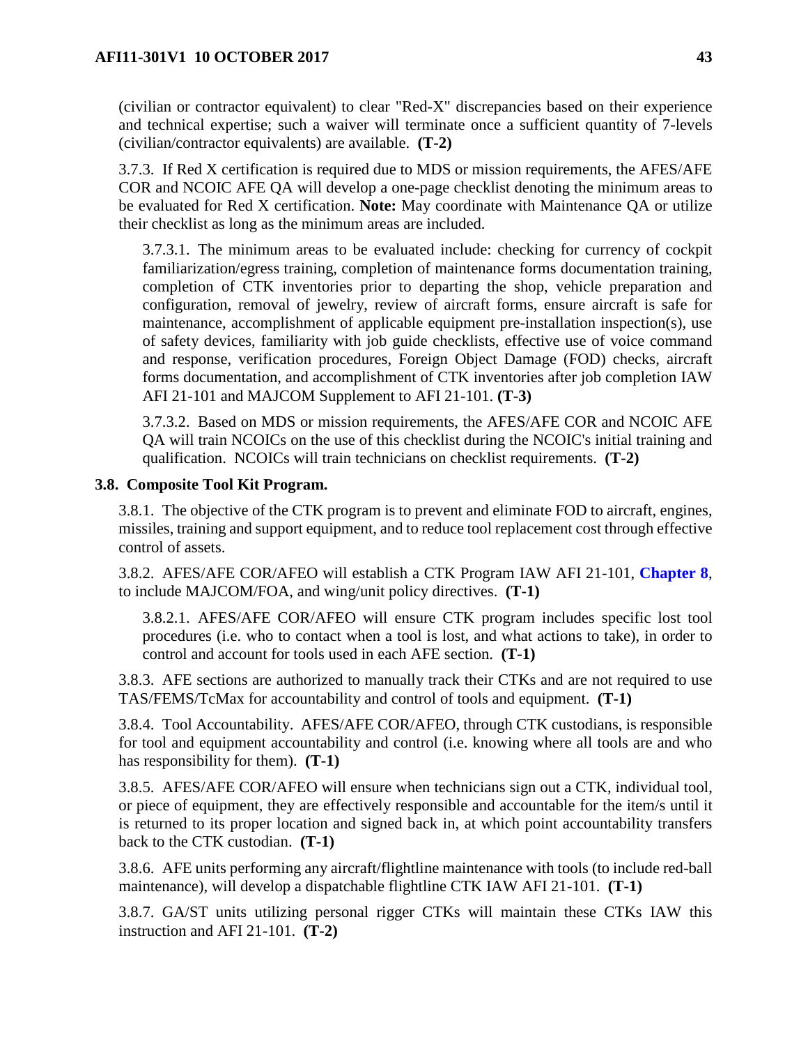(civilian or contractor equivalent) to clear "Red-X" discrepancies based on their experience and technical expertise; such a waiver will terminate once a sufficient quantity of 7-levels (civilian/contractor equivalents) are available. **(T-2)**

3.7.3. If Red X certification is required due to MDS or mission requirements, the AFES/AFE COR and NCOIC AFE QA will develop a one-page checklist denoting the minimum areas to be evaluated for Red X certification. **Note:** May coordinate with Maintenance QA or utilize their checklist as long as the minimum areas are included.

3.7.3.1. The minimum areas to be evaluated include: checking for currency of cockpit familiarization/egress training, completion of maintenance forms documentation training, completion of CTK inventories prior to departing the shop, vehicle preparation and configuration, removal of jewelry, review of aircraft forms, ensure aircraft is safe for maintenance, accomplishment of applicable equipment pre-installation inspection(s), use of safety devices, familiarity with job guide checklists, effective use of voice command and response, verification procedures, Foreign Object Damage (FOD) checks, aircraft forms documentation, and accomplishment of CTK inventories after job completion IAW AFI 21-101 and MAJCOM Supplement to AFI 21-101. **(T-3)**

3.7.3.2. Based on MDS or mission requirements, the AFES/AFE COR and NCOIC AFE QA will train NCOICs on the use of this checklist during the NCOIC's initial training and qualification. NCOICs will train technicians on checklist requirements. **(T-2)**

**3.8. Composite Tool Kit Program.**

3.8.1. The objective of the CTK program is to prevent and eliminate FOD to aircraft, engines, missiles, training and support equipment, and to reduce tool replacement cost through effective control of assets.

3.8.2. AFES/AFE COR/AFEO will establish a CTK Program IAW AFI 21-101, **Chapter 8**, to include MAJCOM/FOA, and wing/unit policy directives. **(T-1)**

3.8.2.1. AFES/AFE COR/AFEO will ensure CTK program includes specific lost tool procedures (i.e. who to contact when a tool is lost, and what actions to take), in order to control and account for tools used in each AFE section. **(T-1)**

3.8.3. AFE sections are authorized to manually track their CTKs and are not required to use TAS/FEMS/TcMax for accountability and control of tools and equipment. **(T-1)**

3.8.4. Tool Accountability. AFES/AFE COR/AFEO, through CTK custodians, is responsible for tool and equipment accountability and control (i.e. knowing where all tools are and who has responsibility for them). **(T-1)**

3.8.5. AFES/AFE COR/AFEO will ensure when technicians sign out a CTK, individual tool, or piece of equipment, they are effectively responsible and accountable for the item/s until it is returned to its proper location and signed back in, at which point accountability transfers back to the CTK custodian. **(T-1)**

3.8.6. AFE units performing any aircraft/flightline maintenance with tools (to include red-ball maintenance), will develop a dispatchable flightline CTK IAW AFI 21-101. **(T-1)**

3.8.7. GA/ST units utilizing personal rigger CTKs will maintain these CTKs IAW this instruction and AFI 21-101. **(T-2)**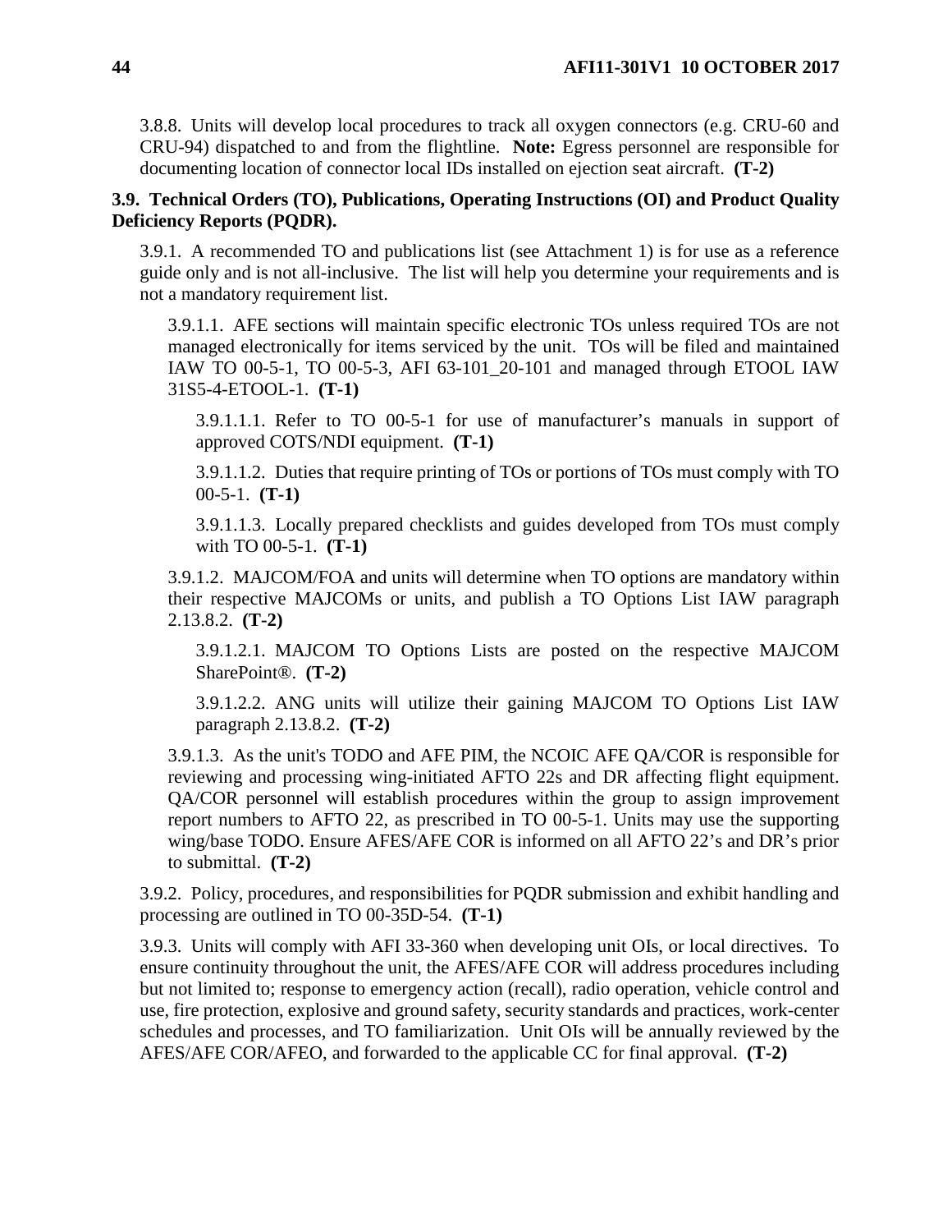3.8.8. Units will develop local procedures to track all oxygen connectors (e.g. CRU-60 and CRU-94) dispatched to and from the flightline. **Note:** Egress personnel are responsible for documenting location of connector local IDs installed on ejection seat aircraft. **(T-2)**

**3.9. Technical Orders (TO), Publications, Operating Instructions (OI) and Product Quality Deficiency Reports (PQDR).**

3.9.1. A recommended TO and publications list (see Attachment 1) is for use as a reference guide only and is not all-inclusive. The list will help you determine your requirements and is not a mandatory requirement list.

3.9.1.1. AFE sections will maintain specific electronic TOs unless required TOs are not managed electronically for items serviced by the unit. TOs will be filed and maintained IAW TO 00-5-1, TO 00-5-3, AFI 63-101_20-101 and managed through ETOOL IAW 31S5-4-ETOOL-1. **(T-1)**

3.9.1.1.1. Refer to TO 00-5-1 for use of manufacturer's manuals in support of approved COTS/NDI equipment. **(T-1)**

3.9.1.1.2. Duties that require printing of TOs or portions of TOs must comply with TO 00-5-1. **(T-1)**

3.9.1.1.3. Locally prepared checklists and guides developed from TOs must comply with TO 00-5-1. **(T-1)**

3.9.1.2. MAJCOM/FOA and units will determine when TO options are mandatory within their respective MAJCOMs or units, and publish a TO Options List IAW paragraph 2.13.8.2. **(T-2)**

3.9.1.2.1. MAJCOM TO Options Lists are posted on the respective MAJCOM SharePoint®. **(T-2)**

3.9.1.2.2. ANG units will utilize their gaining MAJCOM TO Options List IAW paragraph 2.13.8.2. **(T-2)**

3.9.1.3. As the unit's TODO and AFE PIM, the NCOIC AFE QA/COR is responsible for reviewing and processing wing-initiated AFTO 22s and DR affecting flight equipment. QA/COR personnel will establish procedures within the group to assign improvement report numbers to AFTO 22, as prescribed in TO 00-5-1. Units may use the supporting wing/base TODO. Ensure AFES/AFE COR is informed on all AFTO 22's and DR's prior to submittal. **(T-2)**

3.9.2. Policy, procedures, and responsibilities for PQDR submission and exhibit handling and processing are outlined in TO 00-35D-54. **(T-1)**

3.9.3. Units will comply with AFI 33-360 when developing unit OIs, or local directives. To ensure continuity throughout the unit, the AFES/AFE COR will address procedures including but not limited to; response to emergency action (recall), radio operation, vehicle control and use, fire protection, explosive and ground safety, security standards and practices, work-center schedules and processes, and TO familiarization. Unit OIs will be annually reviewed by the AFES/AFE COR/AFEO, and forwarded to the applicable CC for final approval. **(T-2)**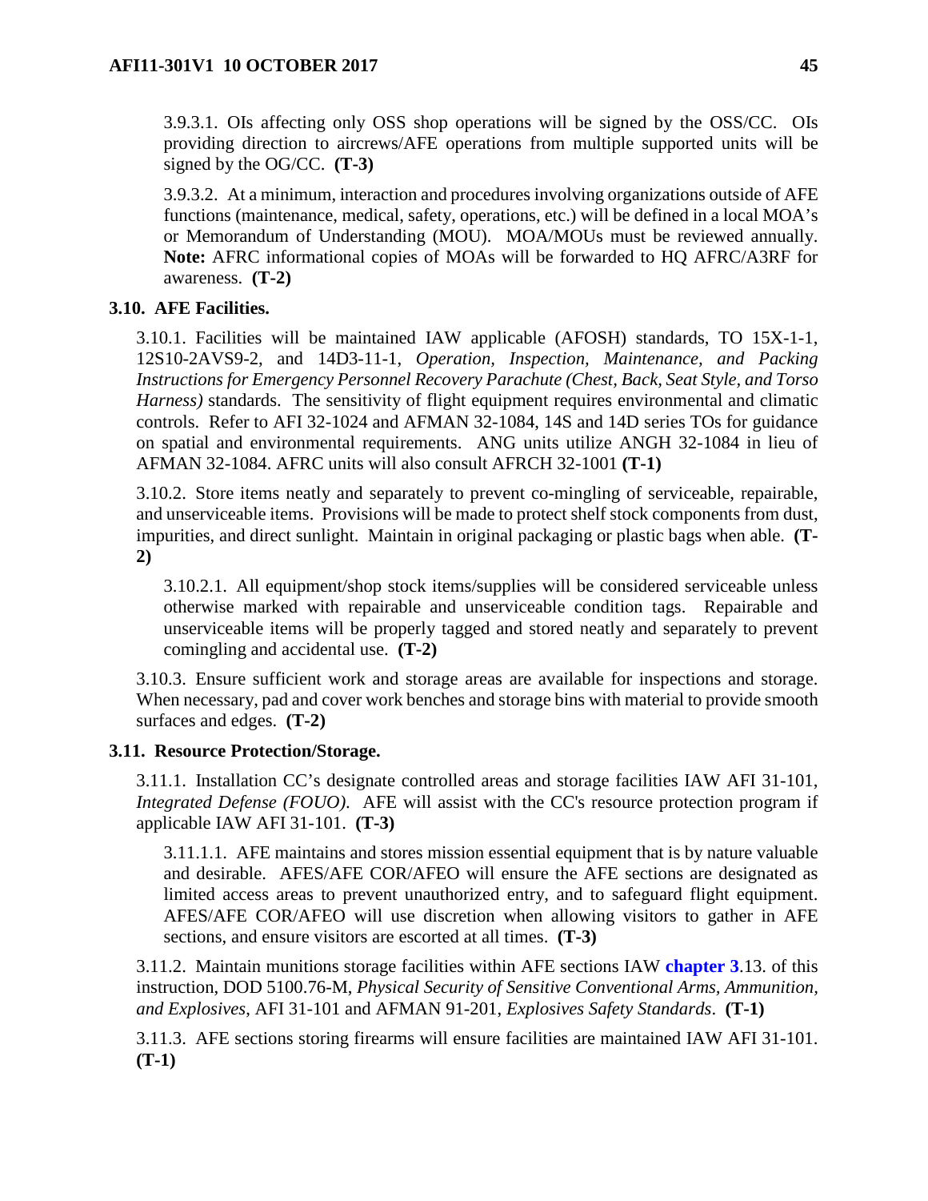3.9.3.1. OIs affecting only OSS shop operations will be signed by the OSS/CC. OIs providing direction to aircrews/AFE operations from multiple supported units will be signed by the OG/CC. **(T-3)**

3.9.3.2. At a minimum, interaction and procedures involving organizations outside of AFE functions (maintenance, medical, safety, operations, etc.) will be defined in a local MOA's or Memorandum of Understanding (MOU). MOA/MOUs must be reviewed annually. **Note:** AFRC informational copies of MOAs will be forwarded to HQ AFRC/A3RF for awareness. **(T-2)**

**3.10. AFE Facilities.**

3.10.1. Facilities will be maintained IAW applicable (AFOSH) standards, TO 15X-1-1, 12S10-2AVS9-2, and 14D3-11-1, *Operation, Inspection, Maintenance, and Packing Instructions for Emergency Personnel Recovery Parachute (Chest, Back, Seat Style, and Torso Harness)* standards. The sensitivity of flight equipment requires environmental and climatic controls. Refer to AFI 32-1024 and AFMAN 32-1084, 14S and 14D series TOs for guidance on spatial and environmental requirements. ANG units utilize ANGH 32-1084 in lieu of AFMAN 32-1084. AFRC units will also consult AFRCH 32-1001 **(T-1)**

3.10.2. Store items neatly and separately to prevent co-mingling of serviceable, repairable, and unserviceable items. Provisions will be made to protect shelf stock components from dust, impurities, and direct sunlight. Maintain in original packaging or plastic bags when able. **(T-2)**

3.10.2.1. All equipment/shop stock items/supplies will be considered serviceable unless otherwise marked with repairable and unserviceable condition tags. Repairable and unserviceable items will be properly tagged and stored neatly and separately to prevent comingling and accidental use. **(T-2)**

3.10.3. Ensure sufficient work and storage areas are available for inspections and storage. When necessary, pad and cover work benches and storage bins with material to provide smooth surfaces and edges. **(T-2)**

**3.11. Resource Protection/Storage.**

3.11.1. Installation CC's designate controlled areas and storage facilities IAW AFI 31-101, *Integrated Defense (FOUO)*. AFE will assist with the CC's resource protection program if applicable IAW AFI 31-101. **(T-3)**

3.11.1.1. AFE maintains and stores mission essential equipment that is by nature valuable and desirable. AFES/AFE COR/AFEO will ensure the AFE sections are designated as limited access areas to prevent unauthorized entry, and to safeguard flight equipment. AFES/AFE COR/AFEO will use discretion when allowing visitors to gather in AFE sections, and ensure visitors are escorted at all times. **(T-3)**

3.11.2. Maintain munitions storage facilities within AFE sections IAW chapter 3.13. of this instruction, DOD 5100.76-M, *Physical Security of Sensitive Conventional Arms, Ammunition, and Explosives*, AFI 31-101 and AFMAN 91-201, *Explosives Safety Standards*. **(T-1)**

3.11.3. AFE sections storing firearms will ensure facilities are maintained IAW AFI 31-101. **(T-1)**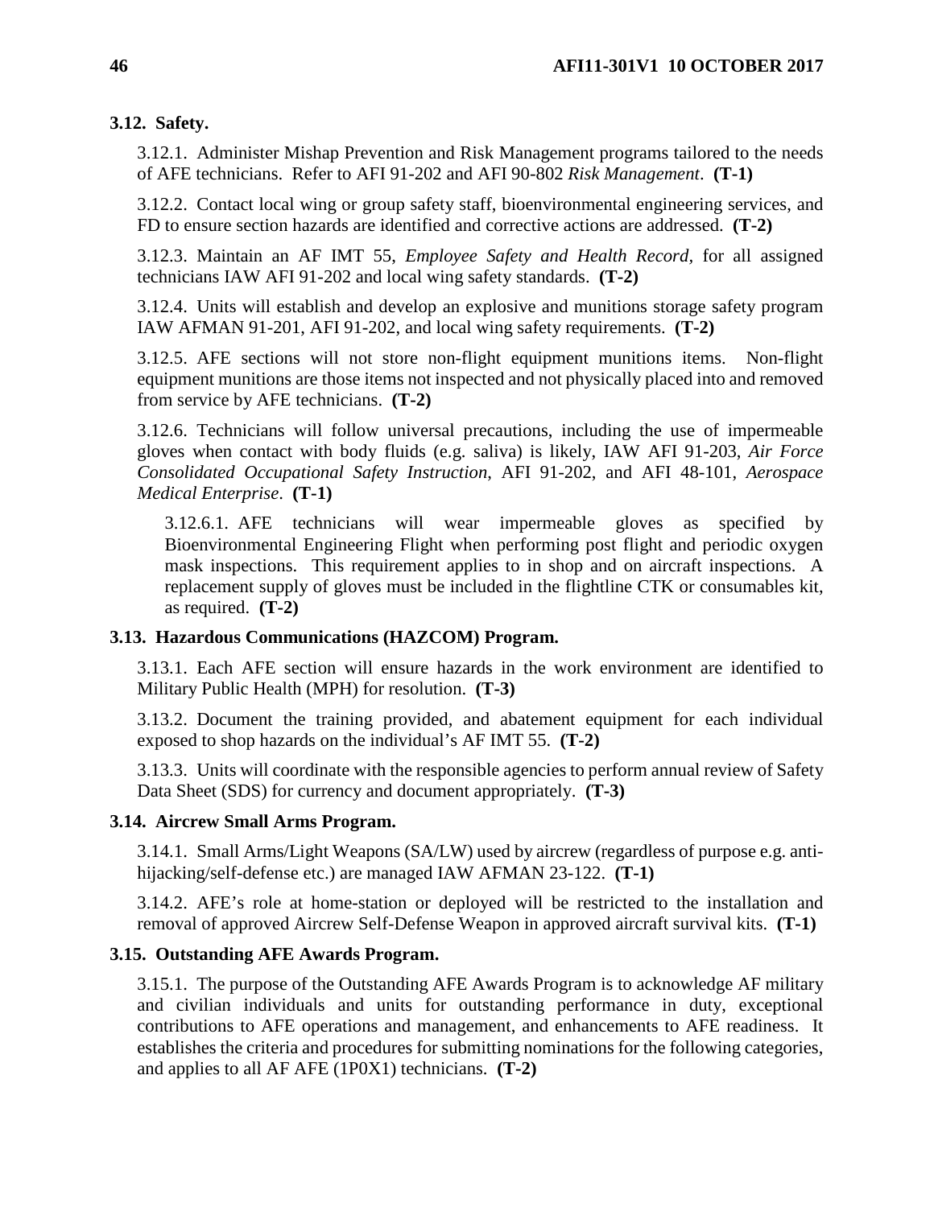**3.12. Safety.**

3.12.1. Administer Mishap Prevention and Risk Management programs tailored to the needs of AFE technicians. Refer to AFI 91-202 and AFI 90-802 *Risk Management*. **(T-1)**

3.12.2. Contact local wing or group safety staff, bioenvironmental engineering services, and FD to ensure section hazards are identified and corrective actions are addressed. **(T-2)**

3.12.3. Maintain an AF IMT 55, *Employee Safety and Health Record*, for all assigned technicians IAW AFI 91-202 and local wing safety standards. **(T-2)**

3.12.4. Units will establish and develop an explosive and munitions storage safety program IAW AFMAN 91-201, AFI 91-202, and local wing safety requirements. **(T-2)**

3.12.5. AFE sections will not store non-flight equipment munitions items. Non-flight equipment munitions are those items not inspected and not physically placed into and removed from service by AFE technicians. **(T-2)**

3.12.6. Technicians will follow universal precautions, including the use of impermeable gloves when contact with body fluids (e.g. saliva) is likely, IAW AFI 91-203, *Air Force Consolidated Occupational Safety Instruction*, AFI 91-202, and AFI 48-101, *Aerospace Medical Enterprise*. **(T-1)**

3.12.6.1. AFE technicians will wear impermeable gloves as specified by Bioenvironmental Engineering Flight when performing post flight and periodic oxygen mask inspections. This requirement applies to in shop and on aircraft inspections. A replacement supply of gloves must be included in the flightline CTK or consumables kit, as required. **(T-2)**

**3.13. Hazardous Communications (HAZCOM) Program.**

3.13.1. Each AFE section will ensure hazards in the work environment are identified to Military Public Health (MPH) for resolution. **(T-3)**

3.13.2. Document the training provided, and abatement equipment for each individual exposed to shop hazards on the individual's AF IMT 55. **(T-2)**

3.13.3. Units will coordinate with the responsible agencies to perform annual review of Safety Data Sheet (SDS) for currency and document appropriately. **(T-3)**

**3.14. Aircrew Small Arms Program.**

3.14.1. Small Arms/Light Weapons (SA/LW) used by aircrew (regardless of purpose e.g. anti-hijacking/self-defense etc.) are managed IAW AFMAN 23-122. **(T-1)**

3.14.2. AFE's role at home-station or deployed will be restricted to the installation and removal of approved Aircrew Self-Defense Weapon in approved aircraft survival kits. **(T-1)**

**3.15. Outstanding AFE Awards Program.**

3.15.1. The purpose of the Outstanding AFE Awards Program is to acknowledge AF military and civilian individuals and units for outstanding performance in duty, exceptional contributions to AFE operations and management, and enhancements to AFE readiness. It establishes the criteria and procedures for submitting nominations for the following categories, and applies to all AF AFE (1P0X1) technicians. **(T-2)**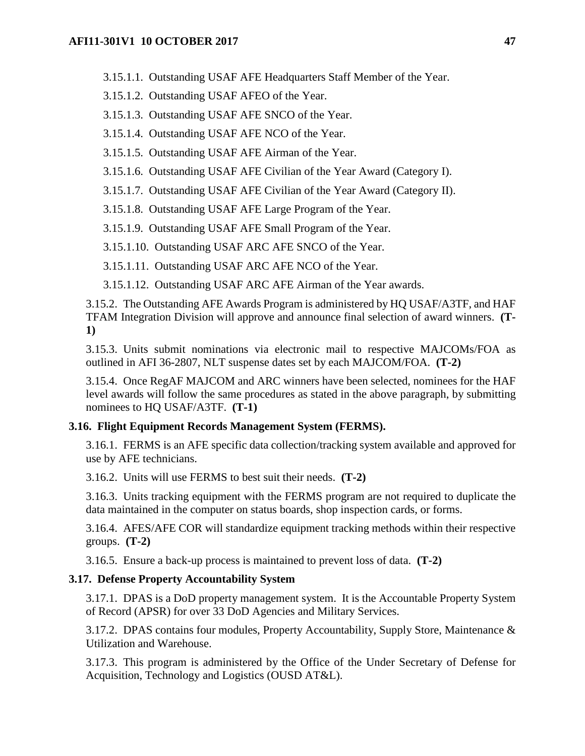3.15.1.1. Outstanding USAF AFE Headquarters Staff Member of the Year.

3.15.1.2. Outstanding USAF AFEO of the Year.

3.15.1.3. Outstanding USAF AFE SNCO of the Year.

3.15.1.4. Outstanding USAF AFE NCO of the Year.

3.15.1.5. Outstanding USAF AFE Airman of the Year.

3.15.1.6. Outstanding USAF AFE Civilian of the Year Award (Category I).

3.15.1.7. Outstanding USAF AFE Civilian of the Year Award (Category II).

3.15.1.8. Outstanding USAF AFE Large Program of the Year.

3.15.1.9. Outstanding USAF AFE Small Program of the Year.

3.15.1.10. Outstanding USAF ARC AFE SNCO of the Year.

3.15.1.11. Outstanding USAF ARC AFE NCO of the Year.

3.15.1.12. Outstanding USAF ARC AFE Airman of the Year awards.

3.15.2. The Outstanding AFE Awards Program is administered by HQ USAF/A3TF, and HAF TFAM Integration Division will approve and announce final selection of award winners. **(T-1)**

3.15.3. Units submit nominations via electronic mail to respective MAJCOMs/FOA as outlined in AFI 36-2807, NLT suspense dates set by each MAJCOM/FOA. **(T-2)**

3.15.4. Once RegAF MAJCOM and ARC winners have been selected, nominees for the HAF level awards will follow the same procedures as stated in the above paragraph, by submitting nominees to HQ USAF/A3TF. **(T-1)**

### 3.16. Flight Equipment Records Management System (FERMS).

3.16.1. FERMS is an AFE specific data collection/tracking system available and approved for use by AFE technicians.

3.16.2. Units will use FERMS to best suit their needs. **(T-2)**

3.16.3. Units tracking equipment with the FERMS program are not required to duplicate the data maintained in the computer on status boards, shop inspection cards, or forms.

3.16.4. AFES/AFE COR will standardize equipment tracking methods within their respective groups. **(T-2)**

3.16.5. Ensure a back-up process is maintained to prevent loss of data. **(T-2)**

### 3.17. Defense Property Accountability System

3.17.1. DPAS is a DoD property management system. It is the Accountable Property System of Record (APSR) for over 33 DoD Agencies and Military Services.

3.17.2. DPAS contains four modules, Property Accountability, Supply Store, Maintenance & Utilization and Warehouse.

3.17.3. This program is administered by the Office of the Under Secretary of Defense for Acquisition, Technology and Logistics (OUSD AT&L).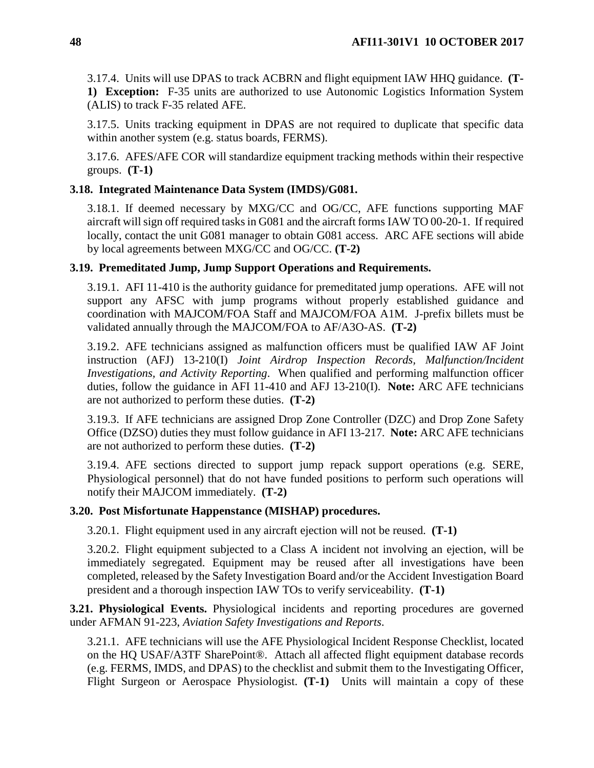3.17.4. Units will use DPAS to track ACBRN and flight equipment IAW HHQ guidance. **(T-1) Exception:** F-35 units are authorized to use Autonomic Logistics Information System (ALIS) to track F-35 related AFE.

3.17.5. Units tracking equipment in DPAS are not required to duplicate that specific data within another system (e.g. status boards, FERMS).

3.17.6. AFES/AFE COR will standardize equipment tracking methods within their respective groups. **(T-1)**

### 3.18. Integrated Maintenance Data System (IMDS)/G081.

3.18.1. If deemed necessary by MXG/CC and OG/CC, AFE functions supporting MAF aircraft will sign off required tasks in G081 and the aircraft forms IAW TO 00-20-1. If required locally, contact the unit G081 manager to obtain G081 access. ARC AFE sections will abide by local agreements between MXG/CC and OG/CC. **(T-2)**

### 3.19. Premeditated Jump, Jump Support Operations and Requirements.

3.19.1. AFI 11-410 is the authority guidance for premeditated jump operations. AFE will not support any AFSC with jump programs without properly established guidance and coordination with MAJCOM/FOA Staff and MAJCOM/FOA A1M. J-prefix billets must be validated annually through the MAJCOM/FOA to AF/A3O-AS. **(T-2)**

3.19.2. AFE technicians assigned as malfunction officers must be qualified IAW AF Joint instruction (AFJ) 13-210(I) *Joint Airdrop Inspection Records, Malfunction/Incident Investigations, and Activity Reporting*. When qualified and performing malfunction officer duties, follow the guidance in AFI 11-410 and AFJ 13-210(I). **Note:** ARC AFE technicians are not authorized to perform these duties. **(T-2)**

3.19.3. If AFE technicians are assigned Drop Zone Controller (DZC) and Drop Zone Safety Office (DZSO) duties they must follow guidance in AFI 13-217. **Note:** ARC AFE technicians are not authorized to perform these duties. **(T-2)**

3.19.4. AFE sections directed to support jump repack support operations (e.g. SERE, Physiological personnel) that do not have funded positions to perform such operations will notify their MAJCOM immediately. **(T-2)**

### 3.20. Post Misfortunate Happenstance (MISHAP) procedures.

3.20.1. Flight equipment used in any aircraft ejection will not be reused. **(T-1)**

3.20.2. Flight equipment subjected to a Class A incident not involving an ejection, will be immediately segregated. Equipment may be reused after all investigations have been completed, released by the Safety Investigation Board and/or the Accident Investigation Board president and a thorough inspection IAW TOs to verify serviceability. **(T-1)**

**3.21. Physiological Events.** Physiological incidents and reporting procedures are governed under AFMAN 91-223, *Aviation Safety Investigations and Reports*.

3.21.1. AFE technicians will use the AFE Physiological Incident Response Checklist, located on the HQ USAF/A3TF SharePoint®. Attach all affected flight equipment database records (e.g. FERMS, IMDS, and DPAS) to the checklist and submit them to the Investigating Officer, Flight Surgeon or Aerospace Physiologist. **(T-1)** Units will maintain a copy of these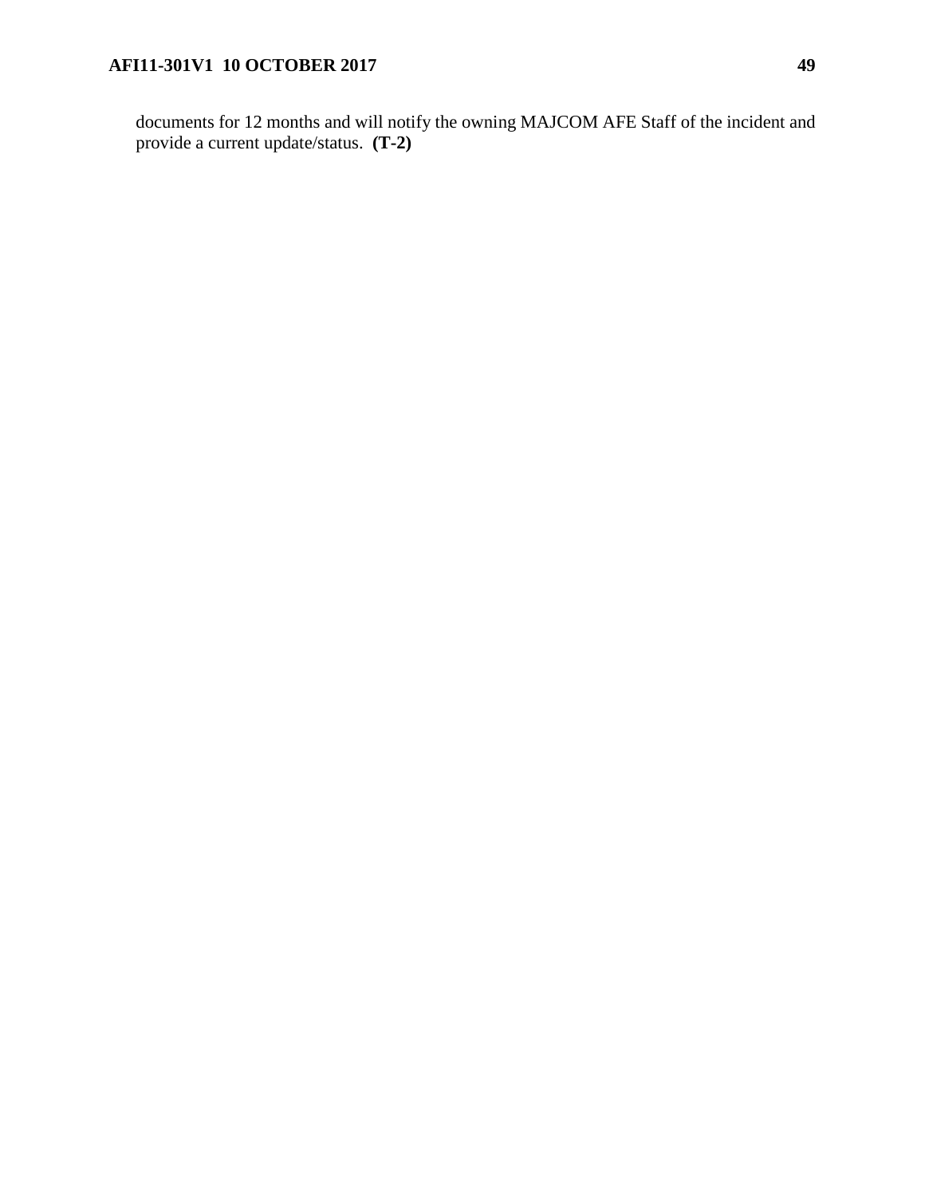documents for 12 months and will notify the owning MAJCOM AFE Staff of the incident and provide a current update/status. **(T-2)**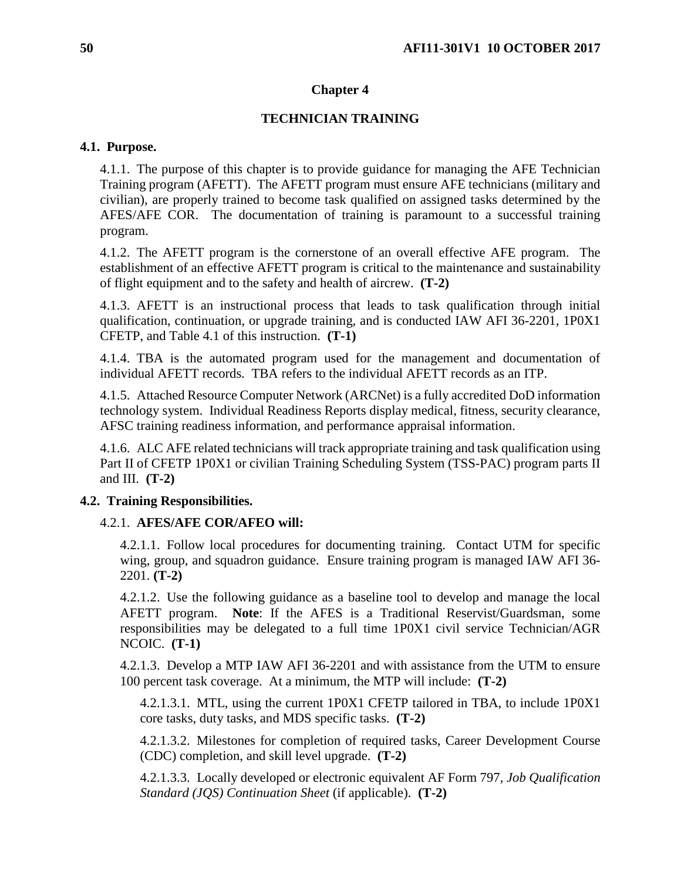## Chapter 4

## TECHNICIAN TRAINING

### 4.1. Purpose.

4.1.1. The purpose of this chapter is to provide guidance for managing the AFE Technician Training program (AFETT). The AFETT program must ensure AFE technicians (military and civilian), are properly trained to become task qualified on assigned tasks determined by the AFES/AFE COR. The documentation of training is paramount to a successful training program.

4.1.2. The AFETT program is the cornerstone of an overall effective AFE program. The establishment of an effective AFETT program is critical to the maintenance and sustainability of flight equipment and to the safety and health of aircrew. **(T-2)**

4.1.3. AFETT is an instructional process that leads to task qualification through initial qualification, continuation, or upgrade training, and is conducted IAW AFI 36-2201, 1P0X1 CFETP, and Table 4.1 of this instruction. **(T-1)**

4.1.4. TBA is the automated program used for the management and documentation of individual AFETT records. TBA refers to the individual AFETT records as an ITP.

4.1.5. Attached Resource Computer Network (ARCNet) is a fully accredited DoD information technology system. Individual Readiness Reports display medical, fitness, security clearance, AFSC training readiness information, and performance appraisal information.

4.1.6. ALC AFE related technicians will track appropriate training and task qualification using Part II of CFETP 1P0X1 or civilian Training Scheduling System (TSS-PAC) program parts II and III. **(T-2)**

### 4.2. Training Responsibilities.

4.2.1. **AFES/AFE COR/AFEO will:**

4.2.1.1. Follow local procedures for documenting training. Contact UTM for specific wing, group, and squadron guidance. Ensure training program is managed IAW AFI 36-2201. **(T-2)**

4.2.1.2. Use the following guidance as a baseline tool to develop and manage the local AFETT program. **Note**: If the AFES is a Traditional Reservist/Guardsman, some responsibilities may be delegated to a full time 1P0X1 civil service Technician/AGR NCOIC. **(T-1)**

4.2.1.3. Develop a MTP IAW AFI 36-2201 and with assistance from the UTM to ensure 100 percent task coverage. At a minimum, the MTP will include: **(T-2)**

4.2.1.3.1. MTL, using the current 1P0X1 CFETP tailored in TBA, to include 1P0X1 core tasks, duty tasks, and MDS specific tasks. **(T-2)**

4.2.1.3.2. Milestones for completion of required tasks, Career Development Course (CDC) completion, and skill level upgrade. **(T-2)**

4.2.1.3.3. Locally developed or electronic equivalent AF Form 797, *Job Qualification Standard (JQS) Continuation Sheet* (if applicable). **(T-2)**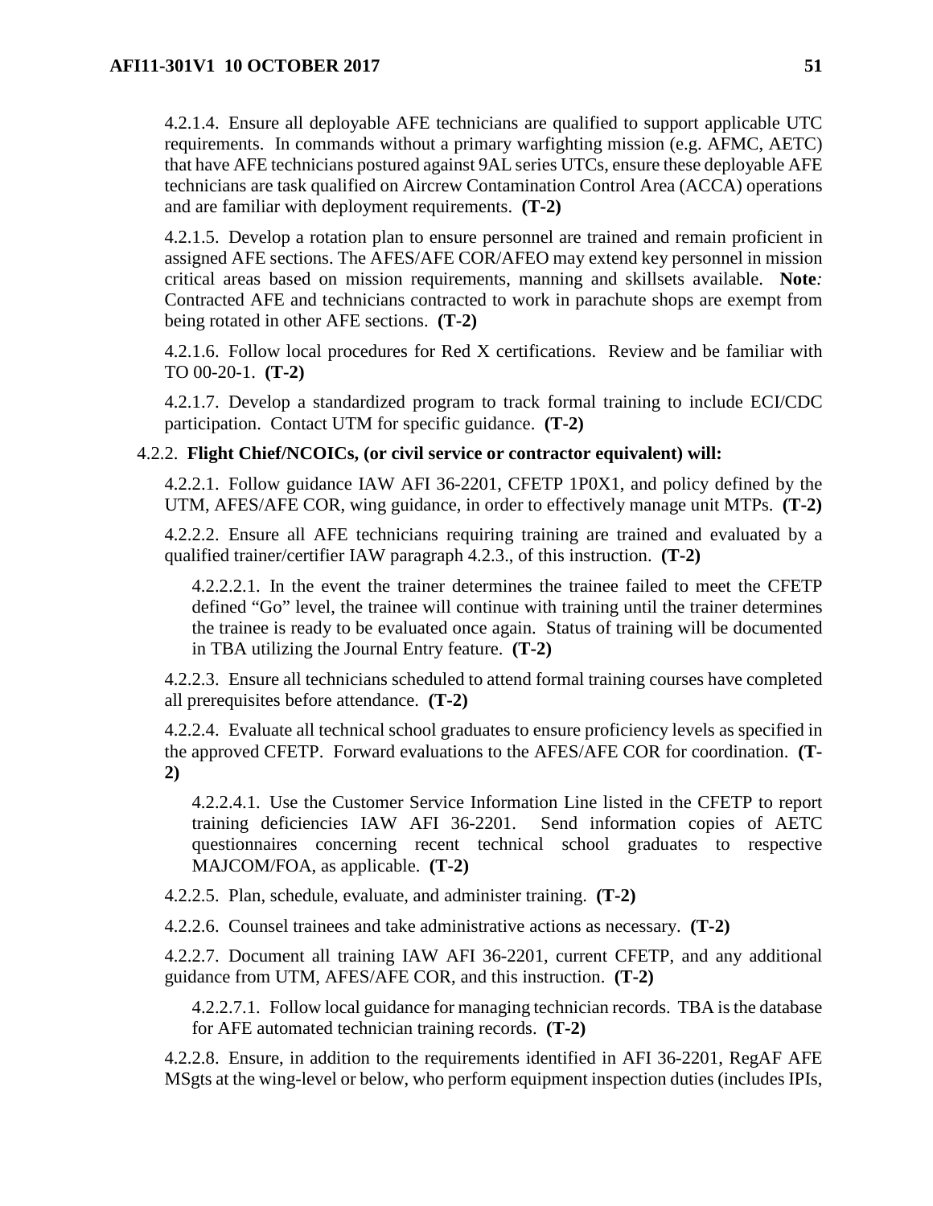4.2.1.4. Ensure all deployable AFE technicians are qualified to support applicable UTC requirements. In commands without a primary warfighting mission (e.g. AFMC, AETC) that have AFE technicians postured against 9AL series UTCs, ensure these deployable AFE technicians are task qualified on Aircrew Contamination Control Area (ACCA) operations and are familiar with deployment requirements. **(T-2)**

4.2.1.5. Develop a rotation plan to ensure personnel are trained and remain proficient in assigned AFE sections. The AFES/AFE COR/AFEO may extend key personnel in mission critical areas based on mission requirements, manning and skillsets available. **Note***:* Contracted AFE and technicians contracted to work in parachute shops are exempt from being rotated in other AFE sections. **(T-2)**

4.2.1.6. Follow local procedures for Red X certifications. Review and be familiar with TO 00-20-1. **(T-2)**

4.2.1.7. Develop a standardized program to track formal training to include ECI/CDC participation. Contact UTM for specific guidance. **(T-2)**

4.2.2. **Flight Chief/NCOICs, (or civil service or contractor equivalent) will:**

4.2.2.1. Follow guidance IAW AFI 36-2201, CFETP 1P0X1, and policy defined by the UTM, AFES/AFE COR, wing guidance, in order to effectively manage unit MTPs. **(T-2)**

4.2.2.2. Ensure all AFE technicians requiring training are trained and evaluated by a qualified trainer/certifier IAW paragraph 4.2.3., of this instruction. **(T-2)**

4.2.2.2.1. In the event the trainer determines the trainee failed to meet the CFETP defined "Go" level, the trainee will continue with training until the trainer determines the trainee is ready to be evaluated once again. Status of training will be documented in TBA utilizing the Journal Entry feature. **(T-2)**

4.2.2.3. Ensure all technicians scheduled to attend formal training courses have completed all prerequisites before attendance. **(T-2)**

4.2.2.4. Evaluate all technical school graduates to ensure proficiency levels as specified in the approved CFETP. Forward evaluations to the AFES/AFE COR for coordination. **(T-2)**

4.2.2.4.1. Use the Customer Service Information Line listed in the CFETP to report training deficiencies IAW AFI 36-2201. Send information copies of AETC questionnaires concerning recent technical school graduates to respective MAJCOM/FOA, as applicable. **(T-2)**

4.2.2.5. Plan, schedule, evaluate, and administer training. **(T-2)**

4.2.2.6. Counsel trainees and take administrative actions as necessary. **(T-2)**

4.2.2.7. Document all training IAW AFI 36-2201, current CFETP, and any additional guidance from UTM, AFES/AFE COR, and this instruction. **(T-2)**

4.2.2.7.1. Follow local guidance for managing technician records. TBA is the database for AFE automated technician training records. **(T-2)**

4.2.2.8. Ensure, in addition to the requirements identified in AFI 36-2201, RegAF AFE MSgts at the wing-level or below, who perform equipment inspection duties (includes IPIs,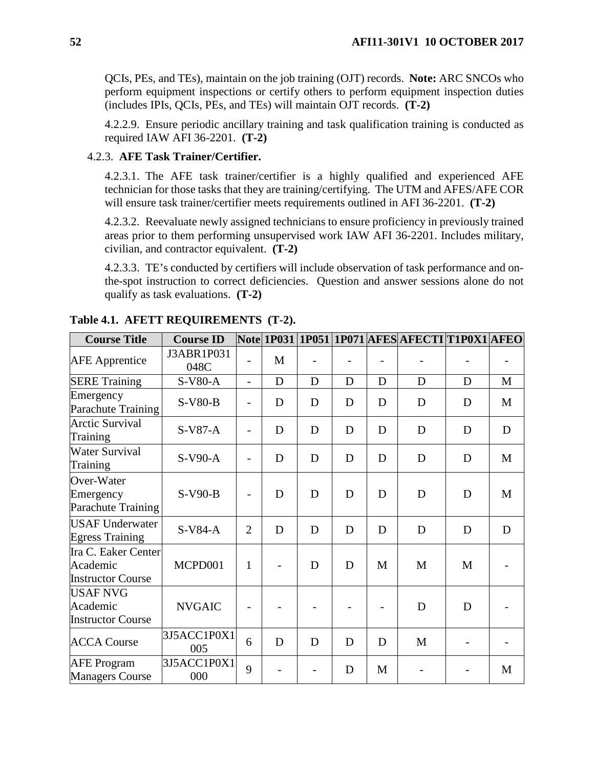QCIs, PEs, and TEs), maintain on the job training (OJT) records. **Note:** ARC SNCOs who perform equipment inspections or certify others to perform equipment inspection duties (includes IPIs, QCIs, PEs, and TEs) will maintain OJT records. **(T-2)**

4.2.2.9. Ensure periodic ancillary training and task qualification training is conducted as required IAW AFI 36-2201. **(T-2)**

4.2.3. **AFE Task Trainer/Certifier.**

4.2.3.1. The AFE task trainer/certifier is a highly qualified and experienced AFE technician for those tasks that they are training/certifying. The UTM and AFES/AFE COR will ensure task trainer/certifier meets requirements outlined in AFI 36-2201. **(T-2)**

4.2.3.2. Reevaluate newly assigned technicians to ensure proficiency in previously trained areas prior to them performing unsupervised work IAW AFI 36-2201. Includes military, civilian, and contractor equivalent. **(T-2)**

4.2.3.3. TE's conducted by certifiers will include observation of task performance and on-the-spot instruction to correct deficiencies. Question and answer sessions alone do not qualify as task evaluations. **(T-2)**

**Table 4.1. AFETT REQUIREMENTS (T-2).**

| Course Title | Course ID | Note | 1P031 | 1P051 | 1P071 | AFES | AFECTI | T1P0X1 | AFEO |
|---|---|---|---|---|---|---|---|---|---|
| AFE Apprentice | J3ABR1P031 048C | - | M | - | - | - | - | - | - |
| SERE Training | S-V80-A | - | D | D | D | D | D | D | M |
| Emergency Parachute Training | S-V80-B | - | D | D | D | D | D | D | M |
| Arctic Survival Training | S-V87-A | - | D | D | D | D | D | D | D |
| Water Survival Training | S-V90-A | - | D | D | D | D | D | D | M |
| Over-Water Emergency Parachute Training | S-V90-B | - | D | D | D | D | D | D | M |
| USAF Underwater Egress Training | S-V84-A | 2 | D | D | D | D | D | D | D |
| Ira C. Eaker Center Academic Instructor Course | MCPD001 | 1 | - | D | D | M | M | M | - |
| USAF NVG Academic Instructor Course | NVGAIC | - | - | - | - | - | D | D | - |
| ACCA Course | 3J5ACC1P0X1 005 | 6 | D | D | D | D | M | - | - |
| AFE Program Managers Course | 3J5ACC1P0X1 000 | 9 | - | - | D | M | - | - | M |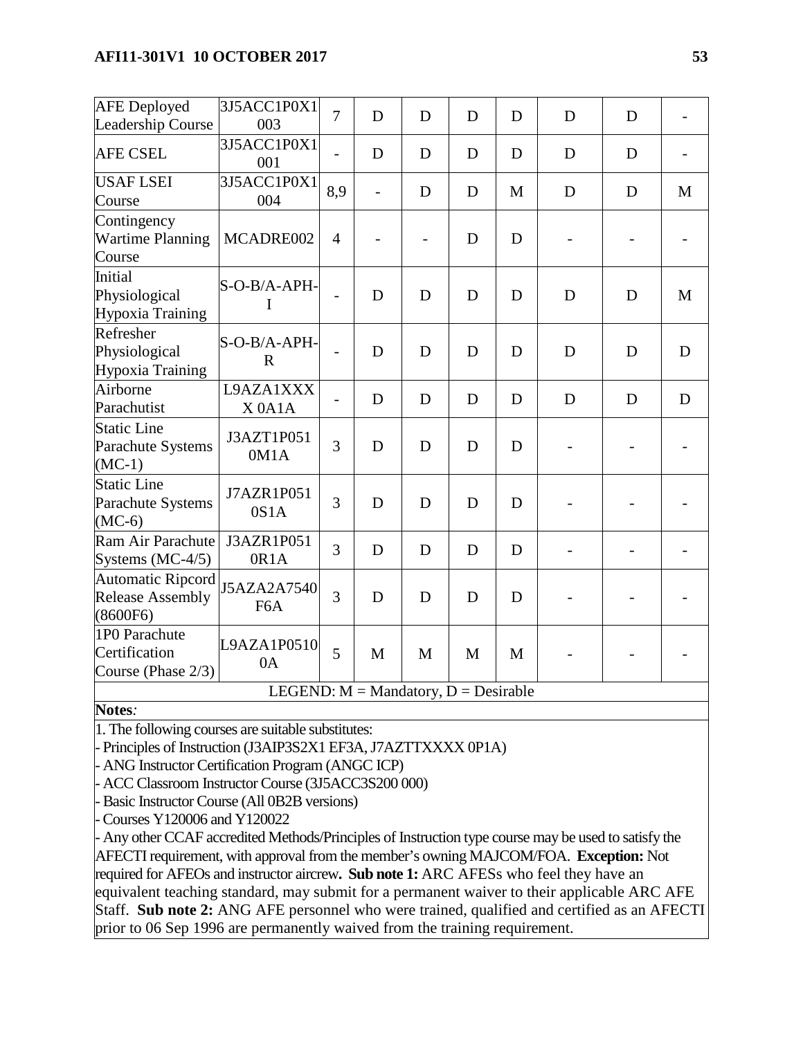| AFE Deployed Leadership Course | 3J5ACC1P0X1 003 | 7 | D | D | D | D | D | D | - |
|---|---|---|---|---|---|---|---|---|---|
| AFE CSEL | 3J5ACC1P0X1 001 | - | D | D | D | D | D | D | - |
| USAF LSEI Course | 3J5ACC1P0X1 004 | 8,9 | - | D | D | M | D | D | M |
| Contingency Wartime Planning Course | MCADRE002 | 4 | - | - | D | D | - | - | - |
| Initial Physiological Hypoxia Training | S-O-B/A-APH-I | - | D | D | D | D | D | D | M |
| Refresher Physiological Hypoxia Training | S-O-B/A-APH-R | - | D | D | D | D | D | D | D |
| Airborne Parachutist | L9AZA1XXXX 0A1A | - | D | D | D | D | D | D | D |
| Static Line Parachute Systems (MC-1) | J3AZT1P051 0M1A | 3 | D | D | D | D | - | - | - |
| Static Line Parachute Systems (MC-6) | J7AZR1P051 0S1A | 3 | D | D | D | D | - | - | - |
| Ram Air Parachute Systems (MC-4/5) | J3AZR1P051 0R1A | 3 | D | D | D | D | - | - | - |
| Automatic Ripcord Release Assembly (8600F6) | J5AZA2A7540 F6A | 3 | D | D | D | D | - | - | - |
| 1P0 Parachute Certification Course (Phase 2/3) | L9AZA1P0510 0A | 5 | M | M | M | M | - | - | - |

LEGEND: M = Mandatory, D = Desirable

**Notes***:*

1. The following courses are suitable substitutes:
- Principles of Instruction (J3AIP3S2X1 EF3A, J7AZTTXXXX 0P1A)
- ANG Instructor Certification Program (ANGC ICP)
- ACC Classroom Instructor Course (3J5ACC3S200 000)
- Basic Instructor Course (All 0B2B versions)
- Courses Y120006 and Y120022
- Any other CCAF accredited Methods/Principles of Instruction type course may be used to satisfy the AFECTI requirement, with approval from the member's owning MAJCOM/FOA. **Exception:** Not required for AFEOs and instructor aircrew**. Sub note 1:** ARC AFESs who feel they have an equivalent teaching standard, may submit for a permanent waiver to their applicable ARC AFE Staff. **Sub note 2:** ANG AFE personnel who were trained, qualified and certified as an AFECTI prior to 06 Sep 1996 are permanently waived from the training requirement.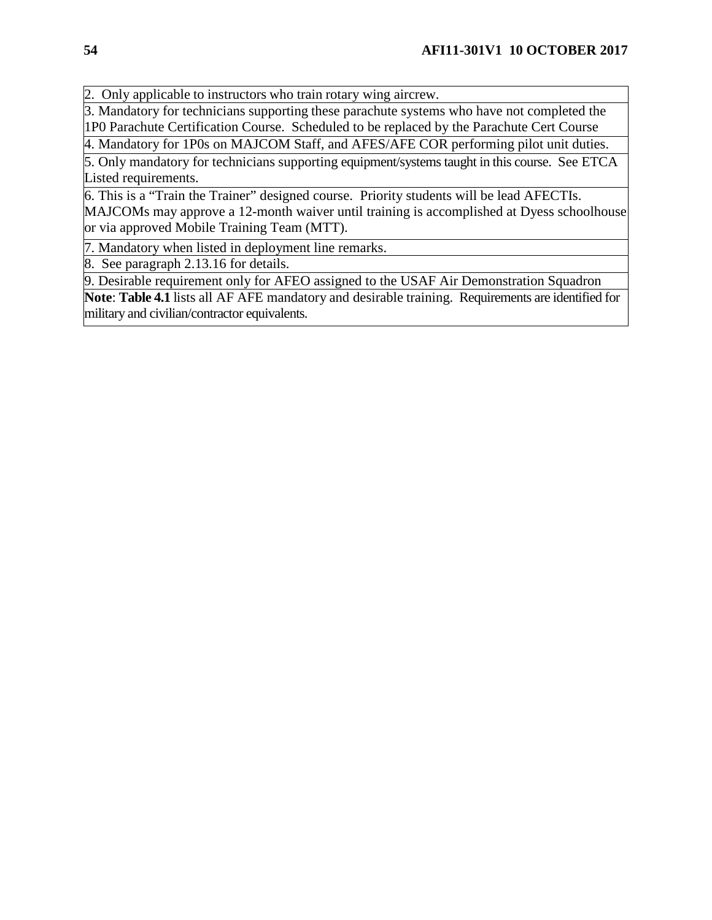| |
|---|
| 2. Only applicable to instructors who train rotary wing aircrew. |
| 3. Mandatory for technicians supporting these parachute systems who have not completed the 1P0 Parachute Certification Course. Scheduled to be replaced by the Parachute Cert Course |
| 4. Mandatory for 1P0s on MAJCOM Staff, and AFES/AFE COR performing pilot unit duties. |
| 5. Only mandatory for technicians supporting equipment/systems taught in this course. See ETCA Listed requirements. |
| 6. This is a "Train the Trainer" designed course. Priority students will be lead AFECTIs. MAJCOMs may approve a 12-month waiver until training is accomplished at Dyess schoolhouse or via approved Mobile Training Team (MTT). |
| 7. Mandatory when listed in deployment line remarks. |
| 8. See paragraph 2.13.16 for details. |
| 9. Desirable requirement only for AFEO assigned to the USAF Air Demonstration Squadron |
| **Note**: **Table 4.1** lists all AF AFE mandatory and desirable training. Requirements are identified for military and civilian/contractor equivalents. |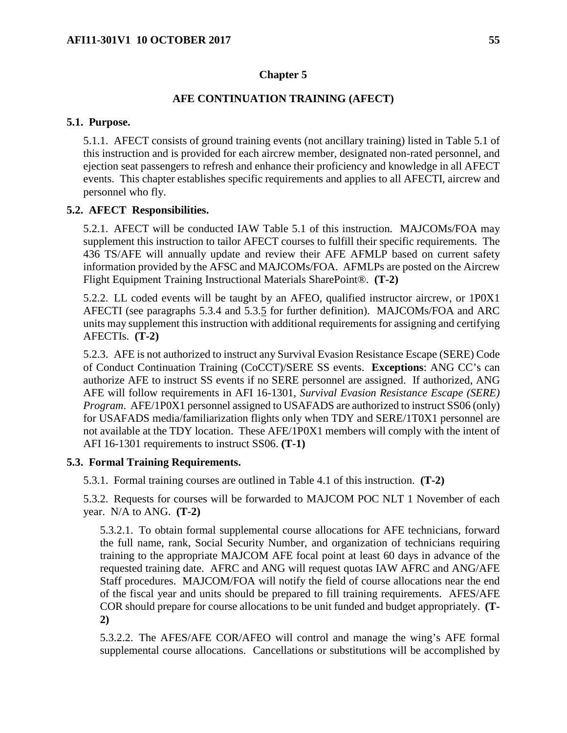## Chapter 5

## AFE CONTINUATION TRAINING (AFECT)

### 5.1. Purpose.

5.1.1. AFECT consists of ground training events (not ancillary training) listed in Table 5.1 of this instruction and is provided for each aircrew member, designated non-rated personnel, and ejection seat passengers to refresh and enhance their proficiency and knowledge in all AFECT events. This chapter establishes specific requirements and applies to all AFECTI, aircrew and personnel who fly.

### 5.2. AFECT Responsibilities.

5.2.1. AFECT will be conducted IAW Table 5.1 of this instruction. MAJCOMs/FOA may supplement this instruction to tailor AFECT courses to fulfill their specific requirements. The 436 TS/AFE will annually update and review their AFE AFMLP based on current safety information provided by the AFSC and MAJCOMs/FOA. AFMLPs are posted on the Aircrew Flight Equipment Training Instructional Materials SharePoint®. **(T-2)**

5.2.2. LL coded events will be taught by an AFEO, qualified instructor aircrew, or 1P0X1 AFECTI (see paragraphs 5.3.4 and 5.3.5 for further definition). MAJCOMs/FOA and ARC units may supplement this instruction with additional requirements for assigning and certifying AFECTIs. **(T-2)**

5.2.3. AFE is not authorized to instruct any Survival Evasion Resistance Escape (SERE) Code of Conduct Continuation Training (CoCCT)/SERE SS events. **Exceptions**: ANG CC's can authorize AFE to instruct SS events if no SERE personnel are assigned. If authorized, ANG AFE will follow requirements in AFI 16-1301, *Survival Evasion Resistance Escape (SERE) Program*. AFE/1P0X1 personnel assigned to USAFADS are authorized to instruct SS06 (only) for USAFADS media/familiarization flights only when TDY and SERE/1T0X1 personnel are not available at the TDY location. These AFE/1P0X1 members will comply with the intent of AFI 16-1301 requirements to instruct SS06. **(T-1)**

### 5.3. Formal Training Requirements.

5.3.1. Formal training courses are outlined in Table 4.1 of this instruction. **(T-2)**

5.3.2. Requests for courses will be forwarded to MAJCOM POC NLT 1 November of each year. N/A to ANG. **(T-2)**

5.3.2.1. To obtain formal supplemental course allocations for AFE technicians, forward the full name, rank, Social Security Number, and organization of technicians requiring training to the appropriate MAJCOM AFE focal point at least 60 days in advance of the requested training date. AFRC and ANG will request quotas IAW AFRC and ANG/AFE Staff procedures. MAJCOM/FOA will notify the field of course allocations near the end of the fiscal year and units should be prepared to fill training requirements. AFES/AFE COR should prepare for course allocations to be unit funded and budget appropriately. **(T-2)**

5.3.2.2. The AFES/AFE COR/AFEO will control and manage the wing's AFE formal supplemental course allocations. Cancellations or substitutions will be accomplished by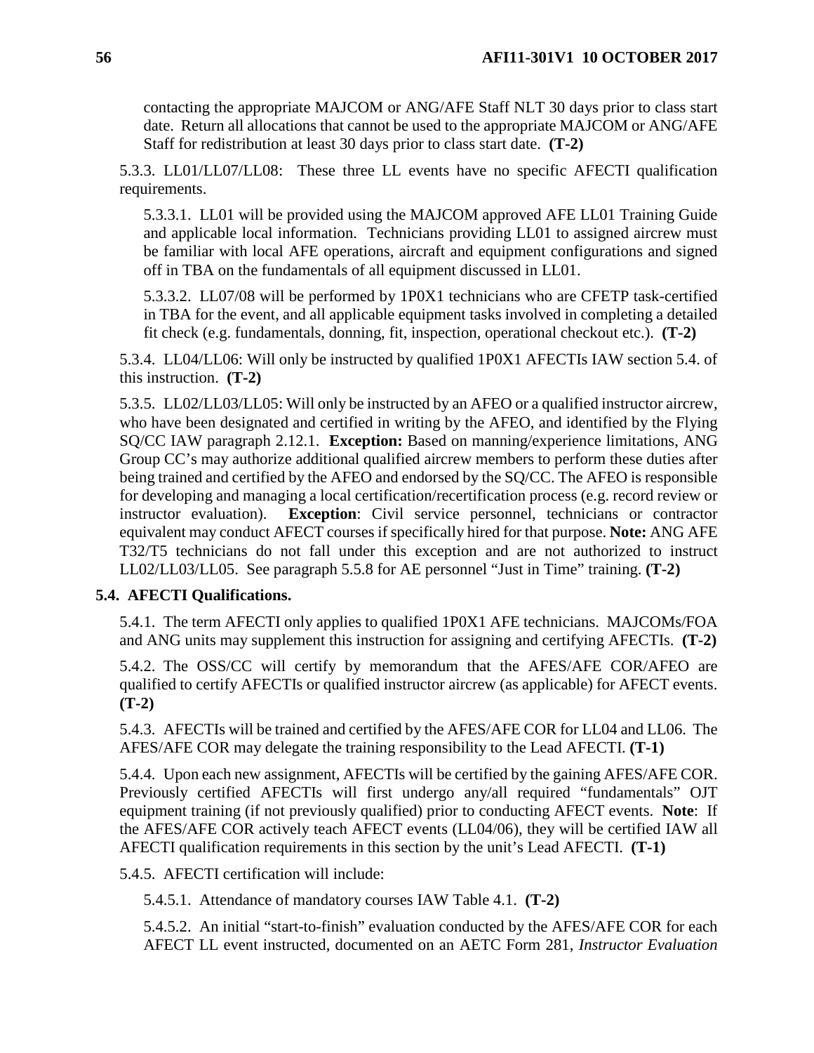contacting the appropriate MAJCOM or ANG/AFE Staff NLT 30 days prior to class start date. Return all allocations that cannot be used to the appropriate MAJCOM or ANG/AFE Staff for redistribution at least 30 days prior to class start date. **(T-2)**

5.3.3. LL01/LL07/LL08: These three LL events have no specific AFECTI qualification requirements.

5.3.3.1. LL01 will be provided using the MAJCOM approved AFE LL01 Training Guide and applicable local information. Technicians providing LL01 to assigned aircrew must be familiar with local AFE operations, aircraft and equipment configurations and signed off in TBA on the fundamentals of all equipment discussed in LL01.

5.3.3.2. LL07/08 will be performed by 1P0X1 technicians who are CFETP task-certified in TBA for the event, and all applicable equipment tasks involved in completing a detailed fit check (e.g. fundamentals, donning, fit, inspection, operational checkout etc.). **(T-2)**

5.3.4. LL04/LL06: Will only be instructed by qualified 1P0X1 AFECTIs IAW section 5.4. of this instruction. **(T-2)**

5.3.5. LL02/LL03/LL05: Will only be instructed by an AFEO or a qualified instructor aircrew, who have been designated and certified in writing by the AFEO, and identified by the Flying SQ/CC IAW paragraph 2.12.1. **Exception:** Based on manning/experience limitations, ANG Group CC's may authorize additional qualified aircrew members to perform these duties after being trained and certified by the AFEO and endorsed by the SQ/CC. The AFEO is responsible for developing and managing a local certification/recertification process (e.g. record review or instructor evaluation). **Exception**: Civil service personnel, technicians or contractor equivalent may conduct AFECT courses if specifically hired for that purpose. **Note:** ANG AFE T32/T5 technicians do not fall under this exception and are not authorized to instruct LL02/LL03/LL05. See paragraph 5.5.8 for AE personnel "Just in Time" training. **(T-2)**

## 5.4. AFECTI Qualifications.

5.4.1. The term AFECTI only applies to qualified 1P0X1 AFE technicians. MAJCOMs/FOA and ANG units may supplement this instruction for assigning and certifying AFECTIs. **(T-2)**

5.4.2. The OSS/CC will certify by memorandum that the AFES/AFE COR/AFEO are qualified to certify AFECTIs or qualified instructor aircrew (as applicable) for AFECT events. **(T-2)**

5.4.3. AFECTIs will be trained and certified by the AFES/AFE COR for LL04 and LL06. The AFES/AFE COR may delegate the training responsibility to the Lead AFECTI. **(T-1)**

5.4.4. Upon each new assignment, AFECTIs will be certified by the gaining AFES/AFE COR. Previously certified AFECTIs will first undergo any/all required "fundamentals" OJT equipment training (if not previously qualified) prior to conducting AFECT events. **Note**: If the AFES/AFE COR actively teach AFECT events (LL04/06), they will be certified IAW all AFECTI qualification requirements in this section by the unit's Lead AFECTI. **(T-1)**

5.4.5. AFECTI certification will include:

5.4.5.1. Attendance of mandatory courses IAW Table 4.1. **(T-2)**

5.4.5.2. An initial "start-to-finish" evaluation conducted by the AFES/AFE COR for each AFECT LL event instructed, documented on an AETC Form 281, *Instructor Evaluation*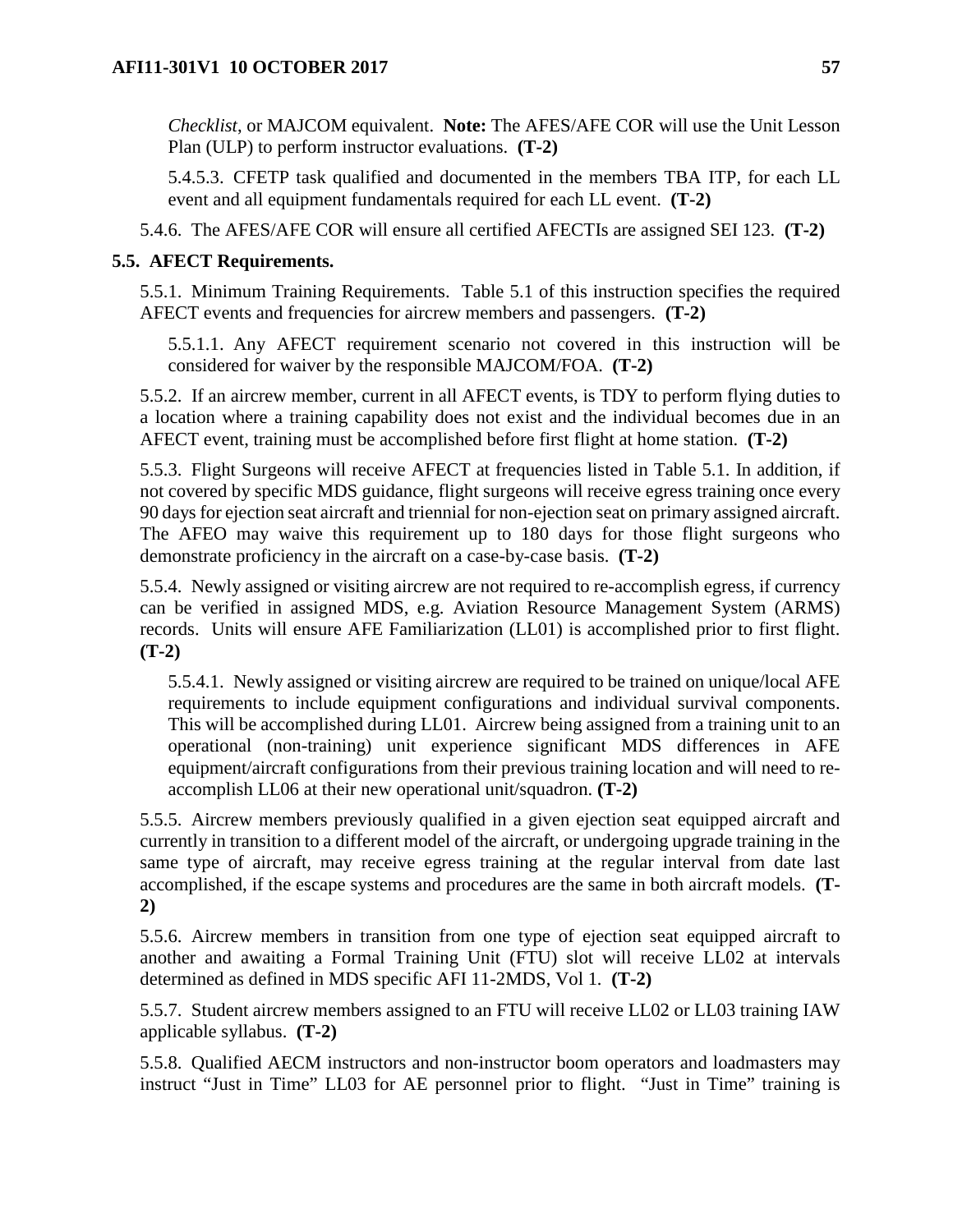*Checklist*, or MAJCOM equivalent. **Note:** The AFES/AFE COR will use the Unit Lesson Plan (ULP) to perform instructor evaluations. **(T-2)**

5.4.5.3. CFETP task qualified and documented in the members TBA ITP, for each LL event and all equipment fundamentals required for each LL event. **(T-2)**

5.4.6. The AFES/AFE COR will ensure all certified AFECTIs are assigned SEI 123. **(T-2)**

## 5.5. AFECT Requirements.

5.5.1. Minimum Training Requirements. Table 5.1 of this instruction specifies the required AFECT events and frequencies for aircrew members and passengers. **(T-2)**

5.5.1.1. Any AFECT requirement scenario not covered in this instruction will be considered for waiver by the responsible MAJCOM/FOA. **(T-2)**

5.5.2. If an aircrew member, current in all AFECT events, is TDY to perform flying duties to a location where a training capability does not exist and the individual becomes due in an AFECT event, training must be accomplished before first flight at home station. **(T-2)**

5.5.3. Flight Surgeons will receive AFECT at frequencies listed in Table 5.1. In addition, if not covered by specific MDS guidance, flight surgeons will receive egress training once every 90 days for ejection seat aircraft and triennial for non-ejection seat on primary assigned aircraft. The AFEO may waive this requirement up to 180 days for those flight surgeons who demonstrate proficiency in the aircraft on a case-by-case basis. **(T-2)**

5.5.4. Newly assigned or visiting aircrew are not required to re-accomplish egress, if currency can be verified in assigned MDS, e.g. Aviation Resource Management System (ARMS) records. Units will ensure AFE Familiarization (LL01) is accomplished prior to first flight. **(T-2)**

5.5.4.1. Newly assigned or visiting aircrew are required to be trained on unique/local AFE requirements to include equipment configurations and individual survival components. This will be accomplished during LL01. Aircrew being assigned from a training unit to an operational (non-training) unit experience significant MDS differences in AFE equipment/aircraft configurations from their previous training location and will need to re-accomplish LL06 at their new operational unit/squadron. **(T-2)**

5.5.5. Aircrew members previously qualified in a given ejection seat equipped aircraft and currently in transition to a different model of the aircraft, or undergoing upgrade training in the same type of aircraft, may receive egress training at the regular interval from date last accomplished, if the escape systems and procedures are the same in both aircraft models. **(T-2)**

5.5.6. Aircrew members in transition from one type of ejection seat equipped aircraft to another and awaiting a Formal Training Unit (FTU) slot will receive LL02 at intervals determined as defined in MDS specific AFI 11-2MDS, Vol 1. **(T-2)**

5.5.7. Student aircrew members assigned to an FTU will receive LL02 or LL03 training IAW applicable syllabus. **(T-2)**

5.5.8. Qualified AECM instructors and non-instructor boom operators and loadmasters may instruct "Just in Time" LL03 for AE personnel prior to flight. "Just in Time" training is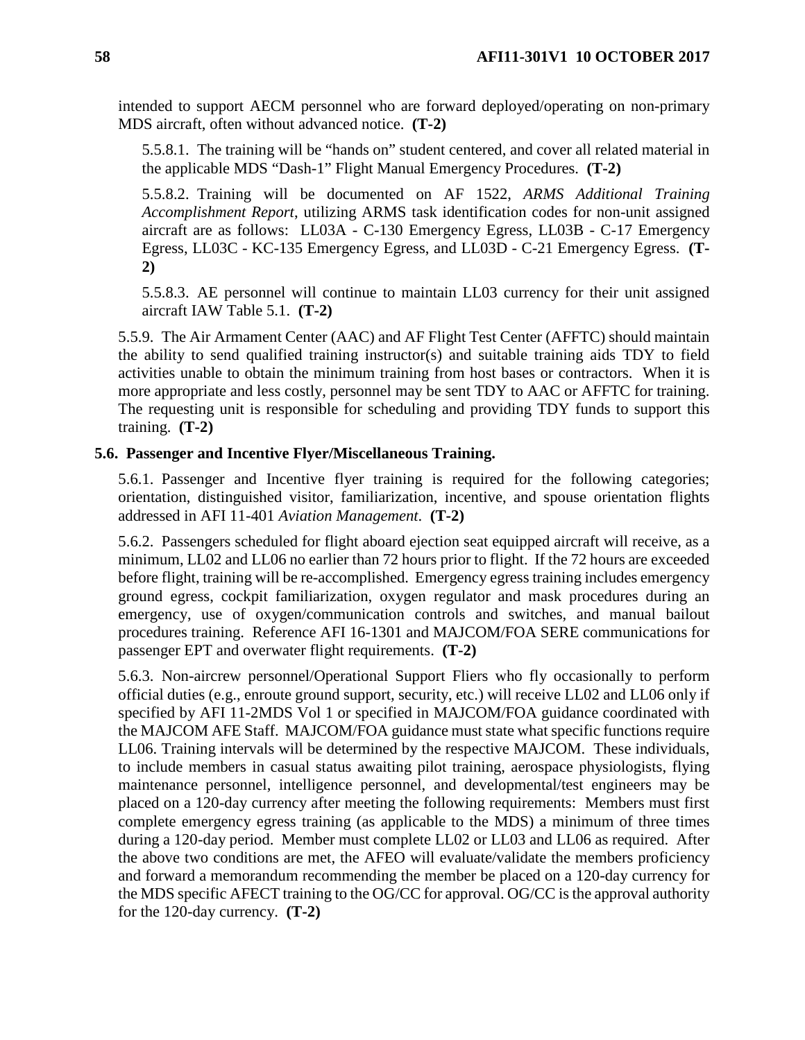intended to support AECM personnel who are forward deployed/operating on non-primary MDS aircraft, often without advanced notice. **(T-2)**

5.5.8.1. The training will be "hands on" student centered, and cover all related material in the applicable MDS "Dash-1" Flight Manual Emergency Procedures. **(T-2)**

5.5.8.2. Training will be documented on AF 1522, *ARMS Additional Training Accomplishment Report*, utilizing ARMS task identification codes for non-unit assigned aircraft are as follows: LL03A - C-130 Emergency Egress, LL03B - C-17 Emergency Egress, LL03C - KC-135 Emergency Egress, and LL03D - C-21 Emergency Egress. **(T-2)**

5.5.8.3. AE personnel will continue to maintain LL03 currency for their unit assigned aircraft IAW Table 5.1. **(T-2)**

5.5.9. The Air Armament Center (AAC) and AF Flight Test Center (AFFTC) should maintain the ability to send qualified training instructor(s) and suitable training aids TDY to field activities unable to obtain the minimum training from host bases or contractors. When it is more appropriate and less costly, personnel may be sent TDY to AAC or AFFTC for training. The requesting unit is responsible for scheduling and providing TDY funds to support this training. **(T-2)**

**5.6. Passenger and Incentive Flyer/Miscellaneous Training.**

5.6.1. Passenger and Incentive flyer training is required for the following categories; orientation, distinguished visitor, familiarization, incentive, and spouse orientation flights addressed in AFI 11-401 *Aviation Management*. **(T-2)**

5.6.2. Passengers scheduled for flight aboard ejection seat equipped aircraft will receive, as a minimum, LL02 and LL06 no earlier than 72 hours prior to flight. If the 72 hours are exceeded before flight, training will be re-accomplished. Emergency egress training includes emergency ground egress, cockpit familiarization, oxygen regulator and mask procedures during an emergency, use of oxygen/communication controls and switches, and manual bailout procedures training. Reference AFI 16-1301 and MAJCOM/FOA SERE communications for passenger EPT and overwater flight requirements. **(T-2)**

5.6.3. Non-aircrew personnel/Operational Support Fliers who fly occasionally to perform official duties (e.g., enroute ground support, security, etc.) will receive LL02 and LL06 only if specified by AFI 11-2MDS Vol 1 or specified in MAJCOM/FOA guidance coordinated with the MAJCOM AFE Staff. MAJCOM/FOA guidance must state what specific functions require LL06. Training intervals will be determined by the respective MAJCOM. These individuals, to include members in casual status awaiting pilot training, aerospace physiologists, flying maintenance personnel, intelligence personnel, and developmental/test engineers may be placed on a 120-day currency after meeting the following requirements: Members must first complete emergency egress training (as applicable to the MDS) a minimum of three times during a 120-day period. Member must complete LL02 or LL03 and LL06 as required. After the above two conditions are met, the AFEO will evaluate/validate the members proficiency and forward a memorandum recommending the member be placed on a 120-day currency for the MDS specific AFECT training to the OG/CC for approval. OG/CC is the approval authority for the 120-day currency. **(T-2)**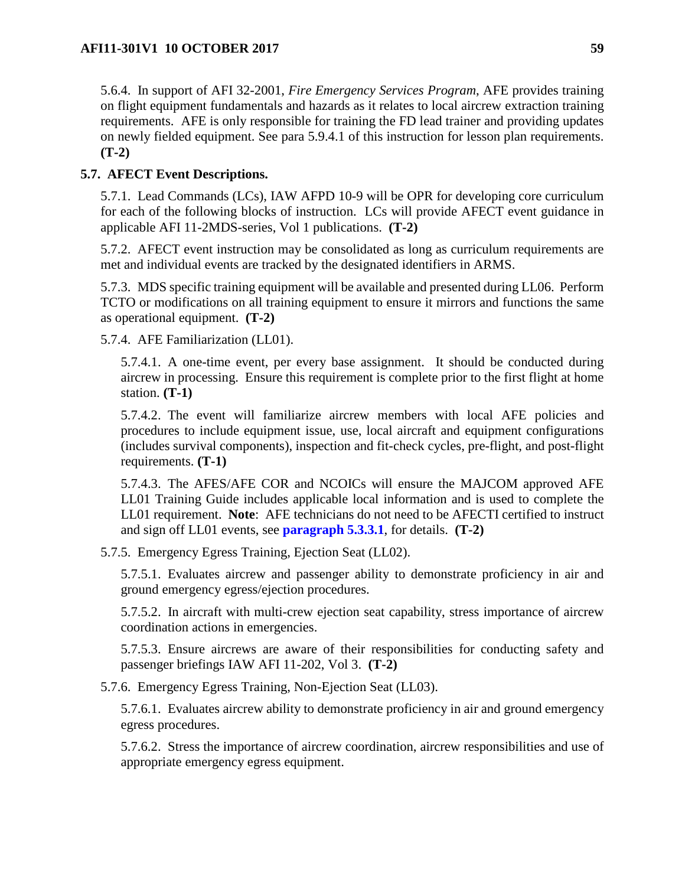5.6.4. In support of AFI 32-2001, *Fire Emergency Services Program*, AFE provides training on flight equipment fundamentals and hazards as it relates to local aircrew extraction training requirements. AFE is only responsible for training the FD lead trainer and providing updates on newly fielded equipment. See para 5.9.4.1 of this instruction for lesson plan requirements. **(T-2)**

## 5.7. AFECT Event Descriptions.

5.7.1. Lead Commands (LCs), IAW AFPD 10-9 will be OPR for developing core curriculum for each of the following blocks of instruction. LCs will provide AFECT event guidance in applicable AFI 11-2MDS-series, Vol 1 publications. **(T-2)**

5.7.2. AFECT event instruction may be consolidated as long as curriculum requirements are met and individual events are tracked by the designated identifiers in ARMS.

5.7.3. MDS specific training equipment will be available and presented during LL06. Perform TCTO or modifications on all training equipment to ensure it mirrors and functions the same as operational equipment. **(T-2)**

5.7.4. AFE Familiarization (LL01).

5.7.4.1. A one-time event, per every base assignment. It should be conducted during aircrew in processing. Ensure this requirement is complete prior to the first flight at home station. **(T-1)**

5.7.4.2. The event will familiarize aircrew members with local AFE policies and procedures to include equipment issue, use, local aircraft and equipment configurations (includes survival components), inspection and fit-check cycles, pre-flight, and post-flight requirements. **(T-1)**

5.7.4.3. The AFES/AFE COR and NCOICs will ensure the MAJCOM approved AFE LL01 Training Guide includes applicable local information and is used to complete the LL01 requirement. **Note**: AFE technicians do not need to be AFECTI certified to instruct and sign off LL01 events, see **paragraph 5.3.3.1**, for details. **(T-2)**

5.7.5. Emergency Egress Training, Ejection Seat (LL02).

5.7.5.1. Evaluates aircrew and passenger ability to demonstrate proficiency in air and ground emergency egress/ejection procedures.

5.7.5.2. In aircraft with multi-crew ejection seat capability, stress importance of aircrew coordination actions in emergencies.

5.7.5.3. Ensure aircrews are aware of their responsibilities for conducting safety and passenger briefings IAW AFI 11-202, Vol 3. **(T-2)**

5.7.6. Emergency Egress Training, Non-Ejection Seat (LL03).

5.7.6.1. Evaluates aircrew ability to demonstrate proficiency in air and ground emergency egress procedures.

5.7.6.2. Stress the importance of aircrew coordination, aircrew responsibilities and use of appropriate emergency egress equipment.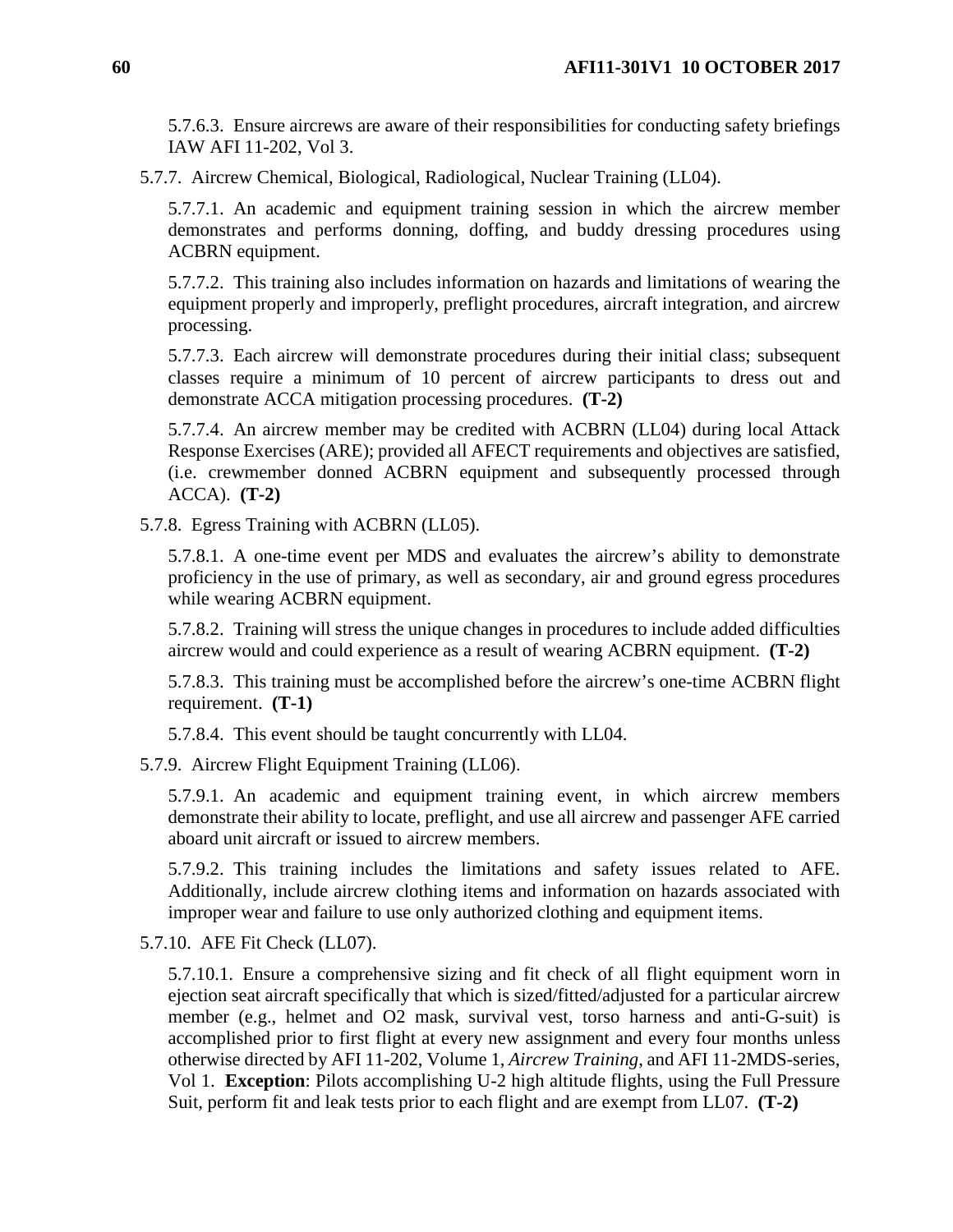5.7.6.3. Ensure aircrews are aware of their responsibilities for conducting safety briefings IAW AFI 11-202, Vol 3.

5.7.7. Aircrew Chemical, Biological, Radiological, Nuclear Training (LL04).

5.7.7.1. An academic and equipment training session in which the aircrew member demonstrates and performs donning, doffing, and buddy dressing procedures using ACBRN equipment.

5.7.7.2. This training also includes information on hazards and limitations of wearing the equipment properly and improperly, preflight procedures, aircraft integration, and aircrew processing.

5.7.7.3. Each aircrew will demonstrate procedures during their initial class; subsequent classes require a minimum of 10 percent of aircrew participants to dress out and demonstrate ACCA mitigation processing procedures. **(T-2)**

5.7.7.4. An aircrew member may be credited with ACBRN (LL04) during local Attack Response Exercises (ARE); provided all AFECT requirements and objectives are satisfied, (i.e. crewmember donned ACBRN equipment and subsequently processed through ACCA). **(T-2)**

5.7.8. Egress Training with ACBRN (LL05).

5.7.8.1. A one-time event per MDS and evaluates the aircrew's ability to demonstrate proficiency in the use of primary, as well as secondary, air and ground egress procedures while wearing ACBRN equipment.

5.7.8.2. Training will stress the unique changes in procedures to include added difficulties aircrew would and could experience as a result of wearing ACBRN equipment. **(T-2)**

5.7.8.3. This training must be accomplished before the aircrew's one-time ACBRN flight requirement. **(T-1)**

5.7.8.4. This event should be taught concurrently with LL04.

5.7.9. Aircrew Flight Equipment Training (LL06).

5.7.9.1. An academic and equipment training event, in which aircrew members demonstrate their ability to locate, preflight, and use all aircrew and passenger AFE carried aboard unit aircraft or issued to aircrew members.

5.7.9.2. This training includes the limitations and safety issues related to AFE. Additionally, include aircrew clothing items and information on hazards associated with improper wear and failure to use only authorized clothing and equipment items.

5.7.10. AFE Fit Check (LL07).

5.7.10.1. Ensure a comprehensive sizing and fit check of all flight equipment worn in ejection seat aircraft specifically that which is sized/fitted/adjusted for a particular aircrew member (e.g., helmet and O2 mask, survival vest, torso harness and anti-G-suit) is accomplished prior to first flight at every new assignment and every four months unless otherwise directed by AFI 11-202, Volume 1, *Aircrew Training*, and AFI 11-2MDS-series, Vol 1. **Exception**: Pilots accomplishing U-2 high altitude flights, using the Full Pressure Suit, perform fit and leak tests prior to each flight and are exempt from LL07. **(T-2)**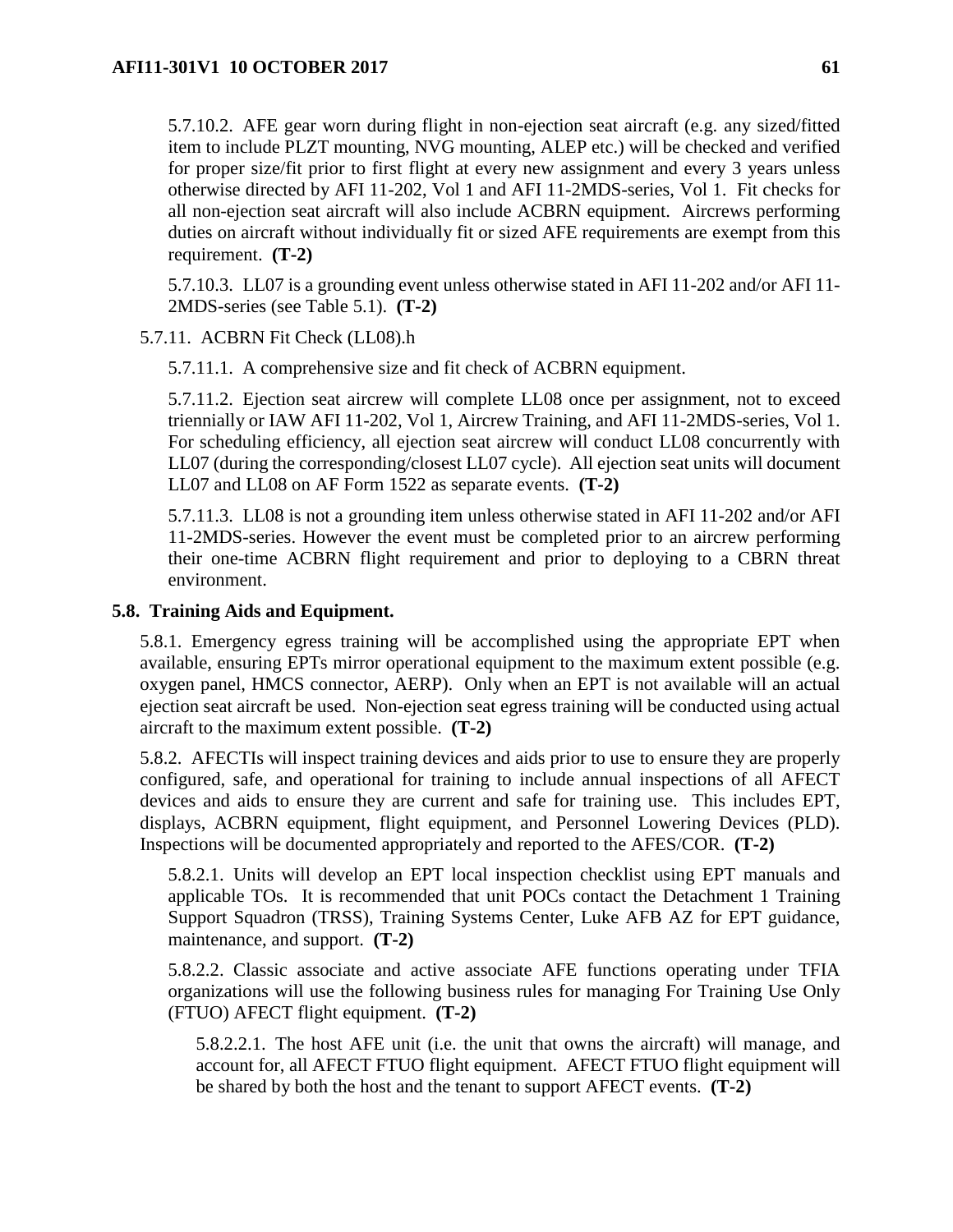5.7.10.2. AFE gear worn during flight in non-ejection seat aircraft (e.g. any sized/fitted item to include PLZT mounting, NVG mounting, ALEP etc.) will be checked and verified for proper size/fit prior to first flight at every new assignment and every 3 years unless otherwise directed by AFI 11-202, Vol 1 and AFI 11-2MDS-series, Vol 1. Fit checks for all non-ejection seat aircraft will also include ACBRN equipment. Aircrews performing duties on aircraft without individually fit or sized AFE requirements are exempt from this requirement. **(T-2)**

5.7.10.3. LL07 is a grounding event unless otherwise stated in AFI 11-202 and/or AFI 11-2MDS-series (see Table 5.1). **(T-2)**

5.7.11. ACBRN Fit Check (LL08).h

5.7.11.1. A comprehensive size and fit check of ACBRN equipment.

5.7.11.2. Ejection seat aircrew will complete LL08 once per assignment, not to exceed triennially or IAW AFI 11-202, Vol 1, Aircrew Training, and AFI 11-2MDS-series, Vol 1. For scheduling efficiency, all ejection seat aircrew will conduct LL08 concurrently with LL07 (during the corresponding/closest LL07 cycle). All ejection seat units will document LL07 and LL08 on AF Form 1522 as separate events. **(T-2)**

5.7.11.3. LL08 is not a grounding item unless otherwise stated in AFI 11-202 and/or AFI 11-2MDS-series. However the event must be completed prior to an aircrew performing their one-time ACBRN flight requirement and prior to deploying to a CBRN threat environment.

**5.8. Training Aids and Equipment.**

5.8.1. Emergency egress training will be accomplished using the appropriate EPT when available, ensuring EPTs mirror operational equipment to the maximum extent possible (e.g. oxygen panel, HMCS connector, AERP). Only when an EPT is not available will an actual ejection seat aircraft be used. Non-ejection seat egress training will be conducted using actual aircraft to the maximum extent possible. **(T-2)**

5.8.2. AFECTIs will inspect training devices and aids prior to use to ensure they are properly configured, safe, and operational for training to include annual inspections of all AFECT devices and aids to ensure they are current and safe for training use. This includes EPT, displays, ACBRN equipment, flight equipment, and Personnel Lowering Devices (PLD). Inspections will be documented appropriately and reported to the AFES/COR. **(T-2)**

5.8.2.1. Units will develop an EPT local inspection checklist using EPT manuals and applicable TOs. It is recommended that unit POCs contact the Detachment 1 Training Support Squadron (TRSS), Training Systems Center, Luke AFB AZ for EPT guidance, maintenance, and support. **(T-2)**

5.8.2.2. Classic associate and active associate AFE functions operating under TFIA organizations will use the following business rules for managing For Training Use Only (FTUO) AFECT flight equipment. **(T-2)**

5.8.2.2.1. The host AFE unit (i.e. the unit that owns the aircraft) will manage, and account for, all AFECT FTUO flight equipment. AFECT FTUO flight equipment will be shared by both the host and the tenant to support AFECT events. **(T-2)**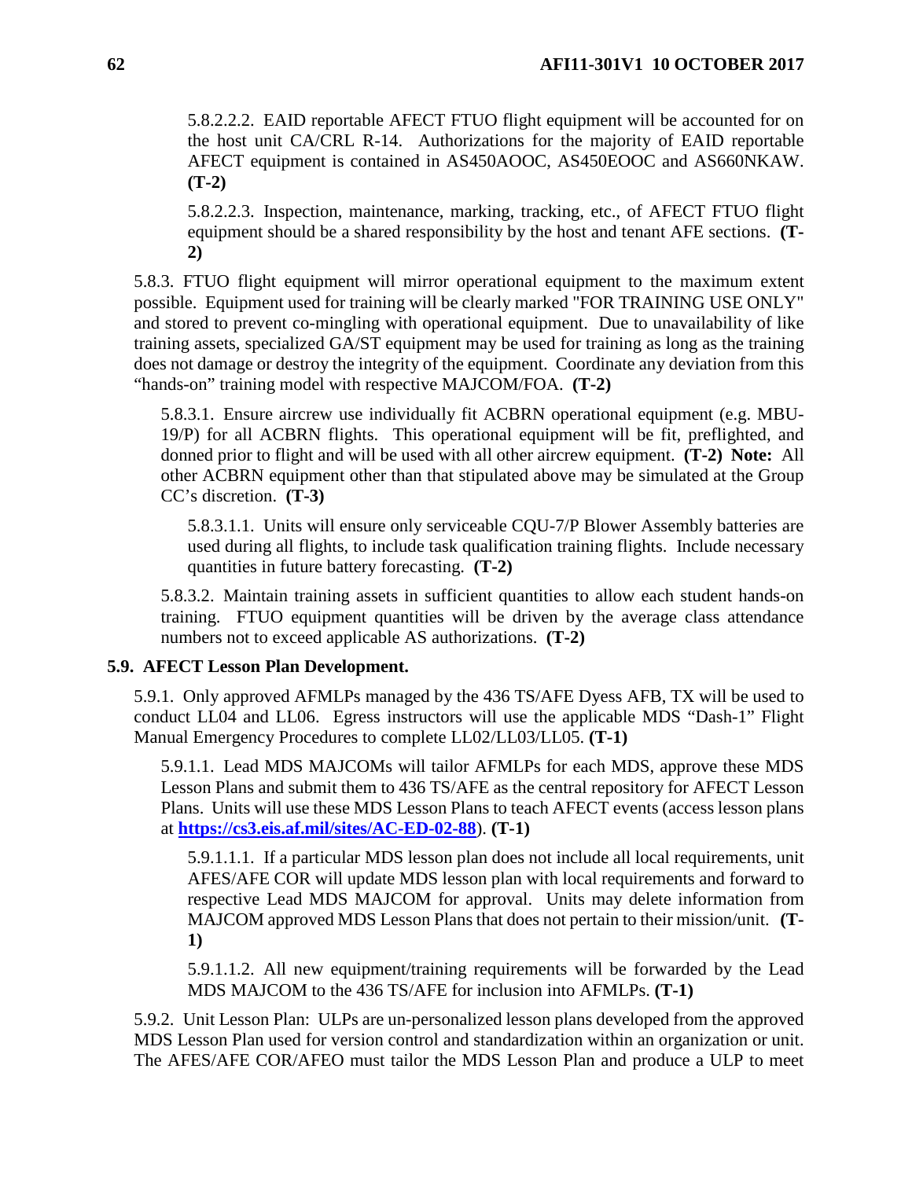5.8.2.2.2. EAID reportable AFECT FTUO flight equipment will be accounted for on the host unit CA/CRL R-14. Authorizations for the majority of EAID reportable AFECT equipment is contained in AS450AOOC, AS450EOOC and AS660NKAW. **(T-2)**

5.8.2.2.3. Inspection, maintenance, marking, tracking, etc., of AFECT FTUO flight equipment should be a shared responsibility by the host and tenant AFE sections. **(T-2)**

5.8.3. FTUO flight equipment will mirror operational equipment to the maximum extent possible. Equipment used for training will be clearly marked "FOR TRAINING USE ONLY" and stored to prevent co-mingling with operational equipment. Due to unavailability of like training assets, specialized GA/ST equipment may be used for training as long as the training does not damage or destroy the integrity of the equipment. Coordinate any deviation from this "hands-on" training model with respective MAJCOM/FOA. **(T-2)**

5.8.3.1. Ensure aircrew use individually fit ACBRN operational equipment (e.g. MBU-19/P) for all ACBRN flights. This operational equipment will be fit, preflighted, and donned prior to flight and will be used with all other aircrew equipment. **(T-2) Note:** All other ACBRN equipment other than that stipulated above may be simulated at the Group CC's discretion. **(T-3)**

5.8.3.1.1. Units will ensure only serviceable CQU-7/P Blower Assembly batteries are used during all flights, to include task qualification training flights. Include necessary quantities in future battery forecasting. **(T-2)**

5.8.3.2. Maintain training assets in sufficient quantities to allow each student hands-on training. FTUO equipment quantities will be driven by the average class attendance numbers not to exceed applicable AS authorizations. **(T-2)**

**5.9. AFECT Lesson Plan Development.**

5.9.1. Only approved AFMLPs managed by the 436 TS/AFE Dyess AFB, TX will be used to conduct LL04 and LL06. Egress instructors will use the applicable MDS "Dash-1" Flight Manual Emergency Procedures to complete LL02/LL03/LL05. **(T-1)**

5.9.1.1. Lead MDS MAJCOMs will tailor AFMLPs for each MDS, approve these MDS Lesson Plans and submit them to 436 TS/AFE as the central repository for AFECT Lesson Plans. Units will use these MDS Lesson Plans to teach AFECT events (access lesson plans at **https://cs3.eis.af.mil/sites/AC-ED-02-88**). **(T-1)**

5.9.1.1.1. If a particular MDS lesson plan does not include all local requirements, unit AFES/AFE COR will update MDS lesson plan with local requirements and forward to respective Lead MDS MAJCOM for approval. Units may delete information from MAJCOM approved MDS Lesson Plans that does not pertain to their mission/unit. **(T-1)**

5.9.1.1.2. All new equipment/training requirements will be forwarded by the Lead MDS MAJCOM to the 436 TS/AFE for inclusion into AFMLPs. **(T-1)**

5.9.2. Unit Lesson Plan: ULPs are un-personalized lesson plans developed from the approved MDS Lesson Plan used for version control and standardization within an organization or unit. The AFES/AFE COR/AFEO must tailor the MDS Lesson Plan and produce a ULP to meet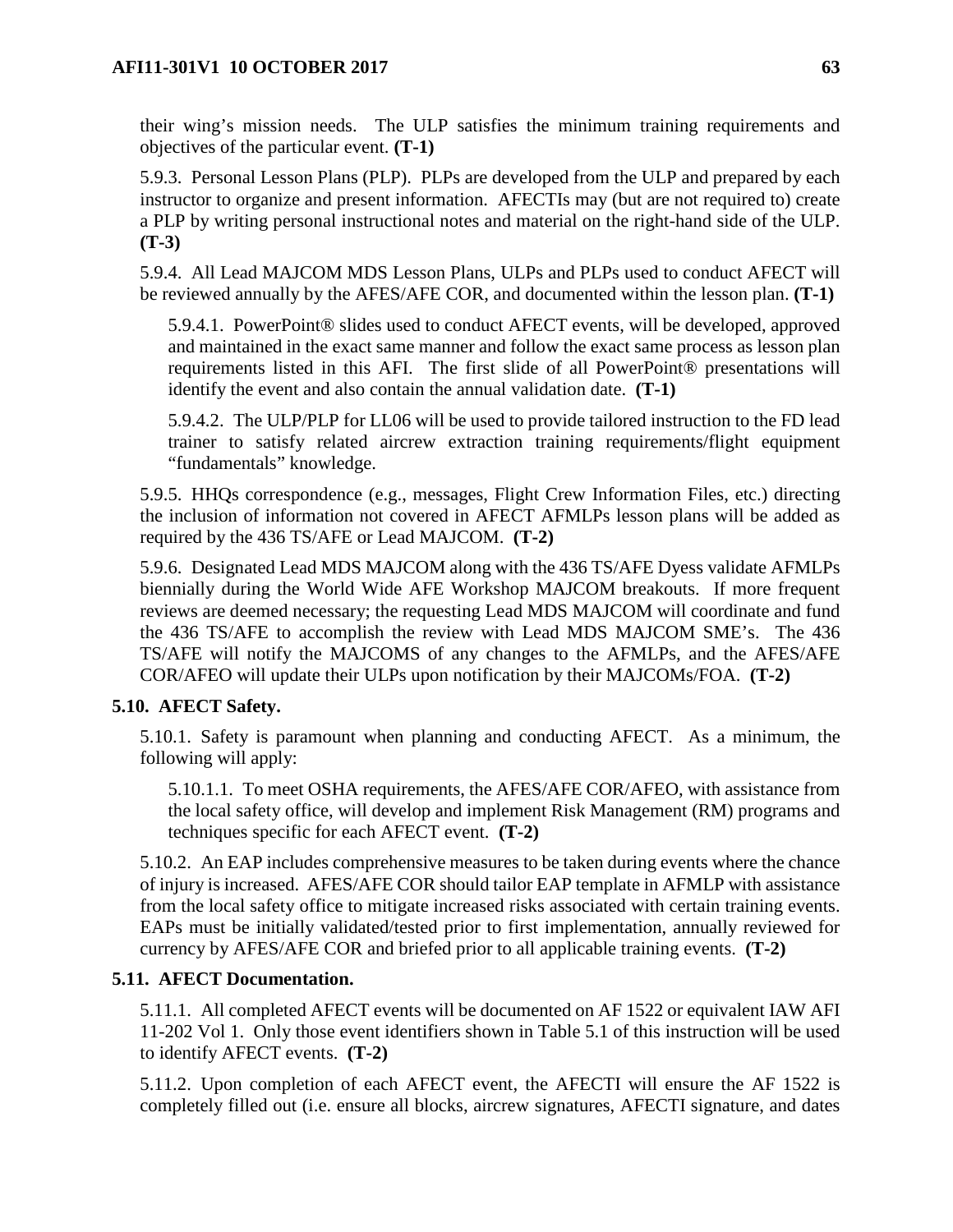their wing's mission needs. The ULP satisfies the minimum training requirements and objectives of the particular event. **(T-1)**

5.9.3. Personal Lesson Plans (PLP). PLPs are developed from the ULP and prepared by each instructor to organize and present information. AFECTIs may (but are not required to) create a PLP by writing personal instructional notes and material on the right-hand side of the ULP. **(T-3)**

5.9.4. All Lead MAJCOM MDS Lesson Plans, ULPs and PLPs used to conduct AFECT will be reviewed annually by the AFES/AFE COR, and documented within the lesson plan. **(T-1)**

5.9.4.1. PowerPoint® slides used to conduct AFECT events, will be developed, approved and maintained in the exact same manner and follow the exact same process as lesson plan requirements listed in this AFI. The first slide of all PowerPoint® presentations will identify the event and also contain the annual validation date. **(T-1)**

5.9.4.2. The ULP/PLP for LL06 will be used to provide tailored instruction to the FD lead trainer to satisfy related aircrew extraction training requirements/flight equipment "fundamentals" knowledge.

5.9.5. HHQs correspondence (e.g., messages, Flight Crew Information Files, etc.) directing the inclusion of information not covered in AFECT AFMLPs lesson plans will be added as required by the 436 TS/AFE or Lead MAJCOM. **(T-2)**

5.9.6. Designated Lead MDS MAJCOM along with the 436 TS/AFE Dyess validate AFMLPs biennially during the World Wide AFE Workshop MAJCOM breakouts. If more frequent reviews are deemed necessary; the requesting Lead MDS MAJCOM will coordinate and fund the 436 TS/AFE to accomplish the review with Lead MDS MAJCOM SME's. The 436 TS/AFE will notify the MAJCOMS of any changes to the AFMLPs, and the AFES/AFE COR/AFEO will update their ULPs upon notification by their MAJCOMs/FOA. **(T-2)**

## 5.10. AFECT Safety.

5.10.1. Safety is paramount when planning and conducting AFECT. As a minimum, the following will apply:

5.10.1.1. To meet OSHA requirements, the AFES/AFE COR/AFEO, with assistance from the local safety office, will develop and implement Risk Management (RM) programs and techniques specific for each AFECT event. **(T-2)**

5.10.2. An EAP includes comprehensive measures to be taken during events where the chance of injury is increased. AFES/AFE COR should tailor EAP template in AFMLP with assistance from the local safety office to mitigate increased risks associated with certain training events. EAPs must be initially validated/tested prior to first implementation, annually reviewed for currency by AFES/AFE COR and briefed prior to all applicable training events. **(T-2)**

## 5.11. AFECT Documentation.

5.11.1. All completed AFECT events will be documented on AF 1522 or equivalent IAW AFI 11-202 Vol 1. Only those event identifiers shown in Table 5.1 of this instruction will be used to identify AFECT events. **(T-2)**

5.11.2. Upon completion of each AFECT event, the AFECTI will ensure the AF 1522 is completely filled out (i.e. ensure all blocks, aircrew signatures, AFECTI signature, and dates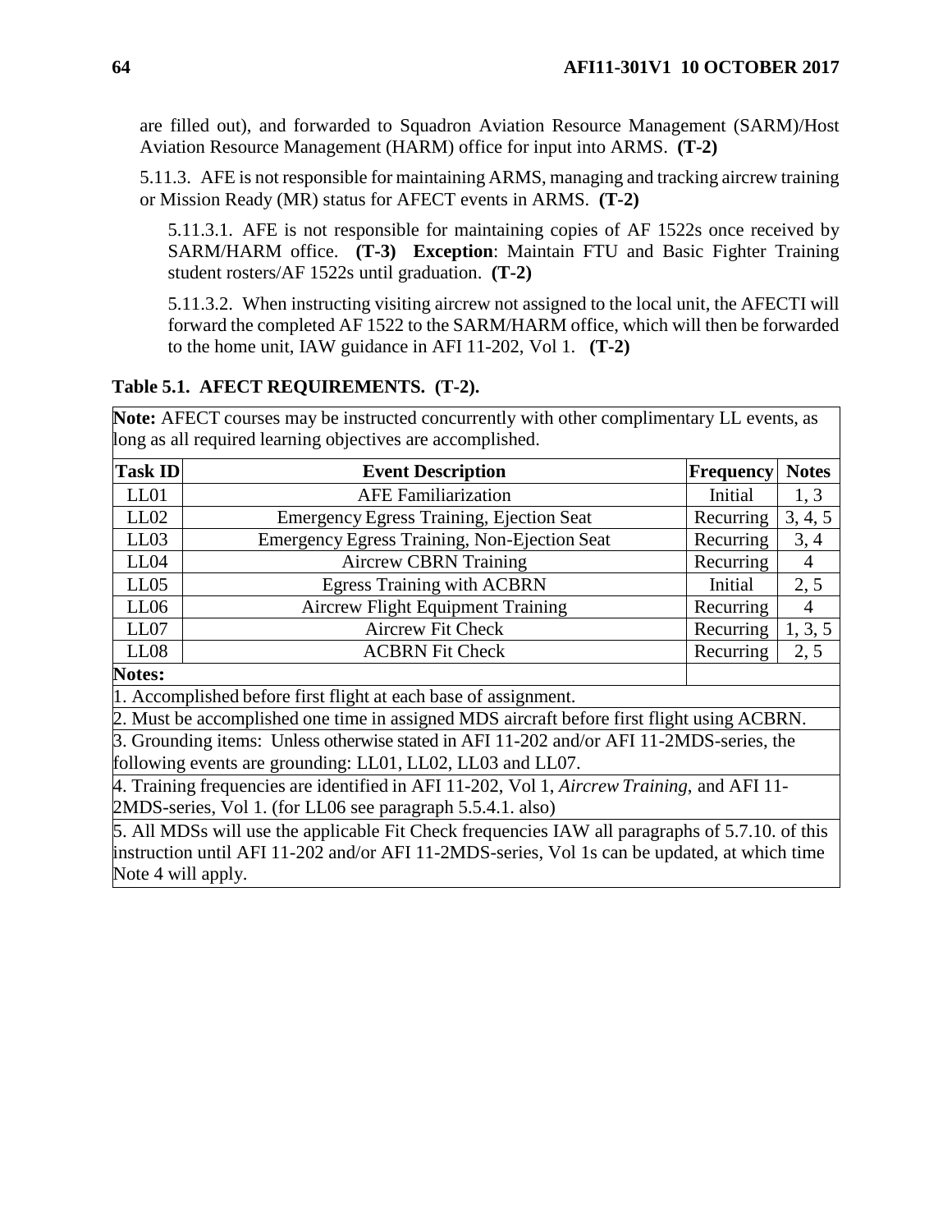are filled out), and forwarded to Squadron Aviation Resource Management (SARM)/Host Aviation Resource Management (HARM) office for input into ARMS. **(T-2)**

5.11.3. AFE is not responsible for maintaining ARMS, managing and tracking aircrew training or Mission Ready (MR) status for AFECT events in ARMS. **(T-2)**

5.11.3.1. AFE is not responsible for maintaining copies of AF 1522s once received by SARM/HARM office. **(T-3)** **Exception**: Maintain FTU and Basic Fighter Training student rosters/AF 1522s until graduation. **(T-2)**

5.11.3.2. When instructing visiting aircrew not assigned to the local unit, the AFECTI will forward the completed AF 1522 to the SARM/HARM office, which will then be forwarded to the home unit, IAW guidance in AFI 11-202, Vol 1. **(T-2)**

**Table 5.1. AFECT REQUIREMENTS. (T-2).**

**Note:** AFECT courses may be instructed concurrently with other complimentary LL events, as long as all required learning objectives are accomplished.

| Task ID | Event Description | Frequency | Notes |
|---|---|---|---|
| LL01 | AFE Familiarization | Initial | 1, 3 |
| LL02 | Emergency Egress Training, Ejection Seat | Recurring | 3, 4, 5 |
| LL03 | Emergency Egress Training, Non-Ejection Seat | Recurring | 3, 4 |
| LL04 | Aircrew CBRN Training | Recurring | 4 |
| LL05 | Egress Training with ACBRN | Initial | 2, 5 |
| LL06 | Aircrew Flight Equipment Training | Recurring | 4 |
| LL07 | Aircrew Fit Check | Recurring | 1, 3, 5 |
| LL08 | ACBRN Fit Check | Recurring | 2, 5 |

**Notes:**

1. Accomplished before first flight at each base of assignment.
2. Must be accomplished one time in assigned MDS aircraft before first flight using ACBRN.
3. Grounding items: Unless otherwise stated in AFI 11-202 and/or AFI 11-2MDS-series, the following events are grounding: LL01, LL02, LL03 and LL07.
4. Training frequencies are identified in AFI 11-202, Vol 1, *Aircrew Training*, and AFI 11-2MDS-series, Vol 1. (for LL06 see paragraph 5.5.4.1. also)
5. All MDSs will use the applicable Fit Check frequencies IAW all paragraphs of 5.7.10. of this instruction until AFI 11-202 and/or AFI 11-2MDS-series, Vol 1s can be updated, at which time Note 4 will apply.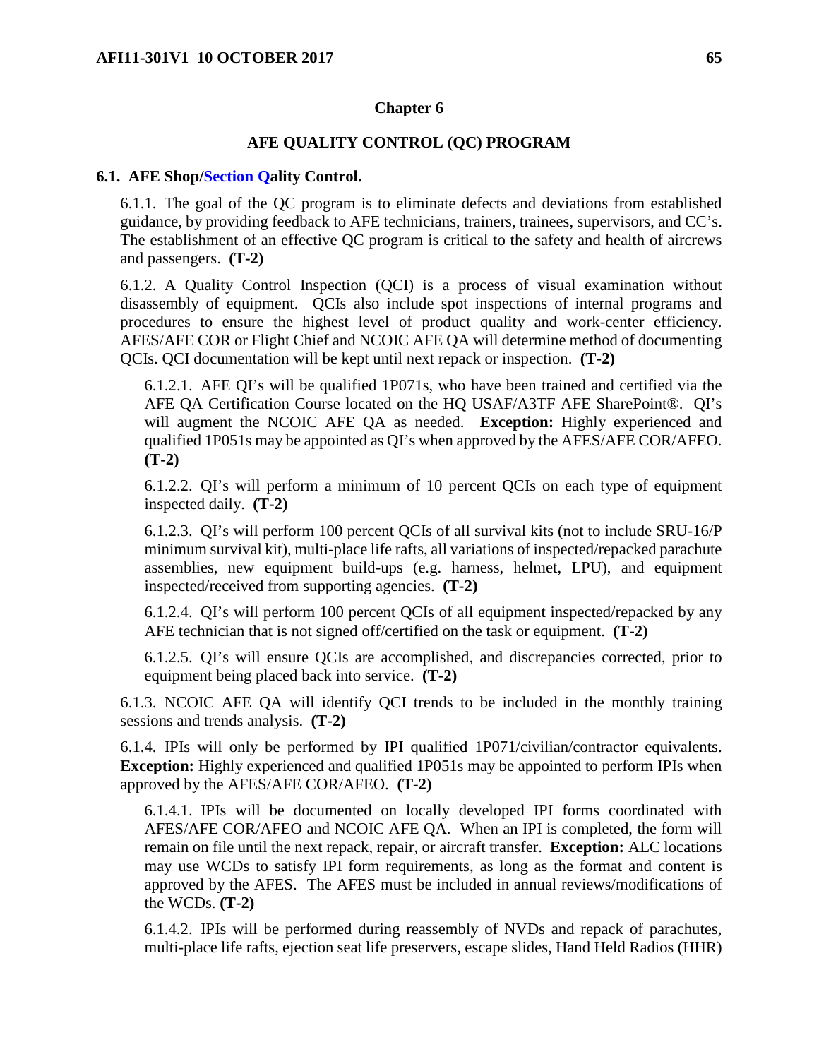# Chapter 6

## AFE QUALITY CONTROL (QC) PROGRAM

### 6.1. AFE Shop/Section Qality Control.

6.1.1. The goal of the QC program is to eliminate defects and deviations from established guidance, by providing feedback to AFE technicians, trainers, trainees, supervisors, and CC's. The establishment of an effective QC program is critical to the safety and health of aircrews and passengers. **(T-2)**

6.1.2. A Quality Control Inspection (QCI) is a process of visual examination without disassembly of equipment. QCIs also include spot inspections of internal programs and procedures to ensure the highest level of product quality and work-center efficiency. AFES/AFE COR or Flight Chief and NCOIC AFE QA will determine method of documenting QCIs. QCI documentation will be kept until next repack or inspection. **(T-2)**

6.1.2.1. AFE QI's will be qualified 1P071s, who have been trained and certified via the AFE QA Certification Course located on the HQ USAF/A3TF AFE SharePoint®. QI's will augment the NCOIC AFE QA as needed. **Exception:** Highly experienced and qualified 1P051s may be appointed as QI's when approved by the AFES/AFE COR/AFEO. **(T-2)**

6.1.2.2. QI's will perform a minimum of 10 percent QCIs on each type of equipment inspected daily. **(T-2)**

6.1.2.3. QI's will perform 100 percent QCIs of all survival kits (not to include SRU-16/P minimum survival kit), multi-place life rafts, all variations of inspected/repacked parachute assemblies, new equipment build-ups (e.g. harness, helmet, LPU), and equipment inspected/received from supporting agencies. **(T-2)**

6.1.2.4. QI's will perform 100 percent QCIs of all equipment inspected/repacked by any AFE technician that is not signed off/certified on the task or equipment. **(T-2)**

6.1.2.5. QI's will ensure QCIs are accomplished, and discrepancies corrected, prior to equipment being placed back into service. **(T-2)**

6.1.3. NCOIC AFE QA will identify QCI trends to be included in the monthly training sessions and trends analysis. **(T-2)**

6.1.4. IPIs will only be performed by IPI qualified 1P071/civilian/contractor equivalents. **Exception:** Highly experienced and qualified 1P051s may be appointed to perform IPIs when approved by the AFES/AFE COR/AFEO. **(T-2)**

6.1.4.1. IPIs will be documented on locally developed IPI forms coordinated with AFES/AFE COR/AFEO and NCOIC AFE QA. When an IPI is completed, the form will remain on file until the next repack, repair, or aircraft transfer. **Exception:** ALC locations may use WCDs to satisfy IPI form requirements, as long as the format and content is approved by the AFES. The AFES must be included in annual reviews/modifications of the WCDs. **(T-2)**

6.1.4.2. IPIs will be performed during reassembly of NVDs and repack of parachutes, multi-place life rafts, ejection seat life preservers, escape slides, Hand Held Radios (HHR)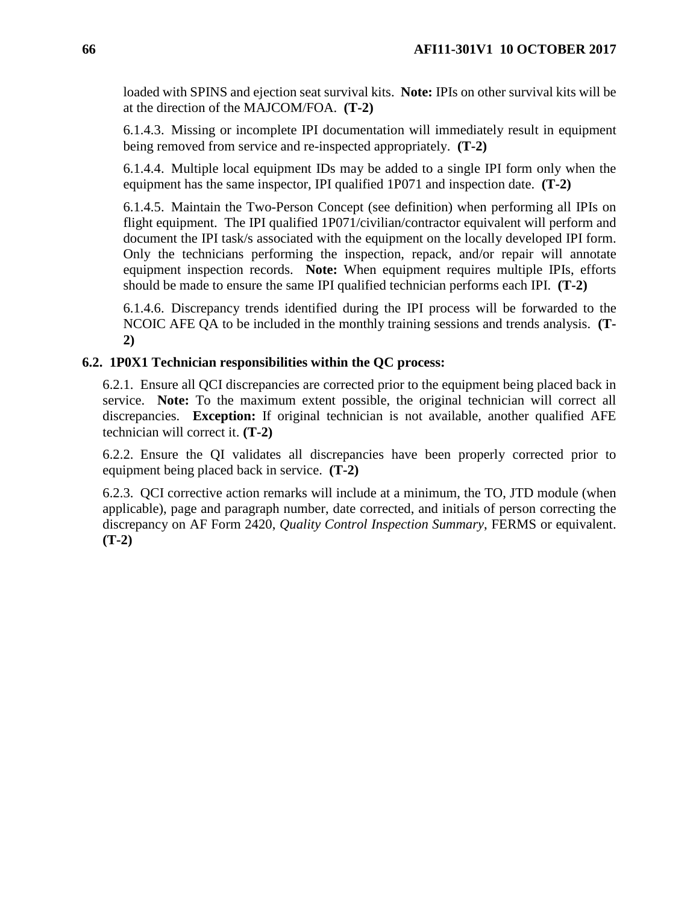loaded with SPINS and ejection seat survival kits. **Note:** IPIs on other survival kits will be at the direction of the MAJCOM/FOA. **(T-2)**

6.1.4.3. Missing or incomplete IPI documentation will immediately result in equipment being removed from service and re-inspected appropriately. **(T-2)**

6.1.4.4. Multiple local equipment IDs may be added to a single IPI form only when the equipment has the same inspector, IPI qualified 1P071 and inspection date. **(T-2)**

6.1.4.5. Maintain the Two-Person Concept (see definition) when performing all IPIs on flight equipment. The IPI qualified 1P071/civilian/contractor equivalent will perform and document the IPI task/s associated with the equipment on the locally developed IPI form. Only the technicians performing the inspection, repack, and/or repair will annotate equipment inspection records. **Note:** When equipment requires multiple IPIs, efforts should be made to ensure the same IPI qualified technician performs each IPI. **(T-2)**

6.1.4.6. Discrepancy trends identified during the IPI process will be forwarded to the NCOIC AFE QA to be included in the monthly training sessions and trends analysis. **(T-2)**

**6.2. 1P0X1 Technician responsibilities within the QC process:**

6.2.1. Ensure all QCI discrepancies are corrected prior to the equipment being placed back in service. **Note:** To the maximum extent possible, the original technician will correct all discrepancies. **Exception:** If original technician is not available, another qualified AFE technician will correct it. **(T-2)**

6.2.2. Ensure the QI validates all discrepancies have been properly corrected prior to equipment being placed back in service. **(T-2)**

6.2.3. QCI corrective action remarks will include at a minimum, the TO, JTD module (when applicable), page and paragraph number, date corrected, and initials of person correcting the discrepancy on AF Form 2420, *Quality Control Inspection Summary*, FERMS or equivalent. **(T-2)**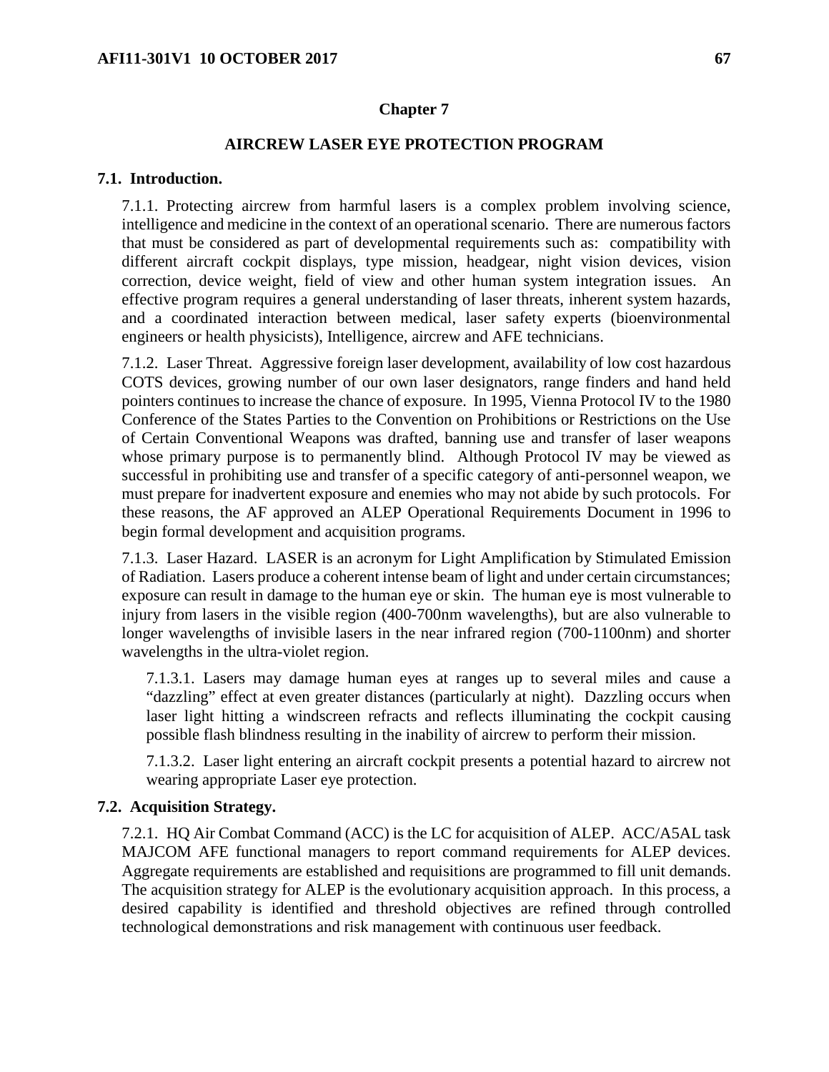## Chapter 7

## AIRCREW LASER EYE PROTECTION PROGRAM

### 7.1. Introduction.

7.1.1. Protecting aircrew from harmful lasers is a complex problem involving science, intelligence and medicine in the context of an operational scenario. There are numerous factors that must be considered as part of developmental requirements such as: compatibility with different aircraft cockpit displays, type mission, headgear, night vision devices, vision correction, device weight, field of view and other human system integration issues. An effective program requires a general understanding of laser threats, inherent system hazards, and a coordinated interaction between medical, laser safety experts (bioenvironmental engineers or health physicists), Intelligence, aircrew and AFE technicians.

7.1.2. Laser Threat. Aggressive foreign laser development, availability of low cost hazardous COTS devices, growing number of our own laser designators, range finders and hand held pointers continues to increase the chance of exposure. In 1995, Vienna Protocol IV to the 1980 Conference of the States Parties to the Convention on Prohibitions or Restrictions on the Use of Certain Conventional Weapons was drafted, banning use and transfer of laser weapons whose primary purpose is to permanently blind. Although Protocol IV may be viewed as successful in prohibiting use and transfer of a specific category of anti-personnel weapon, we must prepare for inadvertent exposure and enemies who may not abide by such protocols. For these reasons, the AF approved an ALEP Operational Requirements Document in 1996 to begin formal development and acquisition programs.

7.1.3. Laser Hazard. LASER is an acronym for Light Amplification by Stimulated Emission of Radiation. Lasers produce a coherent intense beam of light and under certain circumstances; exposure can result in damage to the human eye or skin. The human eye is most vulnerable to injury from lasers in the visible region (400-700nm wavelengths), but are also vulnerable to longer wavelengths of invisible lasers in the near infrared region (700-1100nm) and shorter wavelengths in the ultra-violet region.

7.1.3.1. Lasers may damage human eyes at ranges up to several miles and cause a "dazzling" effect at even greater distances (particularly at night). Dazzling occurs when laser light hitting a windscreen refracts and reflects illuminating the cockpit causing possible flash blindness resulting in the inability of aircrew to perform their mission.

7.1.3.2. Laser light entering an aircraft cockpit presents a potential hazard to aircrew not wearing appropriate Laser eye protection.

### 7.2. Acquisition Strategy.

7.2.1. HQ Air Combat Command (ACC) is the LC for acquisition of ALEP. ACC/A5AL task MAJCOM AFE functional managers to report command requirements for ALEP devices. Aggregate requirements are established and requisitions are programmed to fill unit demands. The acquisition strategy for ALEP is the evolutionary acquisition approach. In this process, a desired capability is identified and threshold objectives are refined through controlled technological demonstrations and risk management with continuous user feedback.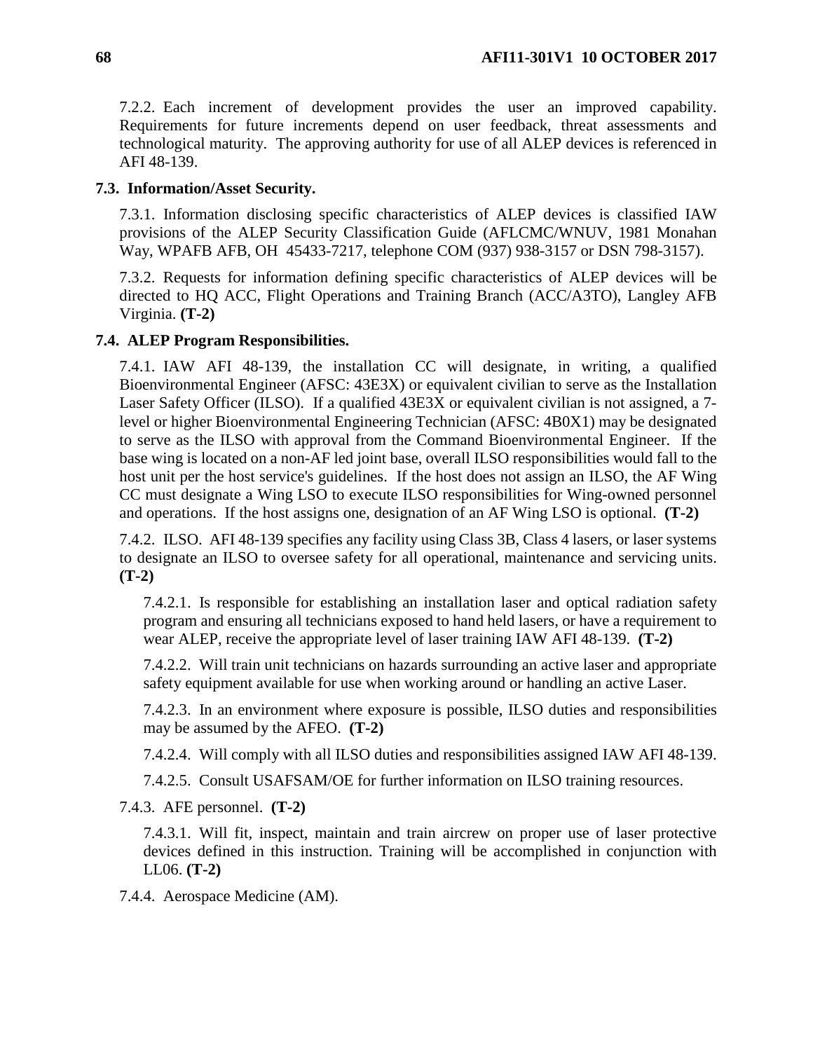7.2.2. Each increment of development provides the user an improved capability. Requirements for future increments depend on user feedback, threat assessments and technological maturity. The approving authority for use of all ALEP devices is referenced in AFI 48-139.

**7.3. Information/Asset Security.**

7.3.1. Information disclosing specific characteristics of ALEP devices is classified IAW provisions of the ALEP Security Classification Guide (AFLCMC/WNUV, 1981 Monahan Way, WPAFB AFB, OH 45433-7217, telephone COM (937) 938-3157 or DSN 798-3157).

7.3.2. Requests for information defining specific characteristics of ALEP devices will be directed to HQ ACC, Flight Operations and Training Branch (ACC/A3TO), Langley AFB Virginia. **(T-2)**

**7.4. ALEP Program Responsibilities.**

7.4.1. IAW AFI 48-139, the installation CC will designate, in writing, a qualified Bioenvironmental Engineer (AFSC: 43E3X) or equivalent civilian to serve as the Installation Laser Safety Officer (ILSO). If a qualified 43E3X or equivalent civilian is not assigned, a 7-level or higher Bioenvironmental Engineering Technician (AFSC: 4B0X1) may be designated to serve as the ILSO with approval from the Command Bioenvironmental Engineer. If the base wing is located on a non-AF led joint base, overall ILSO responsibilities would fall to the host unit per the host service's guidelines. If the host does not assign an ILSO, the AF Wing CC must designate a Wing LSO to execute ILSO responsibilities for Wing-owned personnel and operations. If the host assigns one, designation of an AF Wing LSO is optional. **(T-2)**

7.4.2. ILSO. AFI 48-139 specifies any facility using Class 3B, Class 4 lasers, or laser systems to designate an ILSO to oversee safety for all operational, maintenance and servicing units. **(T-2)**

7.4.2.1. Is responsible for establishing an installation laser and optical radiation safety program and ensuring all technicians exposed to hand held lasers, or have a requirement to wear ALEP, receive the appropriate level of laser training IAW AFI 48-139. **(T-2)**

7.4.2.2. Will train unit technicians on hazards surrounding an active laser and appropriate safety equipment available for use when working around or handling an active Laser.

7.4.2.3. In an environment where exposure is possible, ILSO duties and responsibilities may be assumed by the AFEO. **(T-2)**

7.4.2.4. Will comply with all ILSO duties and responsibilities assigned IAW AFI 48-139.

7.4.2.5. Consult USAFSAM/OE for further information on ILSO training resources.

7.4.3. AFE personnel. **(T-2)**

7.4.3.1. Will fit, inspect, maintain and train aircrew on proper use of laser protective devices defined in this instruction. Training will be accomplished in conjunction with LL06. **(T-2)**

7.4.4. Aerospace Medicine (AM).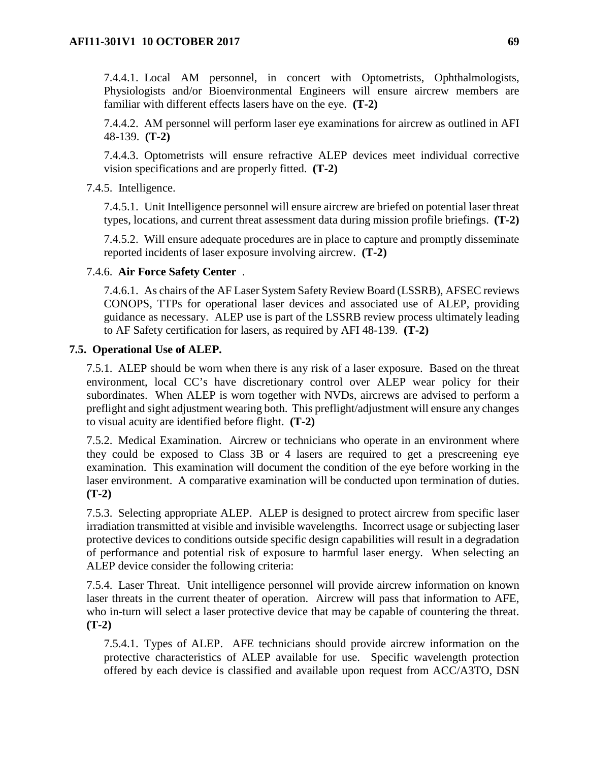7.4.4.1. Local AM personnel, in concert with Optometrists, Ophthalmologists, Physiologists and/or Bioenvironmental Engineers will ensure aircrew members are familiar with different effects lasers have on the eye. **(T-2)**

7.4.4.2. AM personnel will perform laser eye examinations for aircrew as outlined in AFI 48-139. **(T-2)**

7.4.4.3. Optometrists will ensure refractive ALEP devices meet individual corrective vision specifications and are properly fitted. **(T-2)**

7.4.5. Intelligence.

7.4.5.1. Unit Intelligence personnel will ensure aircrew are briefed on potential laser threat types, locations, and current threat assessment data during mission profile briefings. **(T-2)**

7.4.5.2. Will ensure adequate procedures are in place to capture and promptly disseminate reported incidents of laser exposure involving aircrew. **(T-2)**

7.4.6. **Air Force Safety Center** .

7.4.6.1. As chairs of the AF Laser System Safety Review Board (LSSRB), AFSEC reviews CONOPS, TTPs for operational laser devices and associated use of ALEP, providing guidance as necessary. ALEP use is part of the LSSRB review process ultimately leading to AF Safety certification for lasers, as required by AFI 48-139. **(T-2)**

## 7.5. Operational Use of ALEP.

7.5.1. ALEP should be worn when there is any risk of a laser exposure. Based on the threat environment, local CC's have discretionary control over ALEP wear policy for their subordinates. When ALEP is worn together with NVDs, aircrews are advised to perform a preflight and sight adjustment wearing both. This preflight/adjustment will ensure any changes to visual acuity are identified before flight. **(T-2)**

7.5.2. Medical Examination. Aircrew or technicians who operate in an environment where they could be exposed to Class 3B or 4 lasers are required to get a prescreening eye examination. This examination will document the condition of the eye before working in the laser environment. A comparative examination will be conducted upon termination of duties. **(T-2)**

7.5.3. Selecting appropriate ALEP. ALEP is designed to protect aircrew from specific laser irradiation transmitted at visible and invisible wavelengths. Incorrect usage or subjecting laser protective devices to conditions outside specific design capabilities will result in a degradation of performance and potential risk of exposure to harmful laser energy. When selecting an ALEP device consider the following criteria:

7.5.4. Laser Threat. Unit intelligence personnel will provide aircrew information on known laser threats in the current theater of operation. Aircrew will pass that information to AFE, who in-turn will select a laser protective device that may be capable of countering the threat. **(T-2)**

7.5.4.1. Types of ALEP. AFE technicians should provide aircrew information on the protective characteristics of ALEP available for use. Specific wavelength protection offered by each device is classified and available upon request from ACC/A3TO, DSN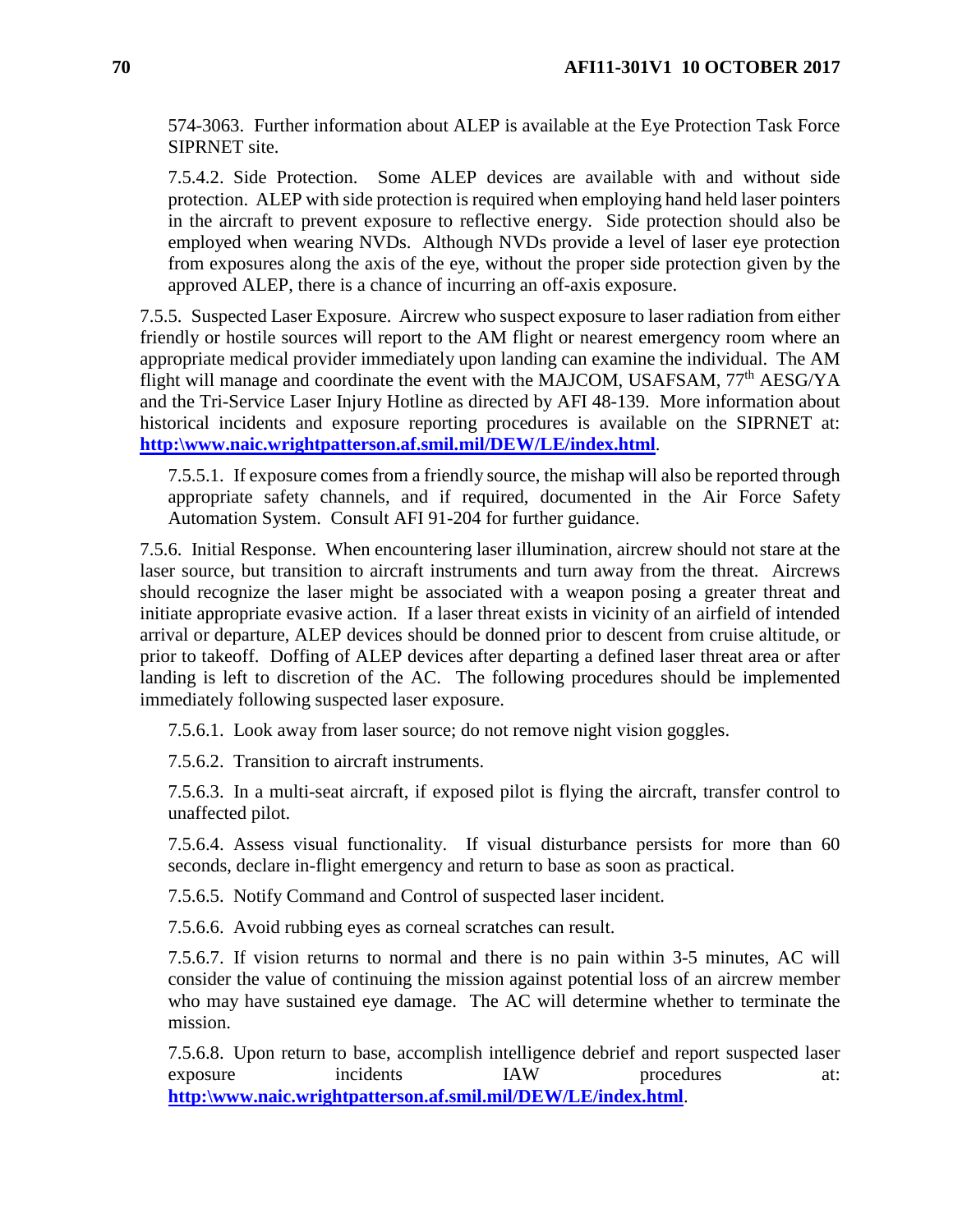574-3063. Further information about ALEP is available at the Eye Protection Task Force SIPRNET site.

7.5.4.2. Side Protection. Some ALEP devices are available with and without side protection. ALEP with side protection is required when employing hand held laser pointers in the aircraft to prevent exposure to reflective energy. Side protection should also be employed when wearing NVDs. Although NVDs provide a level of laser eye protection from exposures along the axis of the eye, without the proper side protection given by the approved ALEP, there is a chance of incurring an off-axis exposure.

7.5.5. Suspected Laser Exposure. Aircrew who suspect exposure to laser radiation from either friendly or hostile sources will report to the AM flight or nearest emergency room where an appropriate medical provider immediately upon landing can examine the individual. The AM flight will manage and coordinate the event with the MAJCOM, USAFSAM, 77th AESG/YA and the Tri-Service Laser Injury Hotline as directed by AFI 48-139. More information about historical incidents and exposure reporting procedures is available on the SIPRNET at: **http:\www.naic.wrightpatterson.af.smil.mil/DEW/LE/index.html**.

7.5.5.1. If exposure comes from a friendly source, the mishap will also be reported through appropriate safety channels, and if required, documented in the Air Force Safety Automation System. Consult AFI 91-204 for further guidance.

7.5.6. Initial Response. When encountering laser illumination, aircrew should not stare at the laser source, but transition to aircraft instruments and turn away from the threat. Aircrews should recognize the laser might be associated with a weapon posing a greater threat and initiate appropriate evasive action. If a laser threat exists in vicinity of an airfield of intended arrival or departure, ALEP devices should be donned prior to descent from cruise altitude, or prior to takeoff. Doffing of ALEP devices after departing a defined laser threat area or after landing is left to discretion of the AC. The following procedures should be implemented immediately following suspected laser exposure.

7.5.6.1. Look away from laser source; do not remove night vision goggles.

7.5.6.2. Transition to aircraft instruments.

7.5.6.3. In a multi-seat aircraft, if exposed pilot is flying the aircraft, transfer control to unaffected pilot.

7.5.6.4. Assess visual functionality. If visual disturbance persists for more than 60 seconds, declare in-flight emergency and return to base as soon as practical.

7.5.6.5. Notify Command and Control of suspected laser incident.

7.5.6.6. Avoid rubbing eyes as corneal scratches can result.

7.5.6.7. If vision returns to normal and there is no pain within 3-5 minutes, AC will consider the value of continuing the mission against potential loss of an aircrew member who may have sustained eye damage. The AC will determine whether to terminate the mission.

7.5.6.8. Upon return to base, accomplish intelligence debrief and report suspected laser exposure incidents IAW procedures at: **http:\www.naic.wrightpatterson.af.smil.mil/DEW/LE/index.html**.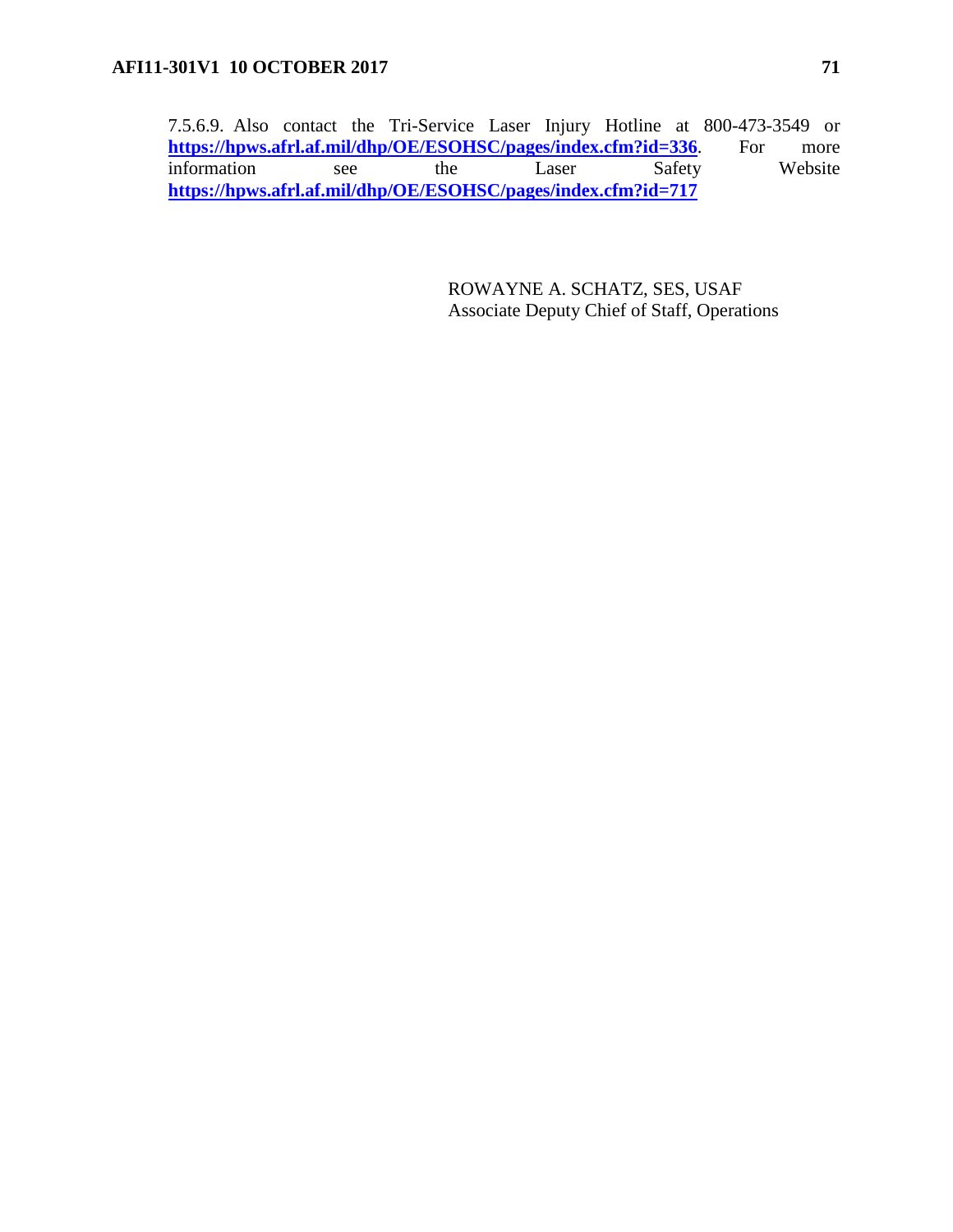7.5.6.9. Also contact the Tri-Service Laser Injury Hotline at 800-473-3549 or **https://hpws.afrl.af.mil/dhp/OE/ESOHSC/pages/index.cfm?id=336**. For more information see the Laser Safety Website **https://hpws.afrl.af.mil/dhp/OE/ESOHSC/pages/index.cfm?id=717**

ROWAYNE A. SCHATZ, SES, USAF
Associate Deputy Chief of Staff, Operations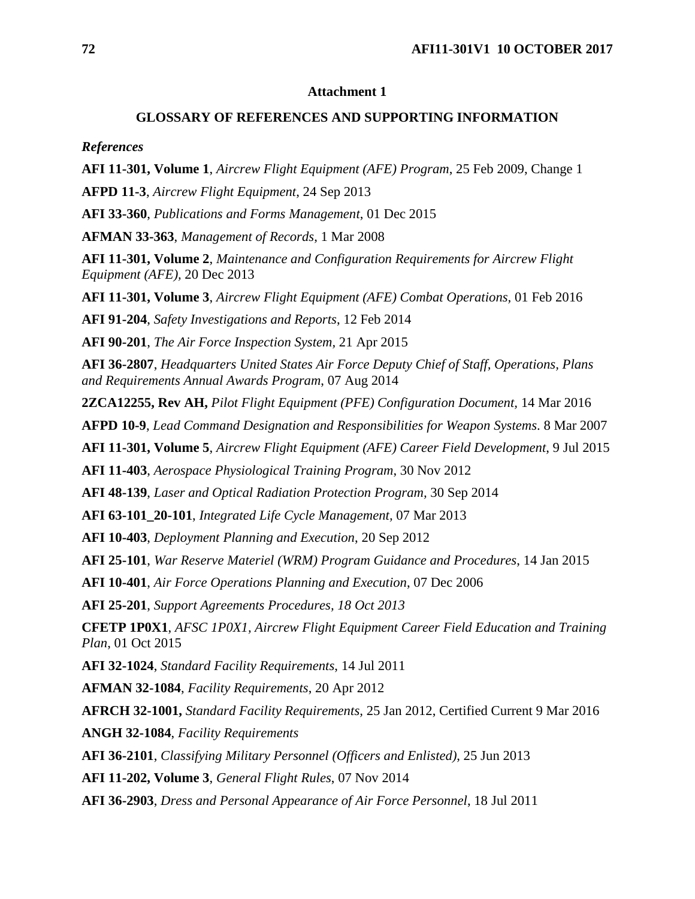## Attachment 1

## GLOSSARY OF REFERENCES AND SUPPORTING INFORMATION

### *References*

**AFI 11-301, Volume 1**, *Aircrew Flight Equipment (AFE) Program*, 25 Feb 2009, Change 1

**AFPD 11-3**, *Aircrew Flight Equipment*, 24 Sep 2013

**AFI 33-360**, *Publications and Forms Management*, 01 Dec 2015

**AFMAN 33-363**, *Management of Records*, 1 Mar 2008

**AFI 11-301, Volume 2**, *Maintenance and Configuration Requirements for Aircrew Flight Equipment (AFE),* 20 Dec 2013

**AFI 11-301, Volume 3**, *Aircrew Flight Equipment (AFE) Combat Operations*, 01 Feb 2016

**AFI 91-204**, *Safety Investigations and Reports*, 12 Feb 2014

**AFI 90-201**, *The Air Force Inspection System,* 21 Apr 2015

**AFI 36-2807**, *Headquarters United States Air Force Deputy Chief of Staff, Operations, Plans and Requirements Annual Awards Program*, 07 Aug 2014

**2ZCA12255, Rev AH,** *Pilot Flight Equipment (PFE) Configuration Document,* 14 Mar 2016

**AFPD 10-9**, *Lead Command Designation and Responsibilities for Weapon Systems*. 8 Mar 2007

**AFI 11-301, Volume 5**, *Aircrew Flight Equipment (AFE) Career Field Development*, 9 Jul 2015

**AFI 11-403**, *Aerospace Physiological Training Program*, 30 Nov 2012

**AFI 48-139**, *Laser and Optical Radiation Protection Program,* 30 Sep 2014

**AFI 63-101_20-101**, *Integrated Life Cycle Management*, 07 Mar 2013

**AFI 10-403**, *Deployment Planning and Execution*, 20 Sep 2012

**AFI 25-101**, *War Reserve Materiel (WRM) Program Guidance and Procedures*, 14 Jan 2015

**AFI 10-401**, *Air Force Operations Planning and Execution*, 07 Dec 2006

**AFI 25-201**, *Support Agreements Procedures, 18 Oct 2013*

**CFETP 1P0X1**, *AFSC 1P0X1, Aircrew Flight Equipment Career Field Education and Training Plan*, 01 Oct 2015

**AFI 32-1024**, *Standard Facility Requirements*, 14 Jul 2011

**AFMAN 32-1084**, *Facility Requirements*, 20 Apr 2012

**AFRCH 32-1001,** *Standard Facility Requirements,* 25 Jan 2012, Certified Current 9 Mar 2016

**ANGH 32-1084**, *Facility Requirements*

**AFI 36-2101**, *Classifying Military Personnel (Officers and Enlisted)*, 25 Jun 2013

**AFI 11-202, Volume 3**, *General Flight Rules*, 07 Nov 2014

**AFI 36-2903**, *Dress and Personal Appearance of Air Force Personnel*, 18 Jul 2011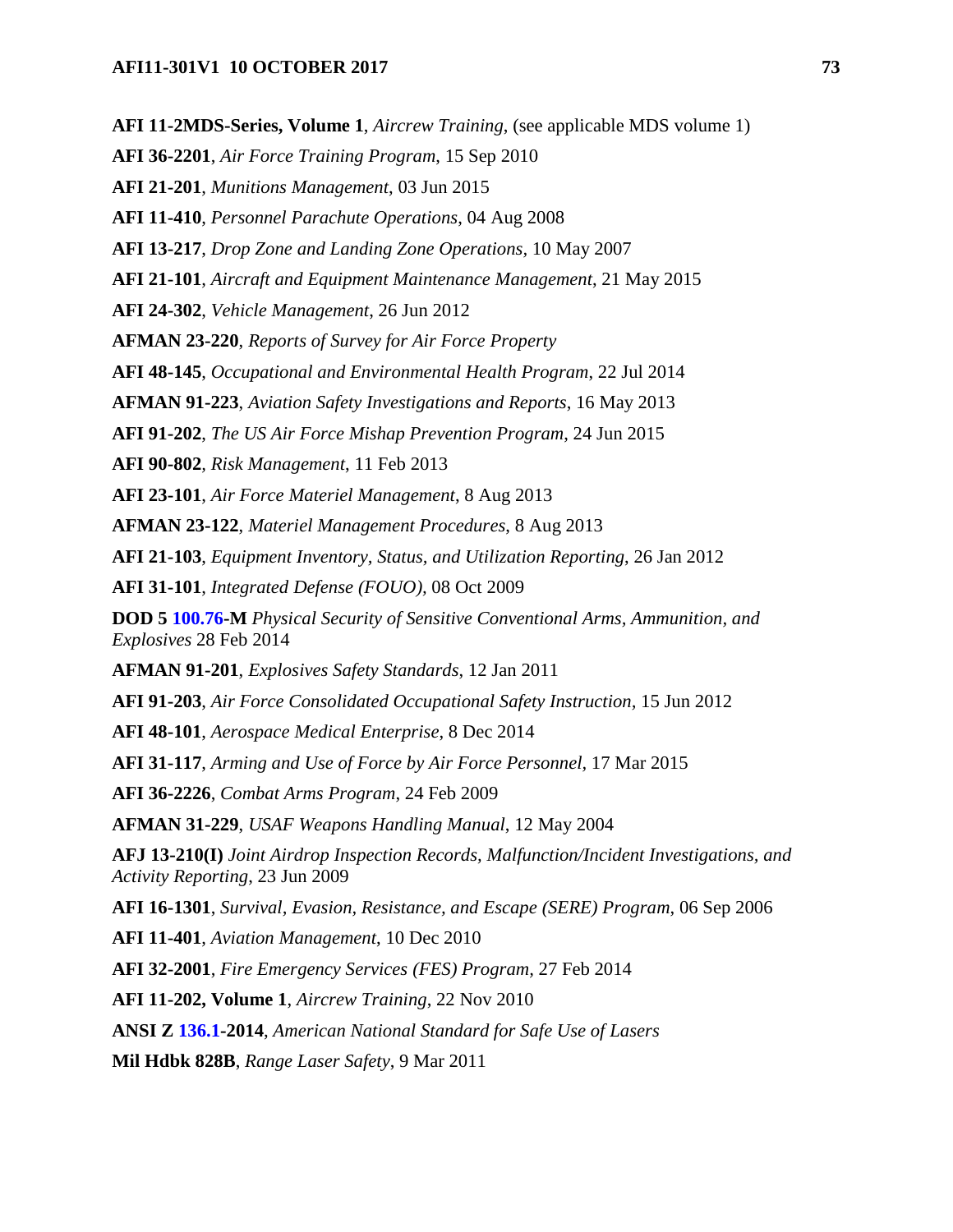**AFI 11-2MDS-Series, Volume 1**, *Aircrew Training*, (see applicable MDS volume 1)

**AFI 36-2201**, *Air Force Training Program*, 15 Sep 2010

**AFI 21-201**, *Munitions Management*, 03 Jun 2015

**AFI 11-410**, *Personnel Parachute Operations*, 04 Aug 2008

**AFI 13-217**, *Drop Zone and Landing Zone Operations*, 10 May 2007

**AFI 21-101**, *Aircraft and Equipment Maintenance Management*, 21 May 2015

**AFI 24-302**, *Vehicle Management*, 26 Jun 2012

**AFMAN 23-220**, *Reports of Survey for Air Force Property*

**AFI 48-145**, *Occupational and Environmental Health Program*, 22 Jul 2014

**AFMAN 91-223**, *Aviation Safety Investigations and Reports*, 16 May 2013

**AFI 91-202**, *The US Air Force Mishap Prevention Program*, 24 Jun 2015

**AFI 90-802**, *Risk Management*, 11 Feb 2013

**AFI 23-101**, *Air Force Materiel Management*, 8 Aug 2013

**AFMAN 23-122**, *Materiel Management Procedures*, 8 Aug 2013

**AFI 21-103**, *Equipment Inventory, Status, and Utilization Reporting*, 26 Jan 2012

**AFI 31-101**, *Integrated Defense (FOUO)*, 08 Oct 2009

**DOD 5 100.76-M** *Physical Security of Sensitive Conventional Arms, Ammunition, and Explosives* 28 Feb 2014

**AFMAN 91-201**, *Explosives Safety Standards*, 12 Jan 2011

**AFI 91-203**, *Air Force Consolidated Occupational Safety Instruction*, 15 Jun 2012

**AFI 48-101**, *Aerospace Medical Enterprise*, 8 Dec 2014

**AFI 31-117**, *Arming and Use of Force by Air Force Personnel*, 17 Mar 2015

**AFI 36-2226**, *Combat Arms Program*, 24 Feb 2009

**AFMAN 31-229**, *USAF Weapons Handling Manual*, 12 May 2004

**AFJ 13-210(I)** *Joint Airdrop Inspection Records, Malfunction/Incident Investigations, and Activity Reporting*, 23 Jun 2009

**AFI 16-1301**, *Survival, Evasion, Resistance, and Escape (SERE) Program*, 06 Sep 2006

**AFI 11-401**, *Aviation Management*, 10 Dec 2010

**AFI 32-2001**, *Fire Emergency Services (FES) Program*, 27 Feb 2014

**AFI 11-202, Volume 1**, *Aircrew Training*, 22 Nov 2010

**ANSI Z 136.1-2014**, *American National Standard for Safe Use of Lasers*

**Mil Hdbk 828B**, *Range Laser Safety*, 9 Mar 2011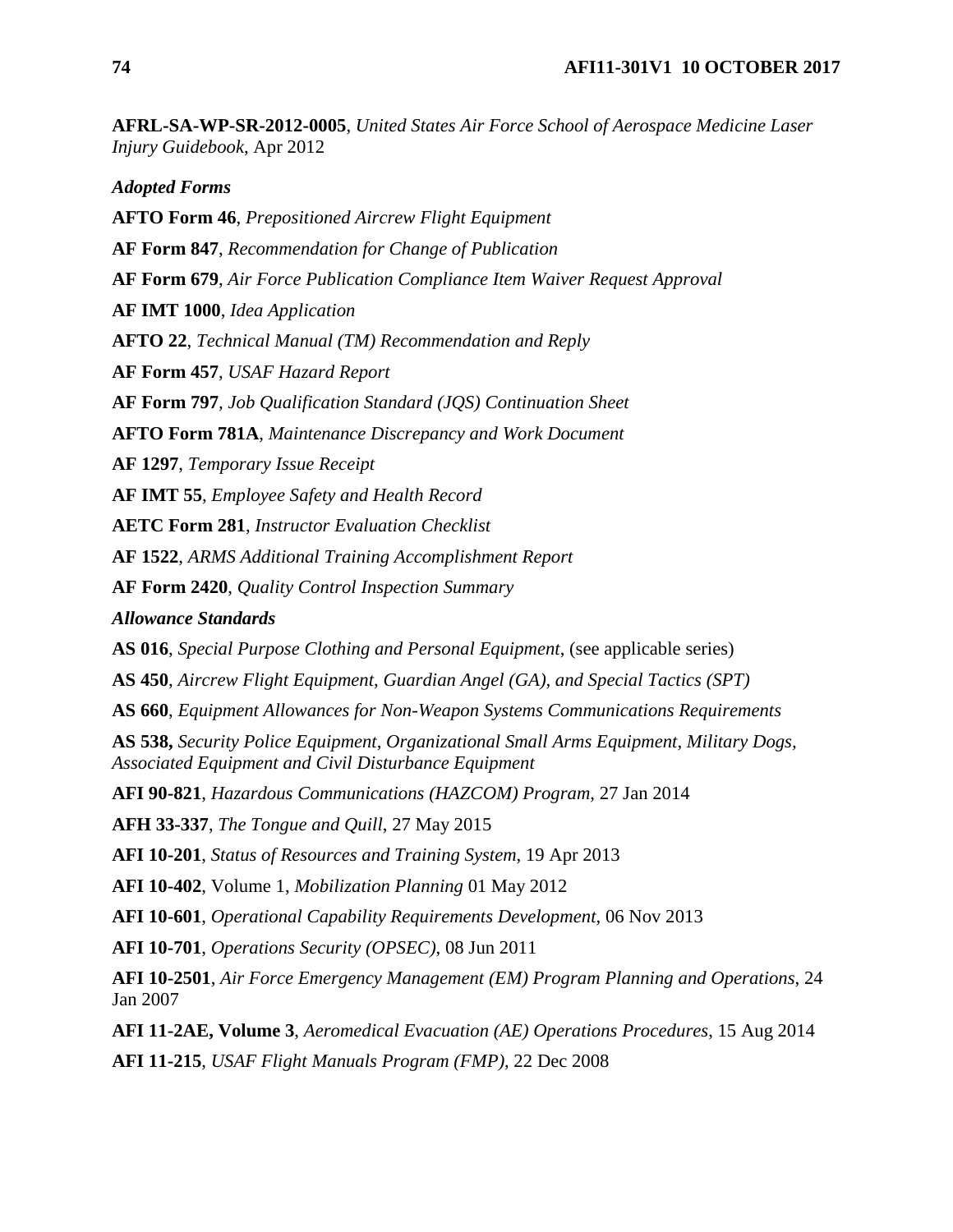**AFRL-SA-WP-SR-2012-0005**, *United States Air Force School of Aerospace Medicine Laser Injury Guidebook*, Apr 2012

***Adopted Forms***

**AFTO Form 46**, *Prepositioned Aircrew Flight Equipment*

**AF Form 847**, *Recommendation for Change of Publication*

**AF Form 679**, *Air Force Publication Compliance Item Waiver Request Approval*

**AF IMT 1000**, *Idea Application*

**AFTO 22**, *Technical Manual (TM) Recommendation and Reply*

**AF Form 457**, *USAF Hazard Report*

**AF Form 797**, *Job Qualification Standard (JQS) Continuation Sheet*

**AFTO Form 781A**, *Maintenance Discrepancy and Work Document*

**AF 1297**, *Temporary Issue Receipt*

**AF IMT 55**, *Employee Safety and Health Record*

**AETC Form 281**, *Instructor Evaluation Checklist*

**AF 1522**, *ARMS Additional Training Accomplishment Report*

**AF Form 2420**, *Quality Control Inspection Summary*

***Allowance Standards***

**AS 016**, *Special Purpose Clothing and Personal Equipment*, (see applicable series)

**AS 450**, *Aircrew Flight Equipment, Guardian Angel (GA), and Special Tactics (SPT)*

**AS 660**, *Equipment Allowances for Non-Weapon Systems Communications Requirements*

**AS 538,** *Security Police Equipment, Organizational Small Arms Equipment, Military Dogs, Associated Equipment and Civil Disturbance Equipment*

**AFI 90-821**, *Hazardous Communications (HAZCOM) Program*, 27 Jan 2014

**AFH 33-337**, *The Tongue and Quill*, 27 May 2015

**AFI 10-201**, *Status of Resources and Training System*, 19 Apr 2013

**AFI 10-402**, Volume 1, *Mobilization Planning* 01 May 2012

**AFI 10-601**, *Operational Capability Requirements Development*, 06 Nov 2013

**AFI 10-701**, *Operations Security (OPSEC)*, 08 Jun 2011

**AFI 10-2501**, *Air Force Emergency Management (EM) Program Planning and Operations*, 24 Jan 2007

**AFI 11-2AE, Volume 3**, *Aeromedical Evacuation (AE) Operations Procedures*, 15 Aug 2014

**AFI 11-215**, *USAF Flight Manuals Program (FMP)*, 22 Dec 2008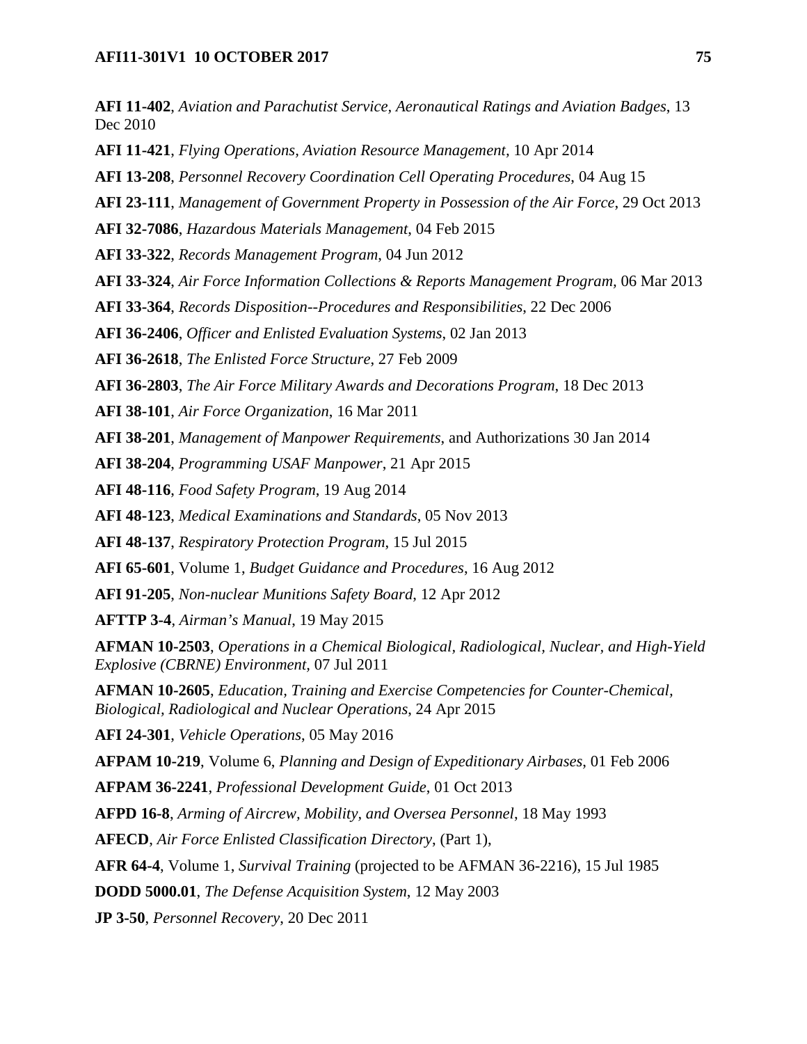**AFI 11-402**, *Aviation and Parachutist Service, Aeronautical Ratings and Aviation Badges*, 13 Dec 2010

**AFI 11-421**, *Flying Operations, Aviation Resource Management*, 10 Apr 2014

**AFI 13-208**, *Personnel Recovery Coordination Cell Operating Procedures*, 04 Aug 15

**AFI 23-111**, *Management of Government Property in Possession of the Air Force*, 29 Oct 2013

**AFI 32-7086**, *Hazardous Materials Management*, 04 Feb 2015

**AFI 33-322**, *Records Management Program*, 04 Jun 2012

**AFI 33-324**, *Air Force Information Collections & Reports Management Program*, 06 Mar 2013

**AFI 33-364**, *Records Disposition--Procedures and Responsibilities*, 22 Dec 2006

**AFI 36-2406**, *Officer and Enlisted Evaluation Systems*, 02 Jan 2013

**AFI 36-2618**, *The Enlisted Force Structure*, 27 Feb 2009

**AFI 36-2803**, *The Air Force Military Awards and Decorations Program*, 18 Dec 2013

**AFI 38-101**, *Air Force Organization*, 16 Mar 2011

**AFI 38-201**, *Management of Manpower Requirements*, and Authorizations 30 Jan 2014

**AFI 38-204**, *Programming USAF Manpower*, 21 Apr 2015

**AFI 48-116**, *Food Safety Program*, 19 Aug 2014

**AFI 48-123**, *Medical Examinations and Standards*, 05 Nov 2013

**AFI 48-137**, *Respiratory Protection Program*, 15 Jul 2015

**AFI 65-601**, Volume 1, *Budget Guidance and Procedures*, 16 Aug 2012

**AFI 91-205**, *Non-nuclear Munitions Safety Board*, 12 Apr 2012

**AFTTP 3-4**, *Airman's Manual*, 19 May 2015

**AFMAN 10-2503**, *Operations in a Chemical Biological, Radiological, Nuclear, and High-Yield Explosive (CBRNE) Environment,* 07 Jul 2011

**AFMAN 10-2605**, *Education, Training and Exercise Competencies for Counter-Chemical, Biological, Radiological and Nuclear Operations*, 24 Apr 2015

**AFI 24-301**, *Vehicle Operations*, 05 May 2016

**AFPAM 10-219**, Volume 6, *Planning and Design of Expeditionary Airbases*, 01 Feb 2006

**AFPAM 36-2241**, *Professional Development Guide*, 01 Oct 2013

**AFPD 16-8**, *Arming of Aircrew, Mobility, and Oversea Personnel*, 18 May 1993

**AFECD**, *Air Force Enlisted Classification Directory*, (Part 1),

**AFR 64-4**, Volume 1, *Survival Training* (projected to be AFMAN 36-2216), 15 Jul 1985

**DODD 5000.01**, *The Defense Acquisition System*, 12 May 2003

**JP 3-50**, *Personnel Recovery*, 20 Dec 2011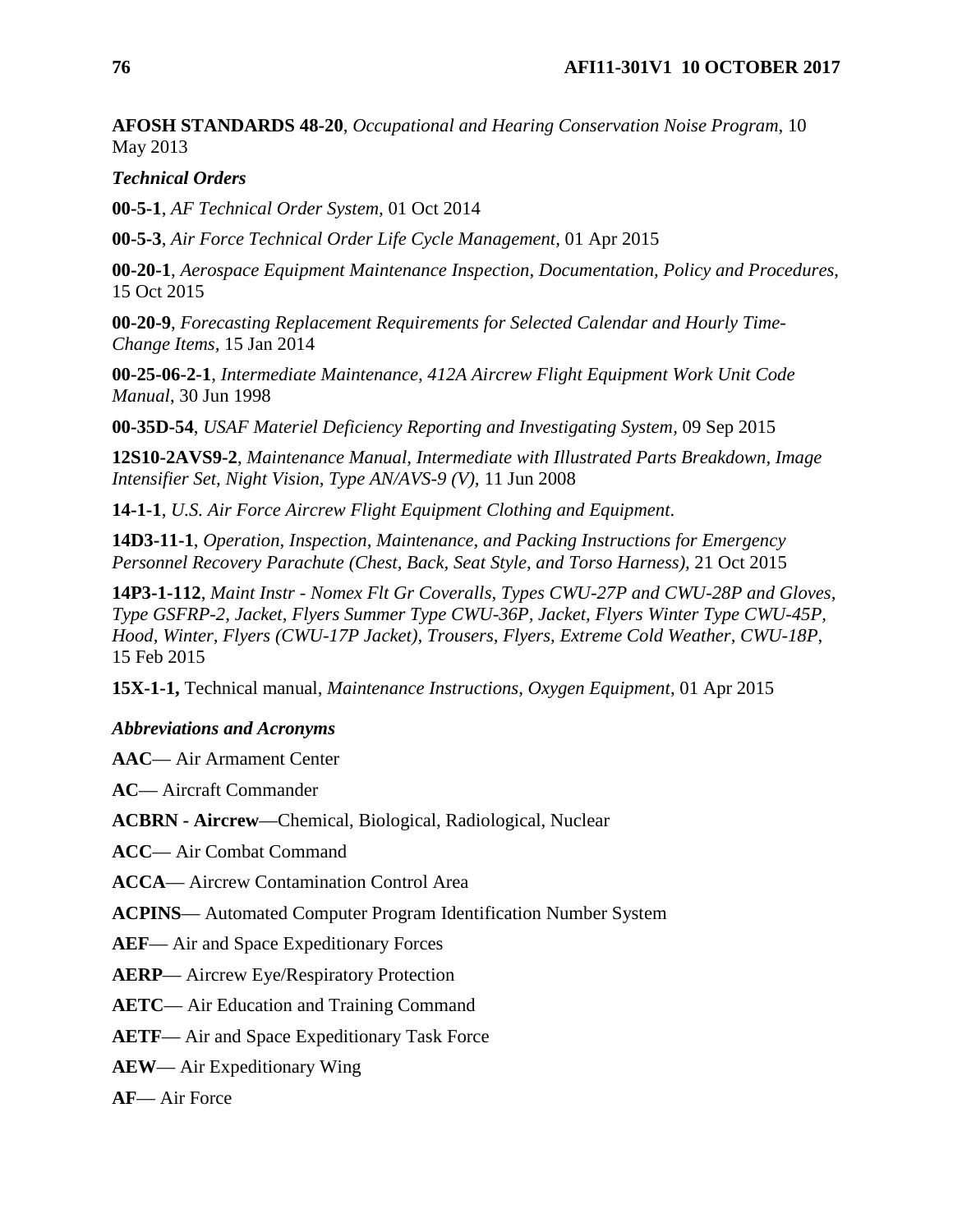**AFOSH STANDARDS 48-20**, *Occupational and Hearing Conservation Noise Program*, 10 May 2013

***Technical Orders***

**00-5-1**, *AF Technical Order System,* 01 Oct 2014

**00-5-3**, *Air Force Technical Order Life Cycle Management,* 01 Apr 2015

**00-20-1**, *Aerospace Equipment Maintenance Inspection, Documentation, Policy and Procedures,* 15 Oct 2015

**00-20-9**, *Forecasting Replacement Requirements for Selected Calendar and Hourly Time-Change Items,* 15 Jan 2014

**00-25-06-2-1**, *Intermediate Maintenance, 412A Aircrew Flight Equipment Work Unit Code Manual*, 30 Jun 1998

**00-35D-54**, *USAF Materiel Deficiency Reporting and Investigating System,* 09 Sep 2015

**12S10-2AVS9-2**, *Maintenance Manual, Intermediate with Illustrated Parts Breakdown, Image Intensifier Set, Night Vision, Type AN/AVS-9 (V),* 11 Jun 2008

**14-1-1**, *U.S. Air Force Aircrew Flight Equipment Clothing and Equipment.*

**14D3-11-1**, *Operation, Inspection, Maintenance, and Packing Instructions for Emergency Personnel Recovery Parachute (Chest, Back, Seat Style, and Torso Harness),* 21 Oct 2015

**14P3-1-112**, *Maint Instr - Nomex Flt Gr Coveralls, Types CWU-27P and CWU-28P and Gloves, Type GSFRP-2, Jacket, Flyers Summer Type CWU-36P, Jacket, Flyers Winter Type CWU-45P, Hood, Winter, Flyers (CWU-17P Jacket), Trousers, Flyers, Extreme Cold Weather, CWU-18P,* 15 Feb 2015

**15X-1-1,** Technical manual, *Maintenance Instructions, Oxygen Equipment*, 01 Apr 2015

***Abbreviations and Acronyms***

**AAC**— Air Armament Center

**AC**— Aircraft Commander

**ACBRN - Aircrew**—Chemical, Biological, Radiological, Nuclear

**ACC**— Air Combat Command

**ACCA**— Aircrew Contamination Control Area

**ACPINS**— Automated Computer Program Identification Number System

**AEF**— Air and Space Expeditionary Forces

**AERP**— Aircrew Eye/Respiratory Protection

**AETC**— Air Education and Training Command

**AETF**— Air and Space Expeditionary Task Force

**AEW**— Air Expeditionary Wing

**AF**— Air Force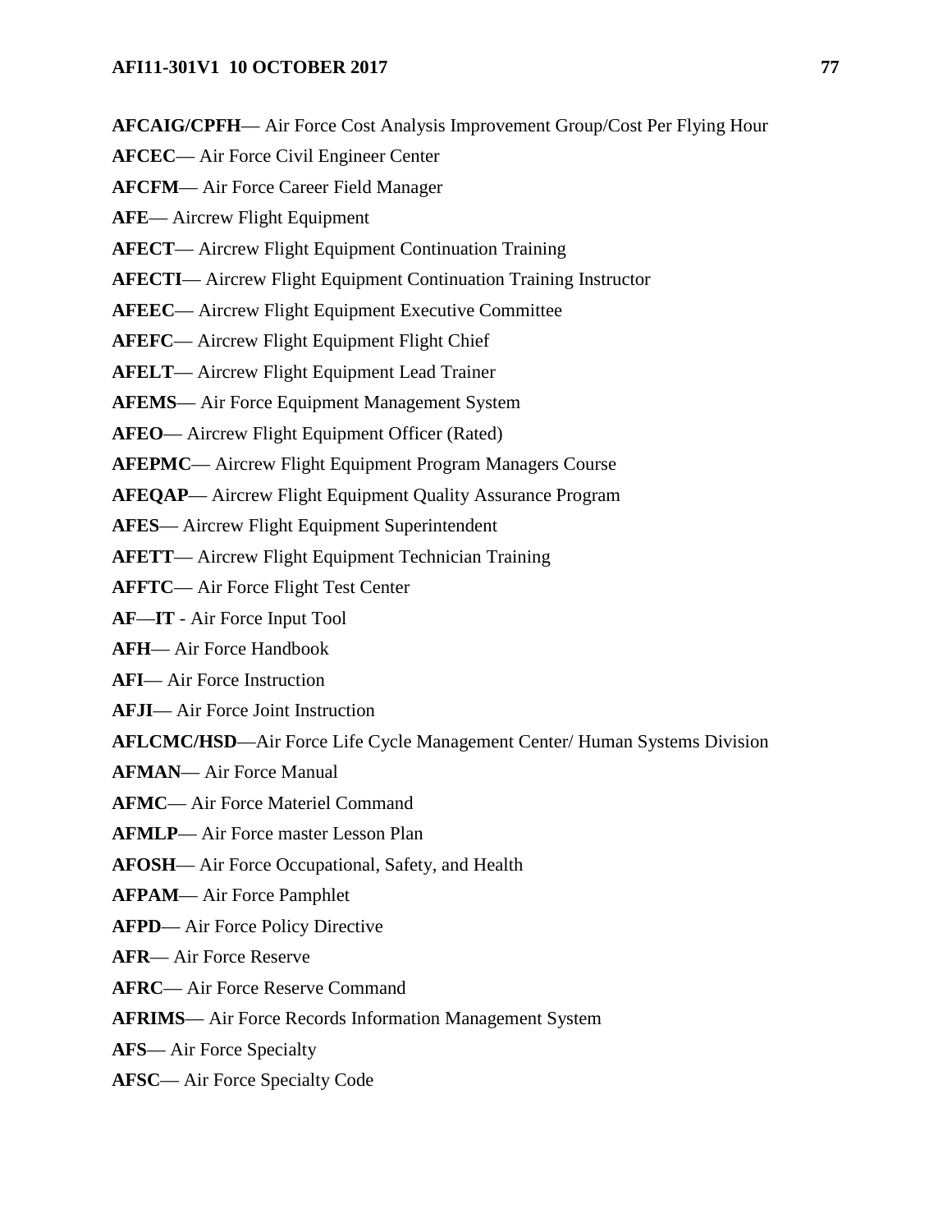**AFCAIG/CPFH**— Air Force Cost Analysis Improvement Group/Cost Per Flying Hour

**AFCEC**— Air Force Civil Engineer Center

**AFCFM**— Air Force Career Field Manager

**AFE**— Aircrew Flight Equipment

**AFECT**— Aircrew Flight Equipment Continuation Training

**AFECTI**— Aircrew Flight Equipment Continuation Training Instructor

**AFEEC**— Aircrew Flight Equipment Executive Committee

**AFEFC**— Aircrew Flight Equipment Flight Chief

**AFELT**— Aircrew Flight Equipment Lead Trainer

**AFEMS**— Air Force Equipment Management System

**AFEO**— Aircrew Flight Equipment Officer (Rated)

**AFEPMC**— Aircrew Flight Equipment Program Managers Course

**AFEQAP**— Aircrew Flight Equipment Quality Assurance Program

**AFES**— Aircrew Flight Equipment Superintendent

**AFETT**— Aircrew Flight Equipment Technician Training

**AFFTC**— Air Force Flight Test Center

**AF**—**IT** - Air Force Input Tool

**AFH**— Air Force Handbook

**AFI**— Air Force Instruction

**AFJI**— Air Force Joint Instruction

**AFLCMC/HSD**—Air Force Life Cycle Management Center/ Human Systems Division

**AFMAN**— Air Force Manual

**AFMC**— Air Force Materiel Command

**AFMLP**— Air Force master Lesson Plan

**AFOSH**— Air Force Occupational, Safety, and Health

**AFPAM**— Air Force Pamphlet

**AFPD**— Air Force Policy Directive

**AFR**— Air Force Reserve

**AFRC**— Air Force Reserve Command

**AFRIMS**— Air Force Records Information Management System

**AFS**— Air Force Specialty

**AFSC**— Air Force Specialty Code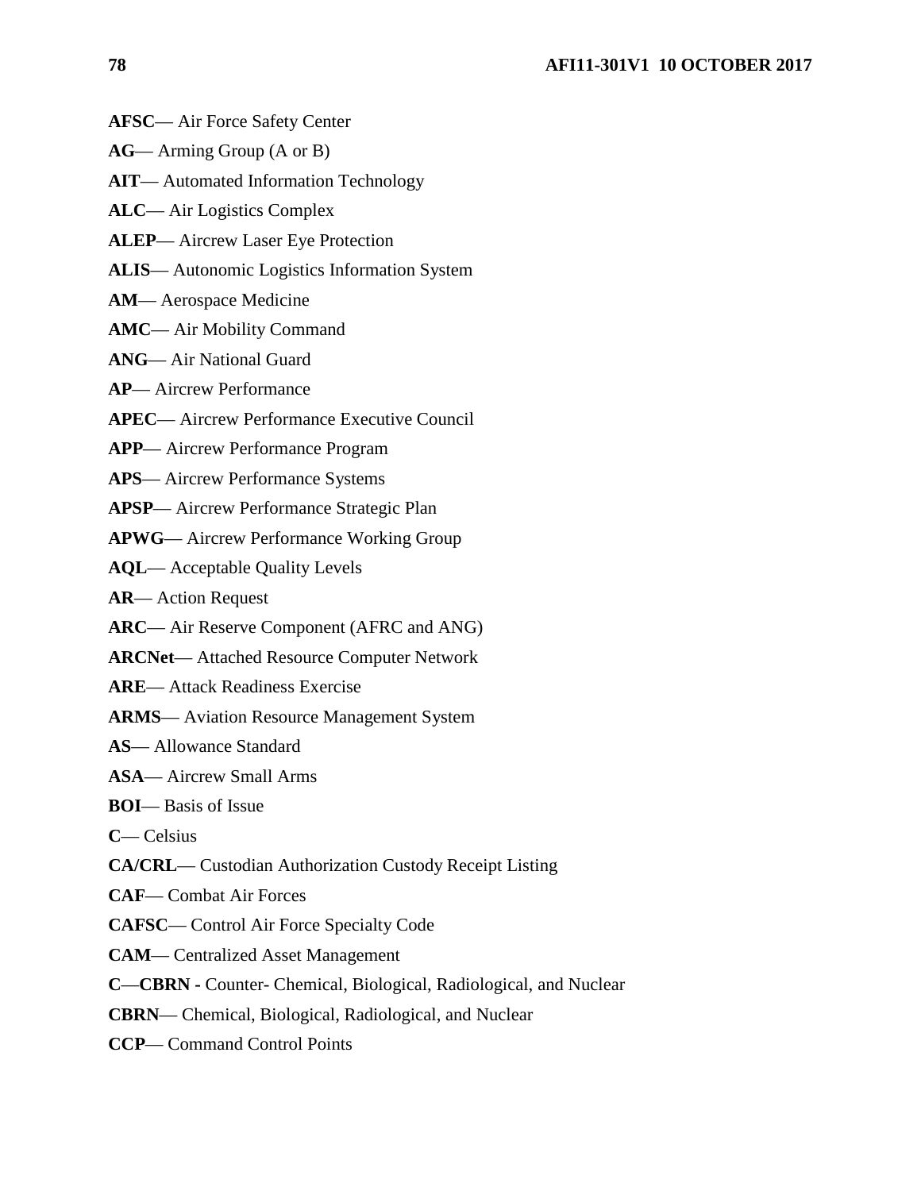**AFSC**— Air Force Safety Center

**AG**— Arming Group (A or B)

**AIT**— Automated Information Technology

**ALC**— Air Logistics Complex

**ALEP**— Aircrew Laser Eye Protection

**ALIS**— Autonomic Logistics Information System

**AM**— Aerospace Medicine

**AMC**— Air Mobility Command

**ANG**— Air National Guard

**AP**— Aircrew Performance

**APEC**— Aircrew Performance Executive Council

**APP**— Aircrew Performance Program

**APS**— Aircrew Performance Systems

**APSP**— Aircrew Performance Strategic Plan

**APWG**— Aircrew Performance Working Group

**AQL**— Acceptable Quality Levels

**AR**— Action Request

**ARC**— Air Reserve Component (AFRC and ANG)

**ARCNet**— Attached Resource Computer Network

**ARE**— Attack Readiness Exercise

**ARMS**— Aviation Resource Management System

**AS**— Allowance Standard

**ASA**— Aircrew Small Arms

**BOI**— Basis of Issue

**C**— Celsius

**CA/CRL**— Custodian Authorization Custody Receipt Listing

**CAF**— Combat Air Forces

**CAFSC**— Control Air Force Specialty Code

**CAM**— Centralized Asset Management

**C**—**CBRN -** Counter- Chemical, Biological, Radiological, and Nuclear

**CBRN**— Chemical, Biological, Radiological, and Nuclear

**CCP**— Command Control Points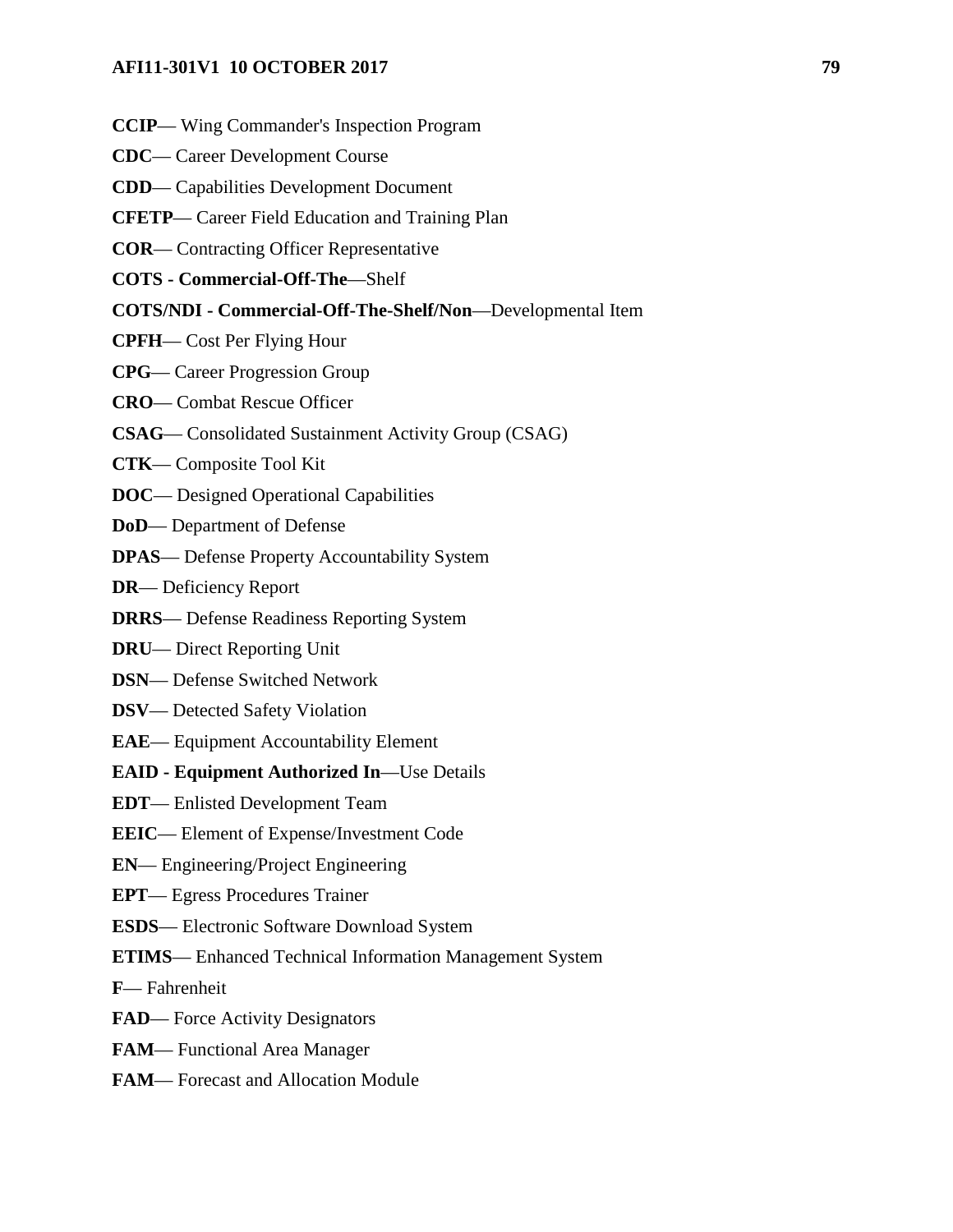**CCIP**— Wing Commander's Inspection Program

**CDC**— Career Development Course

**CDD**— Capabilities Development Document

**CFETP**— Career Field Education and Training Plan

**COR**— Contracting Officer Representative

**COTS - Commercial-Off-The**—Shelf

**COTS/NDI - Commercial-Off-The-Shelf/Non**—Developmental Item

**CPFH**— Cost Per Flying Hour

**CPG**— Career Progression Group

**CRO**— Combat Rescue Officer

**CSAG**— Consolidated Sustainment Activity Group (CSAG)

**CTK**— Composite Tool Kit

**DOC**— Designed Operational Capabilities

**DoD**— Department of Defense

**DPAS**— Defense Property Accountability System

**DR**— Deficiency Report

**DRRS**— Defense Readiness Reporting System

**DRU**— Direct Reporting Unit

**DSN**— Defense Switched Network

**DSV**— Detected Safety Violation

**EAE**— Equipment Accountability Element

**EAID - Equipment Authorized In**—Use Details

**EDT**— Enlisted Development Team

**EEIC**— Element of Expense/Investment Code

**EN**— Engineering/Project Engineering

**EPT**— Egress Procedures Trainer

**ESDS**— Electronic Software Download System

**ETIMS**— Enhanced Technical Information Management System

**F**— Fahrenheit

**FAD**— Force Activity Designators

**FAM**— Functional Area Manager

**FAM**— Forecast and Allocation Module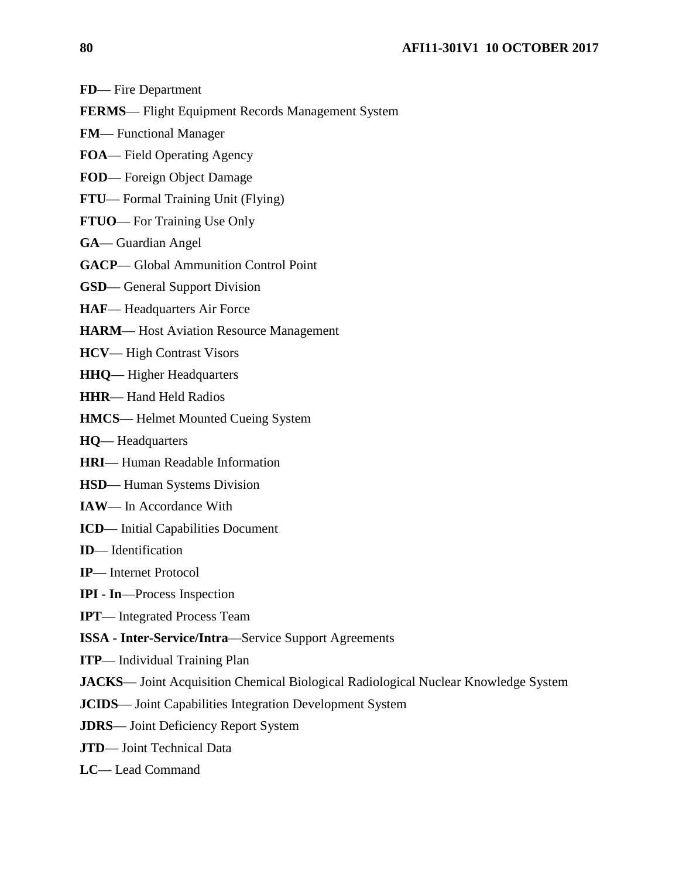**FD**— Fire Department

**FERMS**— Flight Equipment Records Management System

**FM**— Functional Manager

**FOA**— Field Operating Agency

**FOD**— Foreign Object Damage

**FTU**— Formal Training Unit (Flying)

**FTUO**— For Training Use Only

**GA**— Guardian Angel

**GACP**— Global Ammunition Control Point

**GSD**— General Support Division

**HAF**— Headquarters Air Force

**HARM**— Host Aviation Resource Management

**HCV**— High Contrast Visors

**HHQ**— Higher Headquarters

**HHR**— Hand Held Radios

**HMCS**— Helmet Mounted Cueing System

**HQ**— Headquarters

**HRI**— Human Readable Information

**HSD**— Human Systems Division

**IAW**— In Accordance With

**ICD**— Initial Capabilities Document

**ID**— Identification

**IP**— Internet Protocol

**IPI - In**—Process Inspection

**IPT**— Integrated Process Team

**ISSA - Inter-Service/Intra**—Service Support Agreements

**ITP**— Individual Training Plan

**JACKS**— Joint Acquisition Chemical Biological Radiological Nuclear Knowledge System

**JCIDS**— Joint Capabilities Integration Development System

**JDRS**— Joint Deficiency Report System

**JTD**— Joint Technical Data

**LC**— Lead Command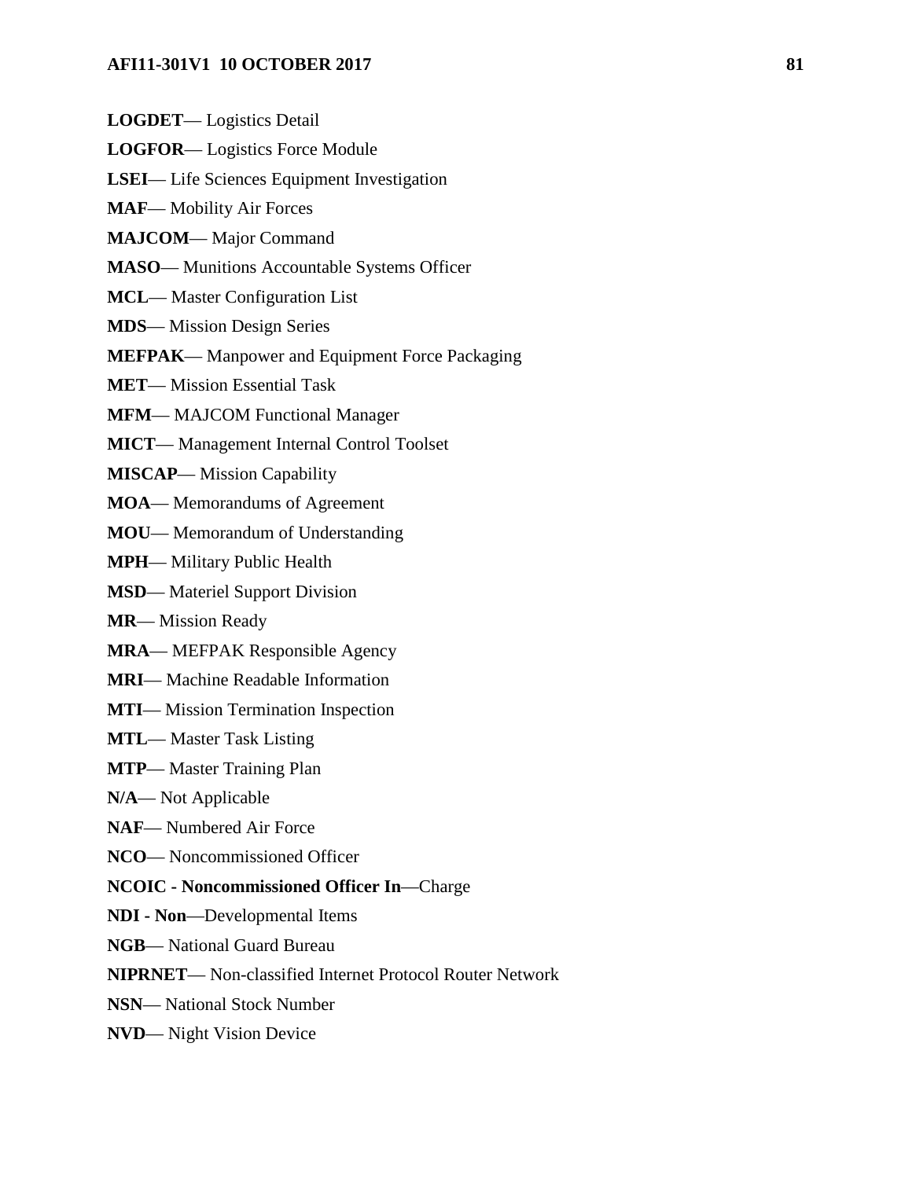**LOGDET**— Logistics Detail

**LOGFOR**— Logistics Force Module

**LSEI**— Life Sciences Equipment Investigation

**MAF**— Mobility Air Forces

**MAJCOM**— Major Command

**MASO**— Munitions Accountable Systems Officer

**MCL**— Master Configuration List

**MDS**— Mission Design Series

**MEFPAK**— Manpower and Equipment Force Packaging

**MET**— Mission Essential Task

**MFM**— MAJCOM Functional Manager

**MICT**— Management Internal Control Toolset

**MISCAP**— Mission Capability

**MOA**— Memorandums of Agreement

**MOU**— Memorandum of Understanding

**MPH**— Military Public Health

**MSD**— Materiel Support Division

**MR**— Mission Ready

**MRA**— MEFPAK Responsible Agency

**MRI**— Machine Readable Information

**MTI**— Mission Termination Inspection

**MTL**— Master Task Listing

**MTP**— Master Training Plan

**N/A**— Not Applicable

**NAF**— Numbered Air Force

**NCO**— Noncommissioned Officer

**NCOIC - Noncommissioned Officer In**—Charge

**NDI - Non**—Developmental Items

**NGB**— National Guard Bureau

**NIPRNET**— Non-classified Internet Protocol Router Network

**NSN**— National Stock Number

**NVD**— Night Vision Device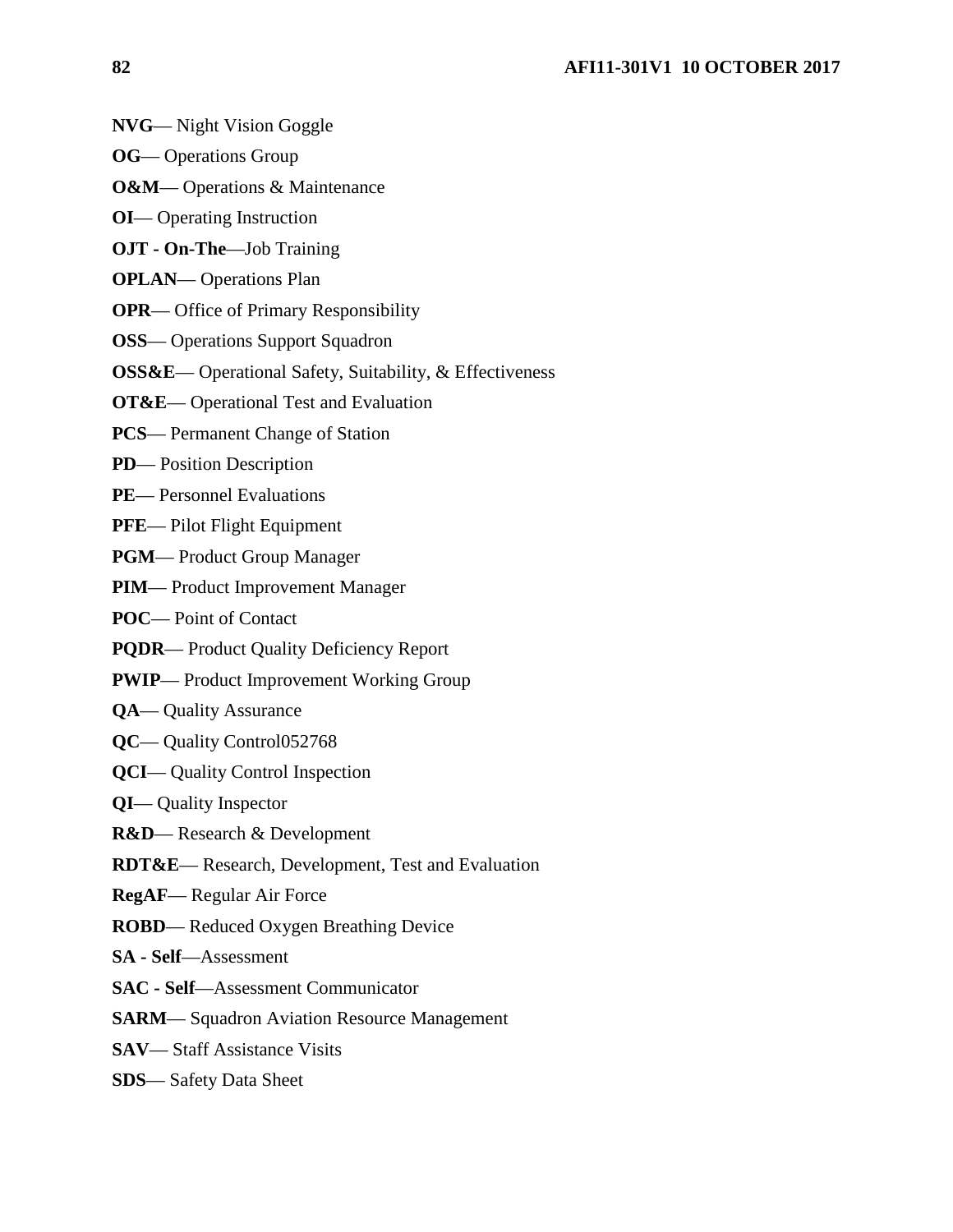**NVG**— Night Vision Goggle

**OG**— Operations Group

**O&M**— Operations & Maintenance

**OI**— Operating Instruction

**OJT - On-The**—Job Training

**OPLAN**— Operations Plan

**OPR**— Office of Primary Responsibility

**OSS**— Operations Support Squadron

**OSS&E**— Operational Safety, Suitability, & Effectiveness

**OT&E**— Operational Test and Evaluation

**PCS**— Permanent Change of Station

**PD**— Position Description

**PE**— Personnel Evaluations

**PFE**— Pilot Flight Equipment

**PGM**— Product Group Manager

**PIM**— Product Improvement Manager

**POC**— Point of Contact

**PQDR**— Product Quality Deficiency Report

**PWIP**— Product Improvement Working Group

**QA**— Quality Assurance

**QC**— Quality Control052768

**QCI**— Quality Control Inspection

**QI**— Quality Inspector

**R&D**— Research & Development

**RDT&E**— Research, Development, Test and Evaluation

**RegAF**— Regular Air Force

**ROBD**— Reduced Oxygen Breathing Device

**SA - Self**—Assessment

**SAC - Self**—Assessment Communicator

**SARM**— Squadron Aviation Resource Management

**SAV**— Staff Assistance Visits

**SDS**— Safety Data Sheet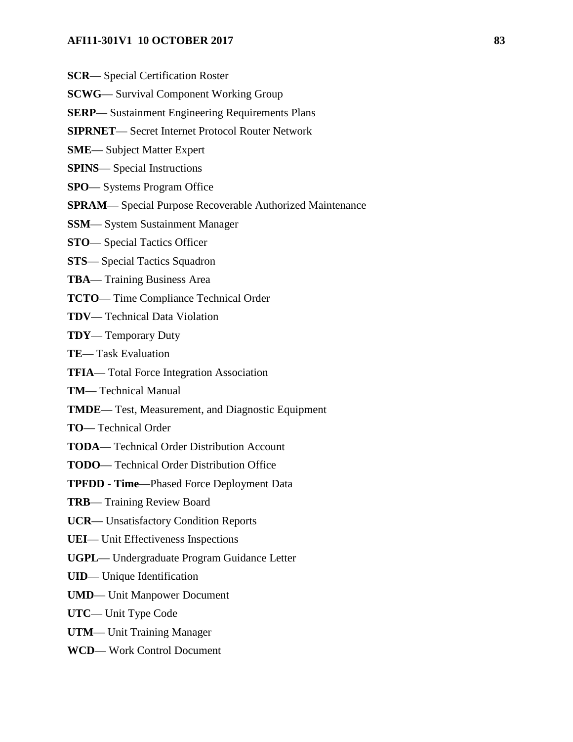**SCR**— Special Certification Roster

**SCWG**— Survival Component Working Group

**SERP**— Sustainment Engineering Requirements Plans

**SIPRNET**— Secret Internet Protocol Router Network

**SME**— Subject Matter Expert

**SPINS**— Special Instructions

**SPO**— Systems Program Office

**SPRAM**— Special Purpose Recoverable Authorized Maintenance

**SSM**— System Sustainment Manager

**STO**— Special Tactics Officer

**STS**— Special Tactics Squadron

**TBA**— Training Business Area

**TCTO**— Time Compliance Technical Order

**TDV**— Technical Data Violation

**TDY**— Temporary Duty

**TE**— Task Evaluation

**TFIA**— Total Force Integration Association

**TM**— Technical Manual

**TMDE**— Test, Measurement, and Diagnostic Equipment

**TO**— Technical Order

**TODA**— Technical Order Distribution Account

**TODO**— Technical Order Distribution Office

**TPFDD - Time**—Phased Force Deployment Data

**TRB**— Training Review Board

**UCR**— Unsatisfactory Condition Reports

**UEI**— Unit Effectiveness Inspections

**UGPL**— Undergraduate Program Guidance Letter

**UID**— Unique Identification

**UMD**— Unit Manpower Document

**UTC**— Unit Type Code

**UTM**— Unit Training Manager

**WCD**— Work Control Document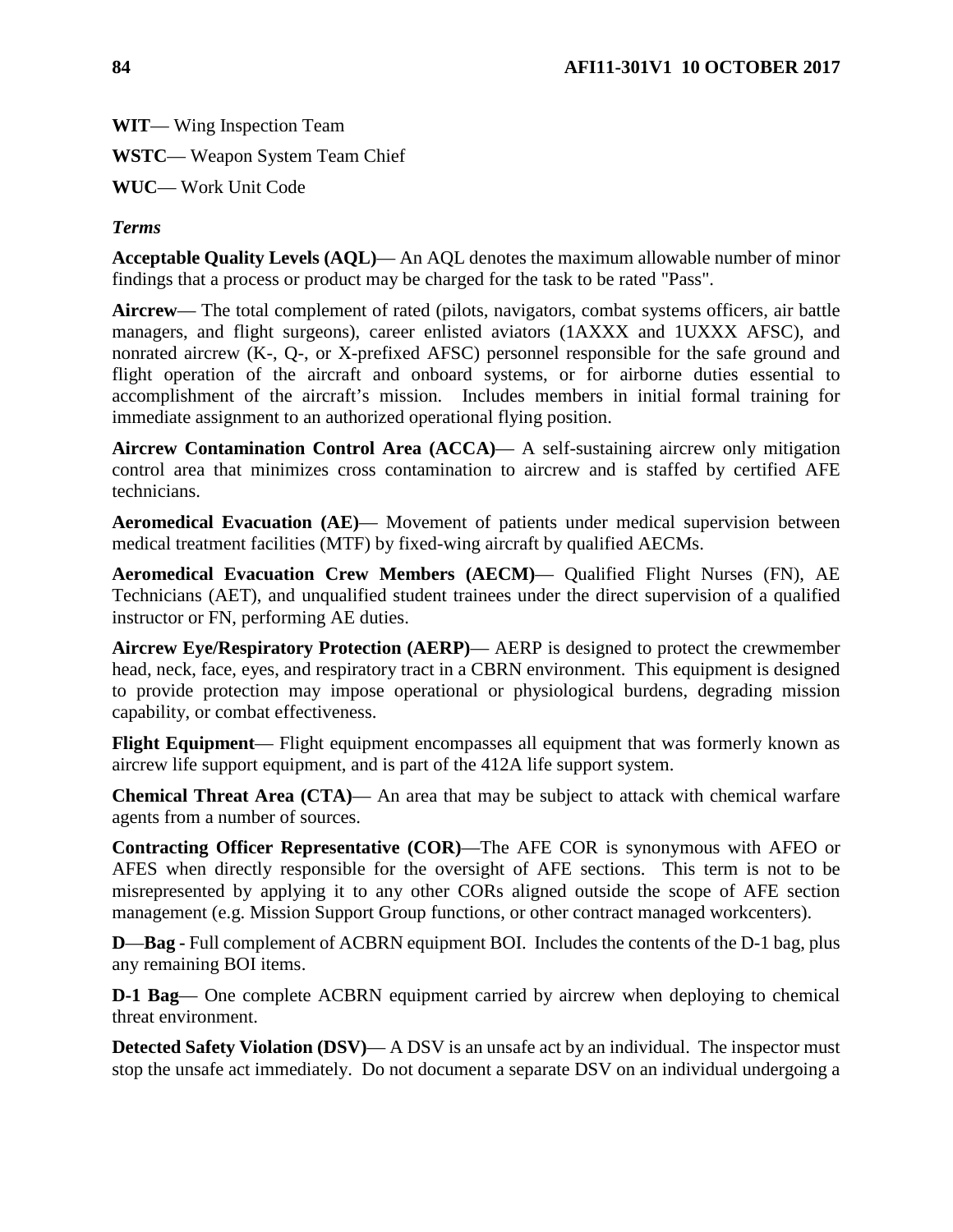**WIT**— Wing Inspection Team

**WSTC**— Weapon System Team Chief

**WUC**— Work Unit Code

### *Terms*

**Acceptable Quality Levels (AQL)**— An AQL denotes the maximum allowable number of minor findings that a process or product may be charged for the task to be rated "Pass".

**Aircrew**— The total complement of rated (pilots, navigators, combat systems officers, air battle managers, and flight surgeons), career enlisted aviators (1AXXX and 1UXXX AFSC), and nonrated aircrew (K-, Q-, or X-prefixed AFSC) personnel responsible for the safe ground and flight operation of the aircraft and onboard systems, or for airborne duties essential to accomplishment of the aircraft's mission. Includes members in initial formal training for immediate assignment to an authorized operational flying position.

**Aircrew Contamination Control Area (ACCA)**— A self-sustaining aircrew only mitigation control area that minimizes cross contamination to aircrew and is staffed by certified AFE technicians.

**Aeromedical Evacuation (AE)**— Movement of patients under medical supervision between medical treatment facilities (MTF) by fixed-wing aircraft by qualified AECMs.

**Aeromedical Evacuation Crew Members (AECM)**— Qualified Flight Nurses (FN), AE Technicians (AET), and unqualified student trainees under the direct supervision of a qualified instructor or FN, performing AE duties.

**Aircrew Eye/Respiratory Protection (AERP)**— AERP is designed to protect the crewmember head, neck, face, eyes, and respiratory tract in a CBRN environment. This equipment is designed to provide protection may impose operational or physiological burdens, degrading mission capability, or combat effectiveness.

**Flight Equipment**— Flight equipment encompasses all equipment that was formerly known as aircrew life support equipment, and is part of the 412A life support system.

**Chemical Threat Area (CTA)**— An area that may be subject to attack with chemical warfare agents from a number of sources.

**Contracting Officer Representative (COR)**—The AFE COR is synonymous with AFEO or AFES when directly responsible for the oversight of AFE sections. This term is not to be misrepresented by applying it to any other CORs aligned outside the scope of AFE section management (e.g. Mission Support Group functions, or other contract managed workcenters).

**D**—**Bag -** Full complement of ACBRN equipment BOI. Includes the contents of the D-1 bag, plus any remaining BOI items.

**D-1 Bag**— One complete ACBRN equipment carried by aircrew when deploying to chemical threat environment.

**Detected Safety Violation (DSV)**— A DSV is an unsafe act by an individual. The inspector must stop the unsafe act immediately. Do not document a separate DSV on an individual undergoing a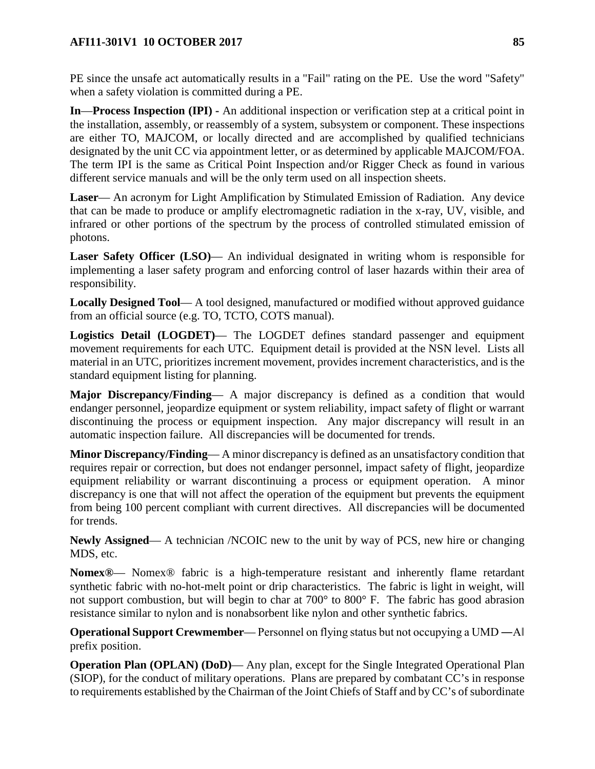PE since the unsafe act automatically results in a "Fail" rating on the PE. Use the word "Safety" when a safety violation is committed during a PE.

**In—Process Inspection (IPI) -** An additional inspection or verification step at a critical point in the installation, assembly, or reassembly of a system, subsystem or component. These inspections are either TO, MAJCOM, or locally directed and are accomplished by qualified technicians designated by the unit CC via appointment letter, or as determined by applicable MAJCOM/FOA. The term IPI is the same as Critical Point Inspection and/or Rigger Check as found in various different service manuals and will be the only term used on all inspection sheets.

**Laser**— An acronym for Light Amplification by Stimulated Emission of Radiation. Any device that can be made to produce or amplify electromagnetic radiation in the x-ray, UV, visible, and infrared or other portions of the spectrum by the process of controlled stimulated emission of photons.

**Laser Safety Officer (LSO)**— An individual designated in writing whom is responsible for implementing a laser safety program and enforcing control of laser hazards within their area of responsibility.

**Locally Designed Tool**— A tool designed, manufactured or modified without approved guidance from an official source (e.g. TO, TCTO, COTS manual).

**Logistics Detail (LOGDET)**— The LOGDET defines standard passenger and equipment movement requirements for each UTC. Equipment detail is provided at the NSN level. Lists all material in an UTC, prioritizes increment movement, provides increment characteristics, and is the standard equipment listing for planning.

**Major Discrepancy/Finding**— A major discrepancy is defined as a condition that would endanger personnel, jeopardize equipment or system reliability, impact safety of flight or warrant discontinuing the process or equipment inspection. Any major discrepancy will result in an automatic inspection failure. All discrepancies will be documented for trends.

**Minor Discrepancy/Finding**— A minor discrepancy is defined as an unsatisfactory condition that requires repair or correction, but does not endanger personnel, impact safety of flight, jeopardize equipment reliability or warrant discontinuing a process or equipment operation. A minor discrepancy is one that will not affect the operation of the equipment but prevents the equipment from being 100 percent compliant with current directives. All discrepancies will be documented for trends.

**Newly Assigned**— A technician /NCOIC new to the unit by way of PCS, new hire or changing MDS, etc.

**Nomex®**— Nomex® fabric is a high-temperature resistant and inherently flame retardant synthetic fabric with no-hot-melt point or drip characteristics. The fabric is light in weight, will not support combustion, but will begin to char at 700° to 800° F. The fabric has good abrasion resistance similar to nylon and is nonabsorbent like nylon and other synthetic fabrics.

**Operational Support Crewmember**— Personnel on flying status but not occupying a UMD ―A‖ prefix position.

**Operation Plan (OPLAN) (DoD)**— Any plan, except for the Single Integrated Operational Plan (SIOP), for the conduct of military operations. Plans are prepared by combatant CC's in response to requirements established by the Chairman of the Joint Chiefs of Staff and by CC's of subordinate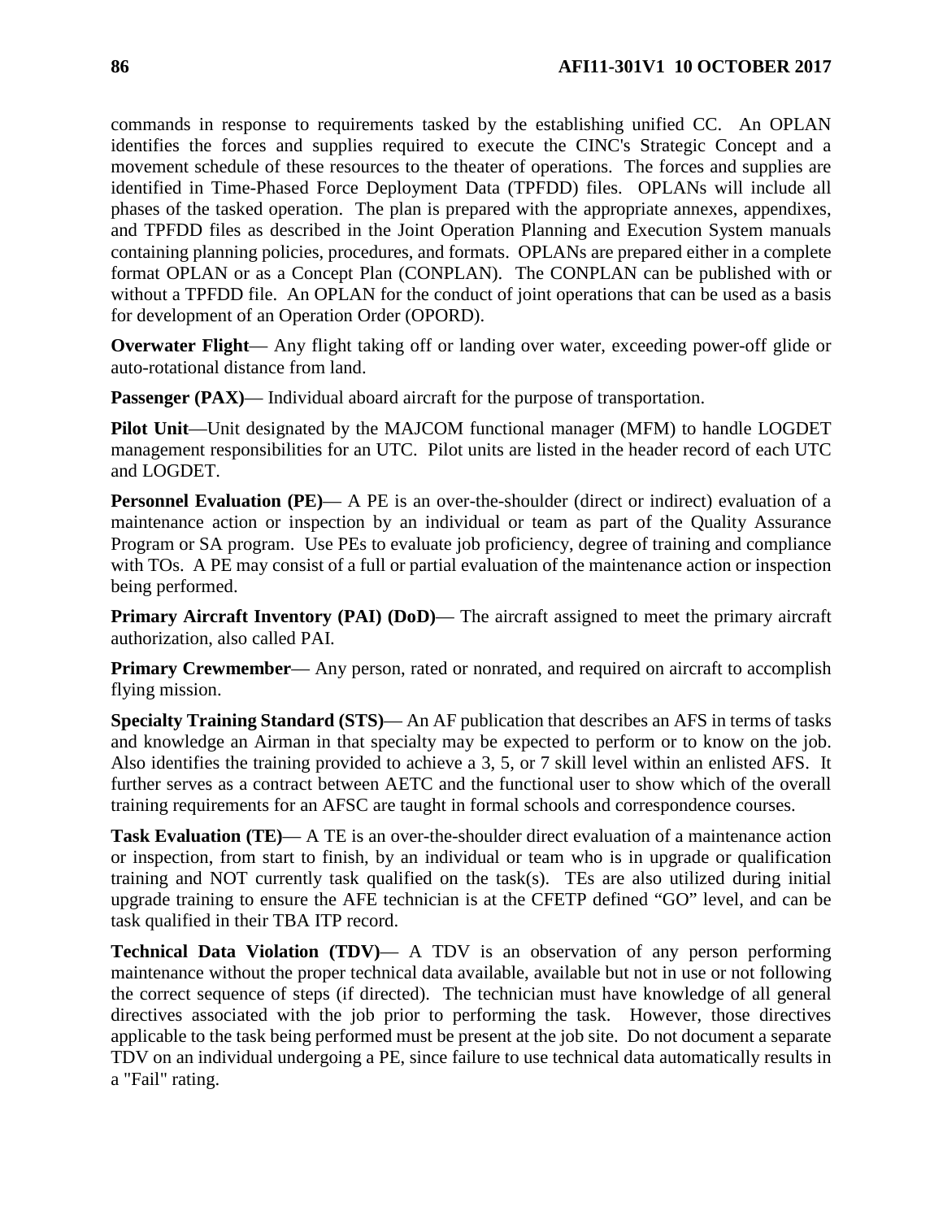commands in response to requirements tasked by the establishing unified CC. An OPLAN identifies the forces and supplies required to execute the CINC's Strategic Concept and a movement schedule of these resources to the theater of operations. The forces and supplies are identified in Time-Phased Force Deployment Data (TPFDD) files. OPLANs will include all phases of the tasked operation. The plan is prepared with the appropriate annexes, appendixes, and TPFDD files as described in the Joint Operation Planning and Execution System manuals containing planning policies, procedures, and formats. OPLANs are prepared either in a complete format OPLAN or as a Concept Plan (CONPLAN). The CONPLAN can be published with or without a TPFDD file. An OPLAN for the conduct of joint operations that can be used as a basis for development of an Operation Order (OPORD).

**Overwater Flight**— Any flight taking off or landing over water, exceeding power-off glide or auto-rotational distance from land.

**Passenger (PAX)**— Individual aboard aircraft for the purpose of transportation.

**Pilot Unit**—Unit designated by the MAJCOM functional manager (MFM) to handle LOGDET management responsibilities for an UTC. Pilot units are listed in the header record of each UTC and LOGDET.

**Personnel Evaluation (PE)**— A PE is an over-the-shoulder (direct or indirect) evaluation of a maintenance action or inspection by an individual or team as part of the Quality Assurance Program or SA program. Use PEs to evaluate job proficiency, degree of training and compliance with TOs. A PE may consist of a full or partial evaluation of the maintenance action or inspection being performed.

**Primary Aircraft Inventory (PAI) (DoD)**— The aircraft assigned to meet the primary aircraft authorization, also called PAI.

**Primary Crewmember**— Any person, rated or nonrated, and required on aircraft to accomplish flying mission.

**Specialty Training Standard (STS)**— An AF publication that describes an AFS in terms of tasks and knowledge an Airman in that specialty may be expected to perform or to know on the job. Also identifies the training provided to achieve a 3, 5, or 7 skill level within an enlisted AFS. It further serves as a contract between AETC and the functional user to show which of the overall training requirements for an AFSC are taught in formal schools and correspondence courses.

**Task Evaluation (TE)**— A TE is an over-the-shoulder direct evaluation of a maintenance action or inspection, from start to finish, by an individual or team who is in upgrade or qualification training and NOT currently task qualified on the task(s). TEs are also utilized during initial upgrade training to ensure the AFE technician is at the CFETP defined "GO" level, and can be task qualified in their TBA ITP record.

**Technical Data Violation (TDV)**— A TDV is an observation of any person performing maintenance without the proper technical data available, available but not in use or not following the correct sequence of steps (if directed). The technician must have knowledge of all general directives associated with the job prior to performing the task. However, those directives applicable to the task being performed must be present at the job site. Do not document a separate TDV on an individual undergoing a PE, since failure to use technical data automatically results in a "Fail" rating.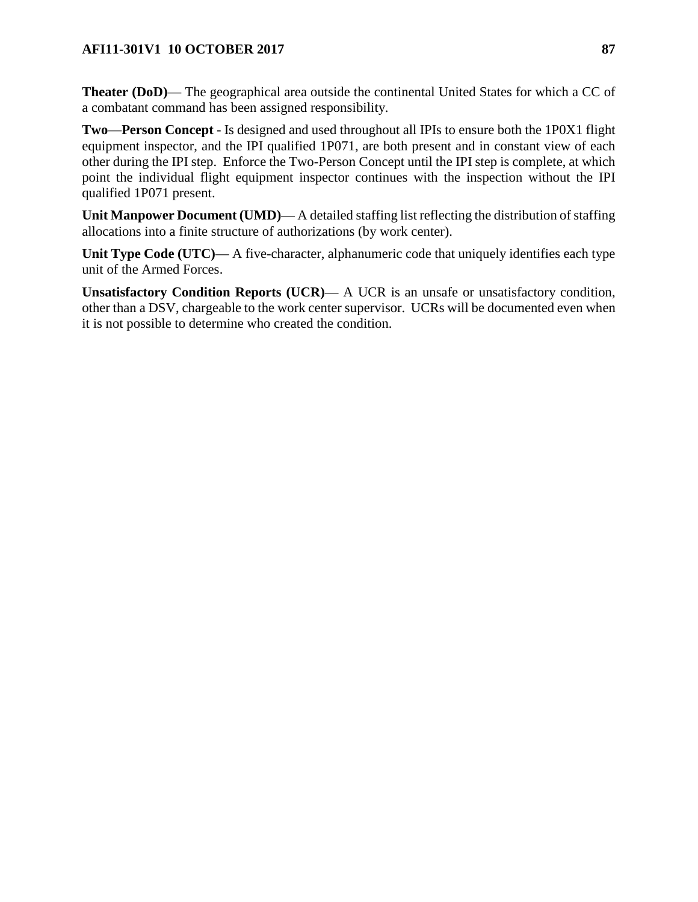**Theater (DoD)**— The geographical area outside the continental United States for which a CC of a combatant command has been assigned responsibility.

**Two**—**Person Concept** - Is designed and used throughout all IPIs to ensure both the 1P0X1 flight equipment inspector, and the IPI qualified 1P071, are both present and in constant view of each other during the IPI step. Enforce the Two-Person Concept until the IPI step is complete, at which point the individual flight equipment inspector continues with the inspection without the IPI qualified 1P071 present.

**Unit Manpower Document (UMD)**— A detailed staffing list reflecting the distribution of staffing allocations into a finite structure of authorizations (by work center).

**Unit Type Code (UTC)**— A five-character, alphanumeric code that uniquely identifies each type unit of the Armed Forces.

**Unsatisfactory Condition Reports (UCR)**— A UCR is an unsafe or unsatisfactory condition, other than a DSV, chargeable to the work center supervisor. UCRs will be documented even when it is not possible to determine who created the condition.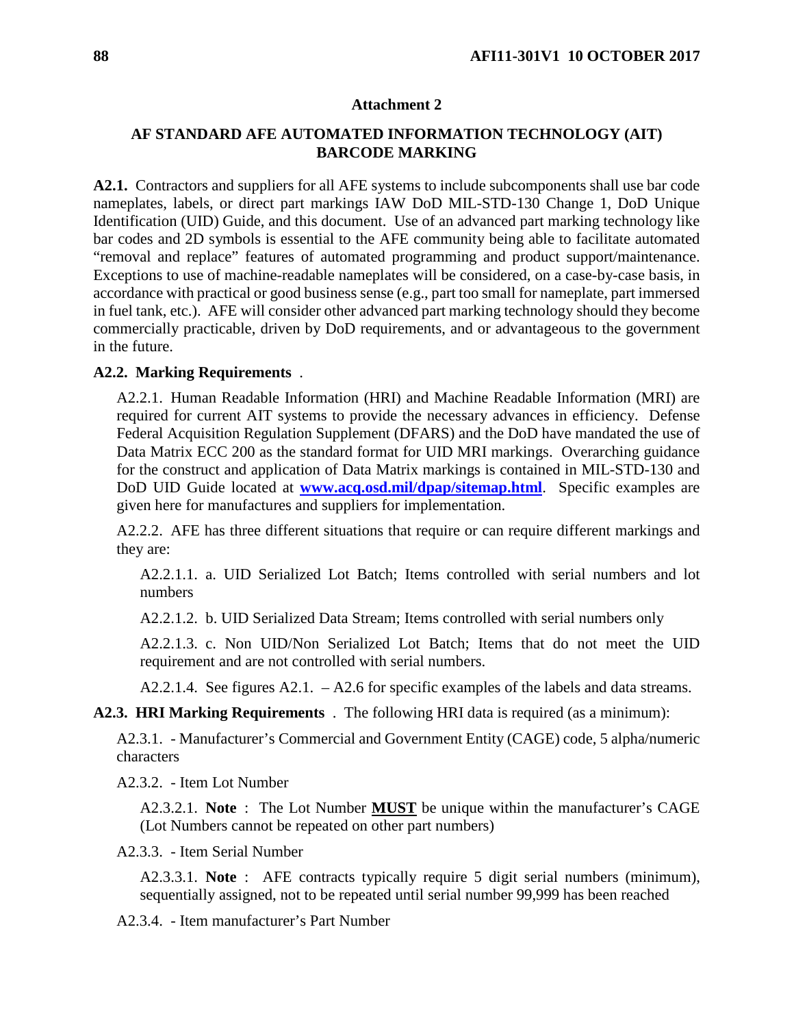## Attachment 2

## AF STANDARD AFE AUTOMATED INFORMATION TECHNOLOGY (AIT) BARCODE MARKING

**A2.1.** Contractors and suppliers for all AFE systems to include subcomponents shall use bar code nameplates, labels, or direct part markings IAW DoD MIL-STD-130 Change 1, DoD Unique Identification (UID) Guide, and this document. Use of an advanced part marking technology like bar codes and 2D symbols is essential to the AFE community being able to facilitate automated "removal and replace" features of automated programming and product support/maintenance. Exceptions to use of machine-readable nameplates will be considered, on a case-by-case basis, in accordance with practical or good business sense (e.g., part too small for nameplate, part immersed in fuel tank, etc.). AFE will consider other advanced part marking technology should they become commercially practicable, driven by DoD requirements, and or advantageous to the government in the future.

**A2.2. Marking Requirements** .

A2.2.1. Human Readable Information (HRI) and Machine Readable Information (MRI) are required for current AIT systems to provide the necessary advances in efficiency. Defense Federal Acquisition Regulation Supplement (DFARS) and the DoD have mandated the use of Data Matrix ECC 200 as the standard format for UID MRI markings. Overarching guidance for the construct and application of Data Matrix markings is contained in MIL-STD-130 and DoD UID Guide located at **[www.acq.osd.mil/dpap/sitemap.html](http://www.acq.osd.mil/dpap/sitemap.html)**. Specific examples are given here for manufactures and suppliers for implementation.

A2.2.2. AFE has three different situations that require or can require different markings and they are:

A2.2.1.1. a. UID Serialized Lot Batch; Items controlled with serial numbers and lot numbers

A2.2.1.2. b. UID Serialized Data Stream; Items controlled with serial numbers only

A2.2.1.3. c. Non UID/Non Serialized Lot Batch; Items that do not meet the UID requirement and are not controlled with serial numbers.

A2.2.1.4. See figures A2.1. – A2.6 for specific examples of the labels and data streams.

**A2.3. HRI Marking Requirements** . The following HRI data is required (as a minimum):

A2.3.1. - Manufacturer's Commercial and Government Entity (CAGE) code, 5 alpha/numeric characters

A2.3.2. - Item Lot Number

A2.3.2.1. **Note** : The Lot Number **MUST** be unique within the manufacturer's CAGE (Lot Numbers cannot be repeated on other part numbers)

A2.3.3. - Item Serial Number

A2.3.3.1. **Note** : AFE contracts typically require 5 digit serial numbers (minimum), sequentially assigned, not to be repeated until serial number 99,999 has been reached

A2.3.4. - Item manufacturer's Part Number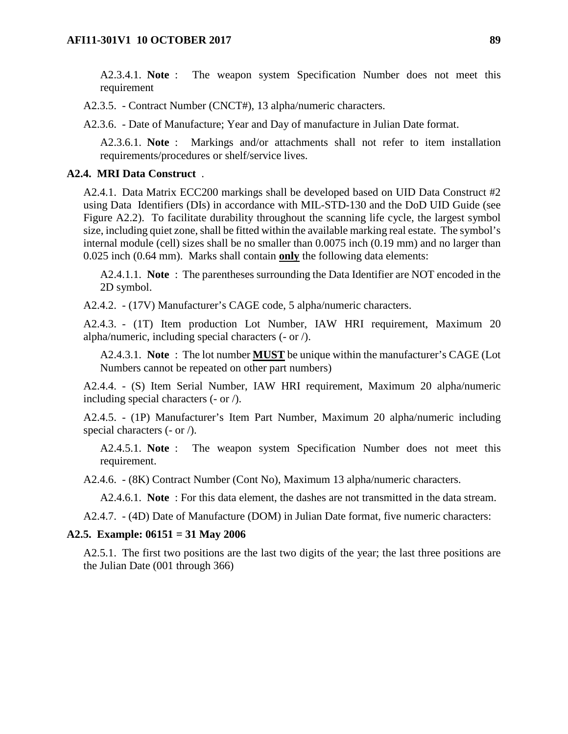A2.3.4.1. **Note** : The weapon system Specification Number does not meet this requirement

A2.3.5. - Contract Number (CNCT#), 13 alpha/numeric characters.

A2.3.6. - Date of Manufacture; Year and Day of manufacture in Julian Date format.

A2.3.6.1. **Note** : Markings and/or attachments shall not refer to item installation requirements/procedures or shelf/service lives.

**A2.4. MRI Data Construct** .

A2.4.1. Data Matrix ECC200 markings shall be developed based on UID Data Construct #2 using Data Identifiers (DIs) in accordance with MIL-STD-130 and the DoD UID Guide (see Figure A2.2). To facilitate durability throughout the scanning life cycle, the largest symbol size, including quiet zone, shall be fitted within the available marking real estate. The symbol's internal module (cell) sizes shall be no smaller than 0.0075 inch (0.19 mm) and no larger than 0.025 inch (0.64 mm). Marks shall contain **only** the following data elements:

A2.4.1.1. **Note** : The parentheses surrounding the Data Identifier are NOT encoded in the 2D symbol.

A2.4.2. - (17V) Manufacturer's CAGE code, 5 alpha/numeric characters.

A2.4.3. - (1T) Item production Lot Number, IAW HRI requirement, Maximum 20 alpha/numeric, including special characters (- or /).

A2.4.3.1. **Note** : The lot number **MUST** be unique within the manufacturer's CAGE (Lot Numbers cannot be repeated on other part numbers)

A2.4.4. - (S) Item Serial Number, IAW HRI requirement, Maximum 20 alpha/numeric including special characters (- or /).

A2.4.5. - (1P) Manufacturer's Item Part Number, Maximum 20 alpha/numeric including special characters (- or /).

A2.4.5.1. **Note** : The weapon system Specification Number does not meet this requirement.

A2.4.6. - (8K) Contract Number (Cont No), Maximum 13 alpha/numeric characters.

A2.4.6.1. **Note** : For this data element, the dashes are not transmitted in the data stream.

A2.4.7. - (4D) Date of Manufacture (DOM) in Julian Date format, five numeric characters:

**A2.5. Example: 06151 = 31 May 2006**

A2.5.1. The first two positions are the last two digits of the year; the last three positions are the Julian Date (001 through 366)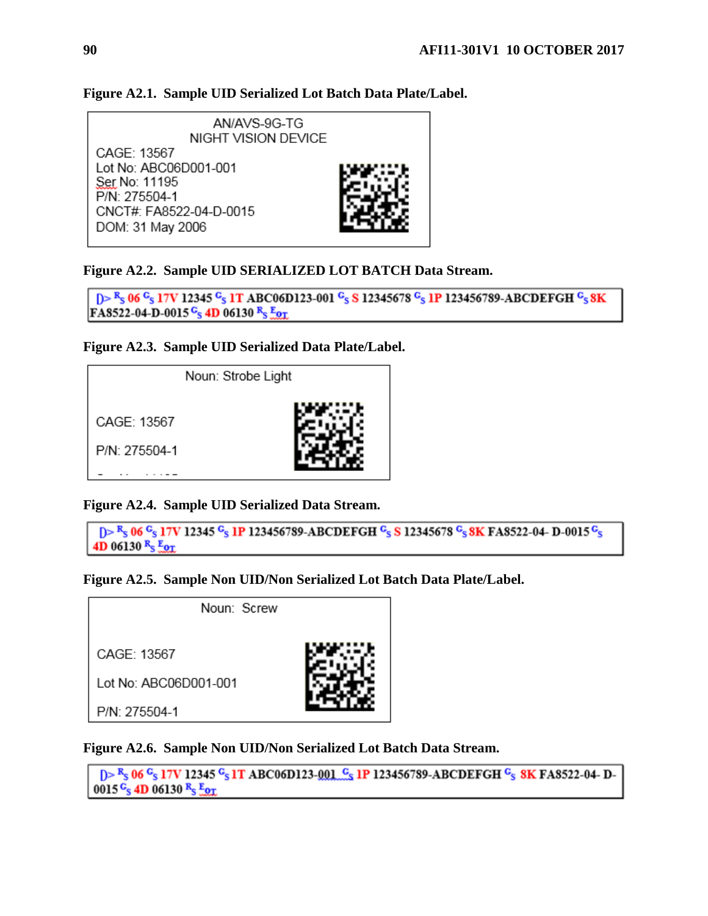**Figure A2.1. Sample UID Serialized Lot Batch Data Plate/Label.**

AN/AVS-9G-TG
NIGHT VISION DEVICE
CAGE: 13567
Lot No: ABC06D001-001
Ser No: 11195
P/N: 275504-1
CNCT#: FA8522-04-D-0015
DOM: 31 May 2006

**Figure A2.2. Sample UID SERIALIZED LOT BATCH Data Stream.**

[)> RS 06 GS 17V 12345 GS 1T ABC06D123-001 GS S 12345678 GS 1P 123456789-ABCDEFGH GS 8K FA8522-04-D-0015 GS 4D 06130 RS EOT

**Figure A2.3. Sample UID Serialized Data Plate/Label.**

Noun: Strobe Light

CAGE: 13567

P/N: 275504-1

**Figure A2.4. Sample UID Serialized Data Stream.**

[)> RS 06 GS 17V 12345 GS 1P 123456789-ABCDEFGH GS S 12345678 GS 8K FA8522-04- D-0015 GS 4D 06130 RS EOT

**Figure A2.5. Sample Non UID/Non Serialized Lot Batch Data Plate/Label.**

Noun: Screw

CAGE: 13567

Lot No: ABC06D001-001

P/N: 275504-1

**Figure A2.6. Sample Non UID/Non Serialized Lot Batch Data Stream.**

[)> RS 06 GS 17V 12345 GS 1T ABC06D123-001 GS 1P 123456789-ABCDEFGH GS 8K FA8522-04- D-0015 GS 4D 06130 RS EOT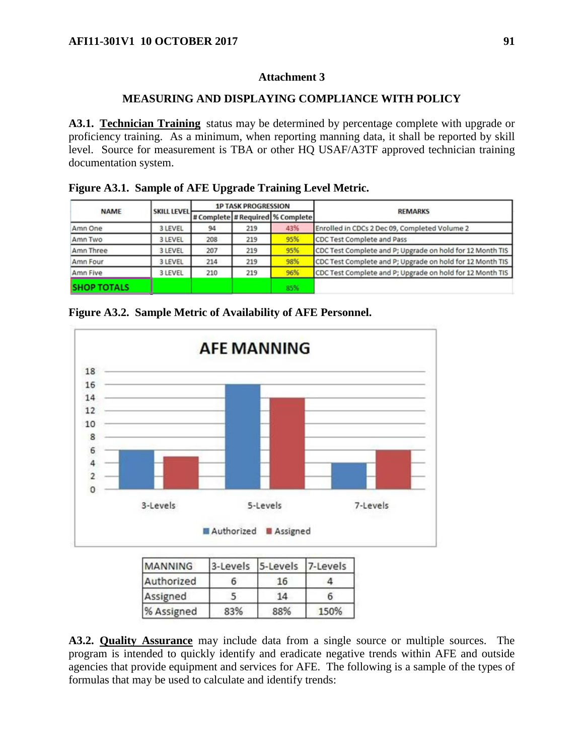## Attachment 3

## MEASURING AND DISPLAYING COMPLIANCE WITH POLICY

**A3.1. Technician Training** status may be determined by percentage complete with upgrade or proficiency training. As a minimum, when reporting manning data, it shall be reported by skill level. Source for measurement is TBA or other HQ USAF/A3TF approved technician training documentation system.

**Figure A3.1. Sample of AFE Upgrade Training Level Metric.**

| NAME | SKILL LEVEL | 1P TASK PROGRESSION | | | REMARKS |
|---|---|---|---|---|---|
| | | # Complete | # Required | % Complete | |
| Amn One | 3 LEVEL | 94 | 219 | 43% | Enrolled in CDCs 2 Dec 09, Completed Volume 2 |
| Amn Two | 3 LEVEL | 208 | 219 | 95% | CDC Test Complete and Pass |
| Amn Three | 3 LEVEL | 207 | 219 | 95% | CDC Test Complete and P; Upgrade on hold for 12 Month TIS |
| Amn Four | 3 LEVEL | 214 | 219 | 98% | CDC Test Complete and P; Upgrade on hold for 12 Month TIS |
| Amn Five | 3 LEVEL | 210 | 219 | 96% | CDC Test Complete and P; Upgrade on hold for 12 Month TIS |
| SHOP TOTALS | | | | 85% | |

**Figure A3.2. Sample Metric of Availability of AFE Personnel.**

| MANNING | 3-Levels | 5-Levels | 7-Levels |
|---|---|---|---|
| Authorized | 6 | 16 | 4 |
| Assigned | 5 | 14 | 6 |
| % Assigned | 83% | 88% | 150% |

**A3.2. Quality Assurance** may include data from a single source or multiple sources. The program is intended to quickly identify and eradicate negative trends within AFE and outside agencies that provide equipment and services for AFE. The following is a sample of the types of formulas that may be used to calculate and identify trends: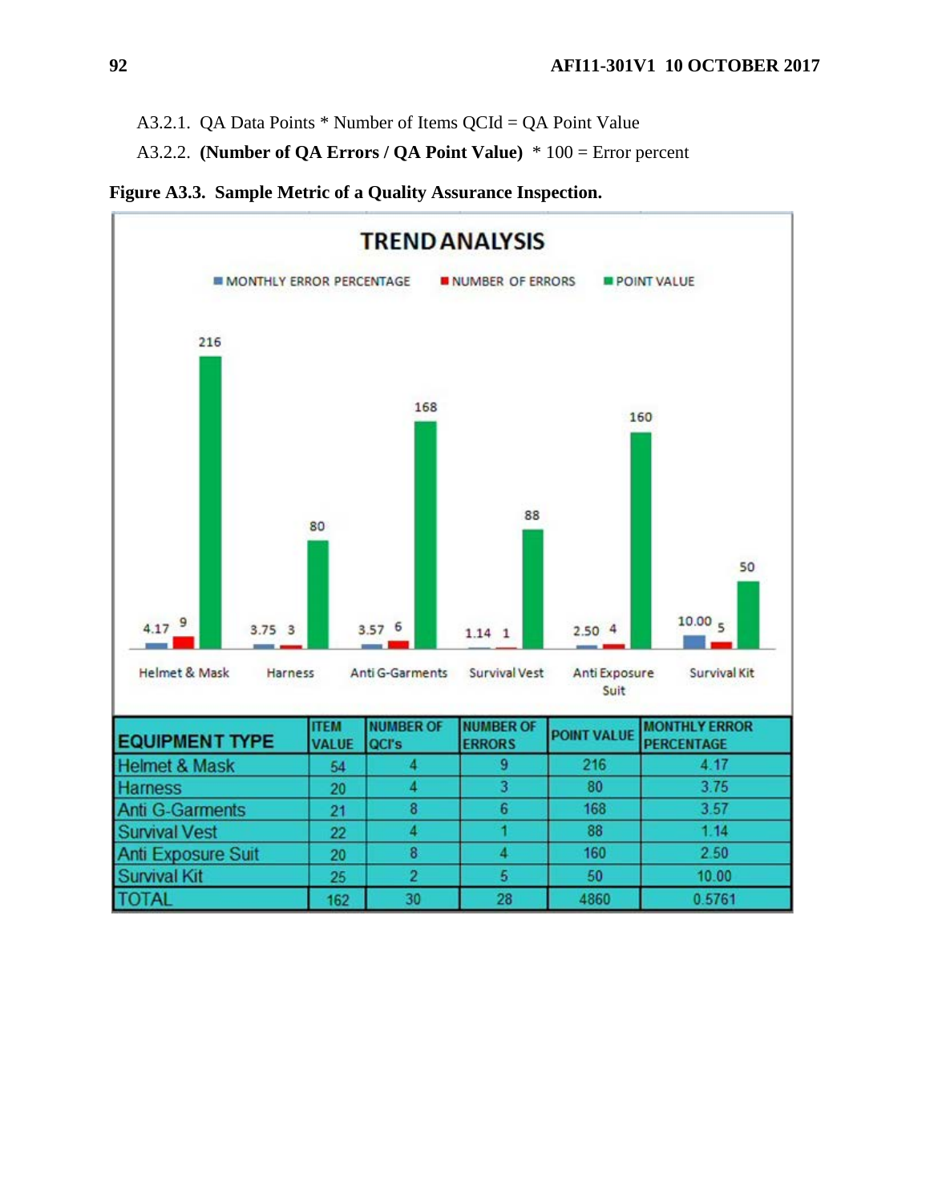A3.2.1. QA Data Points * Number of Items QCId = QA Point Value

A3.2.2. **(Number of QA Errors / QA Point Value)** * 100 = Error percent

**Figure A3.3. Sample Metric of a Quality Assurance Inspection.**

TREND ANALYSIS

MONTHLY ERROR PERCENTAGE
NUMBER OF ERRORS
POINT VALUE

216
4.17
9
Helmet & Mask

80
3.75
3
Harness

168
3.57
6
Anti G-Garments

88
1.14
1
Survival Vest

160
2.50
4
Anti Exposure Suit

50
10.00
5
Survival Kit

| EQUIPMENT TYPE | ITEM VALUE | NUMBER OF QCI's | NUMBER OF ERRORS | POINT VALUE | MONTHLY ERROR PERCENTAGE |
|---|---|---|---|---|---|
| Helmet & Mask | 54 | 4 | 9 | 216 | 4.17 |
| Harness | 20 | 4 | 3 | 80 | 3.75 |
| Anti G-Garments | 21 | 8 | 6 | 168 | 3.57 |
| Survival Vest | 22 | 4 | 1 | 88 | 1.14 |
| Anti Exposure Suit | 20 | 8 | 4 | 160 | 2.50 |
| Survival Kit | 25 | 2 | 5 | 50 | 10.00 |
| TOTAL | 162 | 30 | 28 | 4860 | 0.5761 |